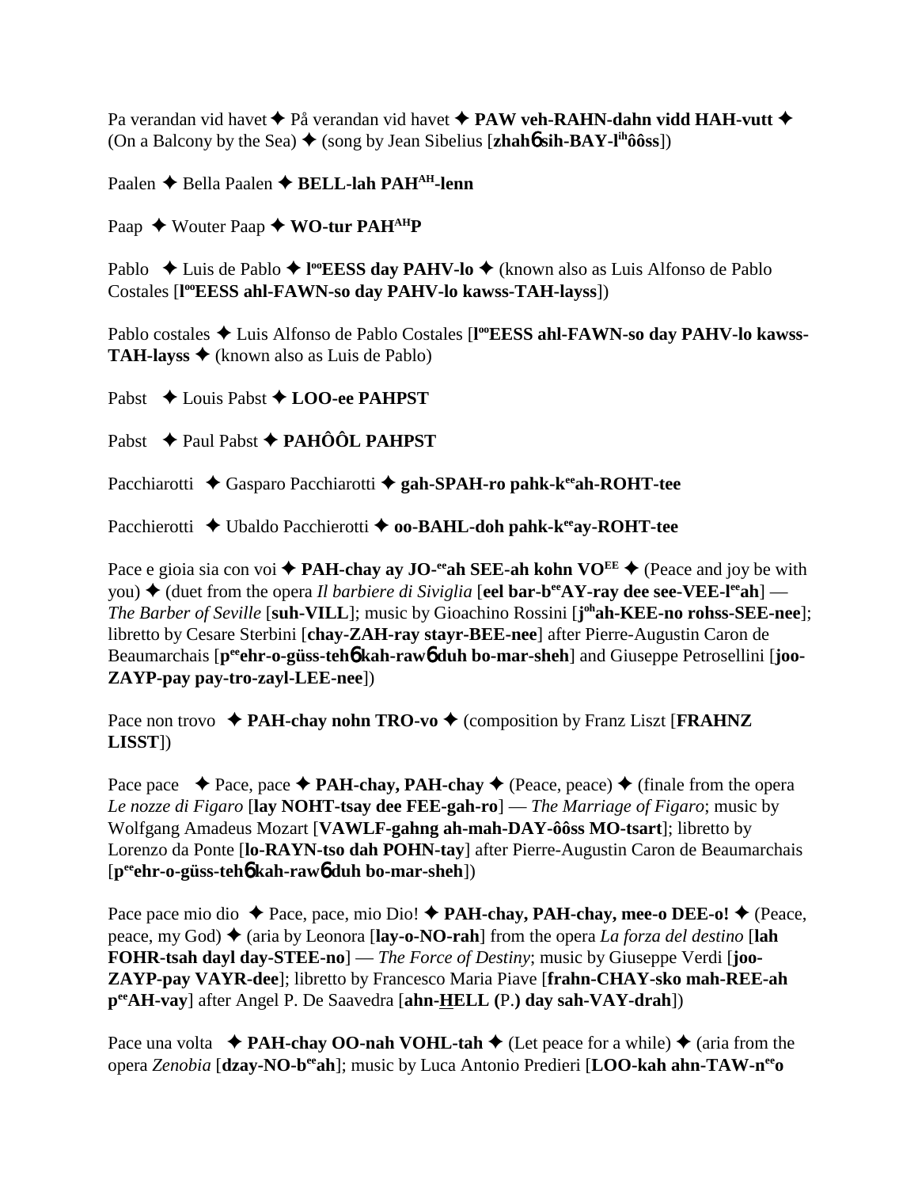Pa verandan vid havet ✦ På verandan vid havet ✦ **PAW veh-RAHN-dahn vidd HAH-vutt** ✦ (On a Balcony by the Sea) ✦ (song by Jean Sibelius [**zhahɓ sih-BAY-l[ih]ôôss**])

Paalen ✦ Bella Paalen ✦ **BELL-lah PAH[AH]-lenn**

Paap ✦ Wouter Paap ✦ **WO-tur PAH[AH]P**

Pablo ✦ Luis de Pablo ✦ **l[oo]EESS day PAHV-lo** ✦ (known also as Luis Alfonso de Pablo Costales [**l[oo]EESS ahl-FAWN-so day PAHV-lo kawss-TAH-layss**])

Pablo costales ✦ Luis Alfonso de Pablo Costales [**l[oo]EESS ahl-FAWN-so day PAHV-lo kawss-TAH-layss** ✦ (known also as Luis de Pablo)

Pabst ✦ Louis Pabst ✦ **LOO-ee PAHPST**

Pabst ✦ Paul Pabst ✦ **PAHÔÔL PAHPST**

Pacchiarotti ✦ Gasparo Pacchiarotti ✦ **gah-SPAH-ro pahk-k[ee]ah-ROHT-tee**

Pacchierotti ✦ Ubaldo Pacchierotti ✦ **oo-BAHL-doh pahk-k[ee]ay-ROHT-tee**

Pace e gioia sia con voi ✦ **PAH-chay ay JO-[ee]ah SEE-ah kohn VO[EE]** ✦ (Peace and joy be with you) ✦ (duet from the opera *Il barbiere di Siviglia* [**eel bar-b[ee]AY-ray dee see-VEE-l[ee]ah**] — *The Barber of Seville* [**suh-VILL**]; music by Gioachino Rossini [**j[oh]ah-KEE-no rohss-SEE-nee**]; libretto by Cesare Sterbini [**chay-ZAH-ray stayr-BEE-nee**] after Pierre-Augustin Caron de Beaumarchais [**p[ee]ehr-o-güss-tehɓ kah-rawɓ duh bo-mar-sheh**] and Giuseppe Petrosellini [**joo-ZAYP-pay pay-tro-zayl-LEE-nee**])

Pace non trovo ✦ **PAH-chay nohn TRO-vo** ✦ (composition by Franz Liszt [**FRAHNZ LISST**])

Pace pace ✦ Pace, pace ✦ **PAH-chay, PAH-chay** ✦ (Peace, peace) ✦ (finale from the opera *Le nozze di Figaro* [**lay NOHT-tsay dee FEE-gah-ro**] — *The Marriage of Figaro*; music by Wolfgang Amadeus Mozart [**VAWLF-gahng ah-mah-DAY-ôôss MO-tsart**]; libretto by Lorenzo da Ponte [**lo-RAYN-tso dah POHN-tay**] after Pierre-Augustin Caron de Beaumarchais [**p[ee]ehr-o-güss-tehɓ kah-rawɓ duh bo-mar-sheh**])

Pace pace mio dio ✦ Pace, pace, mio Dio! ✦ **PAH-chay, PAH-chay, mee-o DEE-o!** ✦ (Peace, peace, my God) ✦ (aria by Leonora [**lay-o-NO-rah**] from the opera *La forza del destino* [**lah FOHR-tsah dayl day-STEE-no**] — *The Force of Destiny*; music by Giuseppe Verdi [**joo-ZAYP-pay VAYR-dee**]; libretto by Francesco Maria Piave [**frahn-CHAY-sko mah-REE-ah p[ee]AH-vay**] after Angel P. De Saavedra [**ahn-HELL (**P.**) day sah-VAY-drah**])

Pace una volta ✦ **PAH-chay OO-nah VOHL-tah** ✦ (Let peace for a while) ✦ (aria from the opera *Zenobia* [**dzay-NO-b[ee]ah**]; music by Luca Antonio Predieri [**LOO-kah ahn-TAW-n[ee]o**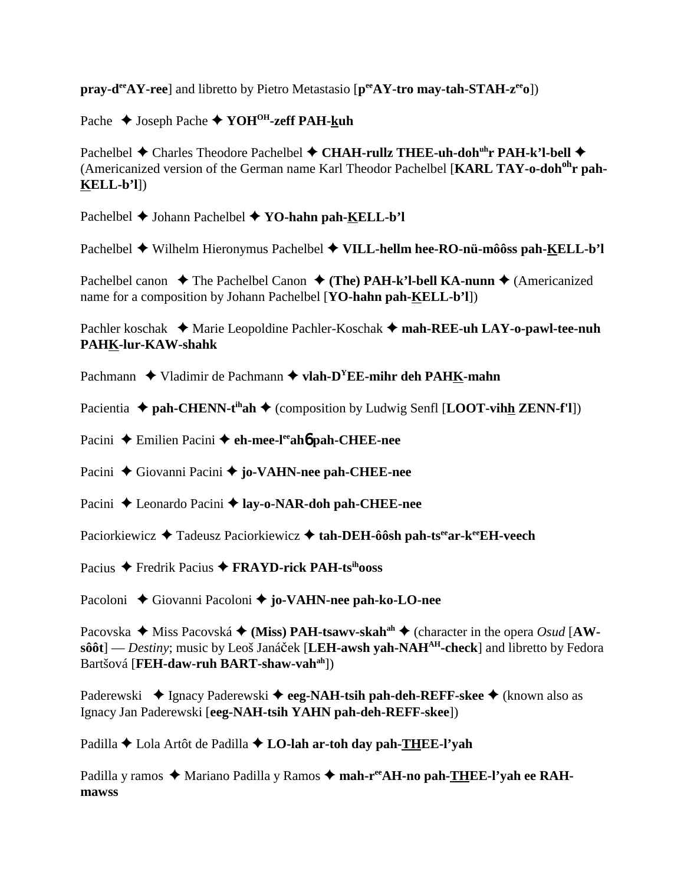**pray-d[ee]AY-ree**] and libretto by Pietro Metastasio [**p[ee]AY-tro may-tah-STAH-z[ee]o**])

Pache ✦ Joseph Pache ✦ **YOH[OH]-zeff PAH-kuh**

Pachelbel ✦ Charles Theodore Pachelbel ✦ **CHAH-rullz THEE-uh-doh[uh]r PAH-k'l-bell** ✦ (Americanized version of the German name Karl Theodor Pachelbel [**KARL TAY-o-doh[oh]r pah-KELL-b'l**])

Pachelbel ✦ Johann Pachelbel ✦ **YO-hahn pah-KELL-b'l**

Pachelbel ✦ Wilhelm Hieronymus Pachelbel ✦ **VILL-hellm hee-RO-nü-môôss pah-KELL-b'l**

Pachelbel canon ✦ The Pachelbel Canon ✦ **(The) PAH-k'l-bell KA-nunn** ✦ (Americanized name for a composition by Johann Pachelbel [**YO-hahn pah-KELL-b'l**])

Pachler koschak ✦ Marie Leopoldine Pachler-Koschak ✦ **mah-REE-uh LAY-o-pawl-tee-nuh PAHK-lur-KAW-shahk**

Pachmann ✦ Vladimir de Pachmann ✦ **vlah-D[Y]EE-mihr deh PAHK-mahn**

Pacientia ✦ **pah-CHENN-t[ih]ah** ✦ (composition by Ludwig Senfl [**LOOT-vihh ZENN-f'l**])

Pacini ✦ Emilien Pacini ✦ **eh-mee-l[ee]ahб pah-CHEE-nee**

Pacini ✦ Giovanni Pacini ✦ **jo-VAHN-nee pah-CHEE-nee**

Pacini ✦ Leonardo Pacini ✦ **lay-o-NAR-doh pah-CHEE-nee**

Paciorkiewicz ✦ Tadeusz Paciorkiewicz ✦ **tah-DEH-ôôsh pah-ts[ee]ar-k[ee]EH-veech**

Pacius ✦ Fredrik Pacius ✦ **FRAYD-rick PAH-ts[ih]ooss**

Pacoloni ✦ Giovanni Pacoloni ✦ **jo-VAHN-nee pah-ko-LO-nee**

Pacovska ✦ Miss Pacovská ✦ **(Miss) PAH-tsawv-skah[ah]** ✦ (character in the opera *Osud* [**AW-sôôt**] — *Destiny*; music by Leoš Janáček [**LEH-awsh yah-NAH[AH]-check**] and libretto by Fedora Bartšová [**FEH-daw-ruh BART-shaw-vah[ah]**])

Paderewski ✦ Ignacy Paderewski ✦ **eeg-NAH-tsih pah-deh-REFF-skee** ✦ (known also as Ignacy Jan Paderewski [**eeg-NAH-tsih YAHN pah-deh-REFF-skee**])

Padilla ✦ Lola Artôt de Padilla ✦ **LO-lah ar-toh day pah-THEE-l'yah**

Padilla y ramos ✦ Mariano Padilla y Ramos ✦ **mah-r[ee]AH-no pah-THEE-l'yah ee RAH-mawss**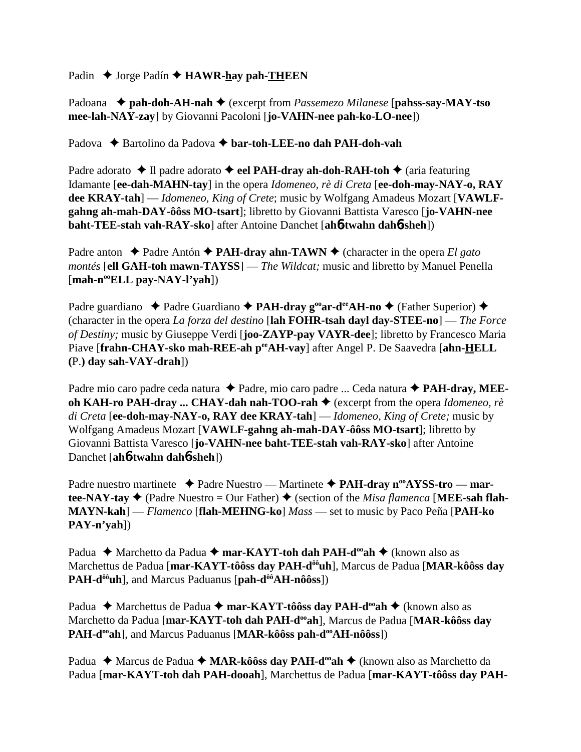Padin ✦ Jorge Padín ✦ **HAWR-hay pah-THEEN**

Padoana ✦ **pah-doh-AH-nah** ✦ (excerpt from *Passemezo Milanese* [**pahss-say-MAY-tso mee-lah-NAY-zay**] by Giovanni Pacoloni [**jo-VAHN-nee pah-ko-LO-nee**])

Padova ✦ Bartolino da Padova ✦ **bar-toh-LEE-no dah PAH-doh-vah**

Padre adorato ✦ Il padre adorato ✦ **eel PAH-dray ah-doh-RAH-toh** ✦ (aria featuring Idamante [**ee-dah-MAHN-tay**] in the opera *Idomeneo, rè di Creta* [**ee-doh-may-NAY-o, RAY dee KRAY-tah**] — *Idomeneo, King of Crete*; music by Wolfgang Amadeus Mozart [**VAWLF-gahng ah-mah-DAY-ôôss MO-tsart**]; libretto by Giovanni Battista Varesco [**jo-VAHN-nee baht-TEE-stah vah-RAY-sko**] after Antoine Danchet [**ahɴ-twahn dahɴ-sheh**])

Padre anton ✦ Padre Antón ✦ **PAH-dray ahn-TAWN** ✦ (character in the opera *El gato montés* [**ell GAH-toh mawn-TAYSS**] — *The Wildcat;* music and libretto by Manuel Penella [**mah-n°°ELL pay-NAY-l'yah**])

Padre guardiano ✦ Padre Guardiano ✦ **PAH-dray g°°ar-d^ee^AH-no** ✦ (Father Superior) ✦ (character in the opera *La forza del destino* [**lah FOHR-tsah dayl day-STEE-no**] — *The Force of Destiny;* music by Giuseppe Verdi [**joo-ZAYP-pay VAYR-dee**]; libretto by Francesco Maria Piave [**frahn-CHAY-sko mah-REE-ah p^ee^AH-vay**] after Angel P. De Saavedra [**ahn-HELL (**P.**) day sah-VAY-drah**])

Padre mio caro padre ceda natura ✦ Padre, mio caro padre ... Ceda natura ✦ **PAH-dray, MEE-oh KAH-ro PAH-dray ... CHAY-dah nah-TOO-rah** ✦ (excerpt from the opera *Idomeneo, rè di Creta* [**ee-doh-may-NAY-o, RAY dee KRAY-tah**] — *Idomeneo, King of Crete;* music by Wolfgang Amadeus Mozart [**VAWLF-gahng ah-mah-DAY-ôôss MO-tsart**]; libretto by Giovanni Battista Varesco [**jo-VAHN-nee baht-TEE-stah vah-RAY-sko**] after Antoine Danchet [**ahɴ-twahn dahɴ-sheh**])

Padre nuestro martinete ✦ Padre Nuestro — Martinete ✦ **PAH-dray n°°AYSS-tro — mar-tee-NAY-tay** ✦ (Padre Nuestro = Our Father) ✦ (section of the *Misa flamenca* [**MEE-sah flah-MAYN-kah**] — *Flamenco* [**flah-MEHNG-ko**] *Mass* — set to music by Paco Peña [**PAH-ko PAY-n'yah**])

Padua ✦ Marchetto da Padua ✦ **mar-KAYT-toh dah PAH-d°°ah** ✦ (known also as Marchettus de Padua [**mar-KAYT-tôôss day PAH-d^ôô^uh**], Marcus de Padua [**MAR-kôôss day PAH-d^ôô^uh**], and Marcus Paduanus [**pah-d^ôô^AH-nôôss**])

Padua ✦ Marchettus de Padua ✦ **mar-KAYT-tôôss day PAH-d°°ah** ✦ (known also as Marchetto da Padua [**mar-KAYT-toh dah PAH-d°°ah**], Marcus de Padua [**MAR-kôôss day PAH-d°°ah**], and Marcus Paduanus [**MAR-kôôss pah-d°°AH-nôôss**])

Padua ✦ Marcus de Padua ✦ **MAR-kôôss day PAH-d°°ah** ✦ (known also as Marchetto da Padua [**mar-KAYT-toh dah PAH-dooah**], Marchettus de Padua [**mar-KAYT-tôôss day PAH-**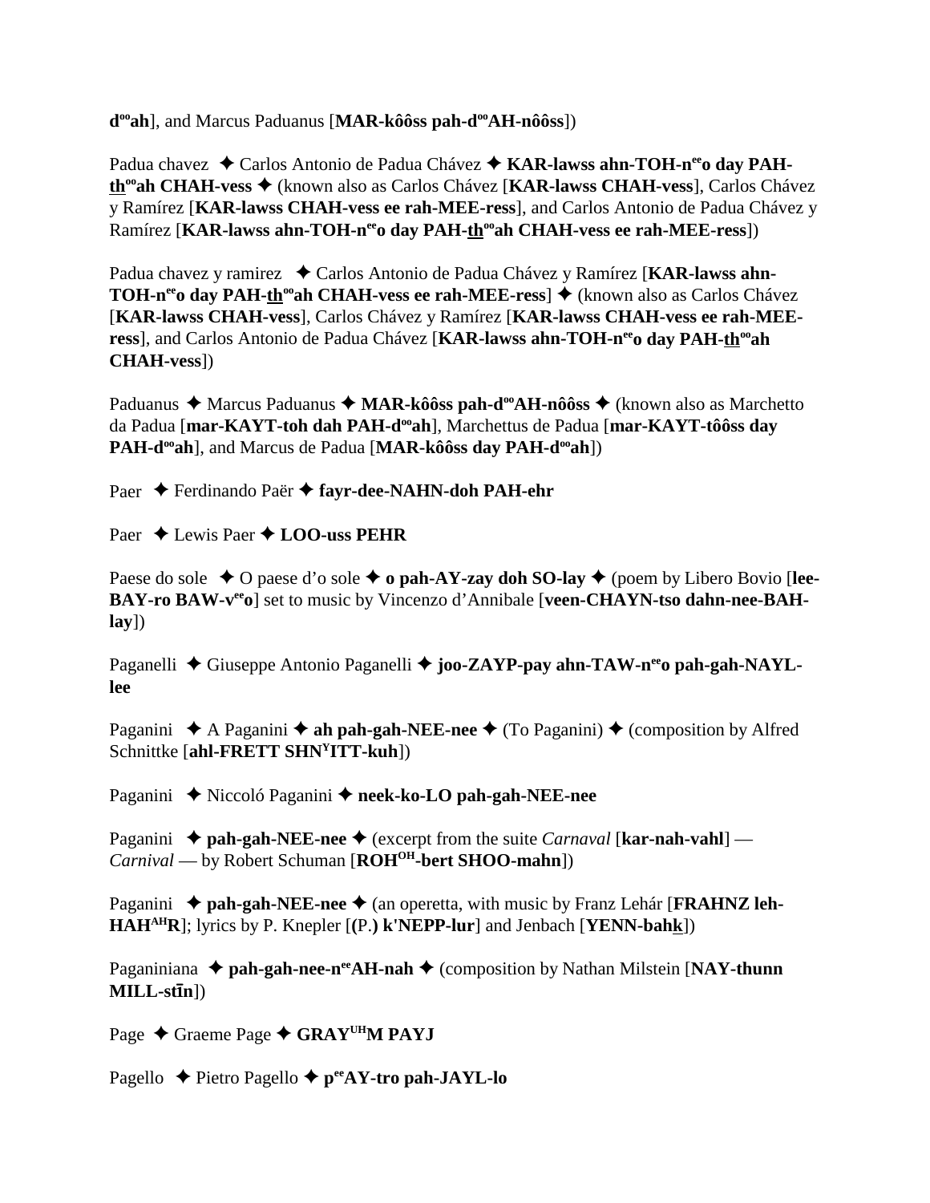**d^oo^ah**], and Marcus Paduanus [**MAR-kôôss pah-d^oo^AH-nôôss**])

Padua chavez ✦ Carlos Antonio de Padua Chávez ✦ **KAR-lawss ahn-TOH-n^ee^o day PAH-th^oo^ah CHAH-vess** ✦ (known also as Carlos Chávez [**KAR-lawss CHAH-vess**], Carlos Chávez y Ramírez [**KAR-lawss CHAH-vess ee rah-MEE-ress**], and Carlos Antonio de Padua Chávez y Ramírez [**KAR-lawss ahn-TOH-n^ee^o day PAH-th^oo^ah CHAH-vess ee rah-MEE-ress**])

Padua chavez y ramirez ✦ Carlos Antonio de Padua Chávez y Ramírez [**KAR-lawss ahn-TOH-n^ee^o day PAH-th^oo^ah CHAH-vess ee rah-MEE-ress**] ✦ (known also as Carlos Chávez [**KAR-lawss CHAH-vess**], Carlos Chávez y Ramírez [**KAR-lawss CHAH-vess ee rah-MEE-ress**], and Carlos Antonio de Padua Chávez [**KAR-lawss ahn-TOH-n^ee^o day PAH-th^oo^ah CHAH-vess**])

Paduanus ✦ Marcus Paduanus ✦ **MAR-kôôss pah-d^oo^AH-nôôss** ✦ (known also as Marchetto da Padua [**mar-KAYT-toh dah PAH-d^oo^ah**], Marchettus de Padua [**mar-KAYT-tôôss day PAH-d^oo^ah**], and Marcus de Padua [**MAR-kôôss day PAH-d^oo^ah**])

Paer ✦ Ferdinando Paër ✦ **fayr-dee-NAHN-doh PAH-ehr**

Paer ✦ Lewis Paer ✦ **LOO-uss PEHR**

Paese do sole ✦ O paese d'o sole ✦ **o pah-AY-zay doh SO-lay** ✦ (poem by Libero Bovio [**lee-BAY-ro BAW-v^ee^o**] set to music by Vincenzo d'Annibale [**veen-CHAYN-tso dahn-nee-BAH-lay**])

Paganelli ✦ Giuseppe Antonio Paganelli ✦ **joo-ZAYP-pay ahn-TAW-n^ee^o pah-gah-NAYL-lee**

Paganini ✦ A Paganini ✦ **ah pah-gah-NEE-nee** ✦ (To Paganini) ✦ (composition by Alfred Schnittke [**ahl-FRETT SHN^Y^ITT-kuh**])

Paganini ✦ Niccoló Paganini ✦ **neek-ko-LO pah-gah-NEE-nee**

Paganini ✦ **pah-gah-NEE-nee** ✦ (excerpt from the suite *Carnaval* [**kar-nah-vahl**] — *Carnival* — by Robert Schuman [**ROH^OH^-bert SHOO-mahn**])

Paganini ✦ **pah-gah-NEE-nee** ✦ (an operetta, with music by Franz Lehár [**FRAHNZ leh-HAH^AH^R**]; lyrics by P. Knepler [**(P.) k'NEPP-lur**] and Jenbach [**YENN-bahk**])

Paganiniana ✦ **pah-gah-nee-n^ee^AH-nah** ✦ (composition by Nathan Milstein [**NAY-thunn MILL-stīn**])

Page ✦ Graeme Page ✦ **GRAY^UH^M PAYJ**

Pagello ✦ Pietro Pagello ✦ **p^ee^AY-tro pah-JAYL-lo**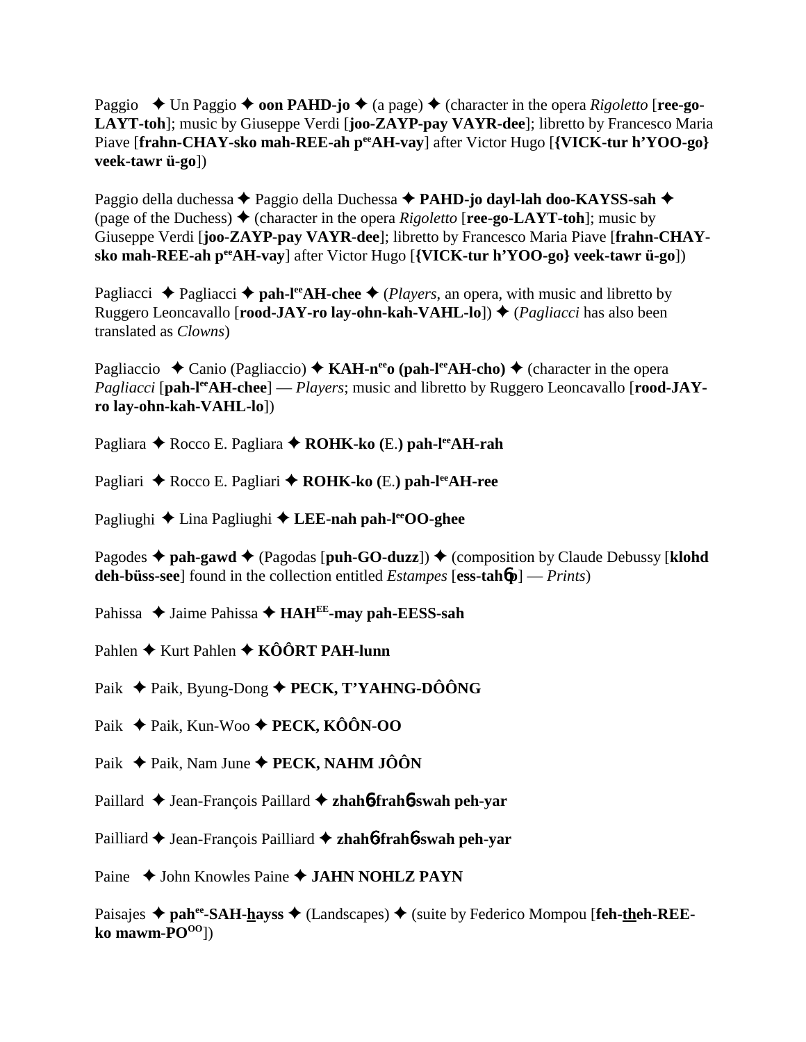Paggio ✦ Un Paggio ✦ **oon PAHD-jo** ✦ (a page) ✦ (character in the opera *Rigoletto* [**ree-go-LAYT-toh**]; music by Giuseppe Verdi [**joo-ZAYP-pay VAYR-dee**]; libretto by Francesco Maria Piave [**frahn-CHAY-sko mah-REE-ah p[ee]AH-vay**] after Victor Hugo [**{VICK-tur h'YOO-go} veek-tawr ü-go**])

Paggio della duchessa ✦ Paggio della Duchessa ✦ **PAHD-jo dayl-lah doo-KAYSS-sah** ✦ (page of the Duchess) ✦ (character in the opera *Rigoletto* [**ree-go-LAYT-toh**]; music by Giuseppe Verdi [**joo-ZAYP-pay VAYR-dee**]; libretto by Francesco Maria Piave [**frahn-CHAY-sko mah-REE-ah p[ee]AH-vay**] after Victor Hugo [**{VICK-tur h'YOO-go} veek-tawr ü-go**])

Pagliacci ✦ Pagliacci ✦ **pah-l[ee]AH-chee** ✦ (*Players*, an opera, with music and libretto by Ruggero Leoncavallo [**rood-JAY-ro lay-ohn-kah-VAHL-lo**]) ✦ (*Pagliacci* has also been translated as *Clowns*)

Pagliaccio ✦ Canio (Pagliaccio) ✦ **KAH-n[ee]o (pah-l[ee]AH-cho)** ✦ (character in the opera *Pagliacci* [**pah-l[ee]AH-chee**] — *Players*; music and libretto by Ruggero Leoncavallo [**rood-JAY-ro lay-ohn-kah-VAHL-lo**])

Pagliara ✦ Rocco E. Pagliara ✦ **ROHK-ko (**E.**) pah-l[ee]AH-rah**

Pagliari ✦ Rocco E. Pagliari ✦ **ROHK-ko (**E.**) pah-l[ee]AH-ree**

Pagliughi ✦ Lina Pagliughi ✦ **LEE-nah pah-l[ee]OO-ghee**

Pagodes ✦ **pah-gawd** ✦ (Pagodas [**puh-GO-duzz**]) ✦ (composition by Claude Debussy [**klohd deh-büss-see**] found in the collection entitled *Estampes* [**ess-tah6p**] — *Prints*)

Pahissa ✦ Jaime Pahissa ✦ **HAH[EE]-may pah-EESS-sah**

Pahlen ✦ Kurt Pahlen ✦ **KÔÔRT PAH-lunn**

Paik ✦ Paik, Byung-Dong ✦ **PECK, T'YAHNG-DÔÔNG**

Paik ✦ Paik, Kun-Woo ✦ **PECK, KÔÔN-OO**

Paik ✦ Paik, Nam June ✦ **PECK, NAHM JÔÔN**

Paillard ✦ Jean-François Paillard ✦ **zhah6-frah6-swah peh-yar**

Pailliard ✦ Jean-François Pailliard ✦ **zhah6-frah6-swah peh-yar**

Paine ✦ John Knowles Paine ✦ **JAHN NOHLZ PAYN**

Paisajes ✦ **pah[ee]-SAH-hayss** ✦ (Landscapes) ✦ (suite by Federico Mompou [**feh-theh-REE-ko mawm-PO[OO]**])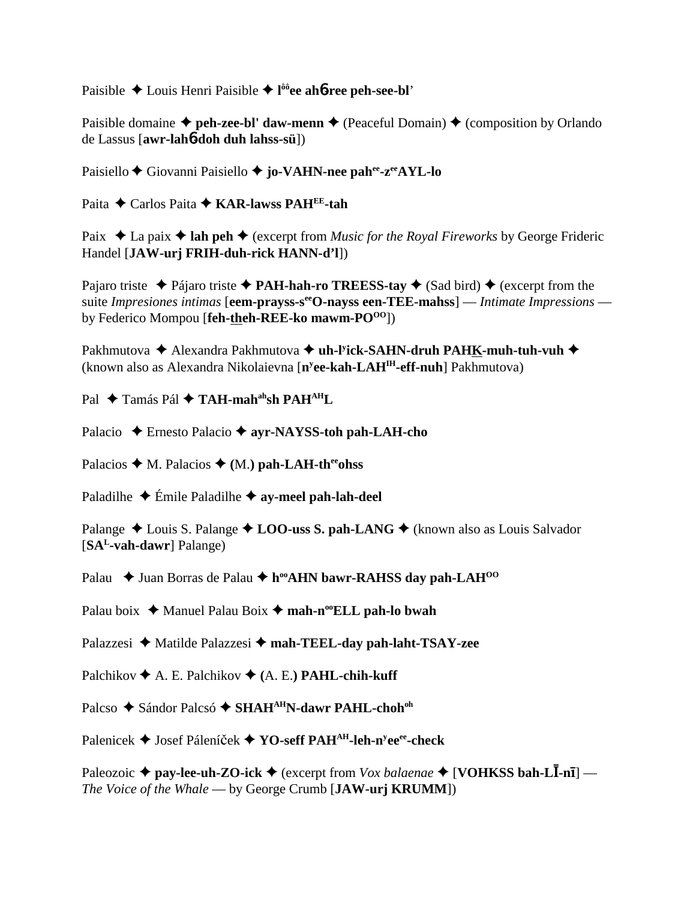Paisible ✦ Louis Henri Paisible ✦ **l^ôô^ee ah6ree peh-see-bl'**

Paisible domaine ✦ **peh-zee-bl' daw-menn** ✦ (Peaceful Domain) ✦ (composition by Orlando de Lassus [**awr-lah6-doh duh lahss-sü**])

Paisiello ✦ Giovanni Paisiello ✦ **jo-VAHN-nee pah^ee^-z^ee^AYL-lo**

Paita ✦ Carlos Paita ✦ **KAR-lawss PAH^EE^-tah**

Paix ✦ La paix ✦ **lah peh** ✦ (excerpt from *Music for the Royal Fireworks* by George Frideric Handel [**JAW-urj FRIH-duh-rick HANN-d'l**])

Pajaro triste ✦ Pájaro triste ✦ **PAH-hah-ro TREESS-tay** ✦ (Sad bird) ✦ (excerpt from the suite *Impresiones intimas* [**eem-prayss-s^ee^O-nayss een-TEE-mahss**] — *Intimate Impressions* — by Federico Mompou [**feh-theh-REE-ko mawm-PO^OO^**])

Pakhmutova ✦ Alexandra Pakhmutova ✦ **uh-l^y^ick-SAHN-druh PAHK-muh-tuh-vuh** ✦ (known also as Alexandra Nikolaievna [**n^y^ee-kah-LAH^IH^-eff-nuh**] Pakhmutova)

Pal ✦ Tamás Pál ✦ **TAH-mah^ah^sh PAH^AH^L**

Palacio ✦ Ernesto Palacio ✦ **ayr-NAYSS-toh pah-LAH-cho**

Palacios ✦ M. Palacios ✦ **(M.) pah-LAH-th^ee^ohss**

Paladilhe ✦ Émile Paladilhe ✦ **ay-meel pah-lah-deel**

Palange ✦ Louis S. Palange ✦ **LOO-uss S. pah-LANG** ✦ (known also as Louis Salvador [**SA^L^-vah-dawr**] Palange)

Palau ✦ Juan Borras de Palau ✦ **h^oo^AHN bawr-RAHSS day pah-LAH^OO^**

Palau boix ✦ Manuel Palau Boix ✦ **mah-n^oo^ELL pah-lo bwah**

Palazzesi ✦ Matilde Palazzesi ✦ **mah-TEEL-day pah-laht-TSAY-zee**

Palchikov ✦ A. E. Palchikov ✦ **(A. E.) PAHL-chih-kuff**

Palcso ✦ Sándor Palcsó ✦ **SHAH^AH^N-dawr PAHL-choh^oh^**

Palenicek ✦ Josef Páleníček ✦ **YO-seff PAH^AH^-leh-n^y^ee^ee^-check**

Paleozoic ✦ **pay-lee-uh-ZO-ick** ✦ (excerpt from *Vox balaenae* ✦ [**VOHKSS bah-LĪ-nī**] — *The Voice of the Whale* — by George Crumb [**JAW-urj KRUMM**])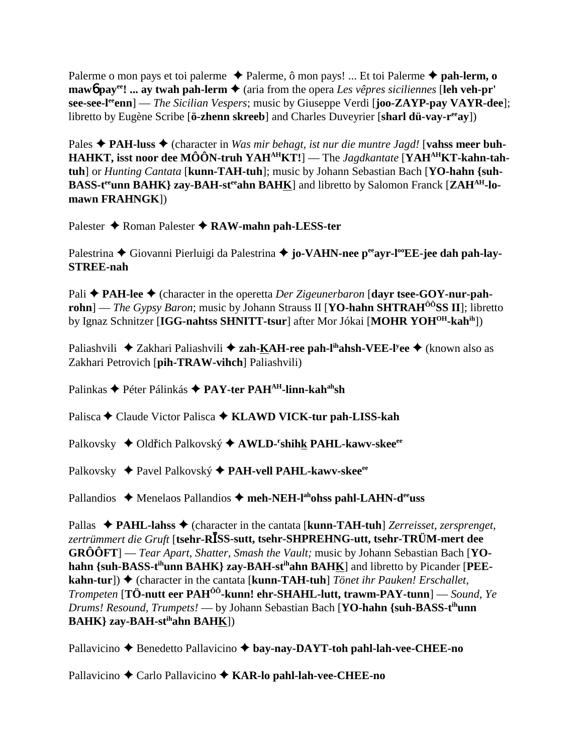Palerme o mon pays et toi palerme ✦ Palerme, ô mon pays! ... Et toi Palerme ✦ **pah-lerm, o mawɓ pay[ee]! ... ay twah pah-lerm** ✦ (aria from the opera *Les vêpres siciliennes* [**leh veh-pr' see-see-l[ee]enn**] — *The Sicilian Vespers*; music by Giuseppe Verdi [**joo-ZAYP-pay VAYR-dee**]; libretto by Eugène Scribe [**ö-zhenn skreeb**] and Charles Duveyrier [**sharl dü-vay-r[ee]ay**])

Pales ✦ **PAH-luss** ✦ (character in *Was mir behagt, ist nur die muntre Jagd!* [**vahss meer buh-HAHKT, isst noor dee MÔÔN-truh YAH[AH]KT!**] — The *Jagdkantate* [**YAH[AH]KT-kahn-tah-tuh**] or *Hunting Cantata* [**kunn-TAH-tuh**]; music by Johann Sebastian Bach [**YO-hahn {suh-BASS-t[ee]unn BAHK} zay-BAH-st[ee]ahn BAHK**] and libretto by Salomon Franck [**ZAH[AH]-lo-mawn FRAHNGK**])

Palester ✦ Roman Palester ✦ **RAW-mahn pah-LESS-ter**

Palestrina ✦ Giovanni Pierluigi da Palestrina ✦ **jo-VAHN-nee p[ee]ayr-l[oo]EE-jee dah pah-lay-STREE-nah**

Pali ✦ **PAH-lee** ✦ (character in the operetta *Der Zigeunerbaron* [**dayr tsee-GOY-nur-pah-rohn**] — *The Gypsy Baron*; music by Johann Strauss II [**YO-hahn SHTRAH[ÔÔ]SS II**]; libretto by Ignaz Schnitzer [**IGG-nahtss SHNITT-tsur**] after Mor Jókai [**MOHR YOH[OH]-kah[ih]**])

Paliashvili ✦ Zakhari Paliashvili ✦ **zah-KAH-ree pah-l[ih]ahsh-VEE-l[y]ee** ✦ (known also as Zakhari Petrovich [**pih-TRAW-vihch**] Paliashvili)

Palinkas ✦ Péter Pálinkás ✦ **PAY-ter PAH[AH]-linn-kah[ah]sh**

Palisca ✦ Claude Victor Palisca ✦ **KLAWD VICK-tur pah-LISS-kah**

Palkovsky ✦ Oldřich Palkovský ✦ **AWLD-[r]shihk PAHL-kawv-skee[ee]**

Palkovsky ✦ Pavel Palkovský ✦ **PAH-vell PAHL-kawv-skee[ee]**

Pallandios ✦ Menelaos Pallandios ✦ **meh-NEH-l[ah]ohss pahl-LAHN-d[ee]uss**

Pallas ✦ **PAHL-lahss** ✦ (character in the cantata [**kunn-TAH-tuh**] *Zerreisset, zersprenget, zertrümmert die Gruft* [**tsehr-RĪSS-sutt, tsehr-SHPREHNG-utt, tsehr-TRÜM-mert dee GRÔÔFT**] — *Tear Apart, Shatter, Smash the Vault;* music by Johann Sebastian Bach [**YO-hahn {suh-BASS-t[ih]unn BAHK} zay-BAH-st[ih]ahn BAHK**] and libretto by Picander [**PEE-kahn-tur**]) ✦ (character in the cantata [**kunn-TAH-tuh**] *Tönet ihr Pauken! Erschallet, Trompeten* [**TÖ-nutt eer PAH[ÔÔ]-kunn! ehr-SHAHL-lutt, trawm-PAY-tunn**] — *Sound, Ye Drums! Resound, Trumpets!* — by Johann Sebastian Bach [**YO-hahn {suh-BASS-t[ih]unn BAHK} zay-BAH-st[ih]ahn BAHK**])

Pallavicino ✦ Benedetto Pallavicino ✦ **bay-nay-DAYT-toh pahl-lah-vee-CHEE-no**

Pallavicino ✦ Carlo Pallavicino ✦ **KAR-lo pahl-lah-vee-CHEE-no**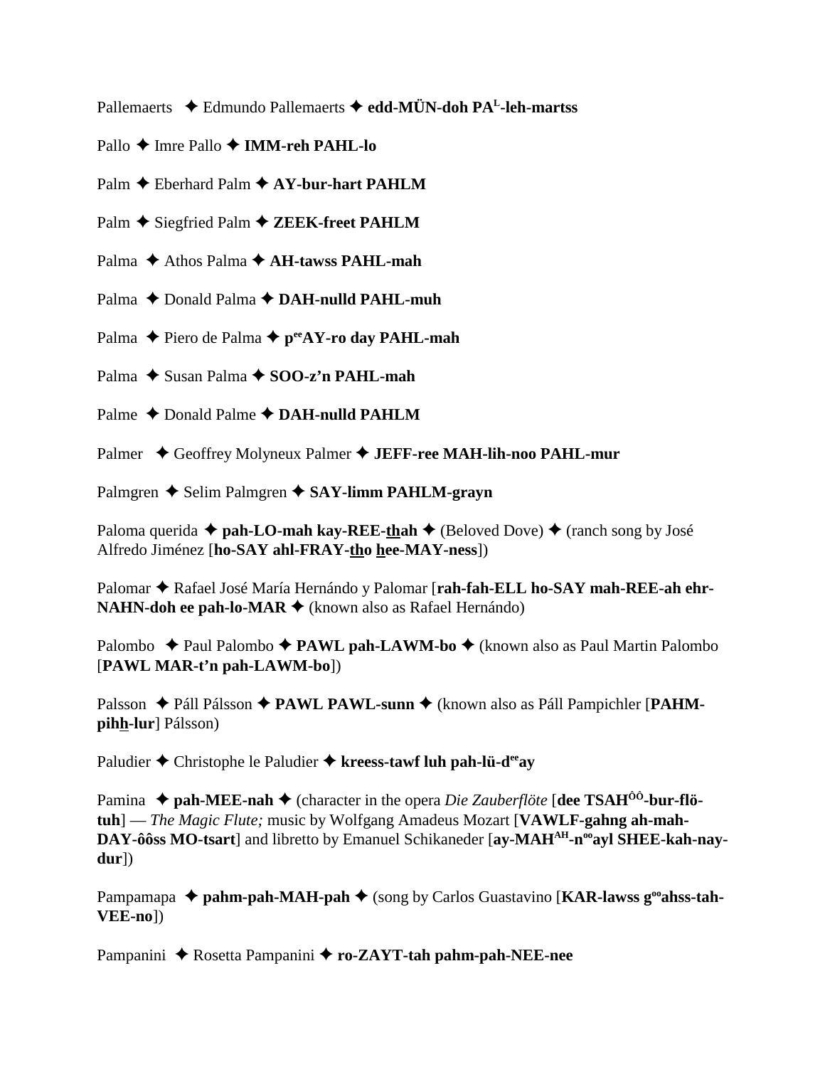Pallemaerts ✦ Edmundo Pallemaerts ✦ **edd-MÜN-doh PA[L]-leh-martss**

Pallo ✦ Imre Pallo ✦ **IMM-reh PAHL-lo**

Palm ✦ Eberhard Palm ✦ **AY-bur-hart PAHLM**

Palm ✦ Siegfried Palm ✦ **ZEEK-freet PAHLM**

Palma ✦ Athos Palma ✦ **AH-tawss PAHL-mah**

Palma ✦ Donald Palma ✦ **DAH-nulld PAHL-muh**

Palma ✦ Piero de Palma ✦ **p[ee]AY-ro day PAHL-mah**

Palma ✦ Susan Palma ✦ **SOO-z'n PAHL-mah**

Palme ✦ Donald Palme ✦ **DAH-nulld PAHLM**

Palmer ✦ Geoffrey Molyneux Palmer ✦ **JEFF-ree MAH-lih-noo PAHL-mur**

Palmgren ✦ Selim Palmgren ✦ **SAY-limm PAHLM-grayn**

Paloma querida ✦ **pah-LO-mah kay-REE-thah** ✦ (Beloved Dove) ✦ (ranch song by José Alfredo Jiménez [**ho-SAY ahl-FRAY-tho hee-MAY-ness**])

Palomar ✦ Rafael José María Hernándo y Palomar [**rah-fah-ELL ho-SAY mah-REE-ah ehr-NAHN-doh ee pah-lo-MAR** ✦ (known also as Rafael Hernándo)

Palombo ✦ Paul Palombo ✦ **PAWL pah-LAWM-bo** ✦ (known also as Paul Martin Palombo [**PAWL MAR-t'n pah-LAWM-bo**])

Palsson ✦ Páll Pálsson ✦ **PAWL PAWL-sunn** ✦ (known also as Páll Pampichler [**PAHM-pihh-lur**] Pálsson)

Paludier ✦ Christophe le Paludier ✦ **kreess-tawf luh pah-lü-d[ee]ay**

Pamina ✦ **pah-MEE-nah** ✦ (character in the opera *Die Zauberflöte* [**dee TSAH[ÔÔ]-bur-flö-tuh**] — *The Magic Flute;* music by Wolfgang Amadeus Mozart [**VAWLF-gahng ah-mah-DAY-ôôss MO-tsart**] and libretto by Emanuel Schikaneder [**ay-MAH[AH]-n[oo]ayl SHEE-kah-nay-dur**])

Pampamapa ✦ **pahm-pah-MAH-pah** ✦ (song by Carlos Guastavino [**KAR-lawss g[oo]ahss-tah-VEE-no**])

Pampanini ✦ Rosetta Pampanini ✦ **ro-ZAYT-tah pahm-pah-NEE-nee**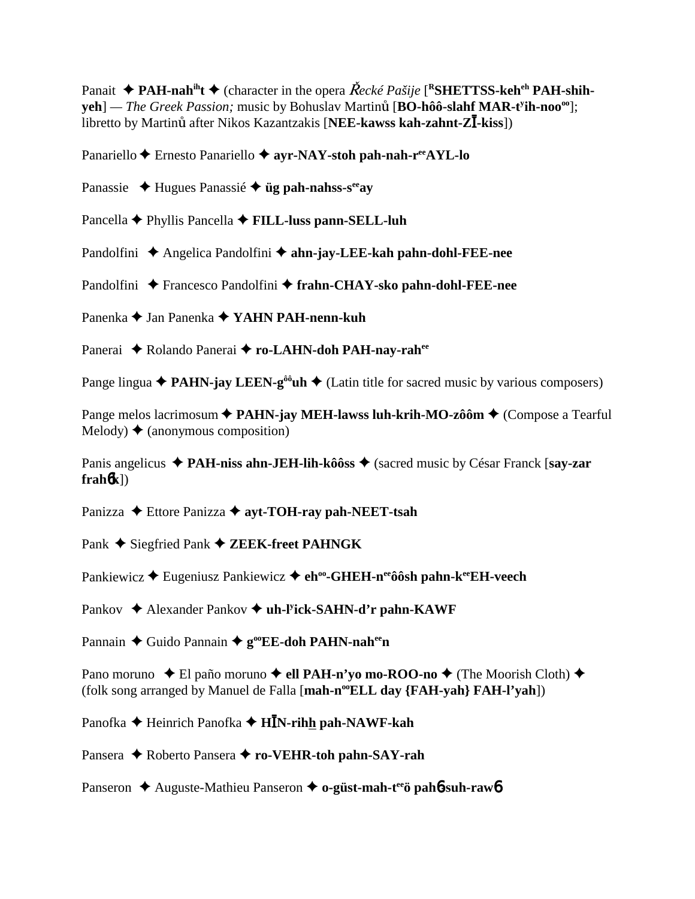Panait ✦ **PAH-nah^ih^t** ✦ (character in the opera *Řecké Pašije* [**^R^SHETTSS-keh^eh^ PAH-shih-yeh**] — *The Greek Passion;* music by Bohuslav Martinů [**BO-hôô-slahf MAR-t^y^ih-noo^oo^**]; libretto by Martinů after Nikos Kazantzakis [**NEE-kawss kah-zahnt-ZĪ-kiss**])

Panariello ✦ Ernesto Panariello ✦ **ayr-NAY-stoh pah-nah-r^ee^AYL-lo**

Panassie ✦ Hugues Panassié ✦ **üg pah-nahss-s^ee^ay**

Pancella ✦ Phyllis Pancella ✦ **FILL-luss pann-SELL-luh**

Pandolfini ✦ Angelica Pandolfini ✦ **ahn-jay-LEE-kah pahn-dohl-FEE-nee**

Pandolfini ✦ Francesco Pandolfini ✦ **frahn-CHAY-sko pahn-dohl-FEE-nee**

Panenka ✦ Jan Panenka ✦ **YAHN PAH-nenn-kuh**

Panerai ✦ Rolando Panerai ✦ **ro-LAHN-doh PAH-nay-rah^ee^**

Pange lingua ✦ **PAHN-jay LEEN-g^ôô^uh** ✦ (Latin title for sacred music by various composers)

Pange melos lacrimosum ✦ **PAHN-jay MEH-lawss luh-krih-MO-zôôm** ✦ (Compose a Tearful Melody) ✦ (anonymous composition)

Panis angelicus ✦ **PAH-niss ahn-JEH-lih-kôôss** ✦ (sacred music by César Franck [**say-zar frahɳk**])

Panizza ✦ Ettore Panizza ✦ **ayt-TOH-ray pah-NEET-tsah**

Pank ✦ Siegfried Pank ✦ **ZEEK-freet PAHNGK**

Pankiewicz ✦ Eugeniusz Pankiewicz ✦ **eh^oo^-GHEH-n^ee^ôôsh pahn-k^ee^EH-veech**

Pankov ✦ Alexander Pankov ✦ **uh-l^y^ick-SAHN-d'r pahn-KAWF**

Pannain ✦ Guido Pannain ✦ **g^oo^EE-doh PAHN-nah^ee^n**

Pano moruno ✦ El paño moruno ✦ **ell PAH-n'yo mo-ROO-no** ✦ (The Moorish Cloth) ✦ (folk song arranged by Manuel de Falla [**mah-n^oo^ELL day {FAH-yah} FAH-l'yah**])

Panofka ✦ Heinrich Panofka ✦ **HĪN-rihh pah-NAWF-kah**

Pansera ✦ Roberto Pansera ✦ **ro-VEHR-toh pahn-SAY-rah**

Panseron ✦ Auguste-Mathieu Panseron ✦ **o-güst-mah-t^ee^ö pahɳ-suh-rawɳ**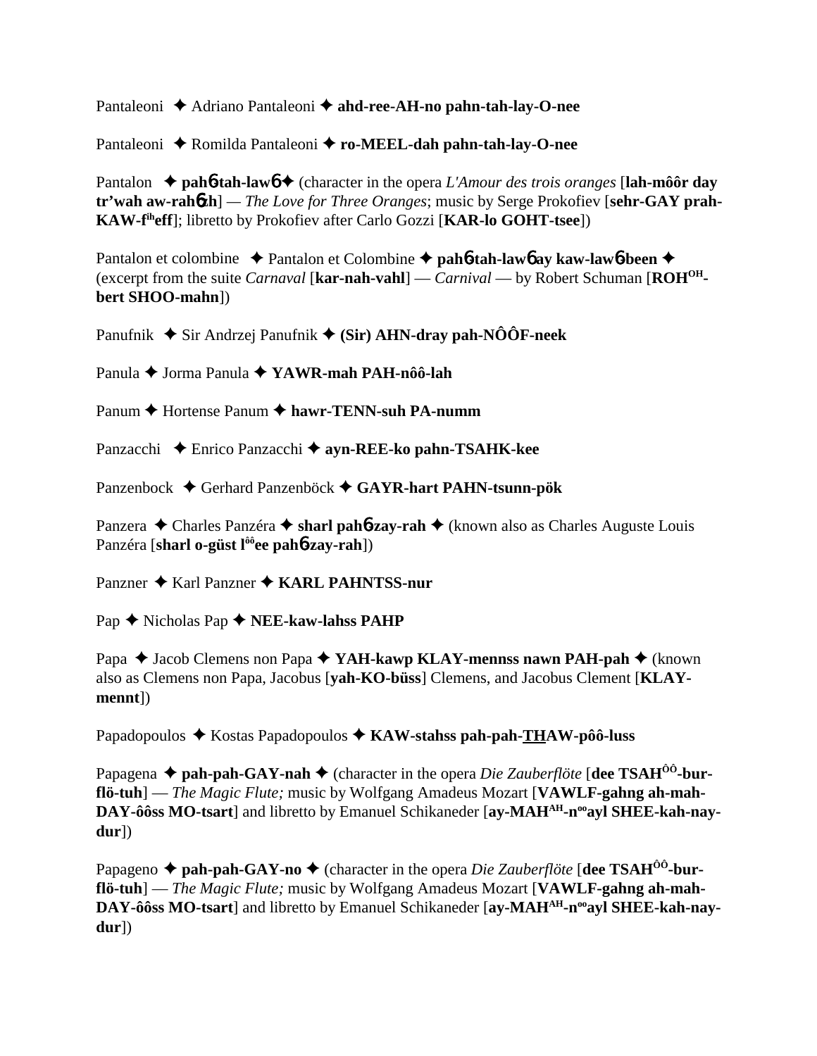Pantaleoni ✦ Adriano Pantaleoni ✦ **ahd-ree-AH-no pahn-tah-lay-O-nee**

Pantaleoni ✦ Romilda Pantaleoni ✦ **ro-MEEL-dah pahn-tah-lay-O-nee**

Pantalon ✦ **pah6-tah-law6** ✦ (character in the opera *L'Amour des trois oranges* [**lah-môôr day tr'wah aw-rah6zh**] — *The Love for Three Oranges*; music by Serge Prokofiev [**sehr-GAY prah-KAW-f**[ih]**eff**]; libretto by Prokofiev after Carlo Gozzi [**KAR-lo GOHT-tsee**])

Pantalon et colombine ✦ Pantalon et Colombine ✦ **pah6-tah-law6 ay kaw-law6-been** ✦ (excerpt from the suite *Carnaval* [**kar-nah-vahl**] — *Carnival* — by Robert Schuman [**ROH**[OH]**-bert SHOO-mahn**])

Panufnik ✦ Sir Andrzej Panufnik ✦ **(Sir) AHN-dray pah-NÔÔF-neek**

Panula ✦ Jorma Panula ✦ **YAWR-mah PAH-nôô-lah**

Panum ✦ Hortense Panum ✦ **hawr-TENN-suh PA-numm**

Panzacchi ✦ Enrico Panzacchi ✦ **ayn-REE-ko pahn-TSAHK-kee**

Panzenbock ✦ Gerhard Panzenböck ✦ **GAYR-hart PAHN-tsunn-pök**

Panzera ✦ Charles Panzéra ✦ **sharl pah6-zay-rah** ✦ (known also as Charles Auguste Louis Panzéra [**sharl o-güst l**[ôô]**ee pah6-zay-rah**])

Panzner ✦ Karl Panzner ✦ **KARL PAHNTSS-nur**

Pap ✦ Nicholas Pap ✦ **NEE-kaw-lahss PAHP**

Papa ✦ Jacob Clemens non Papa ✦ **YAH-kawp KLAY-mennss nawn PAH-pah** ✦ (known also as Clemens non Papa, Jacobus [**yah-KO-büss**] Clemens, and Jacobus Clement [**KLAY-mennt**])

Papadopoulos ✦ Kostas Papadopoulos ✦ **KAW-stahss pah-pah-THAW-pôô-luss**

Papagena ✦ **pah-pah-GAY-nah** ✦ (character in the opera *Die Zauberflöte* [**dee TSAH**[ÔÔ]**-bur-flö-tuh**] — *The Magic Flute;* music by Wolfgang Amadeus Mozart [**VAWLF-gahng ah-mah-DAY-ôôss MO-tsart**] and libretto by Emanuel Schikaneder [**ay-MAH**[AH]**-n**[oo]**ayl SHEE-kah-nay-dur**])

Papageno ✦ **pah-pah-GAY-no** ✦ (character in the opera *Die Zauberflöte* [**dee TSAH**[ÔÔ]**-bur-flö-tuh**] — *The Magic Flute;* music by Wolfgang Amadeus Mozart [**VAWLF-gahng ah-mah-DAY-ôôss MO-tsart**] and libretto by Emanuel Schikaneder [**ay-MAH**[AH]**-n**[oo]**ayl SHEE-kah-nay-dur**])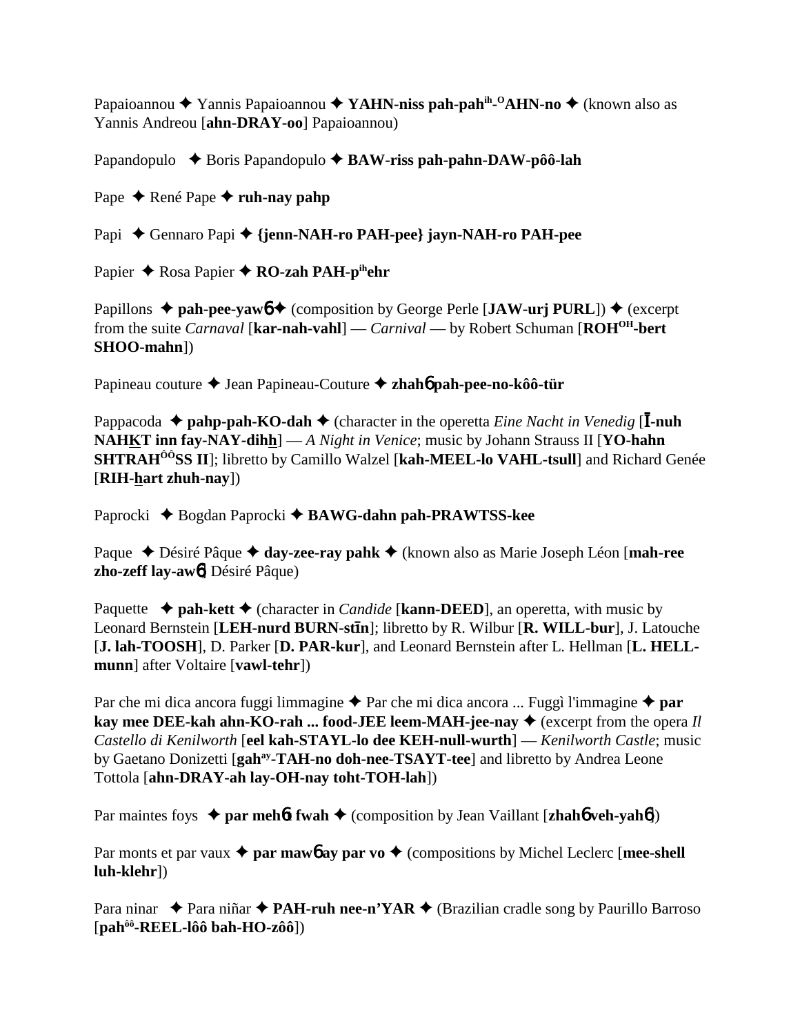Papaioannou ✦ Yannis Papaioannou ✦ **YAHN-niss pah-pah^ih-O^AHN-no** ✦ (known also as Yannis Andreou [**ahn-DRAY-oo**] Papaioannou)

Papandopulo ✦ Boris Papandopulo ✦ **BAW-riss pah-pahn-DAW-pôô-lah**

Pape ✦ René Pape ✦ **ruh-nay pahp**

Papi ✦ Gennaro Papi ✦ **{jenn-NAH-ro PAH-pee} jayn-NAH-ro PAH-pee**

Papier ✦ Rosa Papier ✦ **RO-zah PAH-p^ih ehr**

Papillons ✦ **pah-pee-yawɓ** ✦ (composition by George Perle [**JAW-urj PURL**]) ✦ (excerpt from the suite *Carnaval* [**kar-nah-vahl**] — *Carnival* — by Robert Schuman [**ROH^OH-bert SHOO-mahn**])

Papineau couture ✦ Jean Papineau-Couture ✦ **zhahɓ pah-pee-no-kôô-tür**

Pappacoda ✦ **pahp-pah-KO-dah** ✦ (character in the operetta *Eine Nacht in Venedig* [**Ī-nuh NAHKT inn fay-NAY-dihh**] — *A Night in Venice*; music by Johann Strauss II [**YO-hahn SHTRAH^ÔÔSS II**]; libretto by Camillo Walzel [**kah-MEEL-lo VAHL-tsull**] and Richard Genée [**RIH-hart zhuh-nay**])

Paprocki ✦ Bogdan Paprocki ✦ **BAWG-dahn pah-PRAWTSS-kee**

Paque ✦ Désiré Pâque ✦ **day-zee-ray pahk** ✦ (known also as Marie Joseph Léon [**mah-ree zho-zeff lay-awɓ**] Désiré Pâque)

Paquette ✦ **pah-kett** ✦ (character in *Candide* [**kann-DEED**], an operetta, with music by Leonard Bernstein [**LEH-nurd BURN-stīn**]; libretto by R. Wilbur [**R. WILL-bur**], J. Latouche [**J. lah-TOOSH**], D. Parker [**D. PAR-kur**], and Leonard Bernstein after L. Hellman [**L. HELL-munn**] after Voltaire [**vawl-tehr**])

Par che mi dica ancora fuggi limmagine ✦ Par che mi dica ancora ... Fuggì l'immagine ✦ **par kay mee DEE-kah ahn-KO-rah ... food-JEE leem-MAH-jee-nay** ✦ (excerpt from the opera *Il Castello di Kenilworth* [**eel kah-STAYL-lo dee KEH-null-wurth**] — *Kenilworth Castle*; music by Gaetano Donizetti [**gah^ay-TAH-no doh-nee-TSAYT-tee**] and libretto by Andrea Leone Tottola [**ahn-DRAY-ah lay-OH-nay toht-TOH-lah**])

Par maintes foys ✦ **par mehɓt fwah** ✦ (composition by Jean Vaillant [**zhahɓ veh-yahɓ**])

Par monts et par vaux ✦ **par mawɓ ay par vo** ✦ (compositions by Michel Leclerc [**mee-shell luh-klehr**])

Para ninar ✦ Para niñar ✦ **PAH-ruh nee-n'YAR** ✦ (Brazilian cradle song by Paurillo Barroso [**pah^ôô-REEL-lôô bah-HO-zôô**])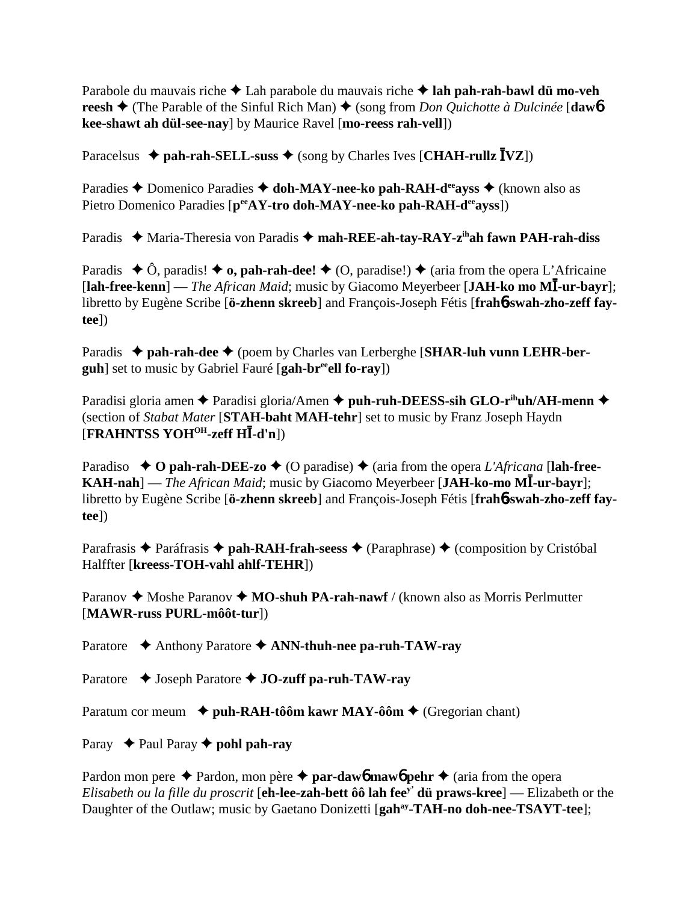Parabole du mauvais riche ✦ Lah parabole du mauvais riche ✦ **lah pah-rah-bawl dü mo-veh reesh** ✦ (The Parable of the Sinful Rich Man) ✦ (song from *Don Quichotte à Dulcinée* [**daw6 kee-shawt ah dül-see-nay**] by Maurice Ravel [**mo-reess rah-vell**])

Paracelsus ✦ **pah-rah-SELL-suss** ✦ (song by Charles Ives [**CHAH-rullz ĪVZ**])

Paradies ✦ Domenico Paradies ✦ **doh-MAY-nee-ko pah-RAH-d^ee^ayss** ✦ (known also as Pietro Domenico Paradies [**p^ee^AY-tro doh-MAY-nee-ko pah-RAH-d^ee^ayss**])

Paradis ✦ Maria-Theresia von Paradis ✦ **mah-REE-ah-tay-RAY-z^ih^ah fawn PAH-rah-diss**

Paradis ✦ Ô, paradis! ✦ **o, pah-rah-dee!** ✦ (O, paradise!) ✦ (aria from the opera L'Africaine [**lah-free-kenn**] — *The African Maid*; music by Giacomo Meyerbeer [**JAH-ko mo MĪ-ur-bayr**]; libretto by Eugène Scribe [**ö-zhenn skreeb**] and François-Joseph Fétis [**frah6-swah-zho-zeff fay-tee**])

Paradis ✦ **pah-rah-dee** ✦ (poem by Charles van Lerberghe [**SHAR-luh vunn LEHR-ber-guh**] set to music by Gabriel Fauré [**gah-br^ee^ell fo-ray**])

Paradisi gloria amen ✦ Paradisi gloria/Amen ✦ **puh-ruh-DEESS-sih GLO-r^ih^uh/AH-menn** ✦ (section of *Stabat Mater* [**STAH-baht MAH-tehr**] set to music by Franz Joseph Haydn [**FRAHNTSS YOH^OH^-zeff HĪ-d'n**])

Paradiso ✦ **O pah-rah-DEE-zo** ✦ (O paradise) ✦ (aria from the opera *L'Africana* [**lah-free-KAH-nah**] — *The African Maid*; music by Giacomo Meyerbeer [**JAH-ko-mo MĪ-ur-bayr**]; libretto by Eugène Scribe [**ö-zhenn skreeb**] and François-Joseph Fétis [**frah6-swah-zho-zeff fay-tee**])

Parafrasis ✦ Paráfrasis ✦ **pah-RAH-frah-seess** ✦ (Paraphrase) ✦ (composition by Cristóbal Halffter [**kreess-TOH-vahl ahlf-TEHR**])

Paranov ✦ Moshe Paranov ✦ **MO-shuh PA-rah-nawf** / (known also as Morris Perlmutter [**MAWR-russ PURL-môôt-tur**])

Paratore ✦ Anthony Paratore ✦ **ANN-thuh-nee pa-ruh-TAW-ray**

Paratore ✦ Joseph Paratore ✦ **JO-zuff pa-ruh-TAW-ray**

Paratum cor meum ✦ **puh-RAH-tôôm kawr MAY-ôôm** ✦ (Gregorian chant)

Paray ✦ Paul Paray ✦ **pohl pah-ray**

Pardon mon pere ✦ Pardon, mon père ✦ **par-daw6 maw6 pehr** ✦ (aria from the opera *Elisabeth ou la fille du proscrit* [**eh-lee-zah-bett ôô lah fee^y'^ dü praws-kree**] — Elizabeth or the Daughter of the Outlaw; music by Gaetano Donizetti [**gah^ay^-TAH-no doh-nee-TSAYT-tee**];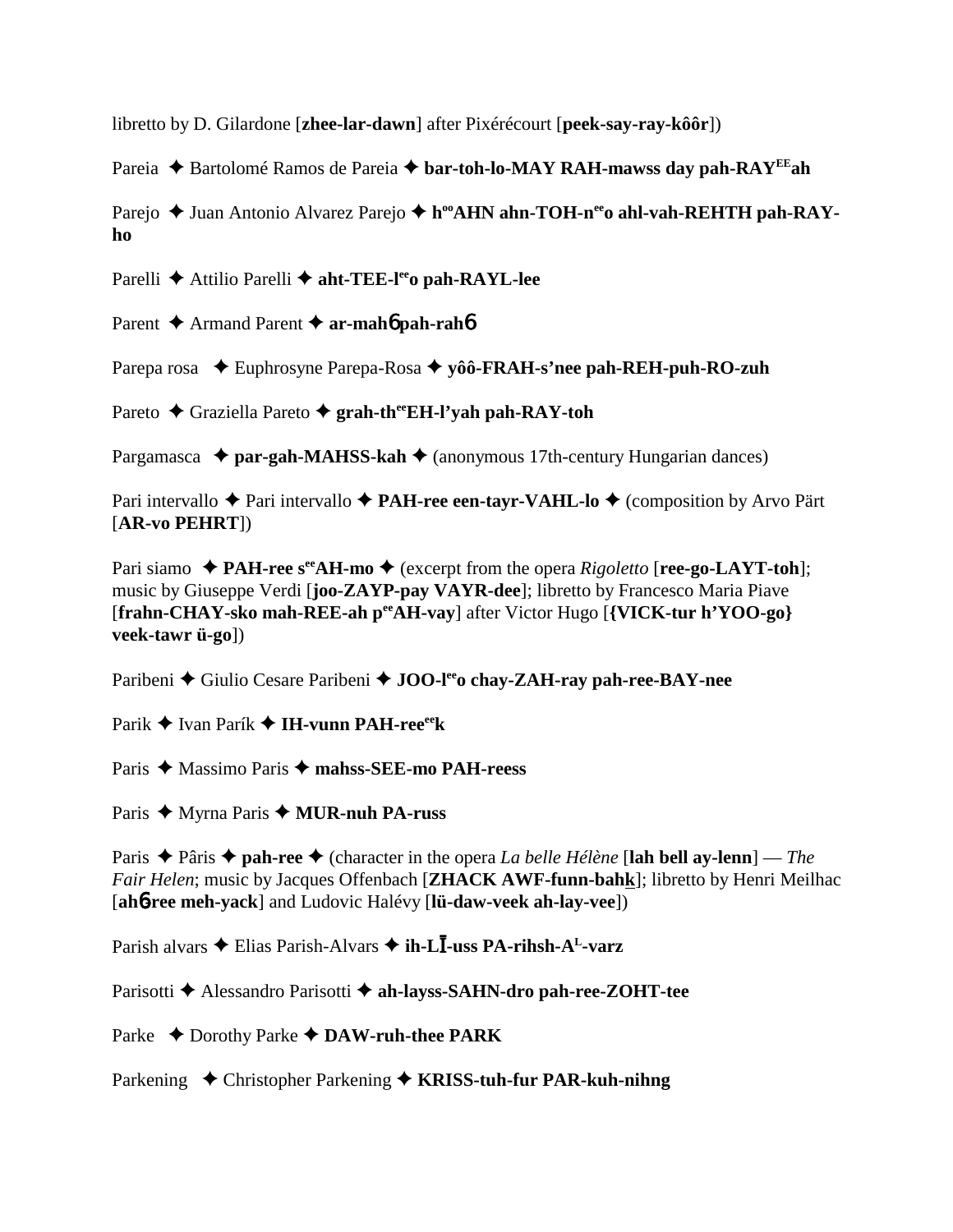libretto by D. Gilardone [**zhee-lar-dawn**] after Pixérécourt [**peek-say-ray-kôôr**])

Pareia ✦ Bartolomé Ramos de Pareia ✦ **bar-toh-lo-MAY RAH-mawss day pah-RAYEEah**

Parejo ✦ Juan Antonio Alvarez Parejo ✦ **hooAHN ahn-TOH-neeo ahl-vah-REHTH pah-RAY-ho**

Parelli ✦ Attilio Parelli ✦ **aht-TEE-leeo pah-RAYL-lee**

Parent ✦ Armand Parent ✦ **ar-mahɓ pah-rahɓ**

Parepa rosa ✦ Euphrosyne Parepa-Rosa ✦ **yôô-FRAH-s'nee pah-REH-puh-RO-zuh**

Pareto ✦ Graziella Pareto ✦ **grah-theeEH-l'yah pah-RAY-toh**

Pargamasca ✦ **par-gah-MAHSS-kah** ✦ (anonymous 17th-century Hungarian dances)

Pari intervallo ✦ Pari intervallo ✦ **PAH-ree een-tayr-VAHL-lo** ✦ (composition by Arvo Pärt [**AR-vo PEHRT**])

Pari siamo ✦ **PAH-ree seeAH-mo** ✦ (excerpt from the opera *Rigoletto* [**ree-go-LAYT-toh**]; music by Giuseppe Verdi [**joo-ZAYP-pay VAYR-dee**]; libretto by Francesco Maria Piave [**frahn-CHAY-sko mah-REE-ah peeAH-vay**] after Victor Hugo [**{VICK-tur h'YOO-go} veek-tawr ü-go**])

Paribeni ✦ Giulio Cesare Paribeni ✦ **JOO-leeo chay-ZAH-ray pah-ree-BAY-nee**

Parik ✦ Ivan Parík ✦ **IH-vunn PAH-reeeek**

Paris ✦ Massimo Paris ✦ **mahss-SEE-mo PAH-reess**

Paris ✦ Myrna Paris ✦ **MUR-nuh PA-russ**

Paris ✦ Pâris ✦ **pah-ree** ✦ (character in the opera *La belle Hélène* [**lah bell ay-lenn**] — *The Fair Helen*; music by Jacques Offenbach [**ZHACK AWF-funn-bahk**]; libretto by Henri Meilhac [**ahɓ-ree meh-yack**] and Ludovic Halévy [**lü-daw-veek ah-lay-vee**])

Parish alvars ✦ Elias Parish-Alvars ✦ **ih-LĪ-uss PA-rihsh-AL-varz**

Parisotti ✦ Alessandro Parisotti ✦ **ah-layss-SAHN-dro pah-ree-ZOHT-tee**

Parke ✦ Dorothy Parke ✦ **DAW-ruh-thee PARK**

Parkening ✦ Christopher Parkening ✦ **KRISS-tuh-fur PAR-kuh-nihng**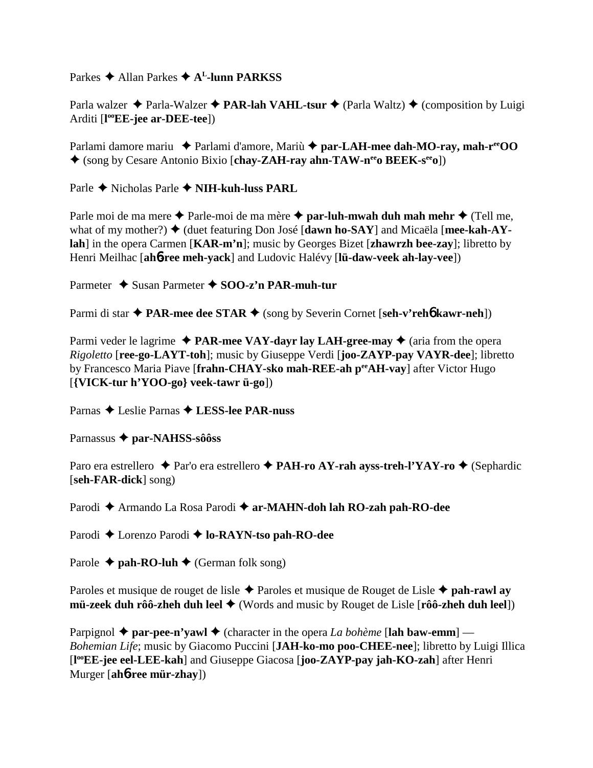Parkes ✦ Allan Parkes ✦ **A^L-lunn PARKSS**

Parla walzer ✦ Parla-Walzer ✦ **PAR-lah VAHL-tsur** ✦ (Parla Waltz) ✦ (composition by Luigi Arditi [**l^oo EE-jee ar-DEE-tee**])

Parlami damore mariu ✦ Parlami d'amore, Mariù ✦ **par-LAH-mee dah-MO-ray, mah-r^ee OO** ✦ (song by Cesare Antonio Bixio [**chay-ZAH-ray ahn-TAW-n^ee o BEEK-s^ee o**])

Parle ✦ Nicholas Parle ✦ **NIH-kuh-luss PARL**

Parle moi de ma mere ✦ Parle-moi de ma mère ✦ **par-luh-mwah duh mah mehr** ✦ (Tell me, what of my mother?) ✦ (duet featuring Don José [**dawn ho-SAY**] and Micaëla [**mee-kah-AY-lah**] in the opera Carmen [**KAR-m'n**]; music by Georges Bizet [**zhawrzh bee-zay**]; libretto by Henri Meilhac [**ahɓ-ree meh-yack**] and Ludovic Halévy [**lü-daw-veek ah-lay-vee**])

Parmeter ✦ Susan Parmeter ✦ **SOO-z'n PAR-muh-tur**

Parmi di star ✦ **PAR-mee dee STAR** ✦ (song by Severin Cornet [**seh-v'rehɓ kawr-neh**])

Parmi veder le lagrime ✦ **PAR-mee VAY-dayr lay LAH-gree-may** ✦ (aria from the opera *Rigoletto* [**ree-go-LAYT-toh**]; music by Giuseppe Verdi [**joo-ZAYP-pay VAYR-dee**]; libretto by Francesco Maria Piave [**frahn-CHAY-sko mah-REE-ah p^ee AH-vay**] after Victor Hugo [**{VICK-tur h'YOO-go} veek-tawr ü-go**])

Parnas ✦ Leslie Parnas ✦ **LESS-lee PAR-nuss**

Parnassus ✦ **par-NAHSS-sôôss**

Paro era estrellero ✦ Par'o era estrellero ✦ **PAH-ro AY-rah ayss-treh-l'YAY-ro** ✦ (Sephardic [**seh-FAR-dick**] song)

Parodi ✦ Armando La Rosa Parodi ✦ **ar-MAHN-doh lah RO-zah pah-RO-dee**

Parodi ✦ Lorenzo Parodi ✦ **lo-RAYN-tso pah-RO-dee**

Parole ✦ **pah-RO-luh** ✦ (German folk song)

Paroles et musique de rouget de lisle ✦ Paroles et musique de Rouget de Lisle ✦ **pah-rawl ay mü-zeek duh rôô-zheh duh leel** ✦ (Words and music by Rouget de Lisle [**rôô-zheh duh leel**])

Parpignol ✦ **par-pee-n'yawl** ✦ (character in the opera *La bohème* [**lah baw-emm**] — *Bohemian Life*; music by Giacomo Puccini [**JAH-ko-mo poo-CHEE-nee**]; libretto by Luigi Illica [**l^oo EE-jee eel-LEE-kah**] and Giuseppe Giacosa [**joo-ZAYP-pay jah-KO-zah**] after Henri Murger [**ahɓ-ree mür-zhay**])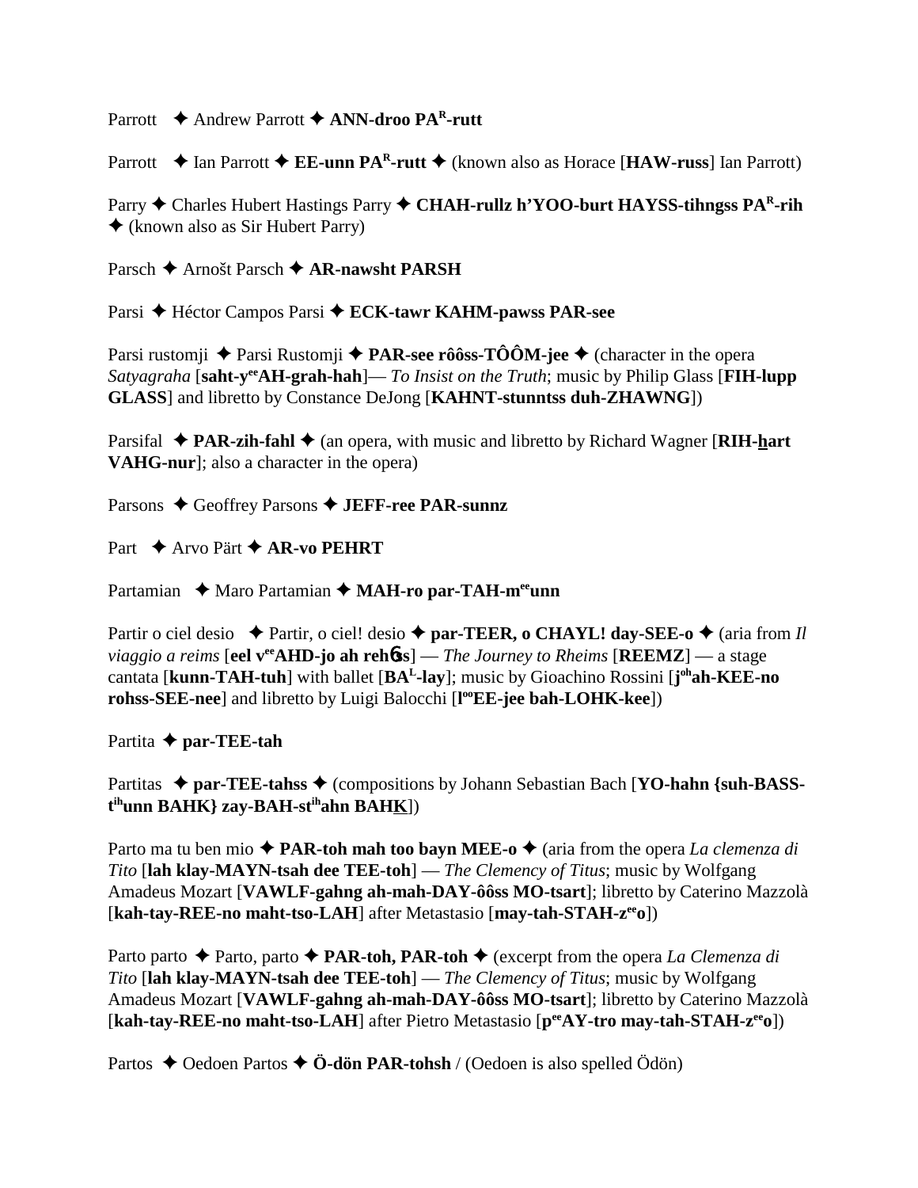Parrott ✦ Andrew Parrott ✦ **ANN-droo PA^R-rutt**

Parrott ✦ Ian Parrott ✦ **EE-unn PA^R-rutt** ✦ (known also as Horace [**HAW-russ**] Ian Parrott)

Parry ✦ Charles Hubert Hastings Parry ✦ **CHAH-rullz h'YOO-burt HAYSS-tihngss PA^R-rih** ✦ (known also as Sir Hubert Parry)

Parsch ✦ Arnošt Parsch ✦ **AR-nawsht PARSH**

Parsi ✦ Héctor Campos Parsi ✦ **ECK-tawr KAHM-pawss PAR-see**

Parsi rustomji ✦ Parsi Rustomji ✦ **PAR-see rôôss-TÔÔM-jee** ✦ (character in the opera *Satyagraha* [**saht-y^ee AH-grah-hah**]— *To Insist on the Truth*; music by Philip Glass [**FIH-lupp GLASS**] and libretto by Constance DeJong [**KAHNT-stunntss duh-ZHAWNG**])

Parsifal ✦ **PAR-zih-fahl** ✦ (an opera, with music and libretto by Richard Wagner [**RIH-hart VAHG-nur**]; also a character in the opera)

Parsons ✦ Geoffrey Parsons ✦ **JEFF-ree PAR-sunnz**

Part ✦ Arvo Pärt ✦ **AR-vo PEHRT**

Partamian ✦ Maro Partamian ✦ **MAH-ro par-TAH-m^ee unn**

Partir o ciel desio ✦ Partir, o ciel! desio ✦ **par-TEER, o CHAYL! day-SEE-o** ✦ (aria from *Il viaggio a reims* [**eel v^ee AHD-jo ah rehɛ̃ss**] — *The Journey to Rheims* [**REEMZ**] — a stage cantata [**kunn-TAH-tuh**] with ballet [**BA^L-lay**]; music by Gioachino Rossini [**j^oh ah-KEE-no rohss-SEE-nee**] and libretto by Luigi Balocchi [**l^oo EE-jee bah-LOHK-kee**])

Partita ✦ **par-TEE-tah**

Partitas ✦ **par-TEE-tahss** ✦ (compositions by Johann Sebastian Bach [**YO-hahn {suh-BASS-t^ih unn BAHK} zay-BAH-st^ih ahn BAHK**])

Parto ma tu ben mio ✦ **PAR-toh mah too bayn MEE-o** ✦ (aria from the opera *La clemenza di Tito* [**lah klay-MAYN-tsah dee TEE-toh**] — *The Clemency of Titus*; music by Wolfgang Amadeus Mozart [**VAWLF-gahng ah-mah-DAY-ôôss MO-tsart**]; libretto by Caterino Mazzolà [**kah-tay-REE-no maht-tso-LAH**] after Metastasio [**may-tah-STAH-z^ee o**])

Parto parto ✦ Parto, parto ✦ **PAR-toh, PAR-toh** ✦ (excerpt from the opera *La Clemenza di Tito* [**lah klay-MAYN-tsah dee TEE-toh**] — *The Clemency of Titus*; music by Wolfgang Amadeus Mozart [**VAWLF-gahng ah-mah-DAY-ôôss MO-tsart**]; libretto by Caterino Mazzolà [**kah-tay-REE-no maht-tso-LAH**] after Pietro Metastasio [**p^ee AY-tro may-tah-STAH-z^ee o**])

Partos ✦ Oedoen Partos ✦ **Ö-dön PAR-tohsh** / (Oedoen is also spelled Ödön)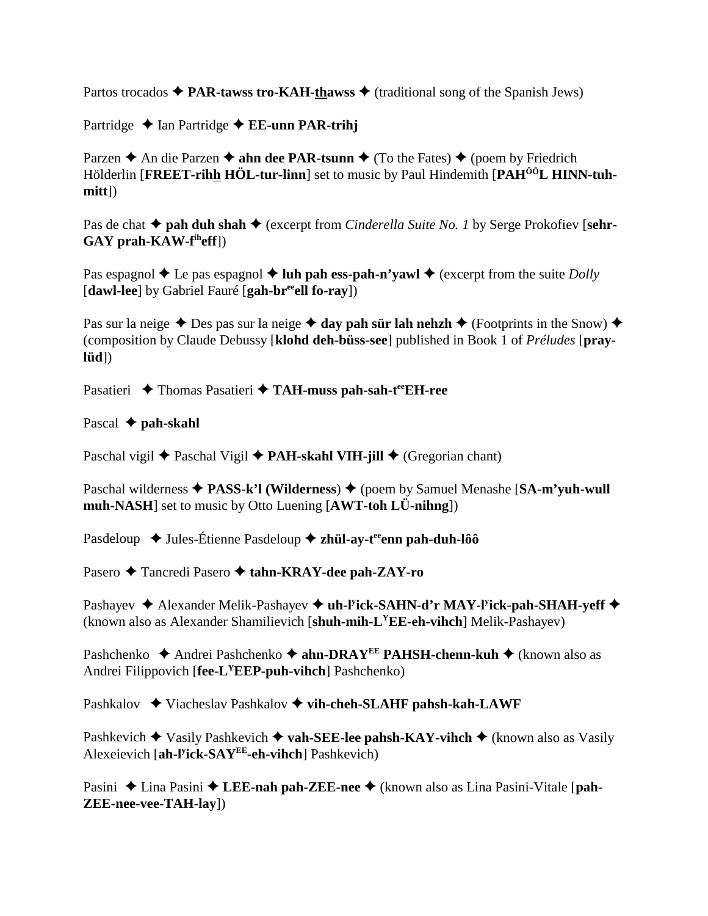Partos trocados ✦ **PAR-tawss tro-KAH-thawss** ✦ (traditional song of the Spanish Jews)

Partridge ✦ Ian Partridge ✦ **EE-unn PAR-trihj**

Parzen ✦ An die Parzen ✦ **ahn dee PAR-tsunn** ✦ (To the Fates) ✦ (poem by Friedrich Hölderlin [**FREET-rihh HÖL-tur-linn**] set to music by Paul Hindemith [**PAH^ÔÔ^L HINN-tuh-mitt**])

Pas de chat ✦ **pah duh shah** ✦ (excerpt from *Cinderella Suite No. 1* by Serge Prokofiev [**sehr-GAY prah-KAW-f^ih^eff**])

Pas espagnol ✦ Le pas espagnol ✦ **luh pah ess-pah-n'yawl** ✦ (excerpt from the suite *Dolly* [**dawl-lee**] by Gabriel Fauré [**gah-br^ee^ell fo-ray**])

Pas sur la neige ✦ Des pas sur la neige ✦ **day pah sür lah nehzh** ✦ (Footprints in the Snow) ✦ (composition by Claude Debussy [**klohd deh-büss-see**] published in Book 1 of *Préludes* [**pray-lüd**])

Pasatieri ✦ Thomas Pasatieri ✦ **TAH-muss pah-sah-t^ee^EH-ree**

Pascal ✦ **pah-skahl**

Paschal vigil ✦ Paschal Vigil ✦ **PAH-skahl VIH-jill** ✦ (Gregorian chant)

Paschal wilderness ✦ **PASS-k'l (Wilderness**) ✦ (poem by Samuel Menashe [**SA-m'yuh-wull muh-NASH**] set to music by Otto Luening [**AWT-toh LÜ-nihng**])

Pasdeloup ✦ Jules-Étienne Pasdeloup ✦ **zhül-ay-t^ee^enn pah-duh-lôô**

Pasero ✦ Tancredi Pasero ✦ **tahn-KRAY-dee pah-ZAY-ro**

Pashayev ✦ Alexander Melik-Pashayev ✦ **uh-l^y^ick-SAHN-d'r MAY-l^y^ick-pah-SHAH-yeff** ✦ (known also as Alexander Shamilievich [**shuh-mih-L^Y^EE-eh-vihch**] Melik-Pashayev)

Pashchenko ✦ Andrei Pashchenko ✦ **ahn-DRAY^EE^ PAHSH-chenn-kuh** ✦ (known also as Andrei Filippovich [**fee-L^Y^EEP-puh-vihch**] Pashchenko)

Pashkalov ✦ Viacheslav Pashkalov ✦ **vih-cheh-SLAHF pahsh-kah-LAWF**

Pashkevich ✦ Vasily Pashkevich ✦ **vah-SEE-lee pahsh-KAY-vihch** ✦ (known also as Vasily Alexeievich [**ah-l^y^ick-SAY^EE^-eh-vihch**] Pashkevich)

Pasini ✦ Lina Pasini ✦ **LEE-nah pah-ZEE-nee** ✦ (known also as Lina Pasini-Vitale [**pah-ZEE-nee-vee-TAH-lay**])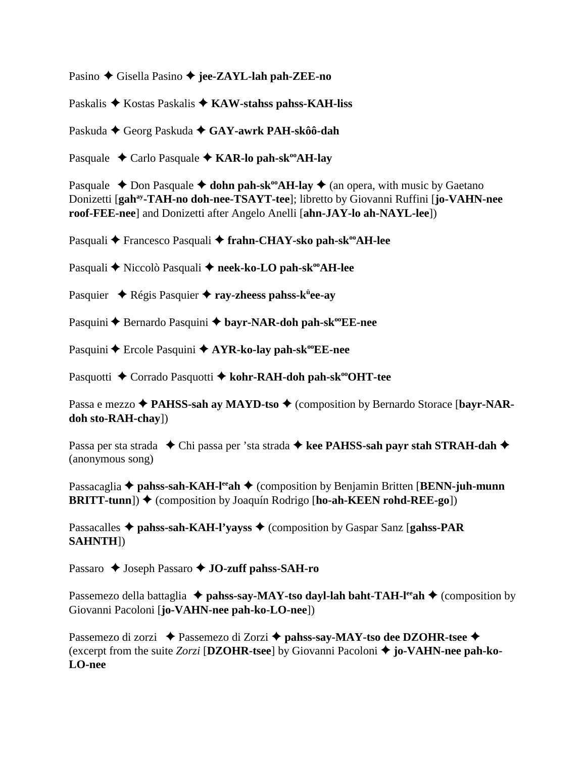Pasino ✦ Gisella Pasino ✦ **jee-ZAYL-lah pah-ZEE-no**

Paskalis ✦ Kostas Paskalis ✦ **KAW-stahss pahss-KAH-liss**

Paskuda ✦ Georg Paskuda ✦ **GAY-awrk PAH-skôô-dah**

Pasquale ✦ Carlo Pasquale ✦ **KAR-lo pah-sk[oo]AH-lay**

Pasquale ✦ Don Pasquale ✦ **dohn pah-sk[oo]AH-lay** ✦ (an opera, with music by Gaetano Donizetti [**gah[ay]-TAH-no doh-nee-TSAYT-tee**]; libretto by Giovanni Ruffini [**jo-VAHN-nee roof-FEE-nee**] and Donizetti after Angelo Anelli [**ahn-JAY-lo ah-NAYL-lee**])

Pasquali ✦ Francesco Pasquali ✦ **frahn-CHAY-sko pah-sk[oo]AH-lee**

Pasquali ✦ Niccolò Pasquali ✦ **neek-ko-LO pah-sk[oo]AH-lee**

Pasquier ✦ Régis Pasquier ✦ **ray-zheess pahss-k[ü]ee-ay**

Pasquini ✦ Bernardo Pasquini ✦ **bayr-NAR-doh pah-sk[oo]EE-nee**

Pasquini ✦ Ercole Pasquini ✦ **AYR-ko-lay pah-sk[oo]EE-nee**

Pasquotti ✦ Corrado Pasquotti ✦ **kohr-RAH-doh pah-sk[oo]OHT-tee**

Passa e mezzo ✦ **PAHSS-sah ay MAYD-tso** ✦ (composition by Bernardo Storace [**bayr-NAR-doh sto-RAH-chay**])

Passa per sta strada ✦ Chi passa per 'sta strada ✦ **kee PAHSS-sah payr stah STRAH-dah** ✦ (anonymous song)

Passacaglia ✦ **pahss-sah-KAH-l[ee]ah** ✦ (composition by Benjamin Britten [**BENN-juh-munn BRITT-tunn**]) ✦ (composition by Joaquín Rodrigo [**ho-ah-KEEN rohd-REE-go**])

Passacalles ✦ **pahss-sah-KAH-l'yayss** ✦ (composition by Gaspar Sanz [**gahss-PAR SAHNTH**])

Passaro ✦ Joseph Passaro ✦ **JO-zuff pahss-SAH-ro**

Passemezo della battaglia ✦ **pahss-say-MAY-tso dayl-lah baht-TAH-l[ee]ah** ✦ (composition by Giovanni Pacoloni [**jo-VAHN-nee pah-ko-LO-nee**])

Passemezo di zorzi ✦ Passemezo di Zorzi ✦ **pahss-say-MAY-tso dee DZOHR-tsee** ✦ (excerpt from the suite *Zorzi* [**DZOHR-tsee**] by Giovanni Pacoloni ✦ **jo-VAHN-nee pah-ko-LO-nee**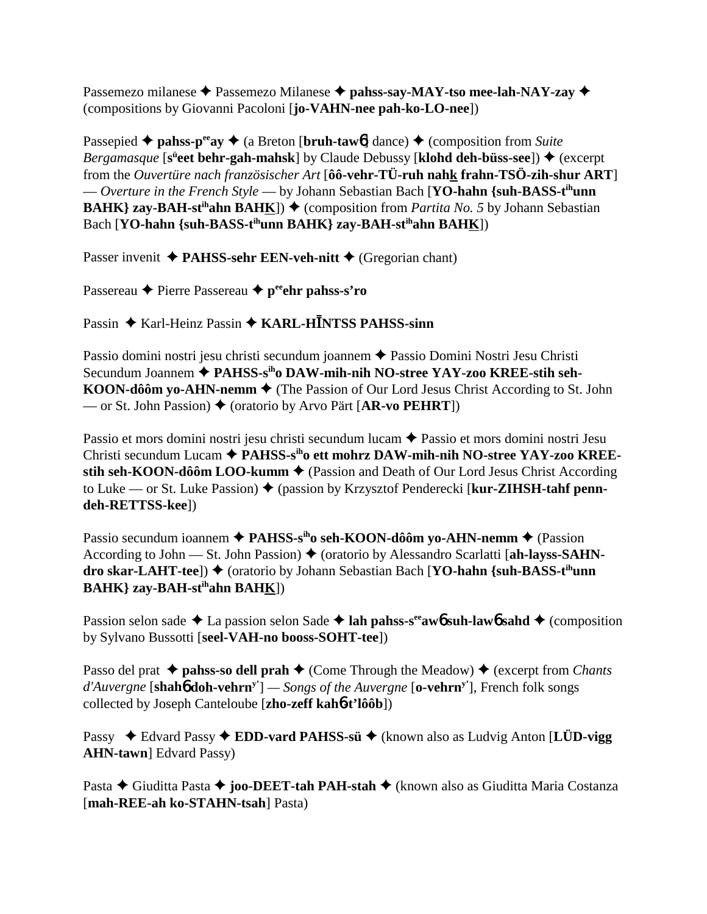Passemezo milanese ✦ Passemezo Milanese ✦ **pahss-say-MAY-tso mee-lah-NAY-zay** ✦ (compositions by Giovanni Pacoloni [**jo-VAHN-nee pah-ko-LO-nee**])

Passepied ✦ **pahss-p$^{ee}$ay** ✦ (a Breton [**bruh-tawɓ**] dance) ✦ (composition from *Suite Bergamasque* [**s$^{ü}$eet behr-gah-mahsk**] by Claude Debussy [**klohd deh-büss-see**]) ✦ (excerpt from the *Ouvertüre nach französischer Art* [**ôô-vehr-TÜ-ruh nahk frahn-TSÖ-zih-shur ART**] — *Overture in the French Style* — by Johann Sebastian Bach [**YO-hahn {suh-BASS-t$^{ih}$unn BAHK} zay-BAH-st$^{ih}$ahn BAHK**]) ✦ (composition from *Partita No. 5* by Johann Sebastian Bach [**YO-hahn {suh-BASS-t$^{ih}$unn BAHK} zay-BAH-st$^{ih}$ahn BAHK**])

Passer invenit ✦ **PAHSS-sehr EEN-veh-nitt** ✦ (Gregorian chant)

Passereau ✦ Pierre Passereau ✦ **p$^{ee}$ehr pahss-s'ro**

Passin ✦ Karl-Heinz Passin ✦ **KARL-HĪNTSS PAHSS-sinn**

Passio domini nostri jesu christi secundum joannem ✦ Passio Domini Nostri Jesu Christi Secundum Joannem ✦ **PAHSS-s$^{ih}$o DAW-mih-nih NO-stree YAY-zoo KREE-stih seh-KOON-dôôm yo-AHN-nemm** ✦ (The Passion of Our Lord Jesus Christ According to St. John — or St. John Passion) ✦ (oratorio by Arvo Pärt [**AR-vo PEHRT**])

Passio et mors domini nostri jesu christi secundum lucam ✦ Passio et mors domini nostri Jesu Christi secundum Lucam ✦ **PAHSS-s$^{ih}$o ett mohrz DAW-mih-nih NO-stree YAY-zoo KREE-stih seh-KOON-dôôm LOO-kumm** ✦ (Passion and Death of Our Lord Jesus Christ According to Luke — or St. Luke Passion) ✦ (passion by Krzysztof Penderecki [**kur-ZIHSH-tahf penn-deh-RETTSS-kee**])

Passio secundum ioannem ✦ **PAHSS-s$^{ih}$o seh-KOON-dôôm yo-AHN-nemm** ✦ (Passion According to John — St. John Passion) ✦ (oratorio by Alessandro Scarlatti [**ah-layss-SAHN-dro skar-LAHT-tee**]) ✦ (oratorio by Johann Sebastian Bach [**YO-hahn {suh-BASS-t$^{ih}$unn BAHK} zay-BAH-st$^{ih}$ahn BAHK**])

Passion selon sade ✦ La passion selon Sade ✦ **lah pahss-s$^{ee}$awɓ suh-lawɓ sahd** ✦ (composition by Sylvano Bussotti [**seel-VAH-no booss-SOHT-tee**])

Passo del prat ✦ **pahss-so dell prah** ✦ (Come Through the Meadow) ✦ (excerpt from *Chants d'Auvergne* [**shahɓ doh-vehrn$^{y'}$**] — *Songs of the Auvergne* [**o-vehrn$^{y'}$**], French folk songs collected by Joseph Canteloube [**zho-zeff kahɓ-t'lôôb**])

Passy ✦ Edvard Passy ✦ **EDD-vard PAHSS-sü** ✦ (known also as Ludvig Anton [**LÜD-vigg AHN-tawn**] Edvard Passy)

Pasta ✦ Giuditta Pasta ✦ **joo-DEET-tah PAH-stah** ✦ (known also as Giuditta Maria Costanza [**mah-REE-ah ko-STAHN-tsah**] Pasta)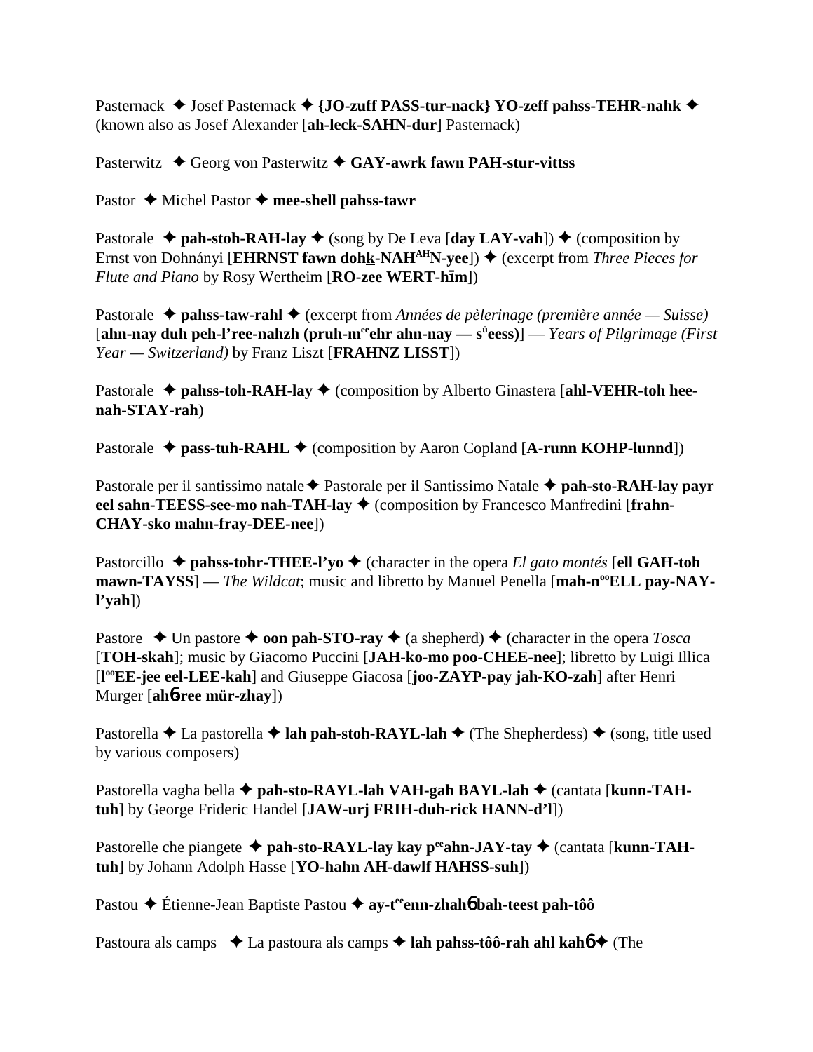Pasternack ✦ Josef Pasternack ✦ **{JO-zuff PASS-tur-nack} YO-zeff pahss-TEHR-nahk** ✦ (known also as Josef Alexander [**ah-leck-SAHN-dur**] Pasternack)

Pasterwitz ✦ Georg von Pasterwitz ✦ **GAY-awrk fawn PAH-stur-vittss**

Pastor ✦ Michel Pastor ✦ **mee-shell pahss-tawr**

Pastorale ✦ **pah-stoh-RAH-lay** ✦ (song by De Leva [**day LAY-vah**]) ✦ (composition by Ernst von Dohnányi [**EHRNST fawn doh<u>k</u>-NAH$^{AH}$N-yee**]) ✦ (excerpt from *Three Pieces for Flute and Piano* by Rosy Wertheim [**RO-zee WERT-hīm**])

Pastorale ✦ **pahss-taw-rahl** ✦ (excerpt from *Années de pèlerinage (première année — Suisse)* [**ahn-nay duh peh-l'ree-nahzh (pruh-m$^{ee}$ehr ahn-nay — s$^{ü}$eess)**] — *Years of Pilgrimage (First Year — Switzerland)* by Franz Liszt [**FRAHNZ LISST**])

Pastorale ✦ **pahss-toh-RAH-lay** ✦ (composition by Alberto Ginastera [**ahl-VEHR-toh <u>h</u>ee-nah-STAY-rah**)

Pastorale ✦ **pass-tuh-RAHL** ✦ (composition by Aaron Copland [**A-runn KOHP-lunnd**])

Pastorale per il santissimo natale ✦ Pastorale per il Santissimo Natale ✦ **pah-sto-RAH-lay payr eel sahn-TEESS-see-mo nah-TAH-lay** ✦ (composition by Francesco Manfredini [**frahn-CHAY-sko mahn-fray-DEE-nee**])

Pastorcillo ✦ **pahss-tohr-THEE-l'yo** ✦ (character in the opera *El gato montés* [**ell GAH-toh mawn-TAYSS**] — *The Wildcat*; music and libretto by Manuel Penella [**mah-n$^{oo}$ELL pay-NAY-l'yah**])

Pastore ✦ Un pastore ✦ **oon pah-STO-ray** ✦ (a shepherd) ✦ (character in the opera *Tosca* [**TOH-skah**]; music by Giacomo Puccini [**JAH-ko-mo poo-CHEE-nee**]; libretto by Luigi Illica [**l$^{oo}$EE-jee eel-LEE-kah**] and Giuseppe Giacosa [**joo-ZAYP-pay jah-KO-zah**] after Henri Murger [**ah6-ree mür-zhay**])

Pastorella ✦ La pastorella ✦ **lah pah-stoh-RAYL-lah** ✦ (The Shepherdess) ✦ (song, title used by various composers)

Pastorella vagha bella ✦ **pah-sto-RAYL-lah VAH-gah BAYL-lah** ✦ (cantata [**kunn-TAH-tuh**] by George Frideric Handel [**JAW-urj FRIH-duh-rick HANN-d'l**])

Pastorelle che piangete ✦ **pah-sto-RAYL-lay kay p$^{ee}$ahn-JAY-tay** ✦ (cantata [**kunn-TAH-tuh**] by Johann Adolph Hasse [**YO-hahn AH-dawlf HAHSS-suh**])

Pastou ✦ Étienne-Jean Baptiste Pastou ✦ **ay-t$^{ee}$enn-zhah6 bah-teest pah-tôô**

Pastoura als camps ✦ La pastoura als camps ✦ **lah pahss-tôô-rah ahl kah6** ✦ (The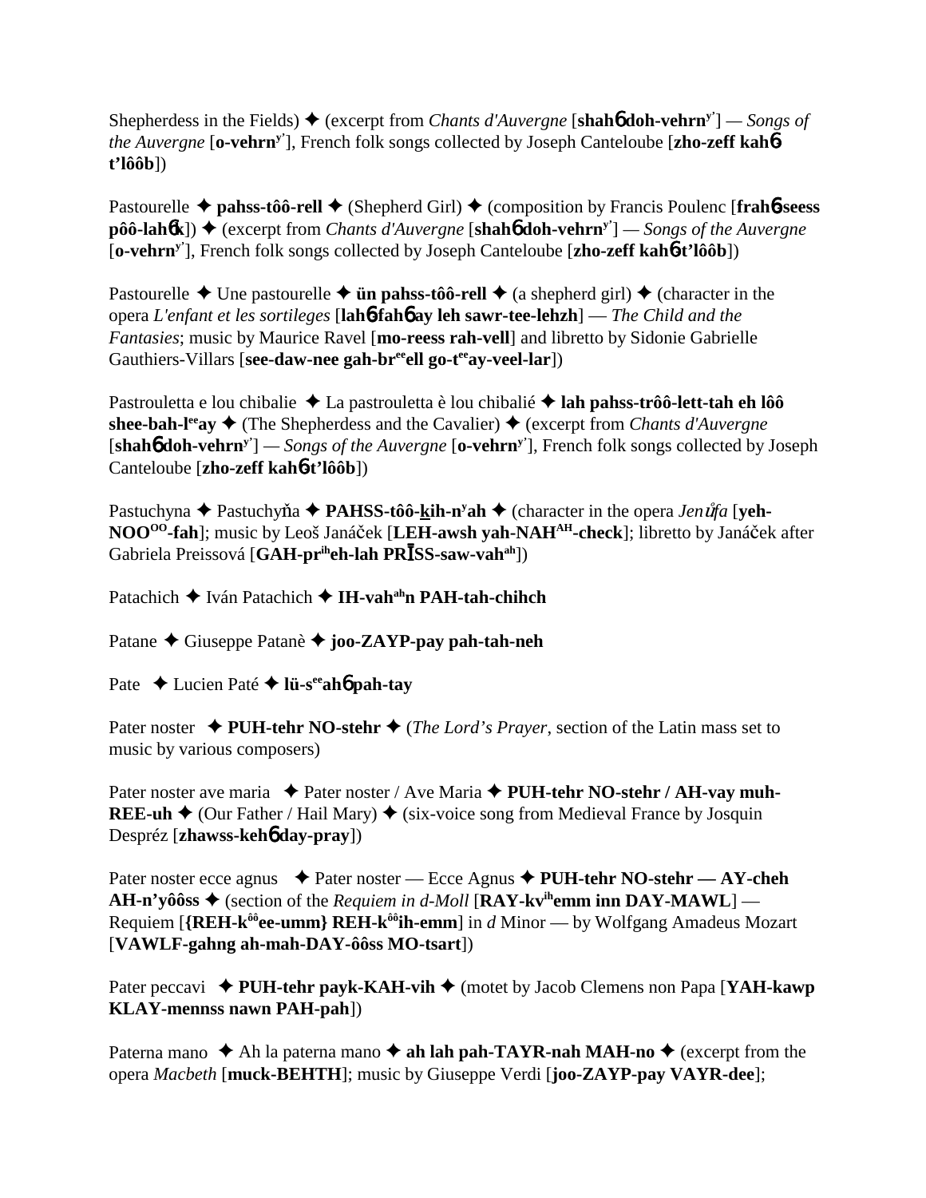Shepherdess in the Fields) ✦ (excerpt from *Chants d'Auvergne* [**shahɓ doh-vehrn**[y']] — *Songs of the Auvergne* [**o-vehrn**[y']], French folk songs collected by Joseph Canteloube [**zho-zeff kahɓ-t'lôôb**])

Pastourelle ✦ **pahss-tôô-rell** ✦ (Shepherd Girl) ✦ (composition by Francis Poulenc [**frahɓ-seess pôô-lahɓk**]) ✦ (excerpt from *Chants d'Auvergne* [**shahɓ doh-vehrn**[y']] — *Songs of the Auvergne* [**o-vehrn**[y']], French folk songs collected by Joseph Canteloube [**zho-zeff kahɓ-t'lôôb**])

Pastourelle ✦ Une pastourelle ✦ **ün pahss-tôô-rell** ✦ (a shepherd girl) ✦ (character in the opera *L'enfant et les sortileges* [**lahɓ-fahɓ ay leh sawr-tee-lehzh**] — *The Child and the Fantasies*; music by Maurice Ravel [**mo-reess rah-vell**] and libretto by Sidonie Gabrielle Gauthiers-Villars [**see-daw-nee gah-br**[ee]**ell go-t**[ee]**ay-veel-lar**])

Pastrouletta e lou chibalie ✦ La pastrouletta è lou chibalié ✦ **lah pahss-trôô-lett-tah eh lôô shee-bah-l**[ee]**ay** ✦ (The Shepherdess and the Cavalier) ✦ (excerpt from *Chants d'Auvergne* [**shahɓ doh-vehrn**[y']] — *Songs of the Auvergne* [**o-vehrn**[y']], French folk songs collected by Joseph Canteloube [**zho-zeff kahɓ-t'lôôb**])

Pastuchyna ✦ Pastuchyňa ✦ **PAHSS-tôô-kih-n**[y]**ah** ✦ (character in the opera *Jenůfa* [**yeh-NOO**[OO]**-fah**]; music by Leoš Janáček [**LEH-awsh yah-NAH**[AH]**-check**]; libretto by Janáček after Gabriela Preissová [**GAH-pr**[ih]**eh-lah PRĪSS-saw-vah**[ah]])

Patachich ✦ Iván Patachich ✦ **IH-vah**[ah]**n PAH-tah-chihch**

Patane ✦ Giuseppe Patanè ✦ **joo-ZAYP-pay pah-tah-neh**

Pate ✦ Lucien Paté ✦ **lü-s**[ee]**ahɓ pah-tay**

Pater noster ✦ **PUH-tehr NO-stehr** ✦ (*The Lord's Prayer*, section of the Latin mass set to music by various composers)

Pater noster ave maria ✦ Pater noster / Ave Maria ✦ **PUH-tehr NO-stehr / AH-vay muh-REE-uh** ✦ (Our Father / Hail Mary) ✦ (six-voice song from Medieval France by Josquin Despréz [**zhawss-kehɓ day-pray**])

Pater noster ecce agnus ✦ Pater noster — Ecce Agnus ✦ **PUH-tehr NO-stehr — AY-cheh AH-n'yôôss** ✦ (section of the *Requiem in d-Moll* [**RAY-kv**[ih]**emm inn DAY-MAWL**] — Requiem [**{REH-k**[ôô]**ee-umm} REH-k**[ôô]**ih-emm**] in *d* Minor — by Wolfgang Amadeus Mozart [**VAWLF-gahng ah-mah-DAY-ôôss MO-tsart**])

Pater peccavi ✦ **PUH-tehr payk-KAH-vih** ✦ (motet by Jacob Clemens non Papa [**YAH-kawp KLAY-mennss nawn PAH-pah**])

Paterna mano ✦ Ah la paterna mano ✦ **ah lah pah-TAYR-nah MAH-no** ✦ (excerpt from the opera *Macbeth* [**muck-BEHTH**]; music by Giuseppe Verdi [**joo-ZAYP-pay VAYR-dee**];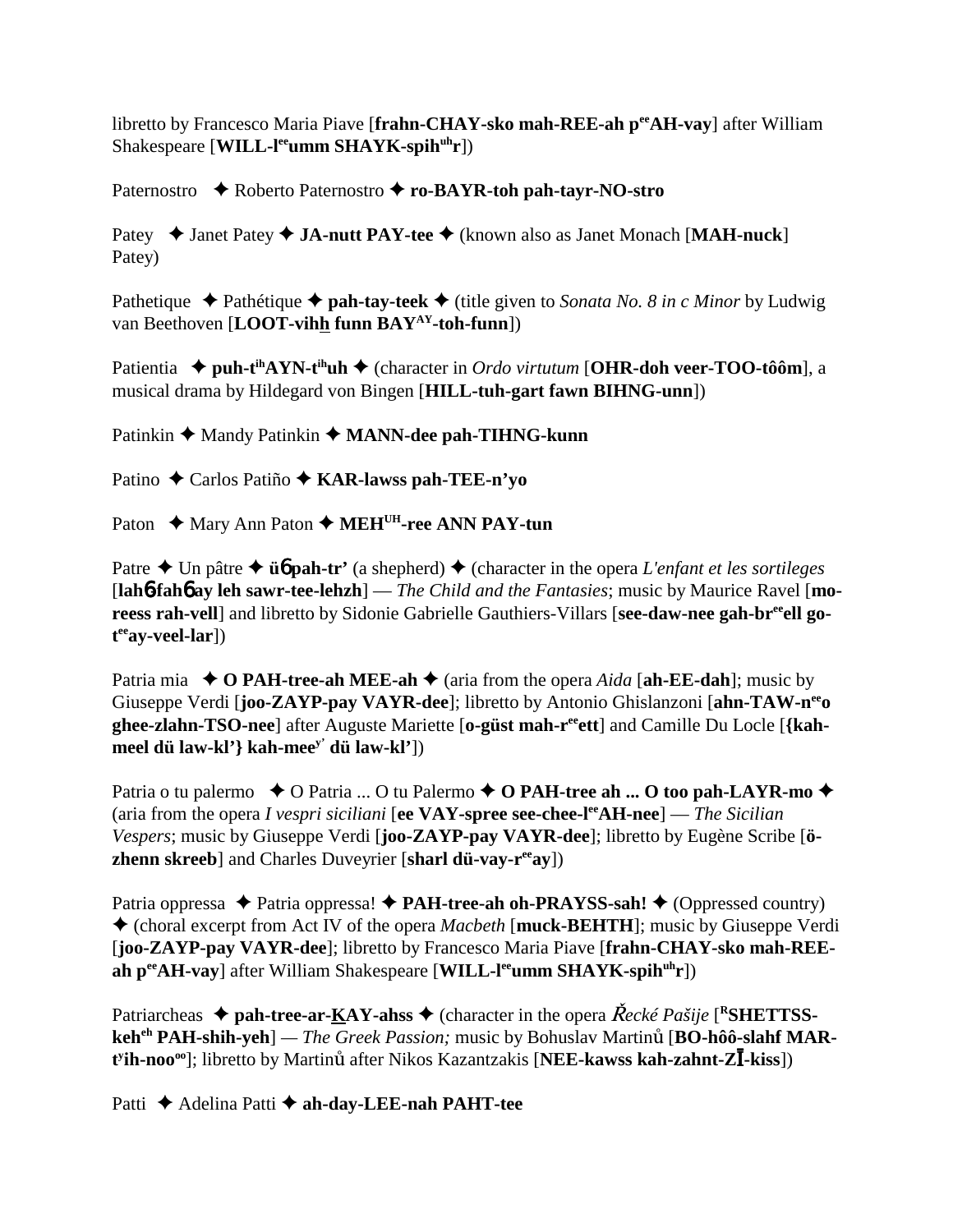libretto by Francesco Maria Piave [**frahn-CHAY-sko mah-REE-ah p**[ee]**AH-vay**] after William Shakespeare [**WILL-l**[ee]**umm SHAYK-spih**[uh]**r**])

Paternostro ✦ Roberto Paternostro ✦ **ro-BAYR-toh pah-tayr-NO-stro**

Patey ✦ Janet Patey ✦ **JA-nutt PAY-tee** ✦ (known also as Janet Monach [**MAH-nuck**] Patey)

Pathetique ✦ Pathétique ✦ **pah-tay-teek** ✦ (title given to *Sonata No. 8 in c Minor* by Ludwig van Beethoven [**LOOT-vihh funn BAY**[AY]**-toh-funn**])

Patientia ✦ **puh-t**[ih]**AYN-t**[ih]**uh** ✦ (character in *Ordo virtutum* [**OHR-doh veer-TOO-tôôm**], a musical drama by Hildegard von Bingen [**HILL-tuh-gart fawn BIHNG-unn**])

Patinkin ✦ Mandy Patinkin ✦ **MANN-dee pah-TIHNG-kunn**

Patino ✦ Carlos Patiño ✦ **KAR-lawss pah-TEE-n'yo**

Paton ✦ Mary Ann Paton ✦ **MEH**[UH]**-ree ANN PAY-tun**

Patre ✦ Un pâtre ✦ **ü6 pah-tr'** (a shepherd) ✦ (character in the opera *L'enfant et les sortileges* [**lah6-fah6 ay leh sawr-tee-lehzh**] — *The Child and the Fantasies*; music by Maurice Ravel [**mo-reess rah-vell**] and libretto by Sidonie Gabrielle Gauthiers-Villars [**see-daw-nee gah-br**[ee]**ell go-t**[ee]**ay-veel-lar**])

Patria mia ✦ **O PAH-tree-ah MEE-ah** ✦ (aria from the opera *Aida* [**ah-EE-dah**]; music by Giuseppe Verdi [**joo-ZAYP-pay VAYR-dee**]; libretto by Antonio Ghislanzoni [**ahn-TAW-n**[ee]**o ghee-zlahn-TSO-nee**] after Auguste Mariette [**o-güst mah-r**[ee]**ett**] and Camille Du Locle [**{kah-meel dü law-kl'} kah-mee**[y']**dü law-kl'**])

Patria o tu palermo ✦ O Patria ... O tu Palermo ✦ **O PAH-tree ah ... O too pah-LAYR-mo** ✦ (aria from the opera *I vespri siciliani* [**ee VAY-spree see-chee-l**[ee]**AH-nee**] — *The Sicilian Vespers*; music by Giuseppe Verdi [**joo-ZAYP-pay VAYR-dee**]; libretto by Eugène Scribe [**ö-zhenn skreeb**] and Charles Duveyrier [**sharl dü-vay-r**[ee]**ay**])

Patria oppressa ✦ Patria oppressa! ✦ **PAH-tree-ah oh-PRAYSS-sah!** ✦ (Oppressed country) ✦ (choral excerpt from Act IV of the opera *Macbeth* [**muck-BEHTH**]; music by Giuseppe Verdi [**joo-ZAYP-pay VAYR-dee**]; libretto by Francesco Maria Piave [**frahn-CHAY-sko mah-REE-ah p**[ee]**AH-vay**] after William Shakespeare [**WILL-l**[ee]**umm SHAYK-spih**[uh]**r**])

Patriarcheas ✦ **pah-tree-ar-KAY-ahss** ✦ (character in the opera *Řecké Pašije* [[R]**SHETTSS-keh**[eh]**PAH-shih-yeh**] — *The Greek Passion;* music by Bohuslav Martinů [**BO-hôô-slahf MAR-t**[y]**ih-noo**[oo]]; libretto by Martinů after Nikos Kazantzakis [**NEE-kawss kah-zahnt-ZĪ-kiss**])

Patti ✦ Adelina Patti ✦ **ah-day-LEE-nah PAHT-tee**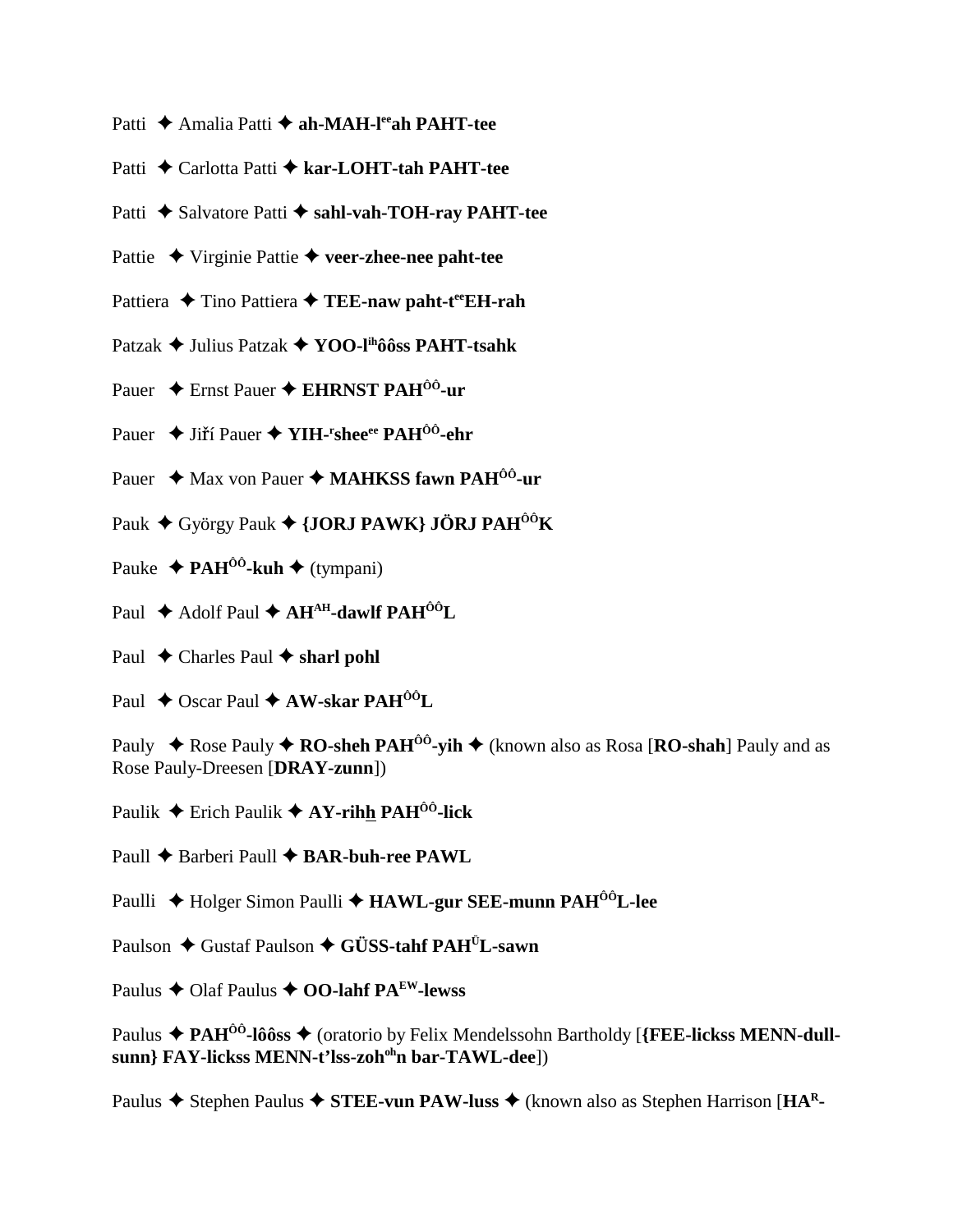Patti ✦ Amalia Patti ✦ **ah-MAH-l[ee]ah PAHT-tee**

Patti ✦ Carlotta Patti ✦ **kar-LOHT-tah PAHT-tee**

Patti ✦ Salvatore Patti ✦ **sahl-vah-TOH-ray PAHT-tee**

Pattie ✦ Virginie Pattie ✦ **veer-zhee-nee paht-tee**

Pattiera ✦ Tino Pattiera ✦ **TEE-naw paht-t[ee]EH-rah**

Patzak ✦ Julius Patzak ✦ **YOO-l[ih]ôôss PAHT-tsahk**

Pauer ✦ Ernst Pauer ✦ **EHRNST PAH[ÔÔ]-ur**

Pauer ✦ Jiří Pauer ✦ **YIH-[r]shee[ee] PAH[ÔÔ]-ehr**

Pauer ✦ Max von Pauer ✦ **MAHKSS fawn PAH[ÔÔ]-ur**

Pauk ✦ György Pauk ✦ **{JORJ PAWK} JÖRJ PAH[ÔÔ]K**

Pauke ✦ **PAH[ÔÔ]-kuh** ✦ (tympani)

Paul ✦ Adolf Paul ✦ **AH[AH]-dawlf PAH[ÔÔ]L**

Paul ✦ Charles Paul ✦ **sharl pohl**

Paul ✦ Oscar Paul ✦ **AW-skar PAH[ÔÔ]L**

Pauly ✦ Rose Pauly ✦ **RO-sheh PAH[ÔÔ]-yih** ✦ (known also as Rosa [**RO-shah**] Pauly and as Rose Pauly-Dreesen [**DRAY-zunn**])

Paulik ✦ Erich Paulik ✦ **AY-rihh PAH[ÔÔ]-lick**

Paull ✦ Barberi Paull ✦ **BAR-buh-ree PAWL**

Paulli ✦ Holger Simon Paulli ✦ **HAWL-gur SEE-munn PAH[ÔÔ]L-lee**

Paulson ✦ Gustaf Paulson ✦ **GÜSS-tahf PAH[Ü]L-sawn**

Paulus ✦ Olaf Paulus ✦ **OO-lahf PA[EW]-lewss**

Paulus ✦ **PAH[ÔÔ]-lôôss** ✦ (oratorio by Felix Mendelssohn Bartholdy [**{FEE-lickss MENN-dull-sunn} FAY-lickss MENN-t'lss-zoh[oh]n bar-TAWL-dee**])

Paulus ✦ Stephen Paulus ✦ **STEE-vun PAW-luss** ✦ (known also as Stephen Harrison [**HA[R]-**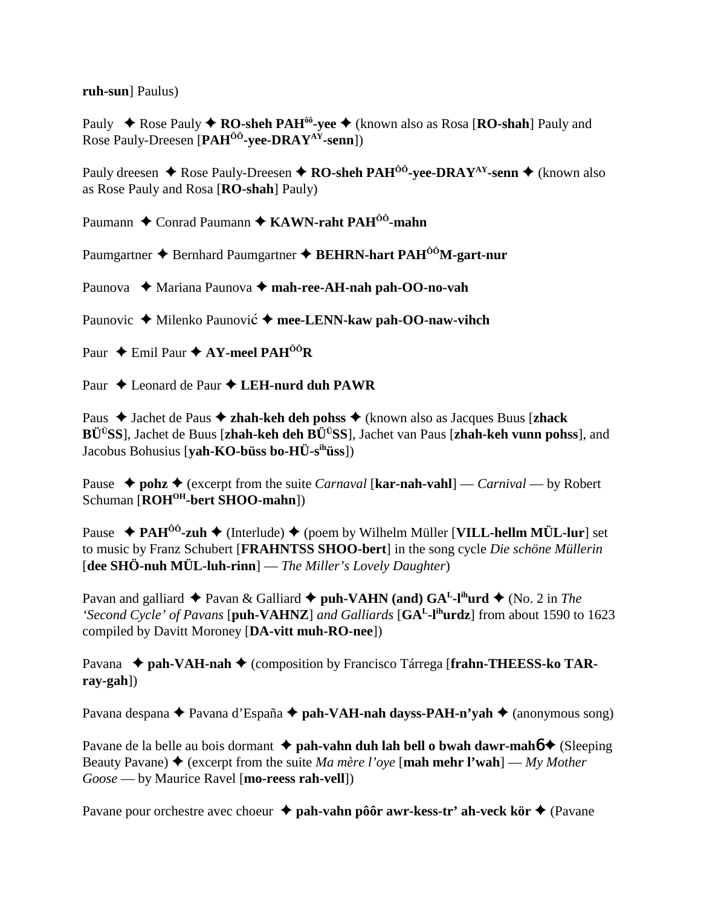**ruh-sun**] Paulus)

Pauly ✦ Rose Pauly ✦ **RO-sheh PAH$^{ôô}$-yee** ✦ (known also as Rosa [**RO-shah**] Pauly and Rose Pauly-Dreesen [**PAH$^{ÔÔ}$-yee-DRAY$^{AY}$-senn**])

Pauly dreesen ✦ Rose Pauly-Dreesen ✦ **RO-sheh PAH$^{ÔÔ}$-yee-DRAY$^{AY}$-senn** ✦ (known also as Rose Pauly and Rosa [**RO-shah**] Pauly)

Paumann ✦ Conrad Paumann ✦ **KAWN-raht PAH$^{ÔÔ}$-mahn**

Paumgartner ✦ Bernhard Paumgartner ✦ **BEHRN-hart PAH$^{ÔÔ}$M-gart-nur**

Paunova ✦ Mariana Paunova ✦ **mah-ree-AH-nah pah-OO-no-vah**

Paunovic ✦ Milenko Paunović ✦ **mee-LENN-kaw pah-OO-naw-vihch**

Paur ✦ Emil Paur ✦ **AY-meel PAH$^{ÔÔ}$R**

Paur ✦ Leonard de Paur ✦ **LEH-nurd duh PAWR**

Paus ✦ Jachet de Paus ✦ **zhah-keh deh pohss** ✦ (known also as Jacques Buus [**zhack BÜ$^{Ü}$SS**], Jachet de Buus [**zhah-keh deh BÜ$^{Ü}$SS**], Jachet van Paus [**zhah-keh vunn pohss**], and Jacobus Bohusius [**yah-KO-büss bo-HÜ-s$^{ih}$üss**])

Pause ✦ **pohz** ✦ (excerpt from the suite *Carnaval* [**kar-nah-vahl**] — *Carnival* — by Robert Schuman [**ROH$^{OH}$-bert SHOO-mahn**])

Pause ✦ **PAH$^{ÔÔ}$-zuh** ✦ (Interlude) ✦ (poem by Wilhelm Müller [**VILL-hellm MÜL-lur**] set to music by Franz Schubert [**FRAHNTSS SHOO-bert**] in the song cycle *Die schöne Müllerin* [**dee SHÖ-nuh MÜL-luh-rinn**] — *The Miller's Lovely Daughter*)

Pavan and galliard ✦ Pavan & Galliard ✦ **puh-VAHN (and) GA$^{L}$-l$^{ih}$urd** ✦ (No. 2 in *The 'Second Cycle' of Pavans* [**puh-VAHNZ**] *and Galliards* [**GA$^{L}$-l$^{ih}$urdz**] from about 1590 to 1623 compiled by Davitt Moroney [**DA-vitt muh-RO-nee**])

Pavana ✦ **pah-VAH-nah** ✦ (composition by Francisco Tárrega [**frahn-THEESS-ko TAR-ray-gah**])

Pavana despana ✦ Pavana d'España ✦ **pah-VAH-nah dayss-PAH-n'yah** ✦ (anonymous song)

Pavane de la belle au bois dormant ✦ **pah-vahn duh lah bell o bwah dawr-mah6**✦ (Sleeping Beauty Pavane) ✦ (excerpt from the suite *Ma mère l'oye* [**mah mehr l'wah**] — *My Mother Goose* — by Maurice Ravel [**mo-reess rah-vell**])

Pavane pour orchestre avec choeur ✦ **pah-vahn pôôr awr-kess-tr' ah-veck kör** ✦ (Pavane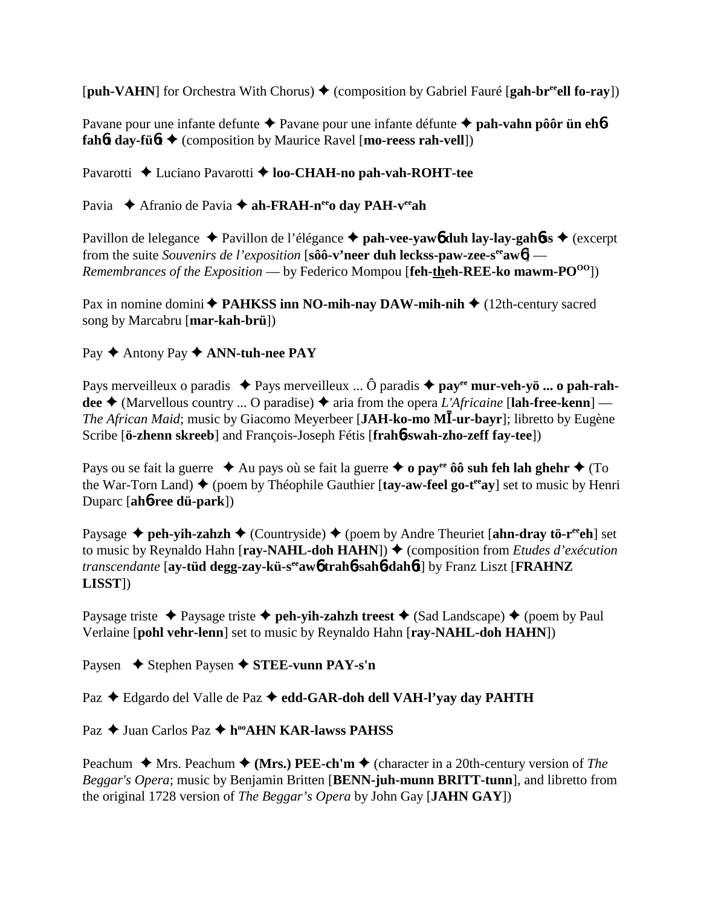[**puh-VAHN**] for Orchestra With Chorus) ✦ (composition by Gabriel Fauré [**gah-br**ee**ell fo-ray**])

Pavane pour une infante defunte ✦ Pavane pour une infante défunte ✦ **pah-vahn pôôr ün eh**6 **fah**6**t day-fü**6**t** ✦ (composition by Maurice Ravel [**mo-reess rah-vell**])

Pavarotti ✦ Luciano Pavarotti ✦ **loo-CHAH-no pah-vah-ROHT-tee**

Pavia ✦ Afranio de Pavia ✦ **ah-FRAH-n**ee**o day PAH-v**ee**ah**

Pavillon de lelegance ✦ Pavillon de l'élégance ✦ **pah-vee-yaw**6 **duh lay-lay-gah**6**ss** ✦ (excerpt from the suite *Souvenirs de l'exposition* [**sôô-v'neer duh leckss-paw-zee-s**ee**aw**6] — *Remembrances of the Exposition* — by Federico Mompou [**feh-theh-REE-ko mawm-PO**OO])

Pax in nomine domini ✦ **PAHKSS inn NO-mih-nay DAW-mih-nih** ✦ (12th-century sacred song by Marcabru [**mar-kah-brü**])

Pay ✦ Antony Pay ✦ **ANN-tuh-nee PAY**

Pays merveilleux o paradis ✦ Pays merveilleux ... Ô paradis ✦ **pay**ee **mur-veh-yö ... o pah-rah-dee** ✦ (Marvellous country ... O paradise) ✦ aria from the opera *L'Africaine* [**lah-free-kenn**] — *The African Maid*; music by Giacomo Meyerbeer [**JAH-ko-mo MĪ-ur-bayr**]; libretto by Eugène Scribe [**ö-zhenn skreeb**] and François-Joseph Fétis [**frah**6**-swah-zho-zeff fay-tee**])

Pays ou se fait la guerre ✦ Au pays où se fait la guerre ✦ **o pay**ee **ôô suh feh lah ghehr** ✦ (To the War-Torn Land) ✦ (poem by Théophile Gauthier [**tay-aw-feel go-t**ee**ay**] set to music by Henri Duparc [**ah**6**-ree dü-park**])

Paysage ✦ **peh-yih-zahzh** ✦ (Countryside) ✦ (poem by Andre Theuriet [**ahn-dray tö-r**ee**eh**] set to music by Reynaldo Hahn [**ray-NAHL-doh HAHN**]) ✦ (composition from *Etudes d'exécution transcendante* [**ay-tüd degg-zay-kü-s**ee**aw**6 **trah**6**-sah**6**-dah**6**t**] by Franz Liszt [**FRAHNZ LISST**])

Paysage triste ✦ Paysage triste ✦ **peh-yih-zahzh treest** ✦ (Sad Landscape) ✦ (poem by Paul Verlaine [**pohl vehr-lenn**] set to music by Reynaldo Hahn [**ray-NAHL-doh HAHN**])

Paysen ✦ Stephen Paysen ✦ **STEE-vunn PAY-s'n**

Paz ✦ Edgardo del Valle de Paz ✦ **edd-GAR-doh dell VAH-l'yay day PAHTH**

Paz ✦ Juan Carlos Paz ✦ **h**oo**AHN KAR-lawss PAHSS**

Peachum ✦ Mrs. Peachum ✦ **(Mrs.) PEE-ch'm** ✦ (character in a 20th-century version of *The Beggar's Opera*; music by Benjamin Britten [**BENN-juh-munn BRITT-tunn**], and libretto from the original 1728 version of *The Beggar's Opera* by John Gay [**JAHN GAY**])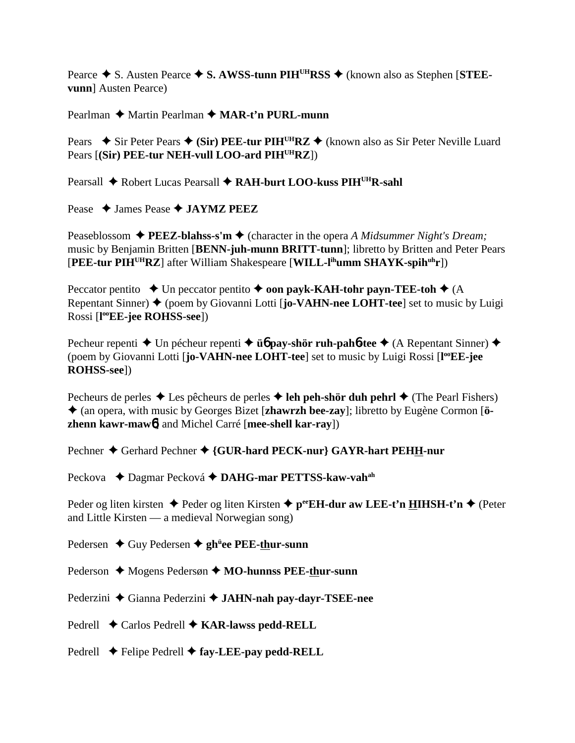Pearce ✦ S. Austen Pearce ✦ **S. AWSS-tunn PIH[UH]RSS** ✦ (known also as Stephen [**STEE-vunn**] Austen Pearce)

Pearlman ✦ Martin Pearlman ✦ **MAR-t'n PURL-munn**

Pears ✦ Sir Peter Pears ✦ **(Sir) PEE-tur PIH[UH]RZ** ✦ (known also as Sir Peter Neville Luard Pears [**(Sir) PEE-tur NEH-vull LOO-ard PIH[UH]RZ**])

Pearsall ✦ Robert Lucas Pearsall ✦ **RAH-burt LOO-kuss PIH[UH]R-sahl**

Pease ✦ James Pease ✦ **JAYMZ PEEZ**

Peaseblossom ✦ **PEEZ-blahss-s'm** ✦ (character in the opera *A Midsummer Night's Dream;* music by Benjamin Britten [**BENN-juh-munn BRITT-tunn**]; libretto by Britten and Peter Pears [**PEE-tur PIH[UH]RZ**] after William Shakespeare [**WILL-l[ih]umm SHAYK-spih[uh]r**])

Peccator pentito ✦ Un peccator pentito ✦ **oon payk-KAH-tohr payn-TEE-toh** ✦ (A Repentant Sinner) ✦ (poem by Giovanni Lotti [**jo-VAHN-nee LOHT-tee**] set to music by Luigi Rossi [**l[oo]EE-jee ROHSS-see**])

Pecheur repenti ✦ Un pécheur repenti ✦ **üɓ pay-shör ruh-pahɓ-tee** ✦ (A Repentant Sinner) ✦ (poem by Giovanni Lotti [**jo-VAHN-nee LOHT-tee**] set to music by Luigi Rossi [**l[oo]EE-jee ROHSS-see**])

Pecheurs de perles ✦ Les pêcheurs de perles ✦ **leh peh-shör duh pehrl** ✦ (The Pearl Fishers) ✦ (an opera, with music by Georges Bizet [**zhawrzh bee-zay**]; libretto by Eugène Cormon [**ö-zhenn kawr-mawɓ**] and Michel Carré [**mee-shell kar-ray**])

Pechner ✦ Gerhard Pechner ✦ **{GUR-hard PECK-nur} GAYR-hart PEHH-nur**

Peckova ✦ Dagmar Pecková ✦ **DAHG-mar PETTSS-kaw-vah[ah]**

Peder og liten kirsten ✦ Peder og liten Kirsten ✦ **p[ee]EH-dur aw LEE-t'n HIHSH-t'n** ✦ (Peter and Little Kirsten — a medieval Norwegian song)

Pedersen ✦ Guy Pedersen ✦ **gh[ü]ee PEE-thur-sunn**

Pederson ✦ Mogens Pedersøn ✦ **MO-hunnss PEE-thur-sunn**

Pederzini ✦ Gianna Pederzini ✦ **JAHN-nah pay-dayr-TSEE-nee**

Pedrell ✦ Carlos Pedrell ✦ **KAR-lawss pedd-RELL**

Pedrell ✦ Felipe Pedrell ✦ **fay-LEE-pay pedd-RELL**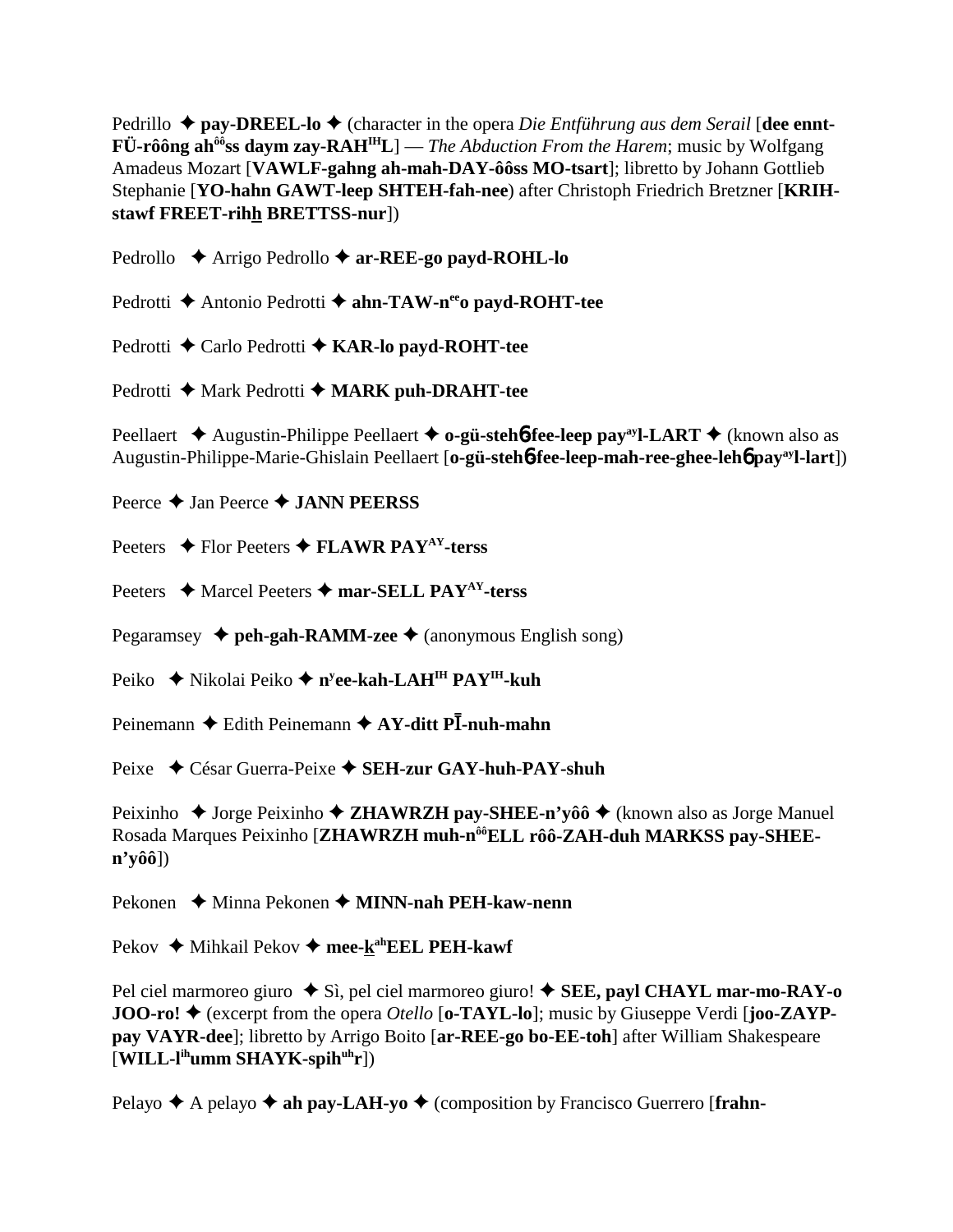Pedrillo ✦ **pay-DREEL-lo** ✦ (character in the opera *Die Entführung aus dem Serail* [**dee ennt-FÜ-rôông ah**[ôô]**ss daym zay-RAH**[IH]**L**] — *The Abduction From the Harem*; music by Wolfgang Amadeus Mozart [**VAWLF-gahng ah-mah-DAY-ôôss MO-tsart**]; libretto by Johann Gottlieb Stephanie [**YO-hahn GAWT-leep SHTEH-fah-nee**) after Christoph Friedrich Bretzner [**KRIH-stawf FREET-rihh BRETTSS-nur**])

Pedrollo ✦ Arrigo Pedrollo ✦ **ar-REE-go payd-ROHL-lo**

Pedrotti ✦ Antonio Pedrotti ✦ **ahn-TAW-n**[ee]**o payd-ROHT-tee**

Pedrotti ✦ Carlo Pedrotti ✦ **KAR-lo payd-ROHT-tee**

Pedrotti ✦ Mark Pedrotti ✦ **MARK puh-DRAHT-tee**

Peellaert ✦ Augustin-Philippe Peellaert ✦ **o-gü-stehɓ-fee-leep pay**[ay]**l-LART** ✦ (known also as Augustin-Philippe-Marie-Ghislain Peellaert [**o-gü-stehɓ-fee-leep-mah-ree-ghee-lehɓ pay**[ay]**l-lart**])

Peerce ✦ Jan Peerce ✦ **JANN PEERSS**

Peeters ✦ Flor Peeters ✦ **FLAWR PAY**[AY]**-terss**

Peeters ✦ Marcel Peeters ✦ **mar-SELL PAY**[AY]**-terss**

Pegaramsey ✦ **peh-gah-RAMM-zee** ✦ (anonymous English song)

Peiko ✦ Nikolai Peiko ✦ **n**[y]**ee-kah-LAH**[IH] **PAY**[IH]**-kuh**

Peinemann ✦ Edith Peinemann ✦ **AY-ditt PĪ-nuh-mahn**

Peixe ✦ César Guerra-Peixe ✦ **SEH-zur GAY-huh-PAY-shuh**

Peixinho ✦ Jorge Peixinho ✦ **ZHAWRZH pay-SHEE-n'yôô** ✦ (known also as Jorge Manuel Rosada Marques Peixinho [**ZHAWRZH muh-n**[ôô]**ELL rôô-ZAH-duh MARKSS pay-SHEE-n'yôô**])

Pekonen ✦ Minna Pekonen ✦ **MINN-nah PEH-kaw-nenn**

Pekov ✦ Mihkail Pekov ✦ **mee-k**[ah]**EEL PEH-kawf**

Pel ciel marmoreo giuro ✦ Sì, pel ciel marmoreo giuro! ✦ **SEE, payl CHAYL mar-mo-RAY-o JOO-ro!** ✦ (excerpt from the opera *Otello* [**o-TAYL-lo**]; music by Giuseppe Verdi [**joo-ZAYP-pay VAYR-dee**]; libretto by Arrigo Boito [**ar-REE-go bo-EE-toh**] after William Shakespeare [**WILL-l**[ih]**umm SHAYK-spih**[uh]**r**])

Pelayo ✦ A pelayo ✦ **ah pay-LAH-yo** ✦ (composition by Francisco Guerrero [**frahn-**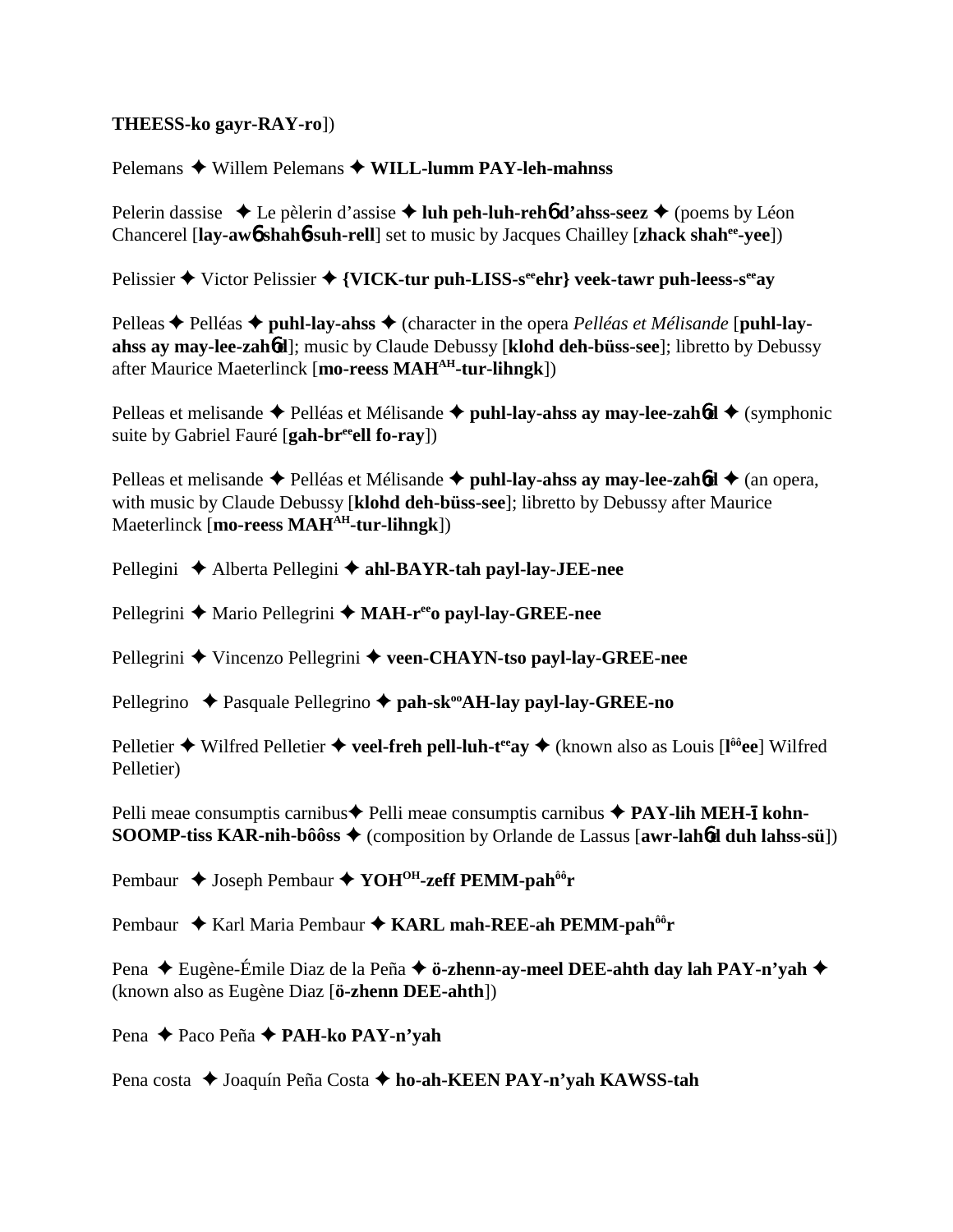**THEESS-ko gayr-RAY-ro**])

Pelemans ✦ Willem Pelemans ✦ **WILL-lumm PAY-leh-mahnss**

Pelerin dassise ✦ Le pèlerin d'assise ✦ **luh peh-luh-rehɓ d'ahss-seez** ✦ (poems by Léon Chancerel [**lay-awɓ shahɓ-suh-rell**] set to music by Jacques Chailley [**zhack shah^ee-yee**])

Pelissier ✦ Victor Pelissier ✦ **{VICK-tur puh-LISS-s^ee ehr} veek-tawr puh-leess-s^ee ay**

Pelleas ✦ Pelléas ✦ **puhl-lay-ahss** ✦ (character in the opera *Pelléas et Mélisande* [**puhl-lay-ahss ay may-lee-zahɓd**]; music by Claude Debussy [**klohd deh-büss-see**]; libretto by Debussy after Maurice Maeterlinck [**mo-reess MAH^AH-tur-lihngk**])

Pelleas et melisande ✦ Pelléas et Mélisande ✦ **puhl-lay-ahss ay may-lee-zahɓd** ✦ (symphonic suite by Gabriel Fauré [**gah-br^ee ell fo-ray**])

Pelleas et melisande ✦ Pelléas et Mélisande ✦ **puhl-lay-ahss ay may-lee-zahɓd** ✦ (an opera, with music by Claude Debussy [**klohd deh-büss-see**]; libretto by Debussy after Maurice Maeterlinck [**mo-reess MAH^AH-tur-lihngk**])

Pellegini ✦ Alberta Pellegini ✦ **ahl-BAYR-tah payl-lay-JEE-nee**

Pellegrini ✦ Mario Pellegrini ✦ **MAH-r^ee o payl-lay-GREE-nee**

Pellegrini ✦ Vincenzo Pellegrini ✦ **veen-CHAYN-tso payl-lay-GREE-nee**

Pellegrino ✦ Pasquale Pellegrino ✦ **pah-sk^oo AH-lay payl-lay-GREE-no**

Pelletier ✦ Wilfred Pelletier ✦ **veel-freh pell-luh-t^ee ay** ✦ (known also as Louis [**l^ôô ee**] Wilfred Pelletier)

Pelli meae consumptis carnibus✦ Pelli meae consumptis carnibus ✦ **PAY-lih MEH-ī kohn-SOOMP-tiss KAR-nih-bôôss** ✦ (composition by Orlande de Lassus [**awr-lahɓd duh lahss-sü**])

Pembaur ✦ Joseph Pembaur ✦ **YOH^OH-zeff PEMM-pah^ôô r**

Pembaur ✦ Karl Maria Pembaur ✦ **KARL mah-REE-ah PEMM-pah^ôô r**

Pena ✦ Eugène-Émile Diaz de la Peña ✦ **ö-zhenn-ay-meel DEE-ahth day lah PAY-n'yah** ✦ (known also as Eugène Diaz [**ö-zhenn DEE-ahth**])

Pena ✦ Paco Peña ✦ **PAH-ko PAY-n'yah**

Pena costa ✦ Joaquín Peña Costa ✦ **ho-ah-KEEN PAY-n'yah KAWSS-tah**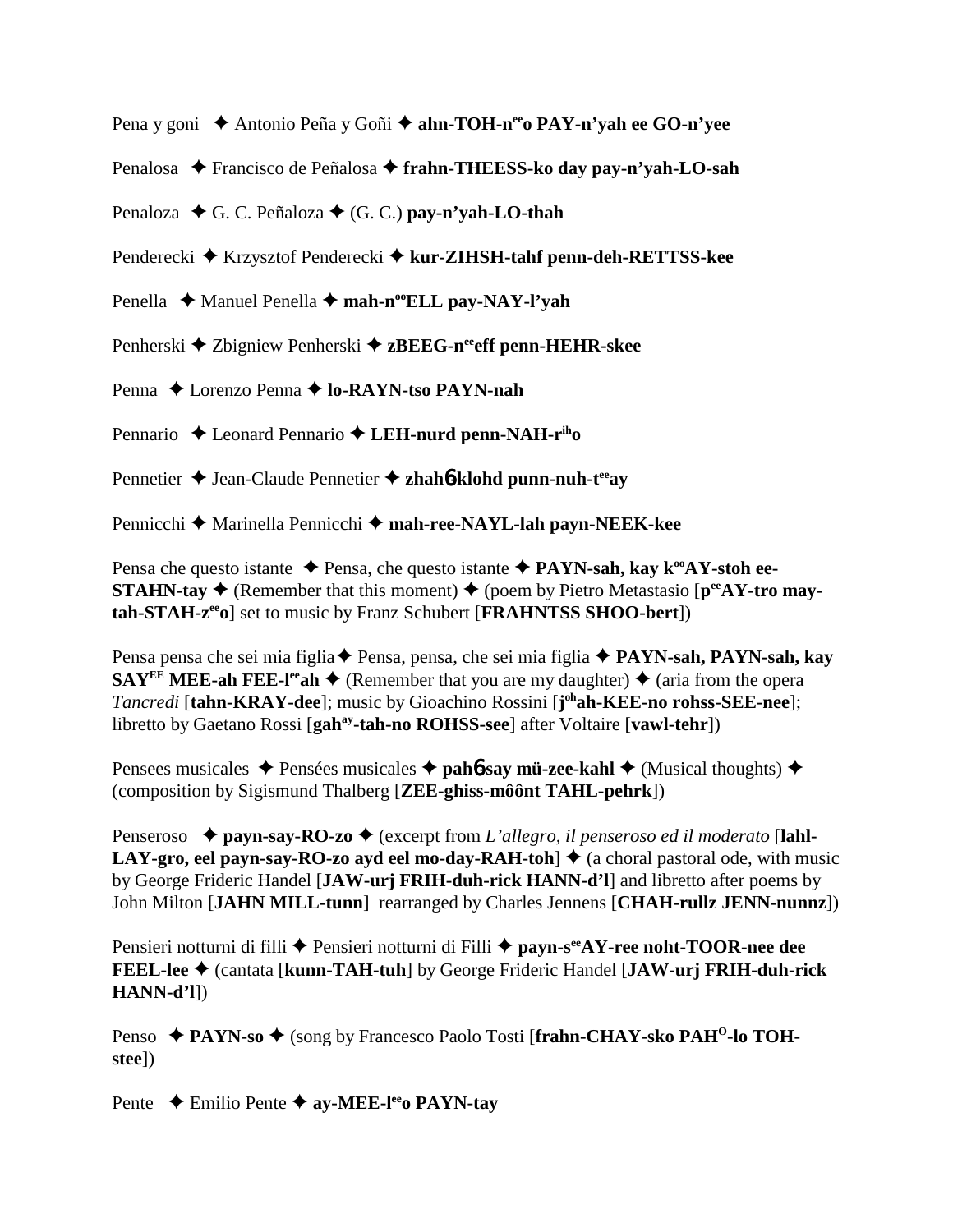Pena y goni ✦ Antonio Peña y Goñi ✦ **ahn-TOH-n**[ee]**o PAY-n'yah ee GO-n'yee**

Penalosa ✦ Francisco de Peñalosa ✦ **frahn-THEESS-ko day pay-n'yah-LO-sah**

Penaloza ✦ G. C. Peñaloza ✦ (G. C.) **pay-n'yah-LO-thah**

Penderecki ✦ Krzysztof Penderecki ✦ **kur-ZIHSH-tahf penn-deh-RETTSS-kee**

Penella ✦ Manuel Penella ✦ **mah-n**[oo]**ELL pay-NAY-l'yah**

Penherski ✦ Zbigniew Penherski ✦ **zBEEG-n**[ee]**eff penn-HEHR-skee**

Penna ✦ Lorenzo Penna ✦ **lo-RAYN-tso PAYN-nah**

Pennario ✦ Leonard Pennario ✦ **LEH-nurd penn-NAH-r**[ih]**o**

Pennetier ✦ Jean-Claude Pennetier ✦ **zhahɓ-klohd punn-nuh-t**[ee]**ay**

Pennicchi ✦ Marinella Pennicchi ✦ **mah-ree-NAYL-lah payn-NEEK-kee**

Pensa che questo istante ✦ Pensa, che questo istante ✦ **PAYN-sah, kay k**[oo]**AY-stoh ee-STAHN-tay** ✦ (Remember that this moment) ✦ (poem by Pietro Metastasio [**p**[ee]**AY-tro may-tah-STAH-z**[ee]**o**] set to music by Franz Schubert [**FRAHNTSS SHOO-bert**])

Pensa pensa che sei mia figlia✦ Pensa, pensa, che sei mia figlia ✦ **PAYN-sah, PAYN-sah, kay SAY**[EE] **MEE-ah FEE-l**[ee]**ah** ✦ (Remember that you are my daughter) ✦ (aria from the opera *Tancredi* [**tahn-KRAY-dee**]; music by Gioachino Rossini [**j**[oh]**ah-KEE-no rohss-SEE-nee**]; libretto by Gaetano Rossi [**gah**[ay]**-tah-no ROHSS-see**] after Voltaire [**vawl-tehr**])

Pensees musicales ✦ Pensées musicales ✦ **pahɓ-say mü-zee-kahl** ✦ (Musical thoughts) ✦ (composition by Sigismund Thalberg [**ZEE-ghiss-môônt TAHL-pehrk**])

Penseroso ✦ **payn-say-RO-zo** ✦ (excerpt from *L'allegro, il penseroso ed il moderato* [**lahl-LAY-gro, eel payn-say-RO-zo ayd eel mo-day-RAH-toh**] ✦ (a choral pastoral ode, with music by George Frideric Handel [**JAW-urj FRIH-duh-rick HANN-d'l**] and libretto after poems by John Milton [**JAHN MILL-tunn**] rearranged by Charles Jennens [**CHAH-rullz JENN-nunnz**])

Pensieri notturni di filli ✦ Pensieri notturni di Filli ✦ **payn-s**[ee]**AY-ree noht-TOOR-nee dee FEEL-lee** ✦ (cantata [**kunn-TAH-tuh**] by George Frideric Handel [**JAW-urj FRIH-duh-rick HANN-d'l**])

Penso ✦ **PAYN-so** ✦ (song by Francesco Paolo Tosti [**frahn-CHAY-sko PAH**[O]**-lo TOH-stee**])

Pente ✦ Emilio Pente ✦ **ay-MEE-l**[ee]**o PAYN-tay**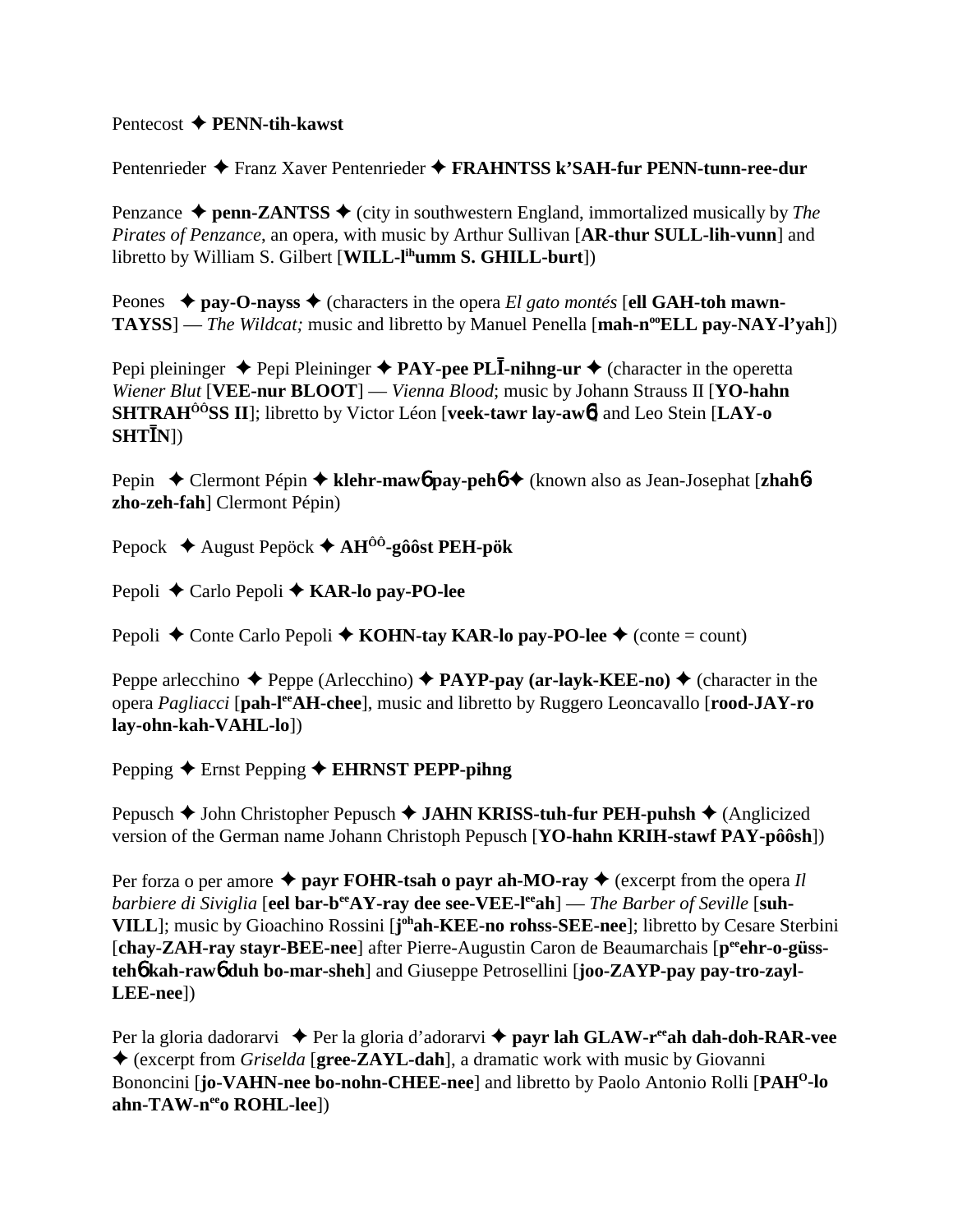Pentecost ✦ **PENN-tih-kawst**

Pentenrieder ✦ Franz Xaver Pentenrieder ✦ **FRAHNTSS k'SAH-fur PENN-tunn-ree-dur**

Penzance ✦ **penn-ZANTSS** ✦ (city in southwestern England, immortalized musically by *The Pirates of Penzance*, an opera, with music by Arthur Sullivan [**AR-thur SULL-lih-vunn**] and libretto by William S. Gilbert [**WILL-l**[ih]**umm S. GHILL-burt**])

Peones ✦ **pay-O-nayss** ✦ (characters in the opera *El gato montés* [**ell GAH-toh mawn-TAYSS**] — *The Wildcat;* music and libretto by Manuel Penella [**mah-n**[oo]**ELL pay-NAY-l'yah**])

Pepi pleininger ✦ Pepi Pleininger ✦ **PAY-pee PLĪ-nihng-ur** ✦ (character in the operetta *Wiener Blut* [**VEE-nur BLOOT**] — *Vienna Blood*; music by Johann Strauss II [**YO-hahn SHTRAH**[ôô]**SS II**]; libretto by Victor Léon [**veek-tawr lay-awɓ**] and Leo Stein [**LAY-o SHTĪN**])

Pepin ✦ Clermont Pépin ✦ **klehr-mawɓ pay-pehɓ** ✦ (known also as Jean-Josephat [**zhahɓ zho-zeh-fah**] Clermont Pépin)

Pepock ✦ August Pepöck ✦ **AH**[ôô]**-gôôst PEH-pök**

Pepoli ✦ Carlo Pepoli ✦ **KAR-lo pay-PO-lee**

Pepoli ✦ Conte Carlo Pepoli ✦ **KOHN-tay KAR-lo pay-PO-lee** ✦ (conte = count)

Peppe arlecchino ✦ Peppe (Arlecchino) ✦ **PAYP-pay (ar-layk-KEE-no)** ✦ (character in the opera *Pagliacci* [**pah-l**[ee]**AH-chee**], music and libretto by Ruggero Leoncavallo [**rood-JAY-ro lay-ohn-kah-VAHL-lo**])

Pepping ✦ Ernst Pepping ✦ **EHRNST PEPP-pihng**

Pepusch ✦ John Christopher Pepusch ✦ **JAHN KRISS-tuh-fur PEH-puhsh** ✦ (Anglicized version of the German name Johann Christoph Pepusch [**YO-hahn KRIH-stawf PAY-pôôsh**])

Per forza o per amore ✦ **payr FOHR-tsah o payr ah-MO-ray** ✦ (excerpt from the opera *Il barbiere di Siviglia* [**eel bar-b**[ee]**AY-ray dee see-VEE-l**[ee]**ah**] — *The Barber of Seville* [**suh-VILL**]; music by Gioachino Rossini [**j**[oh]**ah-KEE-no rohss-SEE-nee**]; libretto by Cesare Sterbini [**chay-ZAH-ray stayr-BEE-nee**] after Pierre-Augustin Caron de Beaumarchais [**p**[ee]**ehr-o-güss-tehɓ kah-rawɓ duh bo-mar-sheh**] and Giuseppe Petrosellini [**joo-ZAYP-pay pay-tro-zayl-LEE-nee**])

Per la gloria dadorarvi ✦ Per la gloria d'adorarvi ✦ **payr lah GLAW-r**[ee]**ah dah-doh-RAR-vee** ✦ (excerpt from *Griselda* [**gree-ZAYL-dah**], a dramatic work with music by Giovanni Bononcini [**jo-VAHN-nee bo-nohn-CHEE-nee**] and libretto by Paolo Antonio Rolli [**PAH**[O]**-lo ahn-TAW-n**[ee]**o ROHL-lee**])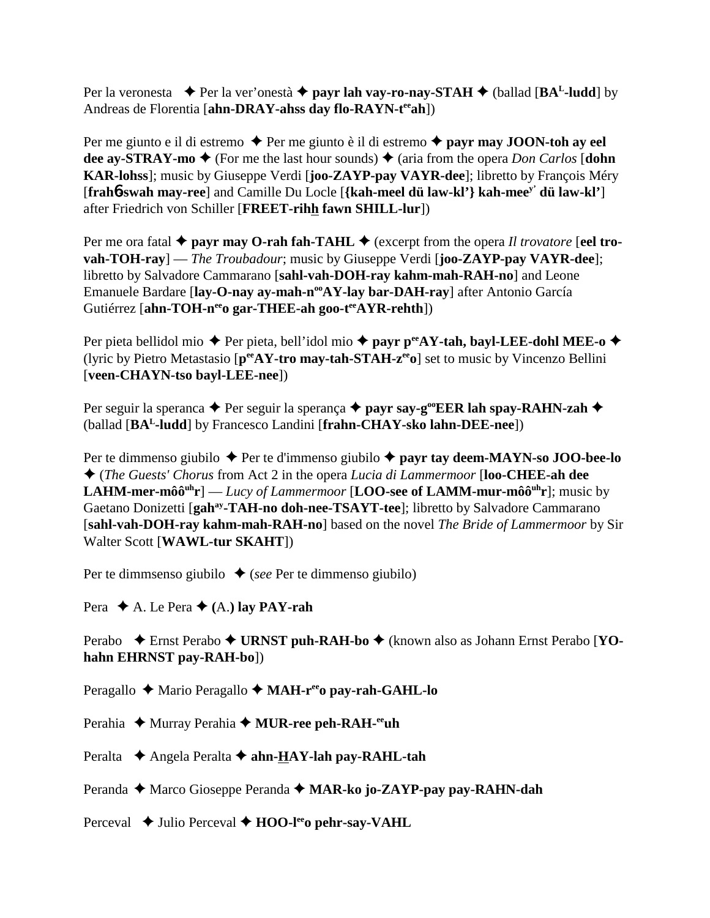Per la veronesta ✦ Per la ver'onestà ✦ **payr lah vay-ro-nay-STAH** ✦ (ballad [**BA**[L]**-ludd**] by Andreas de Florentia [**ahn-DRAY-ahss day flo-RAYN-t**[ee]**ah**])

Per me giunto e il di estremo ✦ Per me giunto è il di estremo ✦ **payr may JOON-toh ay eel dee ay-STRAY-mo** ✦ (For me the last hour sounds) ✦ (aria from the opera *Don Carlos* [**dohn KAR-lohss**]; music by Giuseppe Verdi [**joo-ZAYP-pay VAYR-dee**]; libretto by François Méry [**frahɓ-swah may-ree**] and Camille Du Locle [**{kah-meel dü law-kl'} kah-mee**[y']**dü law-kl'**] after Friedrich von Schiller [**FREET-rihh fawn SHILL-lur**])

Per me ora fatal ✦ **payr may O-rah fah-TAHL** ✦ (excerpt from the opera *Il trovatore* [**eel tro-vah-TOH-ray**] — *The Troubadour*; music by Giuseppe Verdi [**joo-ZAYP-pay VAYR-dee**]; libretto by Salvadore Cammarano [**sahl-vah-DOH-ray kahm-mah-RAH-no**] and Leone Emanuele Bardare [**lay-O-nay ay-mah-n**[oo]**AY-lay bar-DAH-ray**] after Antonio García Gutiérrez [**ahn-TOH-n**[ee]**o gar-THEE-ah goo-t**[ee]**AYR-rehth**])

Per pieta bellidol mio ✦ Per pieta, bell'idol mio ✦ **payr p**[ee]**AY-tah, bayl-LEE-dohl MEE-o** ✦ (lyric by Pietro Metastasio [**p**[ee]**AY-tro may-tah-STAH-z**[ee]**o**] set to music by Vincenzo Bellini [**veen-CHAYN-tso bayl-LEE-nee**])

Per seguir la speranca ✦ Per seguir la sperança ✦ **payr say-g**[oo]**EER lah spay-RAHN-zah** ✦ (ballad [**BA**[L]**-ludd**] by Francesco Landini [**frahn-CHAY-sko lahn-DEE-nee**])

Per te dimmenso giubilo ✦ Per te d'immenso giubilo ✦ **payr tay deem-MAYN-so JOO-bee-lo** ✦ (*The Guests' Chorus* from Act 2 in the opera *Lucia di Lammermoor* [**loo-CHEE-ah dee LAHM-mer-môô**[uh]**r**] — *Lucy of Lammermoor* [**LOO-see of LAMM-mur-môô**[uh]**r**]; music by Gaetano Donizetti [**gah**[ay]**-TAH-no doh-nee-TSAYT-tee**]; libretto by Salvadore Cammarano [**sahl-vah-DOH-ray kahm-mah-RAH-no**] based on the novel *The Bride of Lammermoor* by Sir Walter Scott [**WAWL-tur SKAHT**])

Per te dimmsenso giubilo ✦ (*see* Per te dimmenso giubilo)

Pera ✦ A. Le Pera ✦ **(**A.**) lay PAY-rah**

Perabo ✦ Ernst Perabo ✦ **URNST puh-RAH-bo** ✦ (known also as Johann Ernst Perabo [**YO-hahn EHRNST pay-RAH-bo**])

Peragallo ✦ Mario Peragallo ✦ **MAH-r**[ee]**o pay-rah-GAHL-lo**

Perahia ✦ Murray Perahia ✦ **MUR-ree peh-RAH-**[ee]**uh**

Peralta ✦ Angela Peralta ✦ **ahn-HAY-lah pay-RAHL-tah**

Peranda ✦ Marco Gioseppe Peranda ✦ **MAR-ko jo-ZAYP-pay pay-RAHN-dah**

Perceval ✦ Julio Perceval ✦ **HOO-l**[ee]**o pehr-say-VAHL**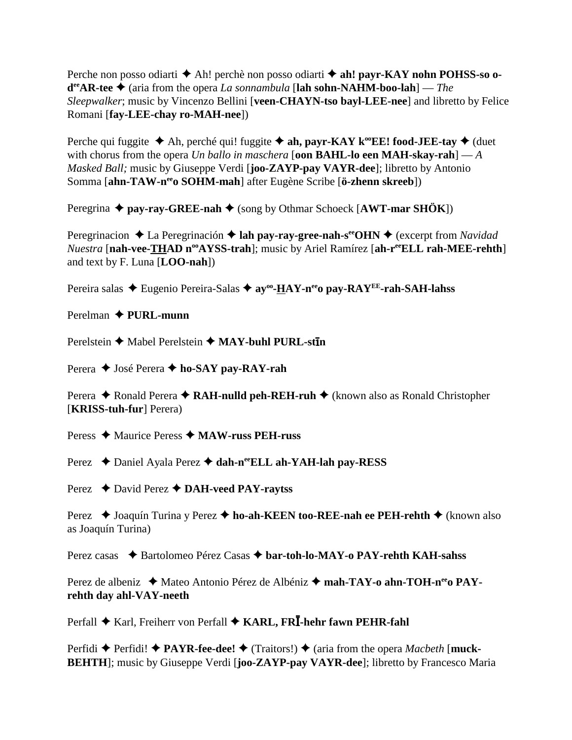Perche non posso odiarti ✦ Ah! perchè non posso odiarti ✦ **ah! payr-KAY nohn POHSS-so o-d**[ee]**AR-tee** ✦ (aria from the opera *La sonnambula* [**lah sohn-NAHM-boo-lah**] — *The Sleepwalker*; music by Vincenzo Bellini [**veen-CHAYN-tso bayl-LEE-nee**] and libretto by Felice Romani [**fay-LEE-chay ro-MAH-nee**])

Perche qui fuggite ✦ Ah, perché qui! fuggite ✦ **ah, payr-KAY k**[oo]**EE! food-JEE-tay** ✦ (duet with chorus from the opera *Un ballo in maschera* [**oon BAHL-lo een MAH-skay-rah**] — *A Masked Ball;* music by Giuseppe Verdi [**joo-ZAYP-pay VAYR-dee**]; libretto by Antonio Somma [**ahn-TAW-n**[ee]**o SOHM-mah**] after Eugène Scribe [**ö-zhenn skreeb**])

Peregrina ✦ **pay-ray-GREE-nah** ✦ (song by Othmar Schoeck [**AWT-mar SHÖK**])

Peregrinacion ✦ La Peregrinación ✦ **lah pay-ray-gree-nah-s**[ee]**OHN** ✦ (excerpt from *Navidad Nuestra* [**nah-vee-THAD n**[oo]**AYSS-trah**]; music by Ariel Ramírez [**ah-r**[ee]**ELL rah-MEE-rehth**] and text by F. Luna [**LOO-nah**])

Pereira salas ✦ Eugenio Pereira-Salas ✦ **ay**[oo]**-HAY-n**[ee]**o pay-RAY**[EE]**-rah-SAH-lahss**

Perelman ✦ **PURL-munn**

Perelstein ✦ Mabel Perelstein ✦ **MAY-buhl PURL-stīn**

Perera ✦ José Perera ✦ **ho-SAY pay-RAY-rah**

Perera ✦ Ronald Perera ✦ **RAH-nulld peh-REH-ruh** ✦ (known also as Ronald Christopher [**KRISS-tuh-fur**] Perera)

Peress ✦ Maurice Peress ✦ **MAW-russ PEH-russ**

Perez ✦ Daniel Ayala Perez ✦ **dah-n**[ee]**ELL ah-YAH-lah pay-RESS**

Perez ✦ David Perez ✦ **DAH-veed PAY-raytss**

Perez ✦ Joaquín Turina y Perez ✦ **ho-ah-KEEN too-REE-nah ee PEH-rehth** ✦ (known also as Joaquín Turina)

Perez casas ✦ Bartolomeo Pérez Casas ✦ **bar-toh-lo-MAY-o PAY-rehth KAH-sahss**

Perez de albeniz ✦ Mateo Antonio Pérez de Albéniz ✦ **mah-TAY-o ahn-TOH-n**[ee]**o PAY-rehth day ahl-VAY-neeth**

Perfall ✦ Karl, Freiherr von Perfall ✦ **KARL, FRĪ-hehr fawn PEHR-fahl**

Perfidi ✦ Perfidi! ✦ **PAYR-fee-dee!** ✦ (Traitors!) ✦ (aria from the opera *Macbeth* [**muck-BEHTH**]; music by Giuseppe Verdi [**joo-ZAYP-pay VAYR-dee**]; libretto by Francesco Maria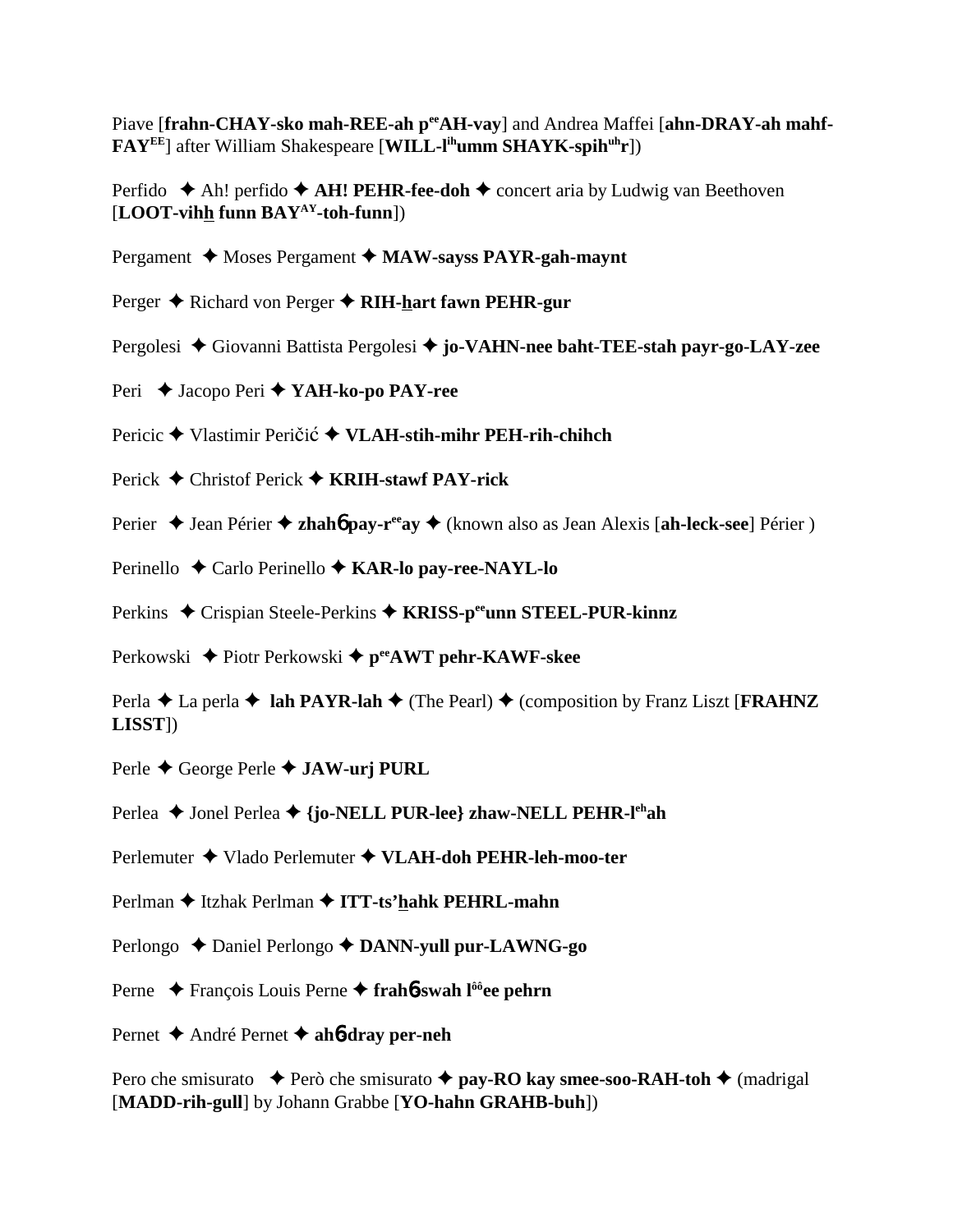Piave [**frahn-CHAY-sko mah-REE-ah p^ee^AH-vay**] and Andrea Maffei [**ahn-DRAY-ah mahf-FAY^EE^**] after William Shakespeare [**WILL-l^ih^umm SHAYK-spih^uh^r**])

Perfido ✦ Ah! perfido ✦ **AH! PEHR-fee-doh** ✦ concert aria by Ludwig van Beethoven [**LOOT-vihh funn BAY^AY^-toh-funn**])

Pergament ✦ Moses Pergament ✦ **MAW-sayss PAYR-gah-maynt**

Perger ✦ Richard von Perger ✦ **RIH-hart fawn PEHR-gur**

Pergolesi ✦ Giovanni Battista Pergolesi ✦ **jo-VAHN-nee baht-TEE-stah payr-go-LAY-zee**

Peri ✦ Jacopo Peri ✦ **YAH-ko-po PAY-ree**

Pericic ✦ Vlastimir Peričić ✦ **VLAH-stih-mihr PEH-rih-chihch**

Perick ✦ Christof Perick ✦ **KRIH-stawf PAY-rick**

Perier ✦ Jean Périer ✦ **zhahɓ pay-r^ee^ay** ✦ (known also as Jean Alexis [**ah-leck-see**] Périer )

Perinello ✦ Carlo Perinello ✦ **KAR-lo pay-ree-NAYL-lo**

Perkins ✦ Crispian Steele-Perkins ✦ **KRISS-p^ee^unn STEEL-PUR-kinnz**

Perkowski ✦ Piotr Perkowski ✦ **p^ee^AWT pehr-KAWF-skee**

Perla ✦ La perla ✦ **lah PAYR-lah** ✦ (The Pearl) ✦ (composition by Franz Liszt [**FRAHNZ LISST**])

Perle ✦ George Perle ✦ **JAW-urj PURL**

Perlea ✦ Jonel Perlea ✦ **{jo-NELL PUR-lee} zhaw-NELL PEHR-l^eh^ah**

Perlemuter ✦ Vlado Perlemuter ✦ **VLAH-doh PEHR-leh-moo-ter**

Perlman ✦ Itzhak Perlman ✦ **ITT-ts'hahk PEHRL-mahn**

Perlongo ✦ Daniel Perlongo ✦ **DANN-yull pur-LAWNG-go**

Perne ✦ François Louis Perne ✦ **frahɓ-swah l^ôô^ee pehrn**

Pernet ✦ André Pernet ✦ **ahɓ-dray per-neh**

Pero che smisurato ✦ Però che smisurato ✦ **pay-RO kay smee-soo-RAH-toh** ✦ (madrigal [**MADD-rih-gull**] by Johann Grabbe [**YO-hahn GRAHB-buh**])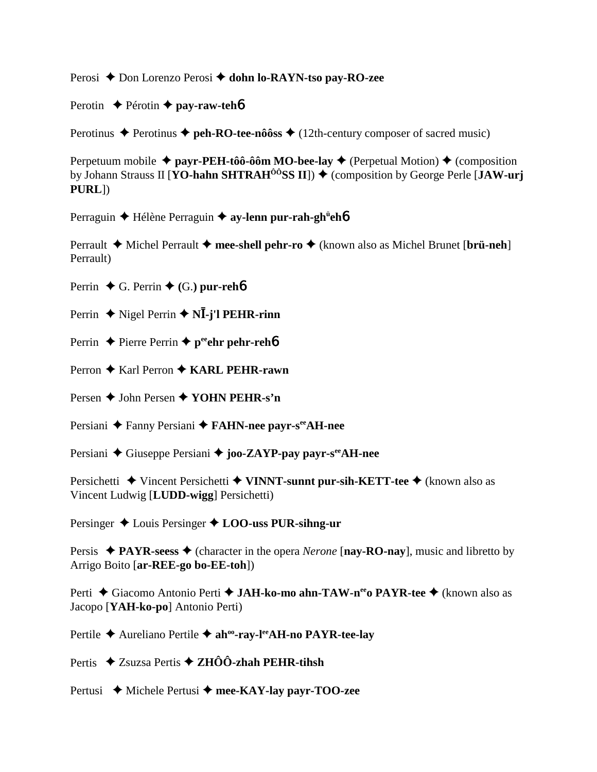Perosi ✦ Don Lorenzo Perosi ✦ **dohn lo-RAYN-tso pay-RO-zee**

Perotin ✦ Pérotin ✦ **pay-raw-teh**6

Perotinus ✦ Perotinus ✦ **peh-RO-tee-nôôss** ✦ (12th-century composer of sacred music)

Perpetuum mobile ✦ **payr-PEH-tôô-ôôm MO-bee-lay** ✦ (Perpetual Motion) ✦ (composition by Johann Strauss II [**YO-hahn SHTRAH**ÔÔ**SS II**]) ✦ (composition by George Perle [**JAW-urj PURL**])

Perraguin ✦ Hélène Perraguin ✦ **ay-lenn pur-rah-gh**ü**eh**6

Perrault ✦ Michel Perrault ✦ **mee-shell pehr-ro** ✦ (known also as Michel Brunet [**brü-neh**] Perrault)

Perrin ✦ G. Perrin ✦ **(**G.**) pur-reh**6

Perrin ✦ Nigel Perrin ✦ **NĪ-j'l PEHR-rinn**

Perrin ✦ Pierre Perrin ✦ **p**ee**ehr pehr-reh**6

Perron ✦ Karl Perron ✦ **KARL PEHR-rawn**

Persen ✦ John Persen ✦ **YOHN PEHR-s'n**

Persiani ✦ Fanny Persiani ✦ **FAHN-nee payr-s**ee**AH-nee**

Persiani ✦ Giuseppe Persiani ✦ **joo-ZAYP-pay payr-s**ee**AH-nee**

Persichetti ✦ Vincent Persichetti ✦ **VINNT-sunnt pur-sih-KETT-tee** ✦ (known also as Vincent Ludwig [**LUDD-wigg**] Persichetti)

Persinger ✦ Louis Persinger ✦ **LOO-uss PUR-sihng-ur**

Persis ✦ **PAYR-seess** ✦ (character in the opera *Nerone* [**nay-RO-nay**], music and libretto by Arrigo Boito [**ar-REE-go bo-EE-toh**])

Perti ✦ Giacomo Antonio Perti ✦ **JAH-ko-mo ahn-TAW-n**ee**o PAYR-tee** ✦ (known also as Jacopo [**YAH-ko-po**] Antonio Perti)

Pertile ✦ Aureliano Pertile ✦ **ah**oo**-ray-l**ee**AH-no PAYR-tee-lay**

Pertis ✦ Zsuzsa Pertis ✦ **ZHÔÔ-zhah PEHR-tihsh**

Pertusi ✦ Michele Pertusi ✦ **mee-KAY-lay payr-TOO-zee**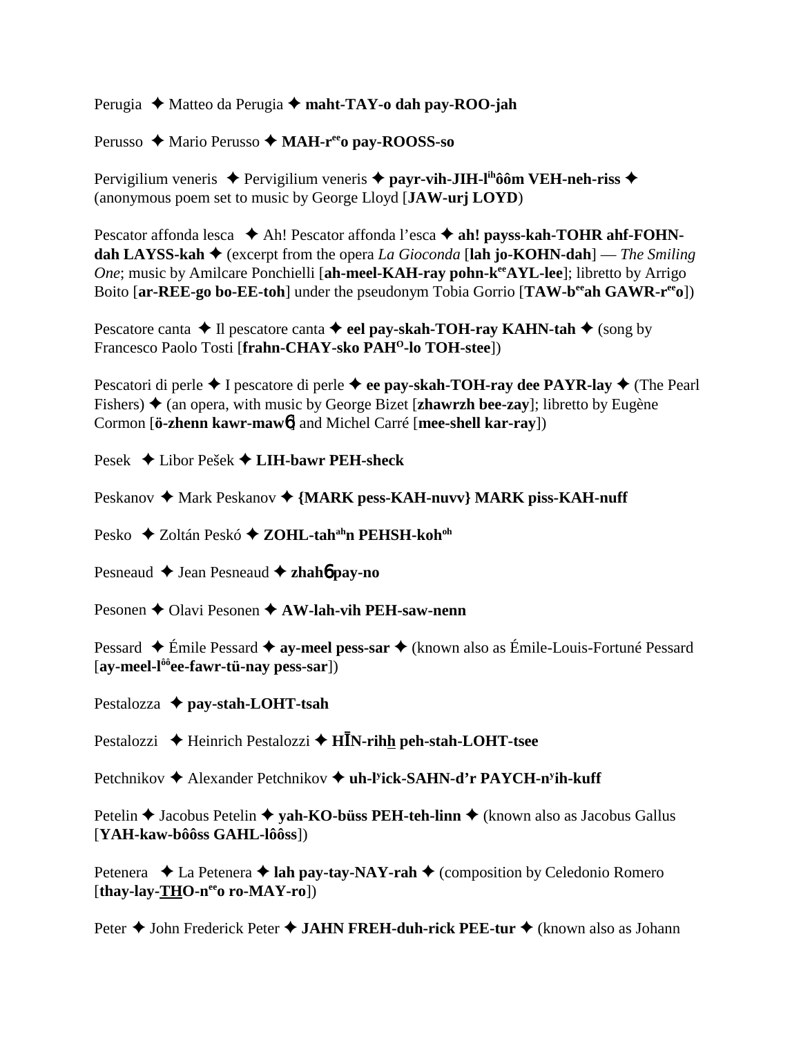Perugia ✦ Matteo da Perugia ✦ **maht-TAY-o dah pay-ROO-jah**

Perusso ✦ Mario Perusso ✦ **MAH-r**ee**o pay-ROOSS-so**

Pervigilium veneris ✦ Pervigilium veneris ✦ **payr-vih-JIH-l**ih**ôôm VEH-neh-riss** ✦ (anonymous poem set to music by George Lloyd [**JAW-urj LOYD**)

Pescator affonda lesca ✦ Ah! Pescator affonda l'esca ✦ **ah! payss-kah-TOHR ahf-FOHN-dah LAYSS-kah** ✦ (excerpt from the opera *La Gioconda* [**lah jo-KOHN-dah**] — *The Smiling One*; music by Amilcare Ponchielli [**ah-meel-KAH-ray pohn-k**ee**AYL-lee**]; libretto by Arrigo Boito [**ar-REE-go bo-EE-toh**] under the pseudonym Tobia Gorrio [**TAW-b**ee**ah GAWR-r**ee**o**])

Pescatore canta ✦ Il pescatore canta ✦ **eel pay-skah-TOH-ray KAHN-tah** ✦ (song by Francesco Paolo Tosti [**frahn-CHAY-sko PAH**O**-lo TOH-stee**])

Pescatori di perle ✦ I pescatore di perle ✦ **ee pay-skah-TOH-ray dee PAYR-lay** ✦ (The Pearl Fishers) ✦ (an opera, with music by George Bizet [**zhawrzh bee-zay**]; libretto by Eugène Cormon [**ö-zhenn kawr-maw**6] and Michel Carré [**mee-shell kar-ray**])

Pesek ✦ Libor Pešek ✦ **LIH-bawr PEH-sheck**

Peskanov ✦ Mark Peskanov ✦ **{MARK pess-KAH-nuvv} MARK piss-KAH-nuff**

Pesko ✦ Zoltán Peskó ✦ **ZOHL-tah**ah**n PEHSH-koh**oh

Pesneaud ✦ Jean Pesneaud ✦ **zhah**6 **pay-no**

Pesonen ✦ Olavi Pesonen ✦ **AW-lah-vih PEH-saw-nenn**

Pessard ✦ Émile Pessard ✦ **ay-meel pess-sar** ✦ (known also as Émile-Louis-Fortuné Pessard [**ay-meel-l**ôô**ee-fawr-tü-nay pess-sar**])

Pestalozza ✦ **pay-stah-LOHT-tsah**

Pestalozzi ✦ Heinrich Pestalozzi ✦ **HĪN-rih**h **peh-stah-LOHT-tsee**

Petchnikov ✦ Alexander Petchnikov ✦ **uh-l**y**ick-SAHN-d'r PAYCH-n**y**ih-kuff**

Petelin ✦ Jacobus Petelin ✦ **yah-KO-büss PEH-teh-linn** ✦ (known also as Jacobus Gallus [**YAH-kaw-bôôss GAHL-lôôss**])

Petenera ✦ La Petenera ✦ **lah pay-tay-NAY-rah** ✦ (composition by Celedonio Romero [**thay-lay-THO-n**ee**o ro-MAY-ro**])

Peter ✦ John Frederick Peter ✦ **JAHN FREH-duh-rick PEE-tur** ✦ (known also as Johann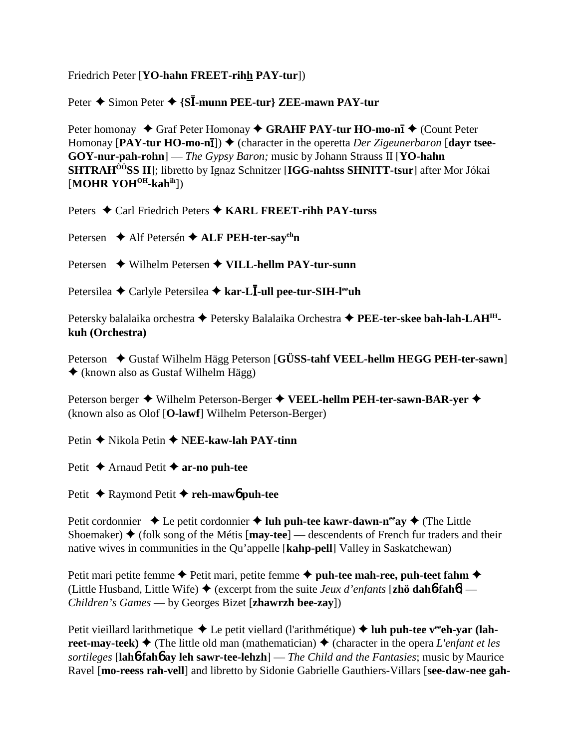Friedrich Peter [**YO-hahn FREET-rihh PAY-tur**])

Peter ✦ Simon Peter ✦ **{SĪ-munn PEE-tur} ZEE-mawn PAY-tur**

Peter homonay ✦ Graf Peter Homonay ✦ **GRAHF PAY-tur HO-mo-nī** ✦ (Count Peter Homonay [**PAY-tur HO-mo-nī**]) ✦ (character in the operetta *Der Zigeunerbaron* [**dayr tsee-GOY-nur-pah-rohn**] — *The Gypsy Baron;* music by Johann Strauss II [**YO-hahn SHTRAHÔÔSS II**]; libretto by Ignaz Schnitzer [**IGG-nahtss SHNITT-tsur**] after Mor Jókai [**MOHR YOHOH-kahih**])

Peters ✦ Carl Friedrich Peters ✦ **KARL FREET-rihh PAY-turss**

Petersen ✦ Alf Petersén ✦ **ALF PEH-ter-sayehn**

Petersen ✦ Wilhelm Petersen ✦ **VILL-hellm PAY-tur-sunn**

Petersilea ✦ Carlyle Petersilea ✦ **kar-LĪ-ull pee-tur-SIH-leeuh**

Petersky balalaika orchestra ✦ Petersky Balalaika Orchestra ✦ **PEE-ter-skee bah-lah-LAHIH-kuh (Orchestra)**

Peterson ✦ Gustaf Wilhelm Hägg Peterson [**GÜSS-tahf VEEL-hellm HEGG PEH-ter-sawn**] ✦ (known also as Gustaf Wilhelm Hägg)

Peterson berger ✦ Wilhelm Peterson-Berger ✦ **VEEL-hellm PEH-ter-sawn-BAR-yer** ✦ (known also as Olof [**O-lawf**] Wilhelm Peterson-Berger)

Petin ✦ Nikola Petin ✦ **NEE-kaw-lah PAY-tinn**

Petit ✦ Arnaud Petit ✦ **ar-no puh-tee**

Petit ✦ Raymond Petit ✦ **reh-mawɓ puh-tee**

Petit cordonnier ✦ Le petit cordonnier ✦ **luh puh-tee kawr-dawn-neeay** ✦ (The Little Shoemaker) ✦ (folk song of the Métis [**may-tee**] — descendents of French fur traders and their native wives in communities in the Qu'appelle [**kahp-pell**] Valley in Saskatchewan)

Petit mari petite femme ✦ Petit mari, petite femme ✦ **puh-tee mah-ree, puh-teet fahm** ✦ (Little Husband, Little Wife) ✦ (excerpt from the suite *Jeux d'enfants* [**zhö dahɓ-fahɓ**] — *Children's Games* — by Georges Bizet [**zhawrzh bee-zay**])

Petit vieillard larithmetique ✦ Le petit viellard (l'arithmétique) ✦ **luh puh-tee veeeh-yar (lah-reet-may-teek)** ✦ (The little old man (mathematician) ✦ (character in the opera *L'enfant et les sortileges* [**lahɓ-fahɓ ay leh sawr-tee-lehzh**] — *The Child and the Fantasies*; music by Maurice Ravel [**mo-reess rah-vell**] and libretto by Sidonie Gabrielle Gauthiers-Villars [**see-daw-nee gah-**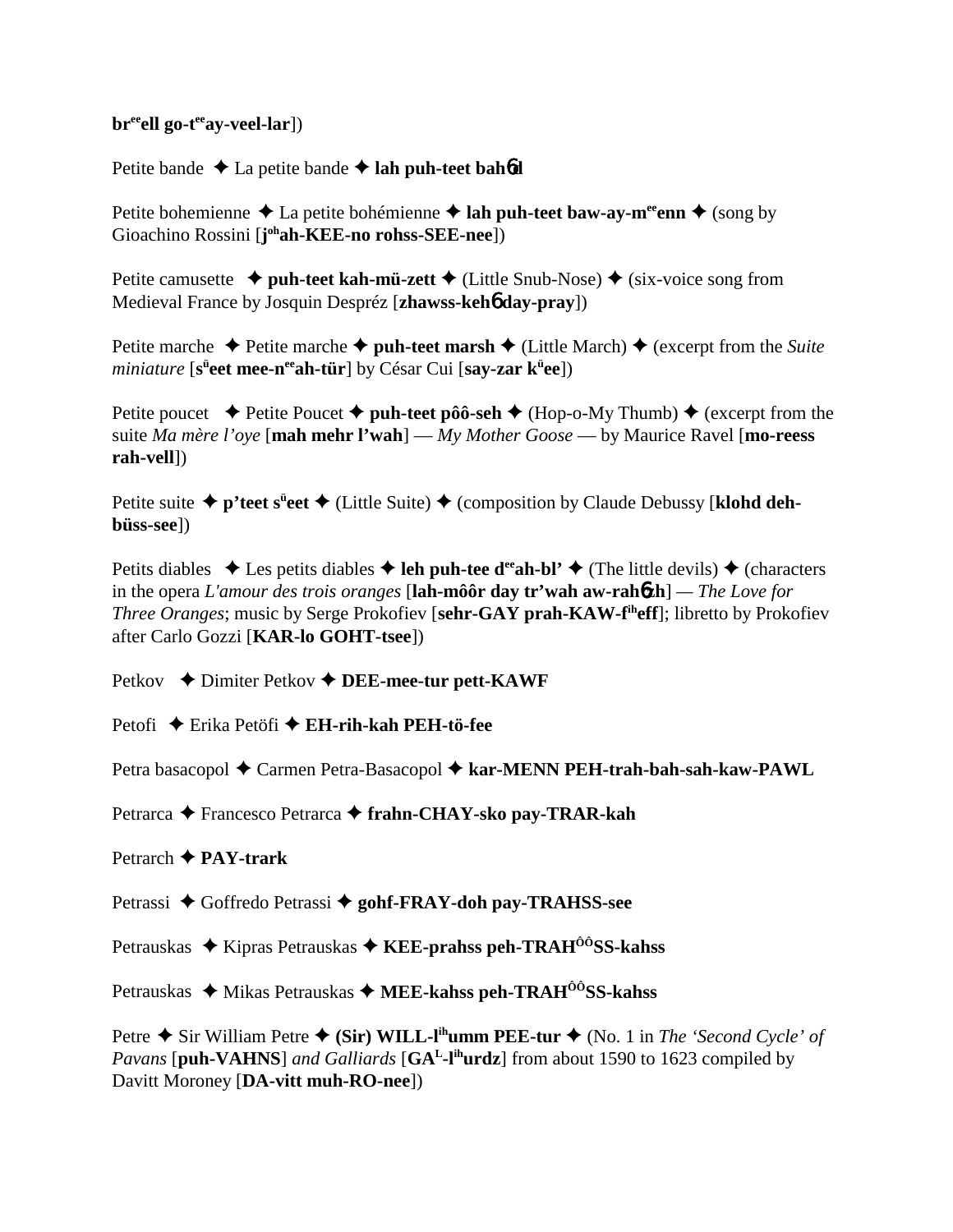**br^ee^ell go-t^ee^ay-veel-lar**])

Petite bande ✦ La petite bande ✦ **lah puh-teet bah�̃d**

Petite bohemienne ✦ La petite bohémienne ✦ **lah puh-teet baw-ay-m^ee^enn** ✦ (song by Gioachino Rossini [**j^oh^ah-KEE-no rohss-SEE-nee**])

Petite camusette ✦ **puh-teet kah-mü-zett** ✦ (Little Snub-Nose) ✦ (six-voice song from Medieval France by Josquin Despréz [**zhawss-kehɓ day-pray**])

Petite marche ✦ Petite marche ✦ **puh-teet marsh** ✦ (Little March) ✦ (excerpt from the *Suite miniature* [**s^ü^eet mee-n^ee^ah-tür**] by César Cui [**say-zar k^ü^ee**])

Petite poucet ✦ Petite Poucet ✦ **puh-teet pôô-seh** ✦ (Hop-o-My Thumb) ✦ (excerpt from the suite *Ma mère l'oye* [**mah mehr l'wah**] — *My Mother Goose* — by Maurice Ravel [**mo-reess rah-vell**])

Petite suite ✦ **p'teet s^ü^eet** ✦ (Little Suite) ✦ (composition by Claude Debussy [**klohd deh-büss-see**])

Petits diables ✦ Les petits diables ✦ **leh puh-tee d^ee^ah-bl'** ✦ (The little devils) ✦ (characters in the opera *L'amour des trois oranges* [**lah-môôr day tr'wah aw-rahɓzh**] — *The Love for Three Oranges*; music by Serge Prokofiev [**sehr-GAY prah-KAW-f^ih^eff**]; libretto by Prokofiev after Carlo Gozzi [**KAR-lo GOHT-tsee**])

Petkov ✦ Dimiter Petkov ✦ **DEE-mee-tur pett-KAWF**

Petofi ✦ Erika Petöfi ✦ **EH-rih-kah PEH-tö-fee**

Petra basacopol ✦ Carmen Petra-Basacopol ✦ **kar-MENN PEH-trah-bah-sah-kaw-PAWL**

Petrarca ✦ Francesco Petrarca ✦ **frahn-CHAY-sko pay-TRAR-kah**

Petrarch ✦ **PAY-trark**

Petrassi ✦ Goffredo Petrassi ✦ **gohf-FRAY-doh pay-TRAHSS-see**

Petrauskas ✦ Kipras Petrauskas ✦ **KEE-prahss peh-TRAH^ÔÔ^SS-kahss**

Petrauskas ✦ Mikas Petrauskas ✦ **MEE-kahss peh-TRAH^ÔÔ^SS-kahss**

Petre ✦ Sir William Petre ✦ **(Sir) WILL-l^ih^umm PEE-tur** ✦ (No. 1 in *The 'Second Cycle' of Pavans* [**puh-VAHNS**] *and Galliards* [**GA^L^-l^ih^urdz**] from about 1590 to 1623 compiled by Davitt Moroney [**DA-vitt muh-RO-nee**])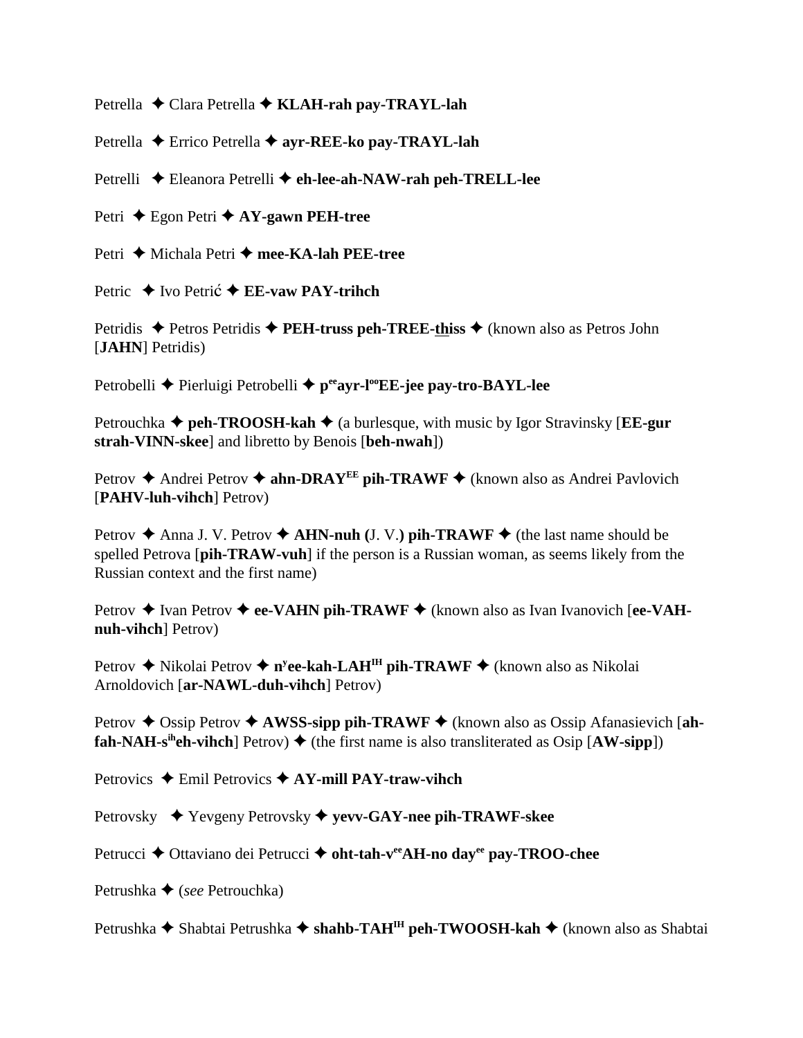Petrella ✦ Clara Petrella ✦ **KLAH-rah pay-TRAYL-lah**

Petrella ✦ Errico Petrella ✦ **ayr-REE-ko pay-TRAYL-lah**

Petrelli ✦ Eleanora Petrelli ✦ **eh-lee-ah-NAW-rah peh-TRELL-lee**

Petri ✦ Egon Petri ✦ **AY-gawn PEH-tree**

Petri ✦ Michala Petri ✦ **mee-KA-lah PEE-tree**

Petric ✦ Ivo Petrić ✦ **EE-vaw PAY-trihch**

Petridis ✦ Petros Petridis ✦ **PEH-truss peh-TREE-<u>th</u>iss** ✦ (known also as Petros John [**JAHN**] Petridis)

Petrobelli ✦ Pierluigi Petrobelli ✦ **p[ee]ayr-l[oo]EE-jee pay-tro-BAYL-lee**

Petrouchka ✦ **peh-TROOSH-kah** ✦ (a burlesque, with music by Igor Stravinsky [**EE-gur strah-VINN-skee**] and libretto by Benois [**beh-nwah**])

Petrov ✦ Andrei Petrov ✦ **ahn-DRAY[EE] pih-TRAWF** ✦ (known also as Andrei Pavlovich [**PAHV-luh-vihch**] Petrov)

Petrov ✦ Anna J. V. Petrov ✦ **AHN-nuh (**J. V.**) pih-TRAWF** ✦ (the last name should be spelled Petrova [**pih-TRAW-vuh**] if the person is a Russian woman, as seems likely from the Russian context and the first name)

Petrov ✦ Ivan Petrov ✦ **ee-VAHN pih-TRAWF** ✦ (known also as Ivan Ivanovich [**ee-VAH-nuh-vihch**] Petrov)

Petrov ✦ Nikolai Petrov ✦ **n[y]ee-kah-LAH[IH] pih-TRAWF** ✦ (known also as Nikolai Arnoldovich [**ar-NAWL-duh-vihch**] Petrov)

Petrov ✦ Ossip Petrov ✦ **AWSS-sipp pih-TRAWF** ✦ (known also as Ossip Afanasievich [**ah-fah-NAH-s[ih]eh-vihch**] Petrov) ✦ (the first name is also transliterated as Osip [**AW-sipp**])

Petrovics ✦ Emil Petrovics ✦ **AY-mill PAY-traw-vihch**

Petrovsky ✦ Yevgeny Petrovsky ✦ **yevv-GAY-nee pih-TRAWF-skee**

Petrucci ✦ Ottaviano dei Petrucci ✦ **oht-tah-v[ee]AH-no day[ee] pay-TROO-chee**

Petrushka ✦ (*see* Petrouchka)

Petrushka ✦ Shabtai Petrushka ✦ **shahb-TAH[IH] peh-TWOOSH-kah** ✦ (known also as Shabtai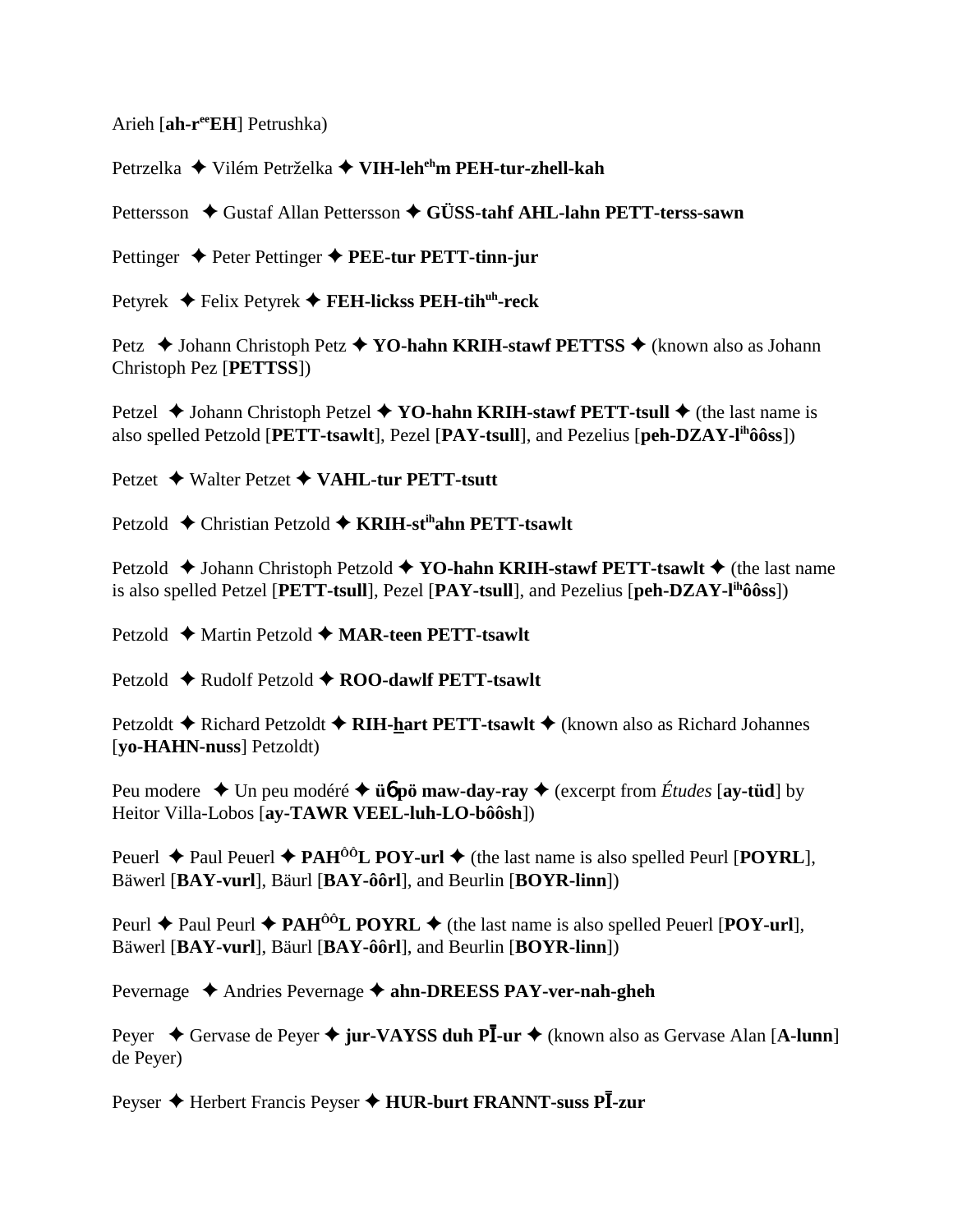Arieh [**ah-r**ee**EH**] Petrushka)

Petrzelka ✦ Vilém Petrželka ✦ **VIH-leh**eh**m PEH-tur-zhell-kah**

Pettersson ✦ Gustaf Allan Pettersson ✦ **GÜSS-tahf AHL-lahn PETT-terss-sawn**

Pettinger ✦ Peter Pettinger ✦ **PEE-tur PETT-tinn-jur**

Petyrek ✦ Felix Petyrek ✦ **FEH-lickss PEH-tih**uh**-reck**

Petz ✦ Johann Christoph Petz ✦ **YO-hahn KRIH-stawf PETTSS** ✦ (known also as Johann Christoph Pez [**PETTSS**])

Petzel ✦ Johann Christoph Petzel ✦ **YO-hahn KRIH-stawf PETT-tsull** ✦ (the last name is also spelled Petzold [**PETT-tsawlt**], Pezel [**PAY-tsull**], and Pezelius [**peh-DZAY-l**ih**ôôss**])

Petzet ✦ Walter Petzet ✦ **VAHL-tur PETT-tsutt**

Petzold ✦ Christian Petzold ✦ **KRIH-st**ih**ahn PETT-tsawlt**

Petzold ✦ Johann Christoph Petzold ✦ **YO-hahn KRIH-stawf PETT-tsawlt** ✦ (the last name is also spelled Petzel [**PETT-tsull**], Pezel [**PAY-tsull**], and Pezelius [**peh-DZAY-l**ih**ôôss**])

Petzold ✦ Martin Petzold ✦ **MAR-teen PETT-tsawlt**

Petzold ✦ Rudolf Petzold ✦ **ROO-dawlf PETT-tsawlt**

Petzoldt ✦ Richard Petzoldt ✦ **RIH-hart PETT-tsawlt** ✦ (known also as Richard Johannes [**yo-HAHN-nuss**] Petzoldt)

Peu modere ✦ Un peu modéré ✦ **ü6 pö maw-day-ray** ✦ (excerpt from *Études* [**ay-tüd**] by Heitor Villa-Lobos [**ay-TAWR VEEL-luh-LO-bôôsh**])

Peuerl ✦ Paul Peuerl ✦ **PAH**ôô**L POY-url** ✦ (the last name is also spelled Peurl [**POYRL**], Bäwerl [**BAY-vurl**], Bäurl [**BAY-ôôrl**], and Beurlin [**BOYR-linn**])

Peurl ✦ Paul Peurl ✦ **PAH**ôô**L POYRL** ✦ (the last name is also spelled Peuerl [**POY-url**], Bäwerl [**BAY-vurl**], Bäurl [**BAY-ôôrl**], and Beurlin [**BOYR-linn**])

Pevernage ✦ Andries Pevernage ✦ **ahn-DREESS PAY-ver-nah-gheh**

Peyer ✦ Gervase de Peyer ✦ **jur-VAYSS duh PĪ-ur** ✦ (known also as Gervase Alan [**A-lunn**] de Peyer)

Peyser ✦ Herbert Francis Peyser ✦ **HUR-burt FRANNT-suss PĪ-zur**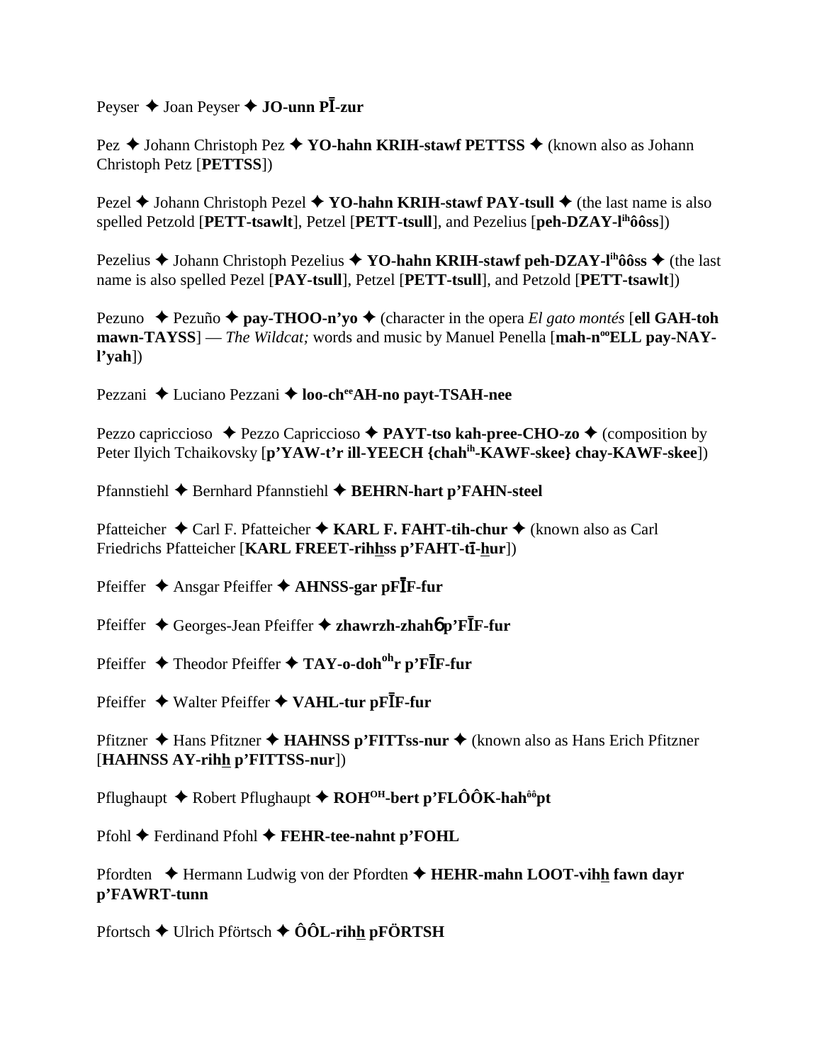Peyser ✦ Joan Peyser ✦ **JO-unn PĪ-zur**

Pez ✦ Johann Christoph Pez ✦ **YO-hahn KRIH-stawf PETTSS** ✦ (known also as Johann Christoph Petz [**PETTSS**])

Pezel ✦ Johann Christoph Pezel ✦ **YO-hahn KRIH-stawf PAY-tsull** ✦ (the last name is also spelled Petzold [**PETT-tsawlt**], Petzel [**PETT-tsull**], and Pezelius [**peh-DZAY-l^ih^ôôss**])

Pezelius ✦ Johann Christoph Pezelius ✦ **YO-hahn KRIH-stawf peh-DZAY-l^ih^ôôss** ✦ (the last name is also spelled Pezel [**PAY-tsull**], Petzel [**PETT-tsull**], and Petzold [**PETT-tsawlt**])

Pezuno ✦ Pezuño ✦ **pay-THOO-n'yo** ✦ (character in the opera *El gato montés* [**ell GAH-toh mawn-TAYSS**] — *The Wildcat;* words and music by Manuel Penella [**mah-n^oo^ELL pay-NAY-l'yah**])

Pezzani ✦ Luciano Pezzani ✦ **loo-ch^ee^AH-no payt-TSAH-nee**

Pezzo capriccioso ✦ Pezzo Capriccioso ✦ **PAYT-tso kah-pree-CHO-zo** ✦ (composition by Peter Ilyich Tchaikovsky [**p'YAW-t'r ill-YEECH {chah^ih^-KAWF-skee} chay-KAWF-skee**])

Pfannstiehl ✦ Bernhard Pfannstiehl ✦ **BEHRN-hart p'FAHN-steel**

Pfatteicher ✦ Carl F. Pfatteicher ✦ **KARL F. FAHT-tih-chur** ✦ (known also as Carl Friedrichs Pfatteicher [**KARL FREET-rihhss p'FAHT-tī-hur**])

Pfeiffer ✦ Ansgar Pfeiffer ✦ **AHNSS-gar pFĪF-fur**

Pfeiffer ✦ Georges-Jean Pfeiffer ✦ **zhawrzh-zhahɓ p'FĪF-fur**

Pfeiffer ✦ Theodor Pfeiffer ✦ **TAY-o-doh^oh^r p'FĪF-fur**

Pfeiffer ✦ Walter Pfeiffer ✦ **VAHL-tur pFĪF-fur**

Pfitzner ✦ Hans Pfitzner ✦ **HAHNSS p'FITTss-nur** ✦ (known also as Hans Erich Pfitzner [**HAHNSS AY-rihh p'FITTSS-nur**])

Pflughaupt ✦ Robert Pflughaupt ✦ **ROH^OH^-bert p'FLÔÔK-hah^ôô^pt**

Pfohl ✦ Ferdinand Pfohl ✦ **FEHR-tee-nahnt p'FOHL**

Pfordten ✦ Hermann Ludwig von der Pfordten ✦ **HEHR-mahn LOOT-vihh fawn dayr p'FAWRT-tunn**

Pfortsch ✦ Ulrich Pförtsch ✦ **ÔÔL-rihh pFÖRTSH**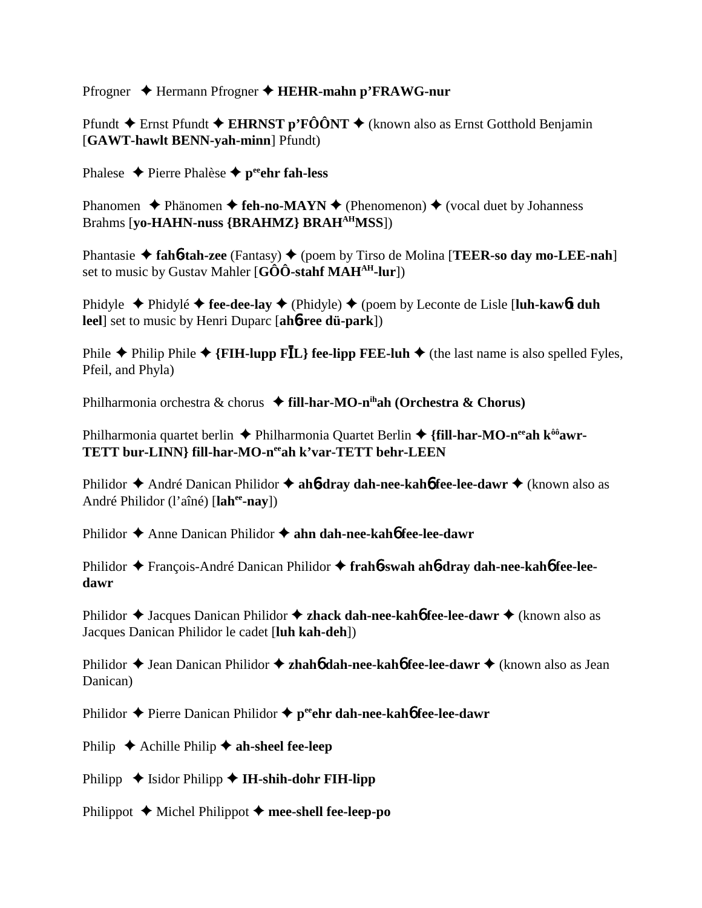Pfrogner ✦ Hermann Pfrogner ✦ **HEHR-mahn p'FRAWG-nur**

Pfundt ✦ Ernst Pfundt ✦ **EHRNST p'FÔÔNT** ✦ (known also as Ernst Gotthold Benjamin [**GAWT-hawlt BENN-yah-minn**] Pfundt)

Phalese ✦ Pierre Phalèse ✦ **p[ee]ehr fah-less**

Phanomen ✦ Phänomen ✦ **feh-no-MAYN** ✦ (Phenomenon) ✦ (vocal duet by Johanness Brahms [**yo-HAHN-nuss {BRAHMZ} BRAH[AH]MSS**])

Phantasie ✦ **fahɓ-tah-zee** (Fantasy) ✦ (poem by Tirso de Molina [**TEER-so day mo-LEE-nah**] set to music by Gustav Mahler [**GÔÔ-stahf MAH[AH]-lur**])

Phidyle ✦ Phidylé ✦ **fee-dee-lay** ✦ (Phidyle) ✦ (poem by Leconte de Lisle [**luh-kawɓt duh leel**] set to music by Henri Duparc [**ahɓ-ree dü-park**])

Phile ✦ Philip Phile ✦ **{FIH-lupp FĪL} fee-lipp FEE-luh** ✦ (the last name is also spelled Fyles, Pfeil, and Phyla)

Philharmonia orchestra & chorus ✦ **fill-har-MO-n[ih]ah (Orchestra & Chorus)**

Philharmonia quartet berlin ✦ Philharmonia Quartet Berlin ✦ **{fill-har-MO-n[ee]ah k[ôô]awr-TETT bur-LINN} fill-har-MO-n[ee]ah k'var-TETT behr-LEEN**

Philidor ✦ André Danican Philidor ✦ **ahɓ-dray dah-nee-kahɓ fee-lee-dawr** ✦ (known also as André Philidor (l'aîné) [**lah[ee]-nay**])

Philidor ✦ Anne Danican Philidor ✦ **ahn dah-nee-kahɓ fee-lee-dawr**

Philidor ✦ François-André Danican Philidor ✦ **frahɓ-swah ahɓ-dray dah-nee-kahɓ fee-lee-dawr**

Philidor ✦ Jacques Danican Philidor ✦ **zhack dah-nee-kahɓ fee-lee-dawr** ✦ (known also as Jacques Danican Philidor le cadet [**luh kah-deh**])

Philidor ✦ Jean Danican Philidor ✦ **zhahɓ dah-nee-kahɓ fee-lee-dawr** ✦ (known also as Jean Danican)

Philidor ✦ Pierre Danican Philidor ✦ **p[ee]ehr dah-nee-kahɓ fee-lee-dawr**

Philip ✦ Achille Philip ✦ **ah-sheel fee-leep**

Philipp ✦ Isidor Philipp ✦ **IH-shih-dohr FIH-lipp**

Philippot ✦ Michel Philippot ✦ **mee-shell fee-leep-po**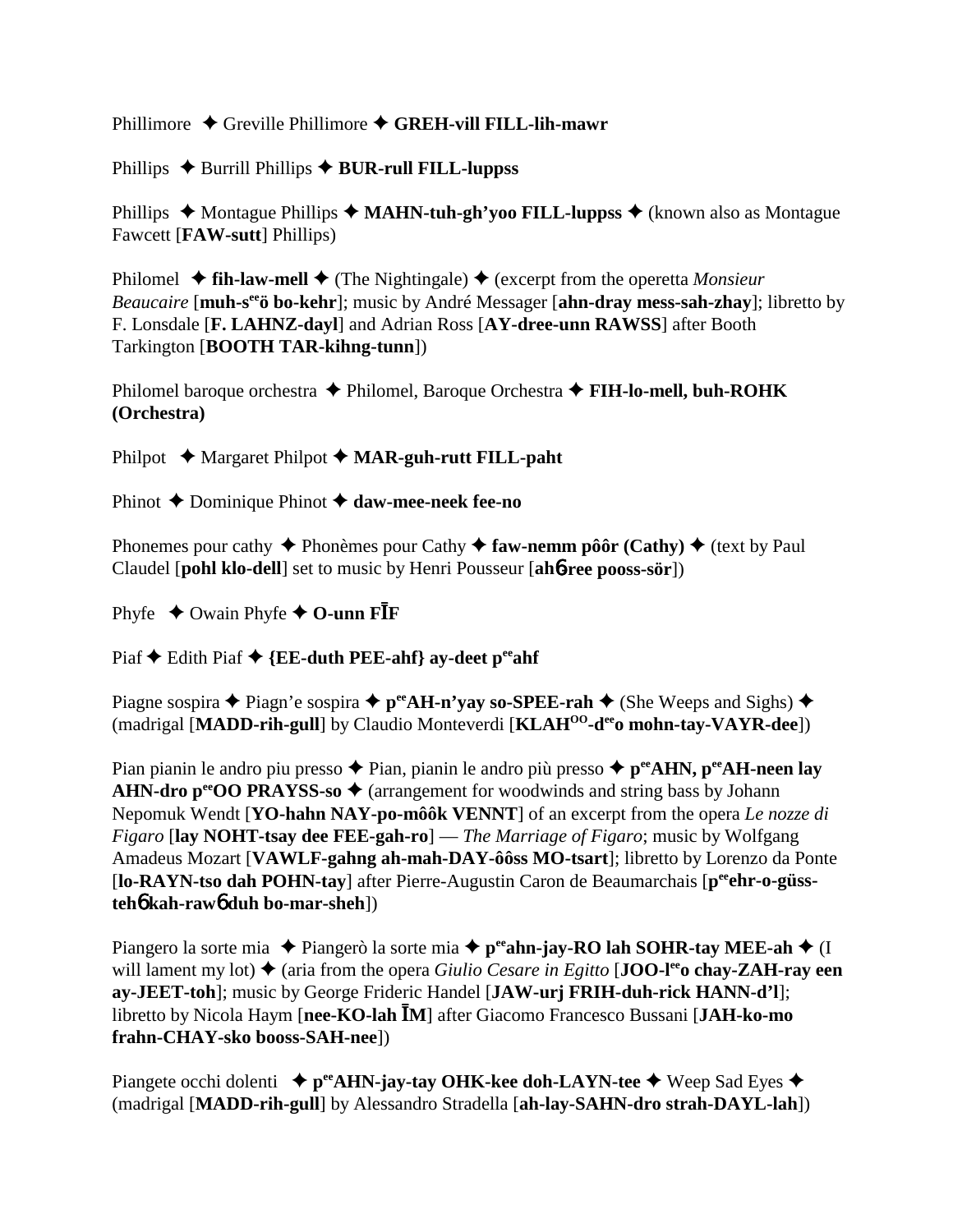Phillimore ✦ Greville Phillimore ✦ **GREH-vill FILL-lih-mawr**

Phillips ✦ Burrill Phillips ✦ **BUR-rull FILL-luppss**

Phillips ✦ Montague Phillips ✦ **MAHN-tuh-gh'yoo FILL-luppss** ✦ (known also as Montague Fawcett [**FAW-sutt**] Phillips)

Philomel ✦ **fih-law-mell** ✦ (The Nightingale) ✦ (excerpt from the operetta *Monsieur Beaucaire* [**muh-s**[ee]**ö bo-kehr**]; music by André Messager [**ahn-dray mess-sah-zhay**]; libretto by F. Lonsdale [**F. LAHNZ-dayl**] and Adrian Ross [**AY-dree-unn RAWSS**] after Booth Tarkington [**BOOTH TAR-kihng-tunn**])

Philomel baroque orchestra ✦ Philomel, Baroque Orchestra ✦ **FIH-lo-mell, buh-ROHK (Orchestra)**

Philpot ✦ Margaret Philpot ✦ **MAR-guh-rutt FILL-paht**

Phinot ✦ Dominique Phinot ✦ **daw-mee-neek fee-no**

Phonemes pour cathy ✦ Phonèmes pour Cathy ✦ **faw-nemm pôôr (Cathy)** ✦ (text by Paul Claudel [**pohl klo-dell**] set to music by Henri Pousseur [**ahб-ree pooss-sör**])

Phyfe ✦ Owain Phyfe ✦ **O-unn FĪF**

Piaf ✦ Edith Piaf ✦ **{EE-duth PEE-ahf} ay-deet p**[ee]**ahf**

Piagne sospira ✦ Piagn'e sospira ✦ **p**[ee]**AH-n'yay so-SPEE-rah** ✦ (She Weeps and Sighs) ✦ (madrigal [**MADD-rih-gull**] by Claudio Monteverdi [**KLAH**[OO]**-d**[ee]**o mohn-tay-VAYR-dee**])

Pian pianin le andro piu presso ✦ Pian, pianin le andro più presso ✦ **p**[ee]**AHN, p**[ee]**AH-neen lay AHN-dro p**[ee]**OO PRAYSS-so** ✦ (arrangement for woodwinds and string bass by Johann Nepomuk Wendt [**YO-hahn NAY-po-môôk VENNT**] of an excerpt from the opera *Le nozze di Figaro* [**lay NOHT-tsay dee FEE-gah-ro**] — *The Marriage of Figaro*; music by Wolfgang Amadeus Mozart [**VAWLF-gahng ah-mah-DAY-ôôss MO-tsart**]; libretto by Lorenzo da Ponte [**lo-RAYN-tso dah POHN-tay**] after Pierre-Augustin Caron de Beaumarchais [**p**[ee]**ehr-o-güss-tehб kah-rawб duh bo-mar-sheh**])

Piangero la sorte mia ✦ Piangerò la sorte mia ✦ **p**[ee]**ahn-jay-RO lah SOHR-tay MEE-ah** ✦ (I will lament my lot) ✦ (aria from the opera *Giulio Cesare in Egitto* [**JOO-l**[ee]**o chay-ZAH-ray een ay-JEET-toh**]; music by George Frideric Handel [**JAW-urj FRIH-duh-rick HANN-d'l**]; libretto by Nicola Haym [**nee-KO-lah ĪM**] after Giacomo Francesco Bussani [**JAH-ko-mo frahn-CHAY-sko booss-SAH-nee**])

Piangete occhi dolenti ✦ **p**[ee]**AHN-jay-tay OHK-kee doh-LAYN-tee** ✦ Weep Sad Eyes ✦ (madrigal [**MADD-rih-gull**] by Alessandro Stradella [**ah-lay-SAHN-dro strah-DAYL-lah**])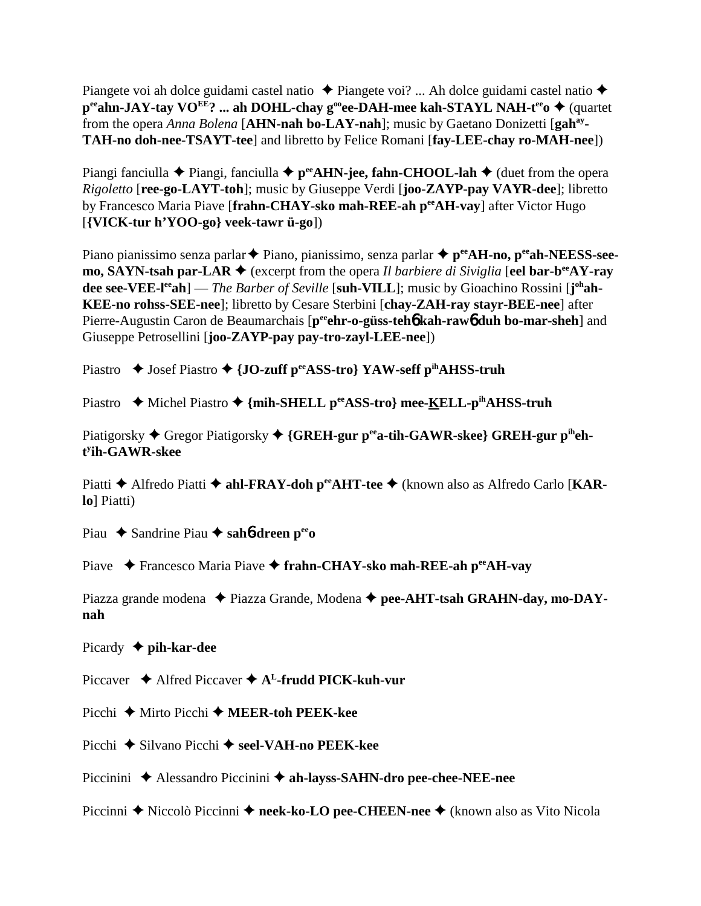Piangete voi ah dolce guidami castel natio ✦ Piangete voi? ... Ah dolce guidami castel natio ✦ **p^ee^ahn-JAY-tay VO^EE^? ... ah DOHL-chay g^oo^ee-DAH-mee kah-STAYL NAH-t^ee^o** ✦ (quartet from the opera *Anna Bolena* [**AHN-nah bo-LAY-nah**]; music by Gaetano Donizetti [**gah^ay^-TAH-no doh-nee-TSAYT-tee**] and libretto by Felice Romani [**fay-LEE-chay ro-MAH-nee**])

Piangi fanciulla ✦ Piangi, fanciulla ✦ **p^ee^AHN-jee, fahn-CHOOL-lah** ✦ (duet from the opera *Rigoletto* [**ree-go-LAYT-toh**]; music by Giuseppe Verdi [**joo-ZAYP-pay VAYR-dee**]; libretto by Francesco Maria Piave [**frahn-CHAY-sko mah-REE-ah p^ee^AH-vay**] after Victor Hugo [**{VICK-tur h'YOO-go} veek-tawr ü-go**])

Piano pianissimo senza parlar ✦ Piano, pianissimo, senza parlar ✦ **p^ee^AH-no, p^ee^ah-NEESS-see-mo, SAYN-tsah par-LAR** ✦ (excerpt from the opera *Il barbiere di Siviglia* [**eel bar-b^ee^AY-ray dee see-VEE-l^ee^ah**] — *The Barber of Seville* [**suh-VILL**]; music by Gioachino Rossini [**j^oh^ah-KEE-no rohss-SEE-nee**]; libretto by Cesare Sterbini [**chay-ZAH-ray stayr-BEE-nee**] after Pierre-Augustin Caron de Beaumarchais [**p^ee^ehr-o-güss-tehɓ kah-rawɓ duh bo-mar-sheh**] and Giuseppe Petrosellini [**joo-ZAYP-pay pay-tro-zayl-LEE-nee**])

Piastro ✦ Josef Piastro ✦ **{JO-zuff p^ee^ASS-tro} YAW-seff p^ih^AHSS-truh**

Piastro ✦ Michel Piastro ✦ **{mih-SHELL p^ee^ASS-tro} mee-KELL-p^ih^AHSS-truh**

Piatigorsky ✦ Gregor Piatigorsky ✦ **{GREH-gur p^ee^a-tih-GAWR-skee} GREH-gur p^ih^eh-t^y^ih-GAWR-skee**

Piatti ✦ Alfredo Piatti ✦ **ahl-FRAY-doh p^ee^AHT-tee** ✦ (known also as Alfredo Carlo [**KAR-lo**] Piatti)

Piau ✦ Sandrine Piau ✦ **sahɓ-dreen p^ee^o**

Piave ✦ Francesco Maria Piave ✦ **frahn-CHAY-sko mah-REE-ah p^ee^AH-vay**

Piazza grande modena ✦ Piazza Grande, Modena ✦ **pee-AHT-tsah GRAHN-day, mo-DAY-nah**

Picardy ✦ **pih-kar-dee**

Piccaver ✦ Alfred Piccaver ✦ **A^L^-frudd PICK-kuh-vur**

Picchi ✦ Mirto Picchi ✦ **MEER-toh PEEK-kee**

Picchi ✦ Silvano Picchi ✦ **seel-VAH-no PEEK-kee**

Piccinini ✦ Alessandro Piccinini ✦ **ah-layss-SAHN-dro pee-chee-NEE-nee**

Piccinni ✦ Niccolò Piccinni ✦ **neek-ko-LO pee-CHEEN-nee** ✦ (known also as Vito Nicola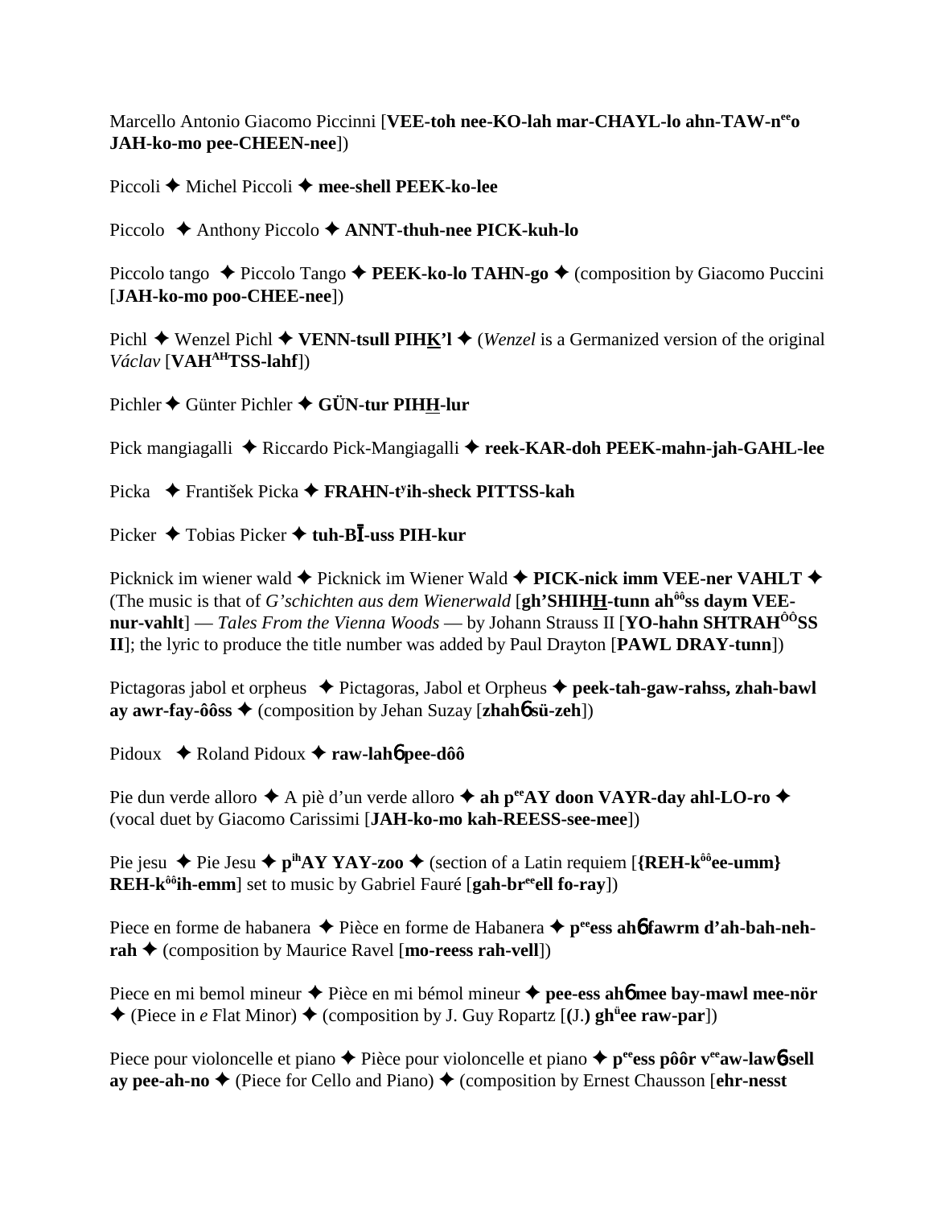Marcello Antonio Giacomo Piccinni [**VEE-toh nee-KO-lah mar-CHAYL-lo ahn-TAW-n^ee^o JAH-ko-mo pee-CHEEN-nee**])

Piccoli ✦ Michel Piccoli ✦ **mee-shell PEEK-ko-lee**

Piccolo ✦ Anthony Piccolo ✦ **ANNT-thuh-nee PICK-kuh-lo**

Piccolo tango ✦ Piccolo Tango ✦ **PEEK-ko-lo TAHN-go** ✦ (composition by Giacomo Puccini [**JAH-ko-mo poo-CHEE-nee**])

Pichl ✦ Wenzel Pichl ✦ **VENN-tsull PIHK'l** ✦ (*Wenzel* is a Germanized version of the original *Václav* [**VAH^AH^TSS-lahf**])

Pichler ✦ Günter Pichler ✦ **GÜN-tur PIHH-lur**

Pick mangiagalli ✦ Riccardo Pick-Mangiagalli ✦ **reek-KAR-doh PEEK-mahn-jah-GAHL-lee**

Picka ✦ František Picka ✦ **FRAHN-t^y^ih-sheck PITTSS-kah**

Picker ✦ Tobias Picker ✦ **tuh-BĪ-uss PIH-kur**

Picknick im wiener wald ✦ Picknick im Wiener Wald ✦ **PICK-nick imm VEE-ner VAHLT** ✦ (The music is that of *G'schichten aus dem Wienerwald* [**gh'SHIHH-tunn ah^ôô^ss daym VEE-nur-vahlt**] — *Tales From the Vienna Woods* — by Johann Strauss II [**YO-hahn SHTRAH^ÔÔ^SS II**]; the lyric to produce the title number was added by Paul Drayton [**PAWL DRAY-tunn**])

Pictagoras jabol et orpheus ✦ Pictagoras, Jabol et Orpheus ✦ **peek-tah-gaw-rahss, zhah-bawl ay awr-fay-ôôss** ✦ (composition by Jehan Suzay [**zhahɓ sü-zeh**])

Pidoux ✦ Roland Pidoux ✦ **raw-lahɓ pee-dôô**

Pie dun verde alloro ✦ A piè d'un verde alloro ✦ **ah p^ee^AY doon VAYR-day ahl-LO-ro** ✦ (vocal duet by Giacomo Carissimi [**JAH-ko-mo kah-REESS-see-mee**])

Pie jesu ✦ Pie Jesu ✦ **p^ih^AY YAY-zoo** ✦ (section of a Latin requiem [**{REH-k^ôô^ee-umm} REH-k^ôô^ih-emm**] set to music by Gabriel Fauré [**gah-br^ee^ell fo-ray**])

Piece en forme de habanera ✦ Pièce en forme de Habanera ✦ **p^ee^ess ahɓ fawrm d'ah-bah-neh-rah** ✦ (composition by Maurice Ravel [**mo-reess rah-vell**])

Piece en mi bemol mineur ✦ Pièce en mi bémol mineur ✦ **pee-ess ahɓ mee bay-mawl mee-nör** ✦ (Piece in *e* Flat Minor) ✦ (composition by J. Guy Ropartz [**(J.) gh^ü^ee raw-par**])

Piece pour violoncelle et piano ✦ Pièce pour violoncelle et piano ✦ **p^ee^ess pôôr v^ee^aw-lawɓ-sell ay pee-ah-no** ✦ (Piece for Cello and Piano) ✦ (composition by Ernest Chausson [**ehr-nesst**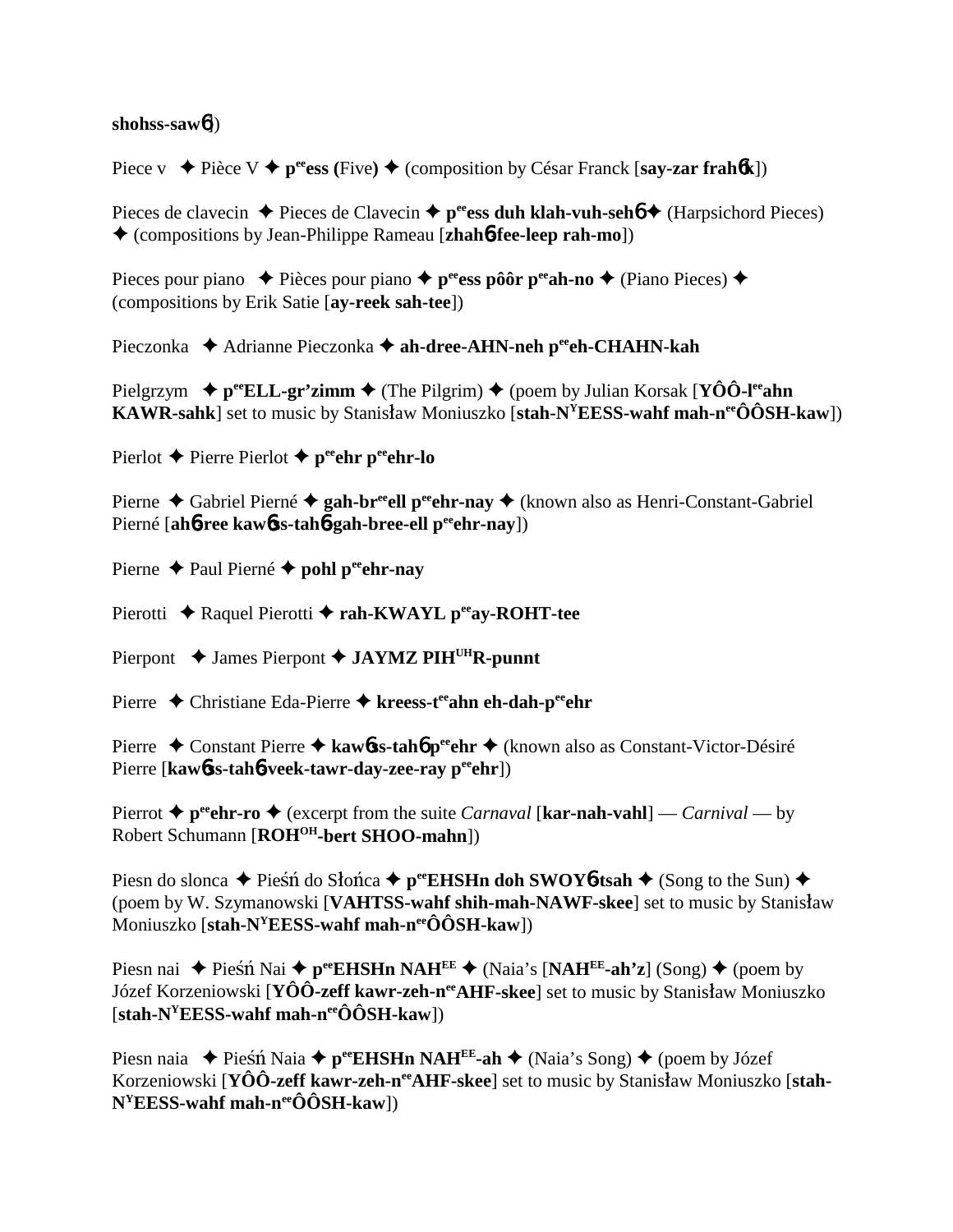**shohss-saw6**])

Piece v ✦ Pièce V ✦ **p^ee^ess (**Five**)** ✦ (composition by César Franck [**say-zar frah6k**])

Pieces de clavecin ✦ Pieces de Clavecin ✦ **p^ee^ess duh klah-vuh-seh6** ✦ (Harpsichord Pieces) ✦ (compositions by Jean-Philippe Rameau [**zhah6-fee-leep rah-mo**])

Pieces pour piano ✦ Pièces pour piano ✦ **p^ee^ess pôôr p^ee^ah-no** ✦ (Piano Pieces) ✦ (compositions by Erik Satie [**ay-reek sah-tee**])

Pieczonka ✦ Adrianne Pieczonka ✦ **ah-dree-AHN-neh p^ee^eh-CHAHN-kah**

Pielgrzym ✦ **p^ee^ELL-gr'zimm** ✦ (The Pilgrim) ✦ (poem by Julian Korsak [**YÔÔ-l^ee^ahn KAWR-sahk**] set to music by Stanisław Moniuszko [**stah-N^Y^EESS-wahf mah-n^ee^ÔÔSH-kaw**])

Pierlot ✦ Pierre Pierlot ✦ **p^ee^ehr p^ee^ehr-lo**

Pierne ✦ Gabriel Pierné ✦ **gah-br^ee^ell p^ee^ehr-nay** ✦ (known also as Henri-Constant-Gabriel Pierné [**ah6-ree kaw6s-tah6-gah-bree-ell p^ee^ehr-nay**])

Pierne ✦ Paul Pierné ✦ **pohl p^ee^ehr-nay**

Pierotti ✦ Raquel Pierotti ✦ **rah-KWAYL p^ee^ay-ROHT-tee**

Pierpont ✦ James Pierpont ✦ **JAYMZ PIH^UH^R-punnt**

Pierre ✦ Christiane Eda-Pierre ✦ **kreess-t^ee^ahn eh-dah-p^ee^ehr**

Pierre ✦ Constant Pierre ✦ **kaw6s-tah6 p^ee^ehr** ✦ (known also as Constant-Victor-Désiré Pierre [**kaw6s-tah6-veek-tawr-day-zee-ray p^ee^ehr**])

Pierrot ✦ **p^ee^ehr-ro** ✦ (excerpt from the suite *Carnaval* [**kar-nah-vahl**] — *Carnival* — by Robert Schumann [**ROH^OH^-bert SHOO-mahn**])

Piesn do slonca ✦ Pieśń do Słońca ✦ **p^ee^EHSHn doh SWOY6-tsah** ✦ (Song to the Sun) ✦ (poem by W. Szymanowski [**VAHTSS-wahf shih-mah-NAWF-skee**] set to music by Stanisław Moniuszko [**stah-N^Y^EESS-wahf mah-n^ee^ÔÔSH-kaw**])

Piesn nai ✦ Pieśń Nai ✦ **p^ee^EHSHn NAH^EE^** ✦ (Naia's [**NAH^EE^-ah'z**] (Song) ✦ (poem by Józef Korzeniowski [**YÔÔ-zeff kawr-zeh-n^ee^AHF-skee**] set to music by Stanisław Moniuszko [**stah-N^Y^EESS-wahf mah-n^ee^ÔÔSH-kaw**])

Piesn naia ✦ Pieśń Naia ✦ **p^ee^EHSHn NAH^EE^-ah** ✦ (Naia's Song) ✦ (poem by Józef Korzeniowski [**YÔÔ-zeff kawr-zeh-n^ee^AHF-skee**] set to music by Stanisław Moniuszko [**stah-N^Y^EESS-wahf mah-n^ee^ÔÔSH-kaw**])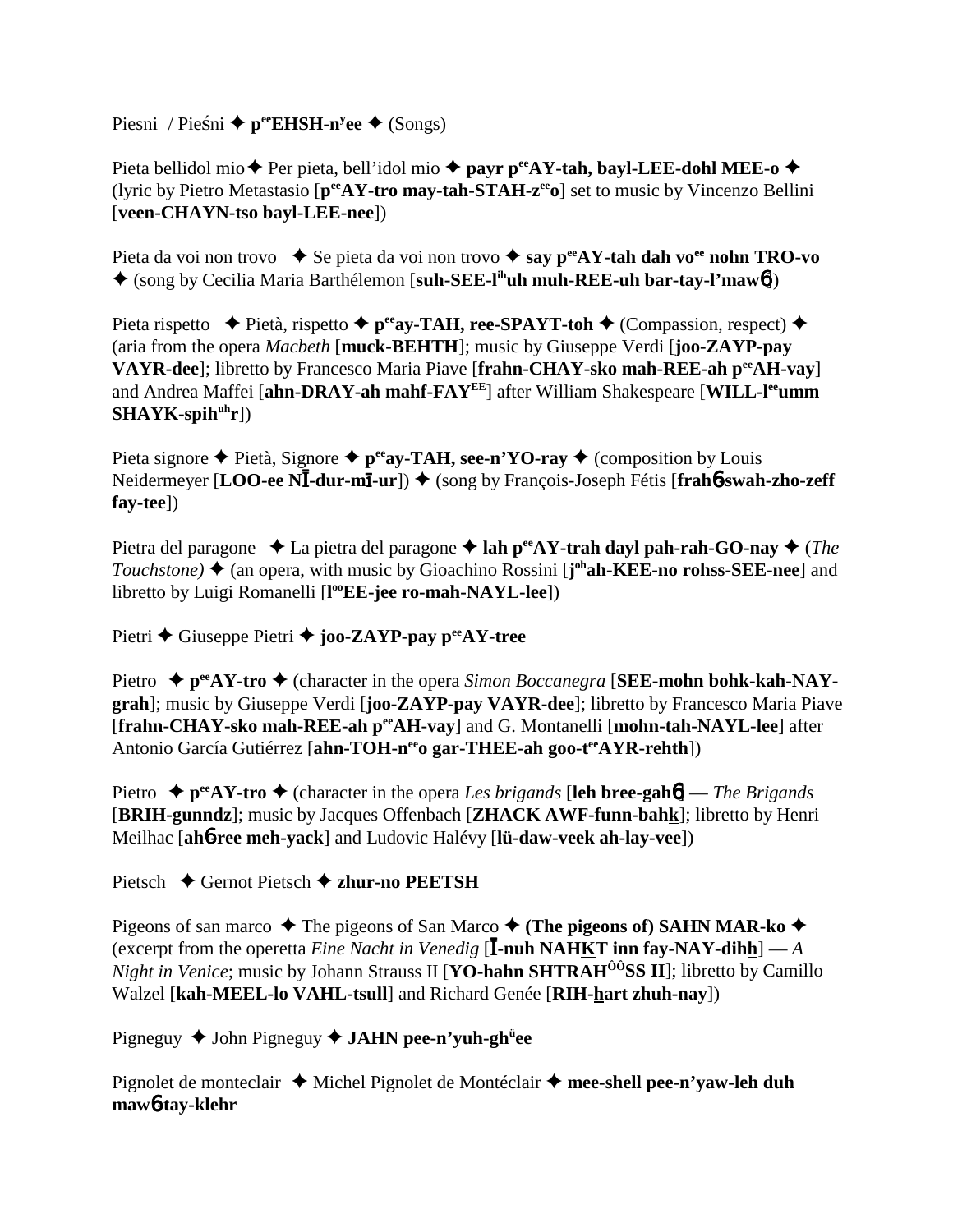Piesni / Pieśni ✦ p^ee^EHSH-n^y^ee ✦ (Songs)

Pieta bellidol mio ✦ Per pieta, bell'idol mio ✦ **payr p^ee^AY-tah, bayl-LEE-dohl MEE-o** ✦ (lyric by Pietro Metastasio [**p^ee^AY-tro may-tah-STAH-z^ee^o**] set to music by Vincenzo Bellini [**veen-CHAYN-tso bayl-LEE-nee**])

Pieta da voi non trovo ✦ Se pieta da voi non trovo ✦ **say p^ee^AY-tah dah vo^ee^ nohn TRO-vo** ✦ (song by Cecilia Maria Barthélemon [**suh-SEE-l^ih^uh muh-REE-uh bar-tay-l'maw6**])

Pieta rispetto ✦ Pietà, rispetto ✦ **p^ee^ay-TAH, ree-SPAYT-toh** ✦ (Compassion, respect) ✦ (aria from the opera *Macbeth* [**muck-BEHTH**]; music by Giuseppe Verdi [**joo-ZAYP-pay VAYR-dee**]; libretto by Francesco Maria Piave [**frahn-CHAY-sko mah-REE-ah p^ee^AH-vay**] and Andrea Maffei [**ahn-DRAY-ah mahf-FAY^EE^**] after William Shakespeare [**WILL-l^ee^umm SHAYK-spih^uh^r**])

Pieta signore ✦ Pietà, Signore ✦ **p^ee^ay-TAH, see-n'YO-ray** ✦ (composition by Louis Neidermeyer [**LOO-ee NĪ-dur-mī-ur**]) ✦ (song by François-Joseph Fétis [**frah6-swah-zho-zeff fay-tee**])

Pietra del paragone ✦ La pietra del paragone ✦ **lah p^ee^AY-trah dayl pah-rah-GO-nay** ✦ (*The Touchstone)* ✦ (an opera, with music by Gioachino Rossini [**j^oh^ah-KEE-no rohss-SEE-nee**] and libretto by Luigi Romanelli [**l^oo^EE-jee ro-mah-NAYL-lee**])

Pietri ✦ Giuseppe Pietri ✦ **joo-ZAYP-pay p^ee^AY-tree**

Pietro ✦ **p^ee^AY-tro** ✦ (character in the opera *Simon Boccanegra* [**SEE-mohn bohk-kah-NAY-grah**]; music by Giuseppe Verdi [**joo-ZAYP-pay VAYR-dee**]; libretto by Francesco Maria Piave [**frahn-CHAY-sko mah-REE-ah p^ee^AH-vay**] and G. Montanelli [**mohn-tah-NAYL-lee**] after Antonio García Gutiérrez [**ahn-TOH-n^ee^o gar-THEE-ah goo-t^ee^AYR-rehth**])

Pietro ✦ **p^ee^AY-tro** ✦ (character in the opera *Les brigands* [**leh bree-gah6**] — *The Brigands* [**BRIH-gunndz**]; music by Jacques Offenbach [**ZHACK AWF-funn-bahk**]; libretto by Henri Meilhac [**ah6-ree meh-yack**] and Ludovic Halévy [**lü-daw-veek ah-lay-vee**])

Pietsch ✦ Gernot Pietsch ✦ **zhur-no PEETSH**

Pigeons of san marco ✦ The pigeons of San Marco ✦ **(The pigeons of) SAHN MAR-ko** ✦ (excerpt from the operetta *Eine Nacht in Venedig* [**Ī-nuh NAHKT inn fay-NAY-dihh**] — *A Night in Venice*; music by Johann Strauss II [**YO-hahn SHTRAH^ÔÔ^SS II**]; libretto by Camillo Walzel [**kah-MEEL-lo VAHL-tsull**] and Richard Genée [**RIH-hart zhuh-nay**])

Pigneguy ✦ John Pigneguy ✦ **JAHN pee-n'yuh-gh^ü^ee**

Pignolet de monteclair ✦ Michel Pignolet de Montéclair ✦ **mee-shell pee-n'yaw-leh duh maw6-tay-klehr**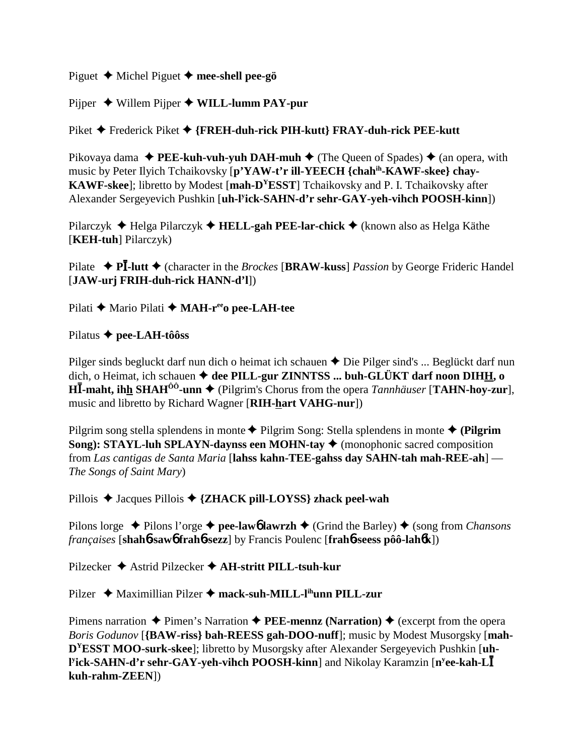Piguet ✦ Michel Piguet ✦ **mee-shell pee-gö**

Pijper ✦ Willem Pijper ✦ **WILL-lumm PAY-pur**

Piket ✦ Frederick Piket ✦ **{FREH-duh-rick PIH-kutt} FRAY-duh-rick PEE-kutt**

Pikovaya dama ✦ **PEE-kuh-vuh-yuh DAH-muh** ✦ (The Queen of Spades) ✦ (an opera, with music by Peter Ilyich Tchaikovsky [**p'YAW-t'r ill-YEECH {chah**[ih]**-KAWF-skee} chay-KAWF-skee**]; libretto by Modest [**mah-D**[Y]**ESST**] Tchaikovsky and P. I. Tchaikovsky after Alexander Sergeyevich Pushkin [**uh-l**[y]**ick-SAHN-d'r sehr-GAY-yeh-vihch POOSH-kinn**])

Pilarczyk ✦ Helga Pilarczyk ✦ **HELL-gah PEE-lar-chick** ✦ (known also as Helga Käthe [**KEH-tuh**] Pilarczyk)

Pilate ✦ **PĪ-lutt** ✦ (character in the *Brockes* [**BRAW-kuss**] *Passion* by George Frideric Handel [**JAW-urj FRIH-duh-rick HANN-d'l**])

Pilati ✦ Mario Pilati ✦ **MAH-r**[ee]**o pee-LAH-tee**

Pilatus ✦ **pee-LAH-tôôss**

Pilger sinds begluckt darf nun dich o heimat ich schauen ✦ Die Pilger sind's ... Beglückt darf nun dich, o Heimat, ich schauen ✦ **dee PILL-gur ZINNTSS ... buh-GLÜKT darf noon DIHH, o HĪ-maht, ihh SHAH**[ôô]**-unn** ✦ (Pilgrim's Chorus from the opera *Tannhäuser* [**TAHN-hoy-zur**], music and libretto by Richard Wagner [**RIH-hart VAHG-nur**])

Pilgrim song stella splendens in monte ✦ Pilgrim Song: Stella splendens in monte ✦ **(Pilgrim Song): STAYL-luh SPLAYN-daynss een MOHN-tay** ✦ (monophonic sacred composition from *Las cantigas de Santa Maria* [**lahss kahn-TEE-gahss day SAHN-tah mah-REE-ah**] — *The Songs of Saint Mary*)

Pillois ✦ Jacques Pillois ✦ **{ZHACK pill-LOYSS} zhack peel-wah**

Pilons lorge ✦ Pilons l'orge ✦ **pee-lawɲ lawrzh** ✦ (Grind the Barley) ✦ (song from *Chansons françaises* [**shahɲ-sawɲ frahɲ-sezz**] by Francis Poulenc [**frahɲ-seess pôô-lahɲk**])

Pilzecker ✦ Astrid Pilzecker ✦ **AH-stritt PILL-tsuh-kur**

Pilzer ✦ Maximillian Pilzer ✦ **mack-suh-MILL-l**[ih]**unn PILL-zur**

Pimens narration ✦ Pimen's Narration ✦ **PEE-mennz (Narration)** ✦ (excerpt from the opera *Boris Godunov* [**{BAW-riss} bah-REESS gah-DOO-nuff**]; music by Modest Musorgsky [**mah-D**[Y]**ESST MOO-surk-skee**]; libretto by Musorgsky after Alexander Sergeyevich Pushkin [**uh-l**[y]**ick-SAHN-d'r sehr-GAY-yeh-vihch POOSH-kinn**] and Nikolay Karamzin [**n**[y]**ee-kah-LĪ kuh-rahm-ZEEN**])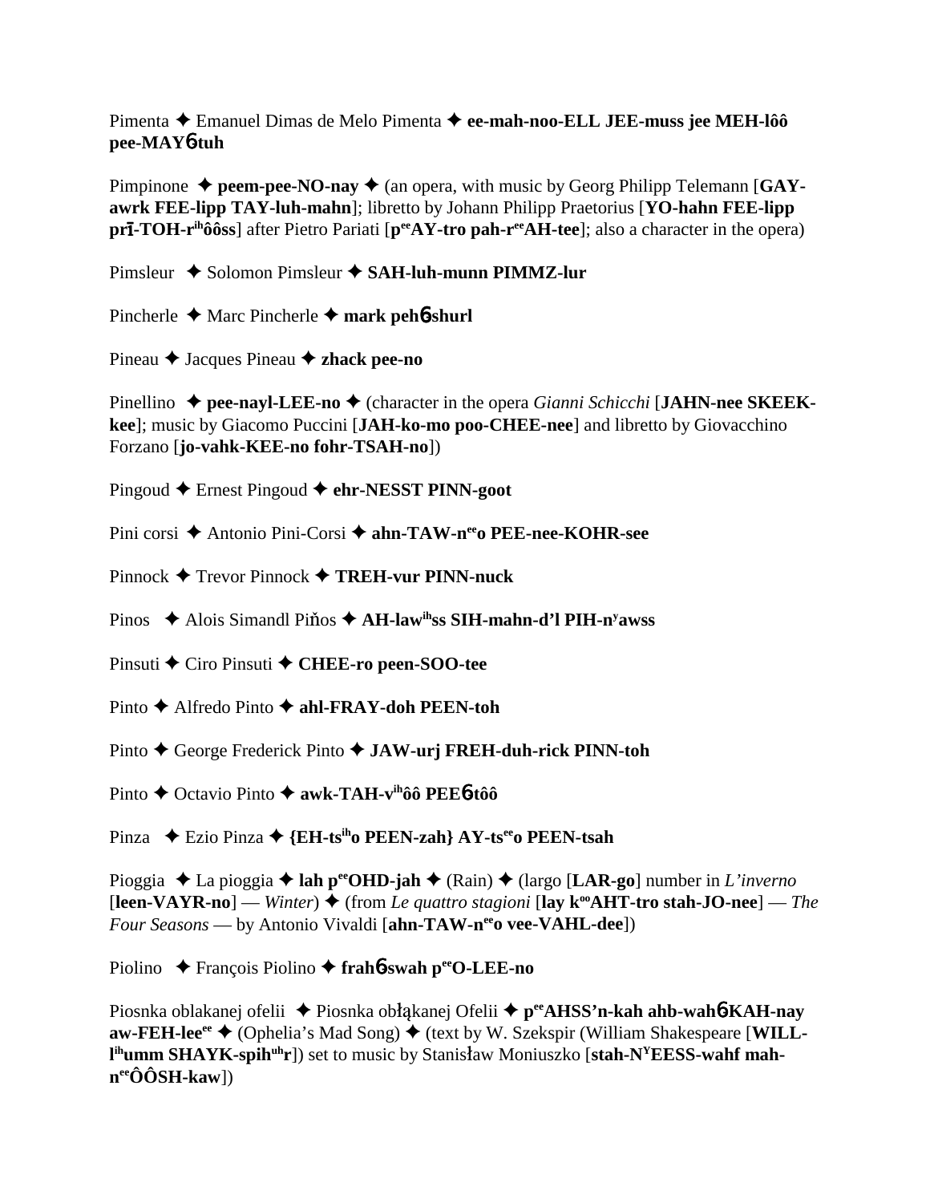Pimenta ✦ Emanuel Dimas de Melo Pimenta ✦ **ee-mah-noo-ELL JEE-muss jee MEH-lôô pee-MAY6-tuh**

Pimpinone ✦ **peem-pee-NO-nay** ✦ (an opera, with music by Georg Philipp Telemann [**GAY-awrk FEE-lipp TAY-luh-mahn**]; libretto by Johann Philipp Praetorius [**YO-hahn FEE-lipp prī-TOH-r**ih**ôôss**] after Pietro Pariati [**p**ee**AY-tro pah-r**ee**AH-tee**]; also a character in the opera)

Pimsleur ✦ Solomon Pimsleur ✦ **SAH-luh-munn PIMMZ-lur**

Pincherle ✦ Marc Pincherle ✦ **mark peh6-shurl**

Pineau ✦ Jacques Pineau ✦ **zhack pee-no**

Pinellino ✦ **pee-nayl-LEE-no** ✦ (character in the opera *Gianni Schicchi* [**JAHN-nee SKEEK-kee**]; music by Giacomo Puccini [**JAH-ko-mo poo-CHEE-nee**] and libretto by Giovacchino Forzano [**jo-vahk-KEE-no fohr-TSAH-no**])

Pingoud ✦ Ernest Pingoud ✦ **ehr-NESST PINN-goot**

Pini corsi ✦ Antonio Pini-Corsi ✦ **ahn-TAW-n**ee**o PEE-nee-KOHR-see**

Pinnock ✦ Trevor Pinnock ✦ **TREH-vur PINN-nuck**

Pinos ✦ Alois Simandl Piňos ✦ **AH-law**ih**ss SIH-mahn-d'l PIH-n**y**awss**

Pinsuti ✦ Ciro Pinsuti ✦ **CHEE-ro peen-SOO-tee**

Pinto ✦ Alfredo Pinto ✦ **ahl-FRAY-doh PEEN-toh**

Pinto ✦ George Frederick Pinto ✦ **JAW-urj FREH-duh-rick PINN-toh**

Pinto ✦ Octavio Pinto ✦ **awk-TAH-v**ih**ôô PEE6-tôô**

Pinza ✦ Ezio Pinza ✦ **{EH-ts**ih**o PEEN-zah} AY-ts**ee**o PEEN-tsah**

Pioggia ✦ La pioggia ✦ **lah p**ee**OHD-jah** ✦ (Rain) ✦ (largo [**LAR-go**] number in *L'inverno* [**leen-VAYR-no**] — *Winter*) ✦ (from *Le quattro stagioni* [**lay k**oo**AHT-tro stah-JO-nee**] — *The Four Seasons* — by Antonio Vivaldi [**ahn-TAW-n**ee**o vee-VAHL-dee**])

Piolino ✦ François Piolino ✦ **frah6-swah p**ee**O-LEE-no**

Piosnka oblakanej ofelii ✦ Piosnka obłąkanej Ofelii ✦ **p**ee**AHSS'n-kah ahb-wah6-KAH-nay aw-FEH-lee**ee ✦ (Ophelia's Mad Song) ✦ (text by W. Szekspir (William Shakespeare [**WILL-l**ih**umm SHAYK-spih**uh**r**]) set to music by Stanisław Moniuszko [**stah-N**Y**EESS-wahf mah-n**ee**ÔÔSH-kaw**])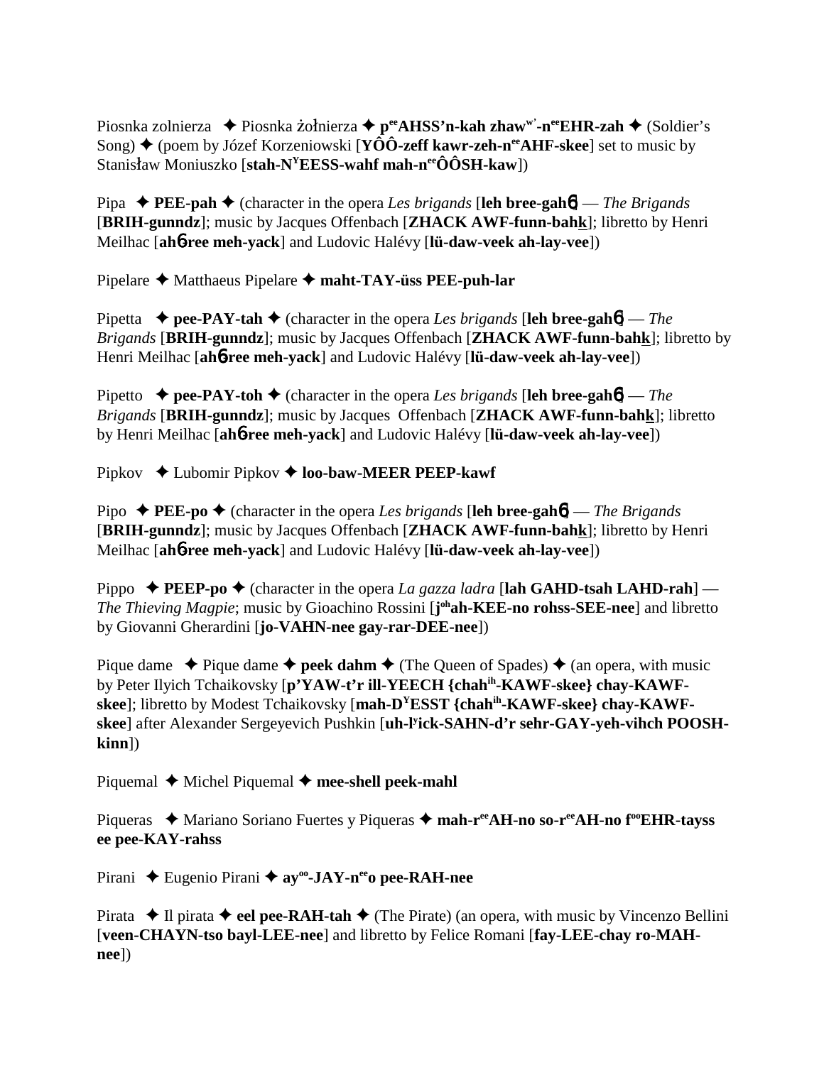Piosnka zolnierza ✦ Piosnka żołnierza ✦ **p<sup>ee</sup>AHSS'n-kah zhaw<sup>w'</sup>-n<sup>ee</sup>EHR-zah** ✦ (Soldier's Song) ✦ (poem by Józef Korzeniowski [**YÔÔ-zeff kawr-zeh-n<sup>ee</sup>AHF-skee**] set to music by Stanisław Moniuszko [**stah-N<sup>Y</sup>EESS-wahf mah-n<sup>ee</sup>ÔÔSH-kaw**])

Pipa ✦ **PEE-pah** ✦ (character in the opera *Les brigands* [**leh bree-gah6**] — *The Brigands* [**BRIH-gunndz**]; music by Jacques Offenbach [**ZHACK AWF-funn-bahk**]; libretto by Henri Meilhac [**ah6-ree meh-yack**] and Ludovic Halévy [**lü-daw-veek ah-lay-vee**])

Pipelare ✦ Matthaeus Pipelare ✦ **maht-TAY-üss PEE-puh-lar**

Pipetta ✦ **pee-PAY-tah** ✦ (character in the opera *Les brigands* [**leh bree-gah6**] — *The Brigands* [**BRIH-gunndz**]; music by Jacques Offenbach [**ZHACK AWF-funn-bahk**]; libretto by Henri Meilhac [**ah6-ree meh-yack**] and Ludovic Halévy [**lü-daw-veek ah-lay-vee**])

Pipetto ✦ **pee-PAY-toh** ✦ (character in the opera *Les brigands* [**leh bree-gah6**] — *The Brigands* [**BRIH-gunndz**]; music by Jacques Offenbach [**ZHACK AWF-funn-bahk**]; libretto by Henri Meilhac [**ah6-ree meh-yack**] and Ludovic Halévy [**lü-daw-veek ah-lay-vee**])

Pipkov ✦ Lubomir Pipkov ✦ **loo-baw-MEER PEEP-kawf**

Pipo ✦ **PEE-po** ✦ (character in the opera *Les brigands* [**leh bree-gah6**] — *The Brigands* [**BRIH-gunndz**]; music by Jacques Offenbach [**ZHACK AWF-funn-bahk**]; libretto by Henri Meilhac [**ah6-ree meh-yack**] and Ludovic Halévy [**lü-daw-veek ah-lay-vee**])

Pippo ✦ **PEEP-po** ✦ (character in the opera *La gazza ladra* [**lah GAHD-tsah LAHD-rah**] — *The Thieving Magpie*; music by Gioachino Rossini [**j<sup>oh</sup>ah-KEE-no rohss-SEE-nee**] and libretto by Giovanni Gherardini [**jo-VAHN-nee gay-rar-DEE-nee**])

Pique dame ✦ Pique dame ✦ **peek dahm** ✦ (The Queen of Spades) ✦ (an opera, with music by Peter Ilyich Tchaikovsky [**p'YAW-t'r ill-YEECH {chah<sup>ih</sup>-KAWF-skee} chay-KAWF-skee**]; libretto by Modest Tchaikovsky [**mah-D<sup>Y</sup>ESST {chah<sup>ih</sup>-KAWF-skee} chay-KAWF-skee**] after Alexander Sergeyevich Pushkin [**uh-l<sup>y</sup>ick-SAHN-d'r sehr-GAY-yeh-vihch POOSH-kinn**])

Piquemal ✦ Michel Piquemal ✦ **mee-shell peek-mahl**

Piqueras ✦ Mariano Soriano Fuertes y Piqueras ✦ **mah-r<sup>ee</sup>AH-no so-r<sup>ee</sup>AH-no f<sup>oo</sup>EHR-tayss ee pee-KAY-rahss**

Pirani ✦ Eugenio Pirani ✦ **ay<sup>oo</sup>-JAY-n<sup>ee</sup>o pee-RAH-nee**

Pirata ✦ Il pirata ✦ **eel pee-RAH-tah** ✦ (The Pirate) (an opera, with music by Vincenzo Bellini [**veen-CHAYN-tso bayl-LEE-nee**] and libretto by Felice Romani [**fay-LEE-chay ro-MAH-nee**])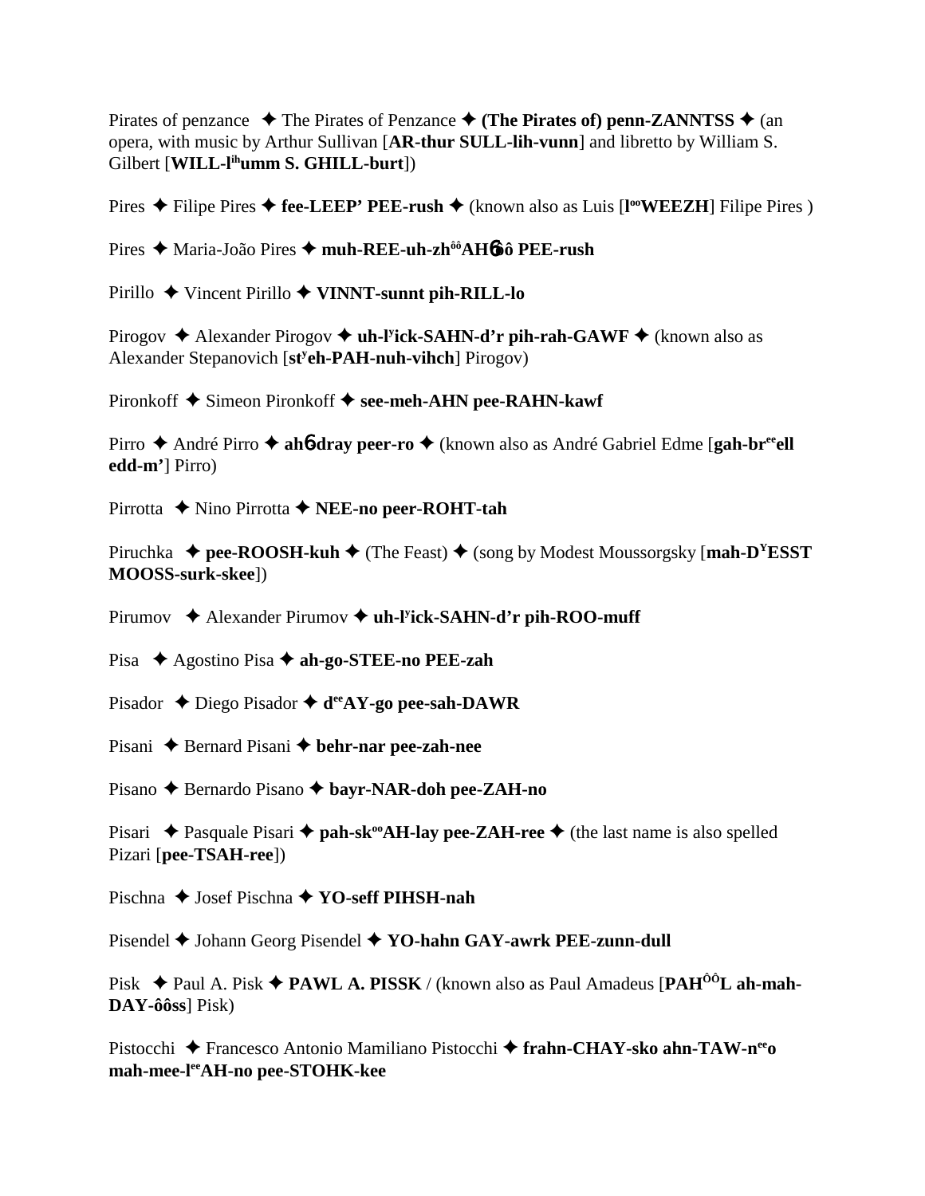Pirates of penzance ✦ The Pirates of Penzance ✦ **(The Pirates of) penn-ZANNTSS** ✦ (an opera, with music by Arthur Sullivan [**AR-thur SULL-lih-vunn**] and libretto by William S. Gilbert [**WILL-l$^{ih}$umm S. GHILL-burt**])

Pires ✦ Filipe Pires ✦ **fee-LEEP' PEE-rush** ✦ (known also as Luis [**l$^{oo}$WEEZH**] Filipe Pires )

Pires ✦ Maria-João Pires ✦ **muh-REE-uh-zh$^{ôô}$AH6ôô PEE-rush**

Pirillo ✦ Vincent Pirillo ✦ **VINNT-sunnt pih-RILL-lo**

Pirogov ✦ Alexander Pirogov ✦ **uh-l$^{y}$ick-SAHN-d'r pih-rah-GAWF** ✦ (known also as Alexander Stepanovich [**st$^{y}$eh-PAH-nuh-vihch**] Pirogov)

Pironkoff ✦ Simeon Pironkoff ✦ **see-meh-AHN pee-RAHN-kawf**

Pirro ✦ André Pirro ✦ **ah6-dray peer-ro** ✦ (known also as André Gabriel Edme [**gah-br$^{ee}$ell edd-m'**] Pirro)

Pirrotta ✦ Nino Pirrotta ✦ **NEE-no peer-ROHT-tah**

Piruchka ✦ **pee-ROOSH-kuh** ✦ (The Feast) ✦ (song by Modest Moussorgsky [**mah-D$^{Y}$ESST MOOSS-surk-skee**])

Pirumov ✦ Alexander Pirumov ✦ **uh-l$^{y}$ick-SAHN-d'r pih-ROO-muff**

Pisa ✦ Agostino Pisa ✦ **ah-go-STEE-no PEE-zah**

Pisador ✦ Diego Pisador ✦ **d$^{ee}$AY-go pee-sah-DAWR**

Pisani ✦ Bernard Pisani ✦ **behr-nar pee-zah-nee**

Pisano ✦ Bernardo Pisano ✦ **bayr-NAR-doh pee-ZAH-no**

Pisari ✦ Pasquale Pisari ✦ **pah-sk$^{oo}$AH-lay pee-ZAH-ree** ✦ (the last name is also spelled Pizari [**pee-TSAH-ree**])

Pischna ✦ Josef Pischna ✦ **YO-seff PIHSH-nah**

Pisendel ✦ Johann Georg Pisendel ✦ **YO-hahn GAY-awrk PEE-zunn-dull**

Pisk ✦ Paul A. Pisk ✦ **PAWL A. PISSK** / (known also as Paul Amadeus [**PAH$^{ÔÔ}$L ah-mah-DAY-ôôss**] Pisk)

Pistocchi ✦ Francesco Antonio Mamiliano Pistocchi ✦ **frahn-CHAY-sko ahn-TAW-n$^{ee}$o mah-mee-l$^{ee}$AH-no pee-STOHK-kee**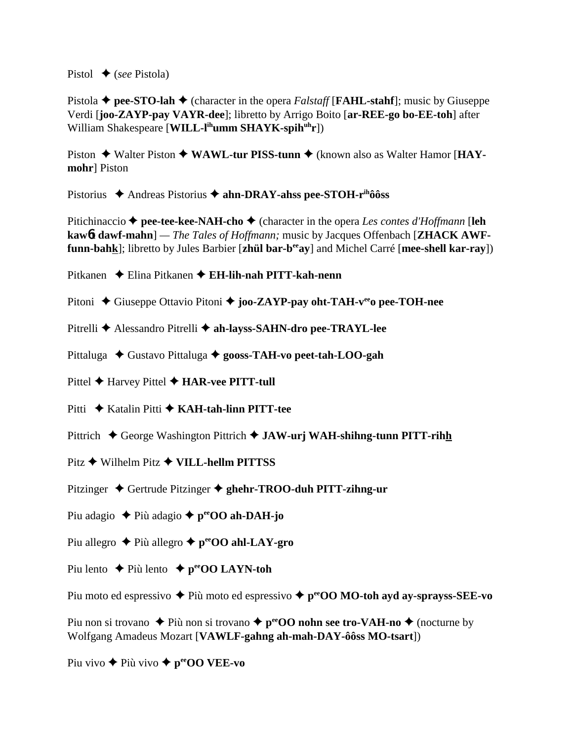Pistol ✦ (*see* Pistola)

Pistola ✦ **pee-STO-lah** ✦ (character in the opera *Falstaff* [**FAHL-stahf**]; music by Giuseppe Verdi [**joo-ZAYP-pay VAYR-dee**]; libretto by Arrigo Boito [**ar-REE-go bo-EE-toh**] after William Shakespeare [**WILL-l**[ih]**umm SHAYK-spih**[uh]**r**])

Piston ✦ Walter Piston ✦ **WAWL-tur PISS-tunn** ✦ (known also as Walter Hamor [**HAY-mohr**] Piston

Pistorius ✦ Andreas Pistorius ✦ **ahn-DRAY-ahss pee-STOH-r**[ih]**ôôss**

Pitichinaccio ✦ **pee-tee-kee-NAH-cho** ✦ (character in the opera *Les contes d'Hoffmann* [**leh kawɓt dawf-mahn**] — *The Tales of Hoffmann;* music by Jacques Offenbach [**ZHACK AWF-funn-bahk**]; libretto by Jules Barbier [**zhül bar-b**[ee]**ay**] and Michel Carré [**mee-shell kar-ray**])

Pitkanen ✦ Elina Pitkanen ✦ **EH-lih-nah PITT-kah-nenn**

Pitoni ✦ Giuseppe Ottavio Pitoni ✦ **joo-ZAYP-pay oht-TAH-v**[ee]**o pee-TOH-nee**

Pitrelli ✦ Alessandro Pitrelli ✦ **ah-layss-SAHN-dro pee-TRAYL-lee**

Pittaluga ✦ Gustavo Pittaluga ✦ **gooss-TAH-vo peet-tah-LOO-gah**

Pittel ✦ Harvey Pittel ✦ **HAR-vee PITT-tull**

Pitti ✦ Katalin Pitti ✦ **KAH-tah-linn PITT-tee**

Pittrich ✦ George Washington Pittrich ✦ **JAW-urj WAH-shihng-tunn PITT-rihh**

Pitz ✦ Wilhelm Pitz ✦ **VILL-hellm PITTSS**

Pitzinger ✦ Gertrude Pitzinger ✦ **ghehr-TROO-duh PITT-zihng-ur**

Piu adagio ✦ Più adagio ✦ **p**[ee]**OO ah-DAH-jo**

Piu allegro ✦ Più allegro ✦ **p**[ee]**OO ahl-LAY-gro**

Piu lento ✦ Più lento ✦ **p**[ee]**OO LAYN-toh**

Piu moto ed espressivo ✦ Più moto ed espressivo ✦ **p**[ee]**OO MO-toh ayd ay-sprayss-SEE-vo**

Piu non si trovano ✦ Più non si trovano ✦ **p**[ee]**OO nohn see tro-VAH-no** ✦ (nocturne by Wolfgang Amadeus Mozart [**VAWLF-gahng ah-mah-DAY-ôôss MO-tsart**])

Piu vivo ✦ Più vivo ✦ **p**[ee]**OO VEE-vo**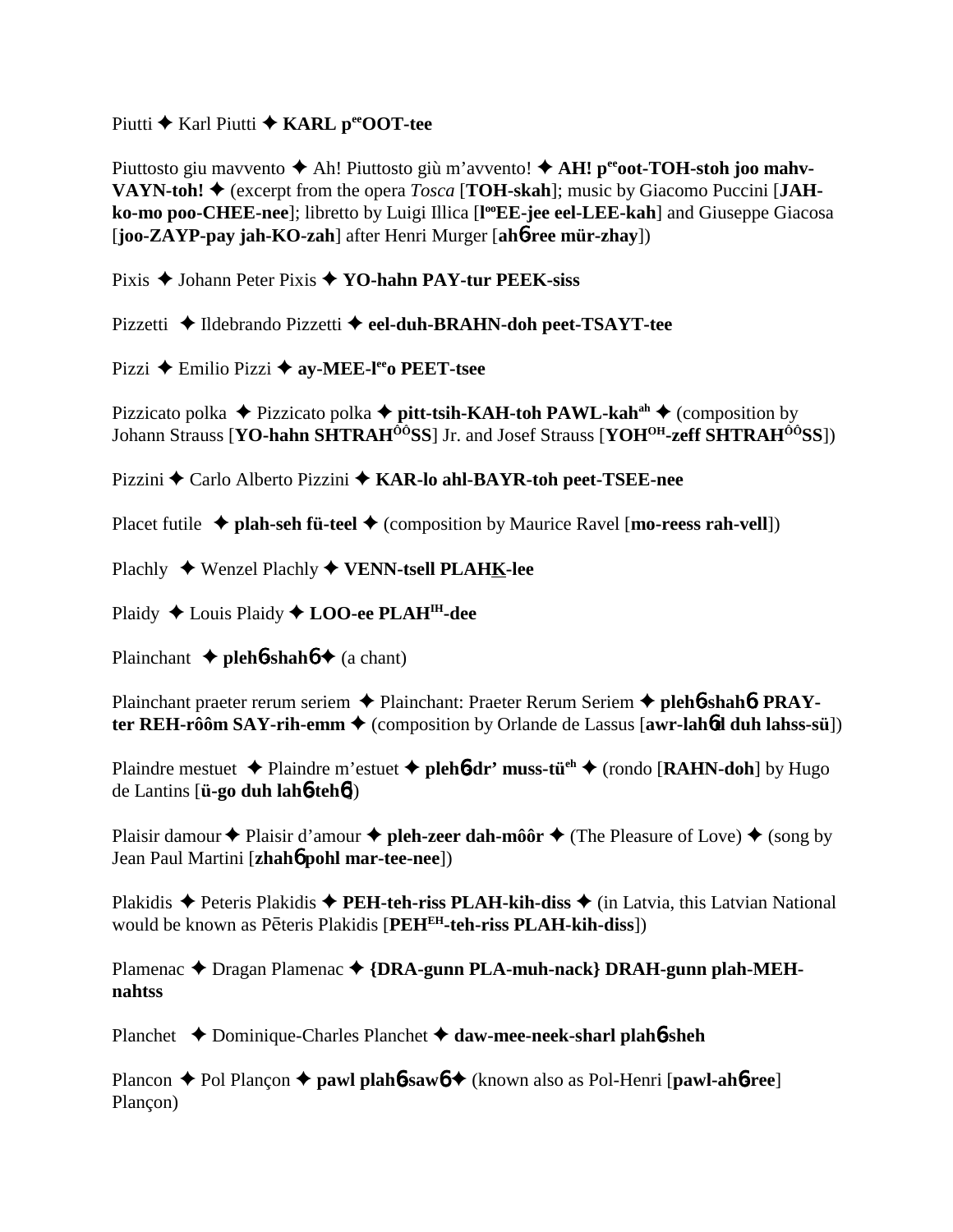Piutti ✦ Karl Piutti ✦ **KARL p^ee^OOT-tee**

Piuttosto giu mavvento ✦ Ah! Piuttosto giù m'avvento! ✦ **AH! p^ee^oot-TOH-stoh joo mahv-VAYN-toh!** ✦ (excerpt from the opera *Tosca* [**TOH-skah**]; music by Giacomo Puccini [**JAH-ko-mo poo-CHEE-nee**]; libretto by Luigi Illica [**l^oo^EE-jee eel-LEE-kah**] and Giuseppe Giacosa [**joo-ZAYP-pay jah-KO-zah**] after Henri Murger [**ahб-ree mür-zhay**])

Pixis ✦ Johann Peter Pixis ✦ **YO-hahn PAY-tur PEEK-siss**

Pizzetti ✦ Ildebrando Pizzetti ✦ **eel-duh-BRAHN-doh peet-TSAYT-tee**

Pizzi ✦ Emilio Pizzi ✦ **ay-MEE-l^ee^o PEET-tsee**

Pizzicato polka ✦ Pizzicato polka ✦ **pitt-tsih-KAH-toh PAWL-kah^ah** ✦ (composition by Johann Strauss [**YO-hahn SHTRAH^ÔÔ^SS**] Jr. and Josef Strauss [**YOH^OH^-zeff SHTRAH^ÔÔ^SS**])

Pizzini ✦ Carlo Alberto Pizzini ✦ **KAR-lo ahl-BAYR-toh peet-TSEE-nee**

Placet futile ✦ **plah-seh fü-teel** ✦ (composition by Maurice Ravel [**mo-reess rah-vell**])

Plachly ✦ Wenzel Plachly ✦ **VENN-tsell PLAHK-lee**

Plaidy ✦ Louis Plaidy ✦ **LOO-ee PLAH^IH^-dee**

Plainchant ✦ **plehб-shahб** ✦ (a chant)

Plainchant praeter rerum seriem ✦ Plainchant: Praeter Rerum Seriem ✦ **plehб-shahб PRAY-ter REH-rôôm SAY-rih-emm** ✦ (composition by Orlande de Lassus [**awr-lahбd duh lahss-sü**])

Plaindre mestuet ✦ Plaindre m'estuet ✦ **plehб-dr' muss-tü^eh** ✦ (rondo [**RAHN-doh**] by Hugo de Lantins [**ü-go duh lahб-tehб**])

Plaisir damour ✦ Plaisir d'amour ✦ **pleh-zeer dah-môôr** ✦ (The Pleasure of Love) ✦ (song by Jean Paul Martini [**zhahб pohl mar-tee-nee**])

Plakidis ✦ Peteris Plakidis ✦ **PEH-teh-riss PLAH-kih-diss** ✦ (in Latvia, this Latvian National would be known as Pēteris Plakidis [**PEH^EH^-teh-riss PLAH-kih-diss**])

Plamenac ✦ Dragan Plamenac ✦ **{DRA-gunn PLA-muh-nack} DRAH-gunn plah-MEH-nahtss**

Planchet ✦ Dominique-Charles Planchet ✦ **daw-mee-neek-sharl plahб-sheh**

Plancon ✦ Pol Plançon ✦ **pawl plahб-sawб** ✦ (known also as Pol-Henri [**pawl-ahб-ree**] Plançon)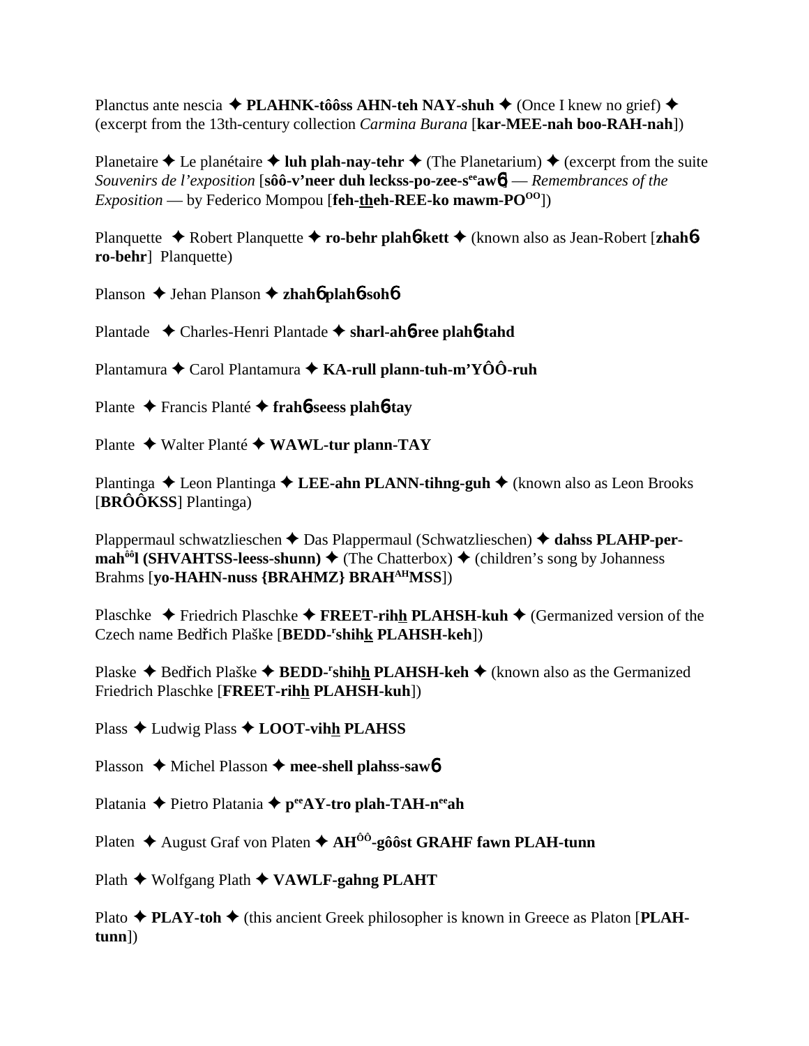Planctus ante nescia ✦ **PLAHNK-tôôss AHN-teh NAY-shuh** ✦ (Once I knew no grief) ✦ (excerpt from the 13th-century collection *Carmina Burana* [**kar-MEE-nah boo-RAH-nah**])

Planetaire ✦ Le planétaire ✦ **luh plah-nay-tehr** ✦ (The Planetarium) ✦ (excerpt from the suite *Souvenirs de l'exposition* [**sôô-v'neer duh leckss-po-zee-s**ee**aw**б] — *Remembrances of the Exposition* — by Federico Mompou [**feh-theh-REE-ko mawm-PO**OO])

Planquette ✦ Robert Planquette ✦ **ro-behr plah**б**-kett** ✦ (known also as Jean-Robert [**zhah**б **ro-behr**] Planquette)

Planson ✦ Jehan Planson ✦ **zhah**б **plah**б**-soh**б

Plantade ✦ Charles-Henri Plantade ✦ **sharl-ah**б**-ree plah**б**-tahd**

Plantamura ✦ Carol Plantamura ✦ **KA-rull plann-tuh-m'YÔÔ-ruh**

Plante ✦ Francis Planté ✦ **frah**б**-seess plah**б**-tay**

Plante ✦ Walter Planté ✦ **WAWL-tur plann-TAY**

Plantinga ✦ Leon Plantinga ✦ **LEE-ahn PLANN-tihng-guh** ✦ (known also as Leon Brooks [**BRÔÔKSS**] Plantinga)

Plappermaul schwatzlieschen ✦ Das Plappermaul (Schwatzlieschen) ✦ **dahss PLAHP-per-mah**ôô**l (SHVAHTSS-leess-shunn)** ✦ (The Chatterbox) ✦ (children's song by Johanness Brahms [**yo-HAHN-nuss {BRAHMZ} BRAH**AH**MSS**])

Plaschke ✦ Friedrich Plaschke ✦ **FREET-rihh PLAHSH-kuh** ✦ (Germanized version of the Czech name Bedřich Plaške [**BEDD-**r**shihk PLAHSH-keh**])

Plaske ✦ Bedřich Plaške ✦ **BEDD-**r**shihh PLAHSH-keh** ✦ (known also as the Germanized Friedrich Plaschke [**FREET-rihh PLAHSH-kuh**])

Plass ✦ Ludwig Plass ✦ **LOOT-vihh PLAHSS**

Plasson ✦ Michel Plasson ✦ **mee-shell plahss-saw**б

Platania ✦ Pietro Platania ✦ **p**ee**AY-tro plah-TAH-n**ee**ah**

Platen ✦ August Graf von Platen ✦ **AH**ÔÔ**-gôôst GRAHF fawn PLAH-tunn**

Plath ✦ Wolfgang Plath ✦ **VAWLF-gahng PLAHT**

Plato ✦ **PLAY-toh** ✦ (this ancient Greek philosopher is known in Greece as Platon [**PLAH-tunn**])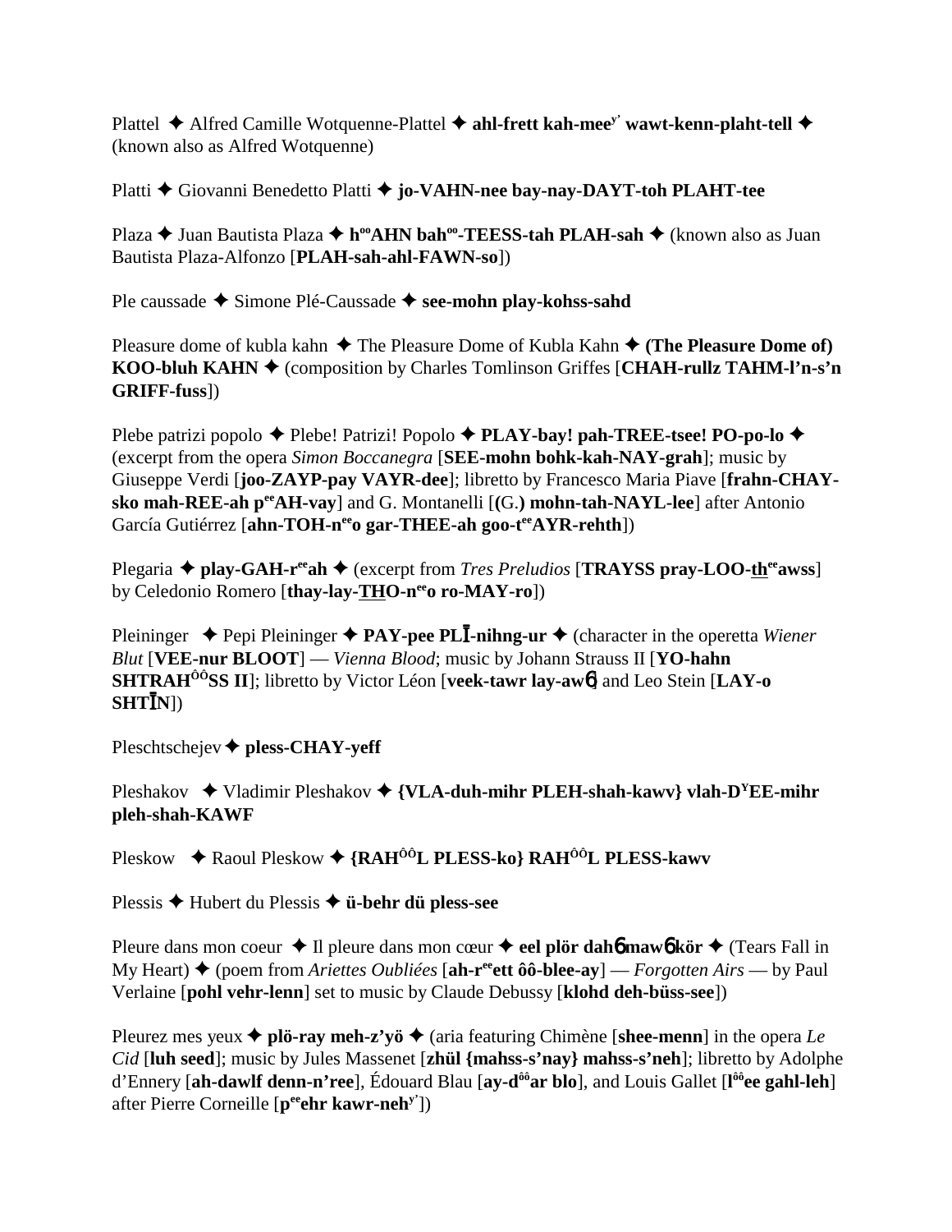Plattel ✦ Alfred Camille Wotquenne-Plattel ✦ **ahl-frett kah-mee**[y'] **wawt-kenn-plaht-tell** ✦ (known also as Alfred Wotquenne)

Platti ✦ Giovanni Benedetto Platti ✦ **jo-VAHN-nee bay-nay-DAYT-toh PLAHT-tee**

Plaza ✦ Juan Bautista Plaza ✦ **h**[oo]**AHN bah**[oo]**-TEESS-tah PLAH-sah** ✦ (known also as Juan Bautista Plaza-Alfonzo [**PLAH-sah-ahl-FAWN-so**])

Ple caussade ✦ Simone Plé-Caussade ✦ **see-mohn play-kohss-sahd**

Pleasure dome of kubla kahn ✦ The Pleasure Dome of Kubla Kahn ✦ **(The Pleasure Dome of) KOO-bluh KAHN** ✦ (composition by Charles Tomlinson Griffes [**CHAH-rullz TAHM-l'n-s'n GRIFF-fuss**])

Plebe patrizi popolo ✦ Plebe! Patrizi! Popolo ✦ **PLAY-bay! pah-TREE-tsee! PO-po-lo** ✦ (excerpt from the opera *Simon Boccanegra* [**SEE-mohn bohk-kah-NAY-grah**]; music by Giuseppe Verdi [**joo-ZAYP-pay VAYR-dee**]; libretto by Francesco Maria Piave [**frahn-CHAY-sko mah-REE-ah p**[ee]**AH-vay**] and G. Montanelli [**(G.) mohn-tah-NAYL-lee**] after Antonio García Gutiérrez [**ahn-TOH-n**[ee]**o gar-THEE-ah goo-t**[ee]**AYR-rehth**])

Plegaria ✦ **play-GAH-r**[ee]**ah** ✦ (excerpt from *Tres Preludios* [**TRAYSS pray-LOO-th**[ee]**awss**] by Celedonio Romero [**thay-lay-THO-n**[ee]**o ro-MAY-ro**])

Pleininger ✦ Pepi Pleininger ✦ **PAY-pee PLĪ-nihng-ur** ✦ (character in the operetta *Wiener Blut* [**VEE-nur BLOOT**] — *Vienna Blood*; music by Johann Strauss II [**YO-hahn SHTRAH**[ÔÔ]**SS II**]; libretto by Victor Léon [**veek-tawr lay-awɓ**] and Leo Stein [**LAY-o SHTĪN**])

Pleschtschejev ✦ **pless-CHAY-yeff**

Pleshakov ✦ Vladimir Pleshakov ✦ **{VLA-duh-mihr PLEH-shah-kawv} vlah-D**[Y]**EE-mihr pleh-shah-KAWF**

Pleskow ✦ Raoul Pleskow ✦ **{RAH**[ÔÔ]**L PLESS-ko} RAH**[ÔÔ]**L PLESS-kawv**

Plessis ✦ Hubert du Plessis ✦ **ü-behr dü pless-see**

Pleure dans mon coeur ✦ Il pleure dans mon cœur ✦ **eel plör dahɓ mawɓ kör** ✦ (Tears Fall in My Heart) ✦ (poem from *Ariettes Oubliées* [**ah-r**[ee]**ett ôô-blee-ay**] — *Forgotten Airs* — by Paul Verlaine [**pohl vehr-lenn**] set to music by Claude Debussy [**klohd deh-büss-see**])

Pleurez mes yeux ✦ **plö-ray meh-z'yö** ✦ (aria featuring Chimène [**shee-menn**] in the opera *Le Cid* [**luh seed**]; music by Jules Massenet [**zhül {mahss-s'nay} mahss-s'neh**]; libretto by Adolphe d'Ennery [**ah-dawlf denn-n'ree**], Édouard Blau [**ay-d**[ôô]**ar blo**], and Louis Gallet [**l**[ôô]**ee gahl-leh**] after Pierre Corneille [**p**[ee]**ehr kawr-neh**[y']])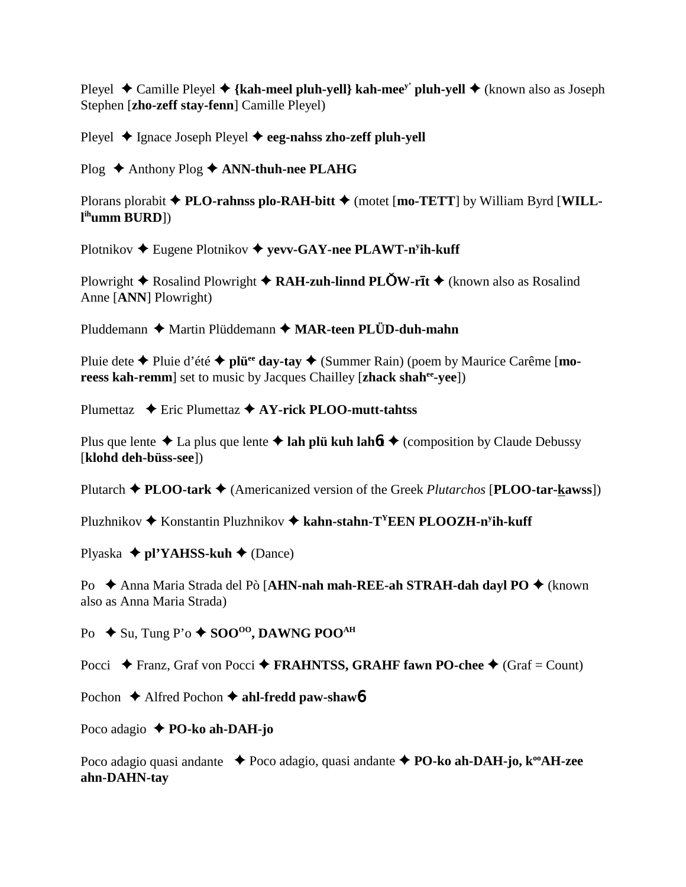Pleyel ✦ Camille Pleyel ✦ **{kah-meel pluh-yell} kah-mee**y' **pluh-yell** ✦ (known also as Joseph Stephen [**zho-zeff stay-fenn**] Camille Pleyel)

Pleyel ✦ Ignace Joseph Pleyel ✦ **eeg-nahss zho-zeff pluh-yell**

Plog ✦ Anthony Plog ✦ **ANN-thuh-nee PLAHG**

Plorans plorabit ✦ **PLO-rahnss plo-RAH-bitt** ✦ (motet [**mo-TETT**] by William Byrd [**WILL-l**ih**umm BURD**])

Plotnikov ✦ Eugene Plotnikov ✦ **yevv-GAY-nee PLAWT-n**y**ih-kuff**

Plowright ✦ Rosalind Plowright ✦ **RAH-zuh-linnd PLŎW-rīt** ✦ (known also as Rosalind Anne [**ANN**] Plowright)

Pluddemann ✦ Martin Plüddemann ✦ **MAR-teen PLÜD-duh-mahn**

Pluie dete ✦ Pluie d'été ✦ **plü**ee **day-tay** ✦ (Summer Rain) (poem by Maurice Carême [**mo-reess kah-remm**] set to music by Jacques Chailley [**zhack shah**ee**-yee**])

Plumettaz ✦ Eric Plumettaz ✦ **AY-rick PLOO-mutt-tahtss**

Plus que lente ✦ La plus que lente ✦ **lah plü kuh lah**6**t** ✦ (composition by Claude Debussy [**klohd deh-büss-see**])

Plutarch ✦ **PLOO-tark** ✦ (Americanized version of the Greek *Plutarchos* [**PLOO-tar-kawss**])

Pluzhnikov ✦ Konstantin Pluzhnikov ✦ **kahn-stahn-T**Y**EEN PLOOZH-n**y**ih-kuff**

Plyaska ✦ **pl'YAHSS-kuh** ✦ (Dance)

Po ✦ Anna Maria Strada del Pò [**AHN-nah mah-REE-ah STRAH-dah dayl PO** ✦ (known also as Anna Maria Strada)

Po ✦ Su, Tung P'o ✦ **SOO**OO**, DAWNG POO**AH

Pocci ✦ Franz, Graf von Pocci ✦ **FRAHNTSS, GRAHF fawn PO-chee** ✦ (Graf = Count)

Pochon ✦ Alfred Pochon ✦ **ahl-fredd paw-shaw**6

Poco adagio ✦ **PO-ko ah-DAH-jo**

Poco adagio quasi andante ✦ Poco adagio, quasi andante ✦ **PO-ko ah-DAH-jo, k**oo**AH-zee ahn-DAHN-tay**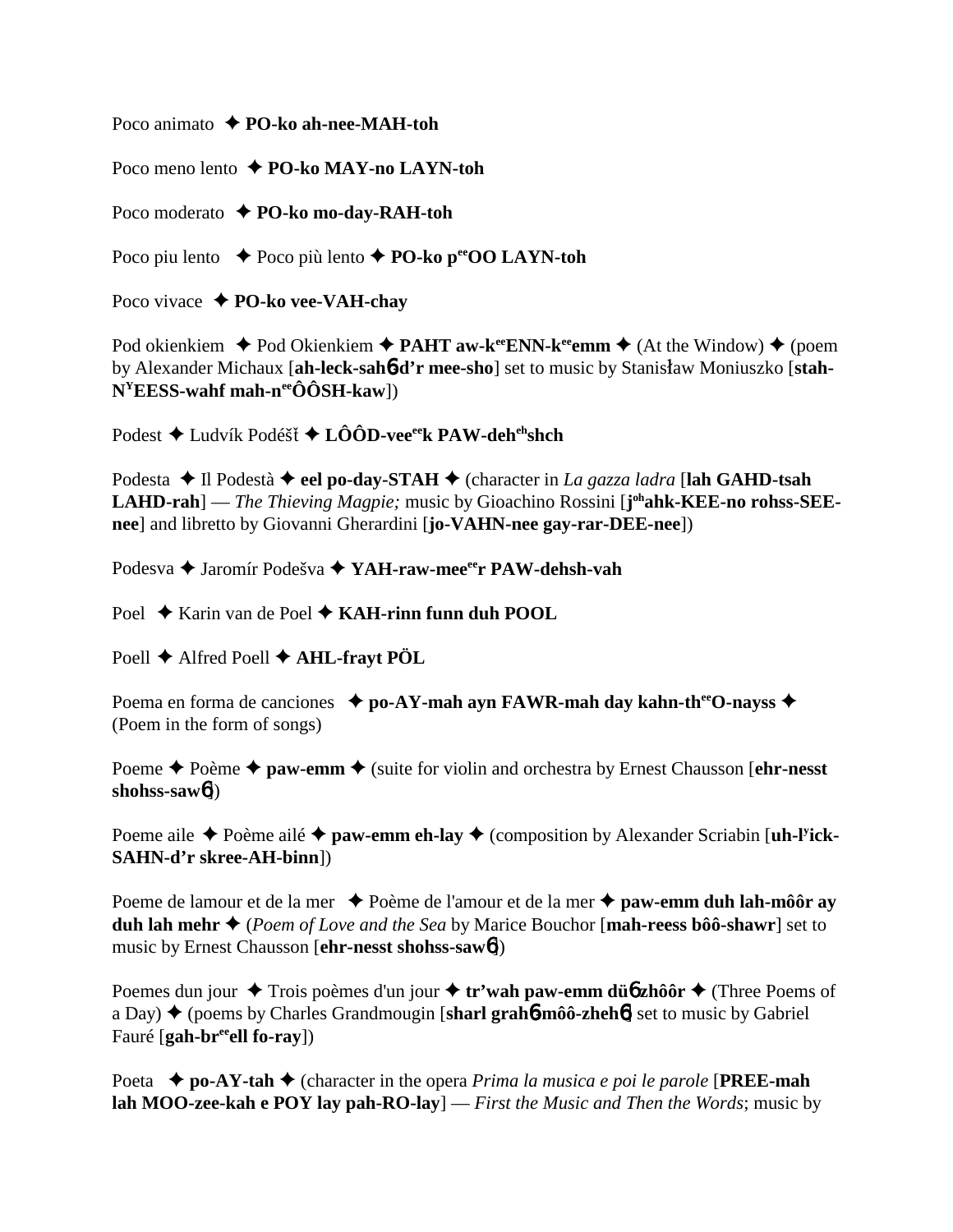Poco animato ✦ **PO-ko ah-nee-MAH-toh**

Poco meno lento ✦ **PO-ko MAY-no LAYN-toh**

Poco moderato ✦ **PO-ko mo-day-RAH-toh**

Poco piu lento ✦ Poco più lento ✦ **PO-ko p$^{ee}$OO LAYN-toh**

Poco vivace ✦ **PO-ko vee-VAH-chay**

Pod okienkiem ✦ Pod Okienkiem ✦ **PAHT aw-k$^{ee}$ENN-k$^{ee}$emm** ✦ (At the Window) ✦ (poem by Alexander Michaux [**ah-leck-sahɲ-d'r mee-sho**] set to music by Stanisław Moniuszko [**stah-N$^{Y}$EESS-wahf mah-n$^{ee}$ÔÔSH-kaw**])

Podest ✦ Ludvík Podéšť ✦ **LÔÔD-vee$^{ee}$k PAW-deh$^{eh}$shch**

Podesta ✦ Il Podestà ✦ **eel po-day-STAH** ✦ (character in *La gazza ladra* [**lah GAHD-tsah LAHD-rah**] — *The Thieving Magpie;* music by Gioachino Rossini [**j$^{oh}$ahk-KEE-no rohss-SEE-nee**] and libretto by Giovanni Gherardini [**jo-VAHN-nee gay-rar-DEE-nee**])

Podesva ✦ Jaromír Podešva ✦ **YAH-raw-mee$^{ee}$r PAW-dehsh-vah**

Poel ✦ Karin van de Poel ✦ **KAH-rinn funn duh POOL**

Poell ✦ Alfred Poell ✦ **AHL-frayt PÖL**

Poema en forma de canciones ✦ **po-AY-mah ayn FAWR-mah day kahn-th$^{ee}$O-nayss** ✦ (Poem in the form of songs)

Poeme ✦ Poème ✦ **paw-emm** ✦ (suite for violin and orchestra by Ernest Chausson [**ehr-nesst shohss-sawɲ**])

Poeme aile ✦ Poème ailé ✦ **paw-emm eh-lay** ✦ (composition by Alexander Scriabin [**uh-l$^{y}$ick-SAHN-d'r skree-AH-binn**])

Poeme de lamour et de la mer ✦ Poème de l'amour et de la mer ✦ **paw-emm duh lah-môôr ay duh lah mehr** ✦ (*Poem of Love and the Sea* by Marice Bouchor [**mah-reess bôô-shawr**] set to music by Ernest Chausson [**ehr-nesst shohss-sawɲ**])

Poemes dun jour ✦ Trois poèmes d'un jour ✦ **tr'wah paw-emm düɲ zhôôr** ✦ (Three Poems of a Day) ✦ (poems by Charles Grandmougin [**sharl grahɲ-môô-zhehɲ**] set to music by Gabriel Fauré [**gah-br$^{ee}$ell fo-ray**])

Poeta ✦ **po-AY-tah** ✦ (character in the opera *Prima la musica e poi le parole* [**PREE-mah lah MOO-zee-kah e POY lay pah-RO-lay**] — *First the Music and Then the Words*; music by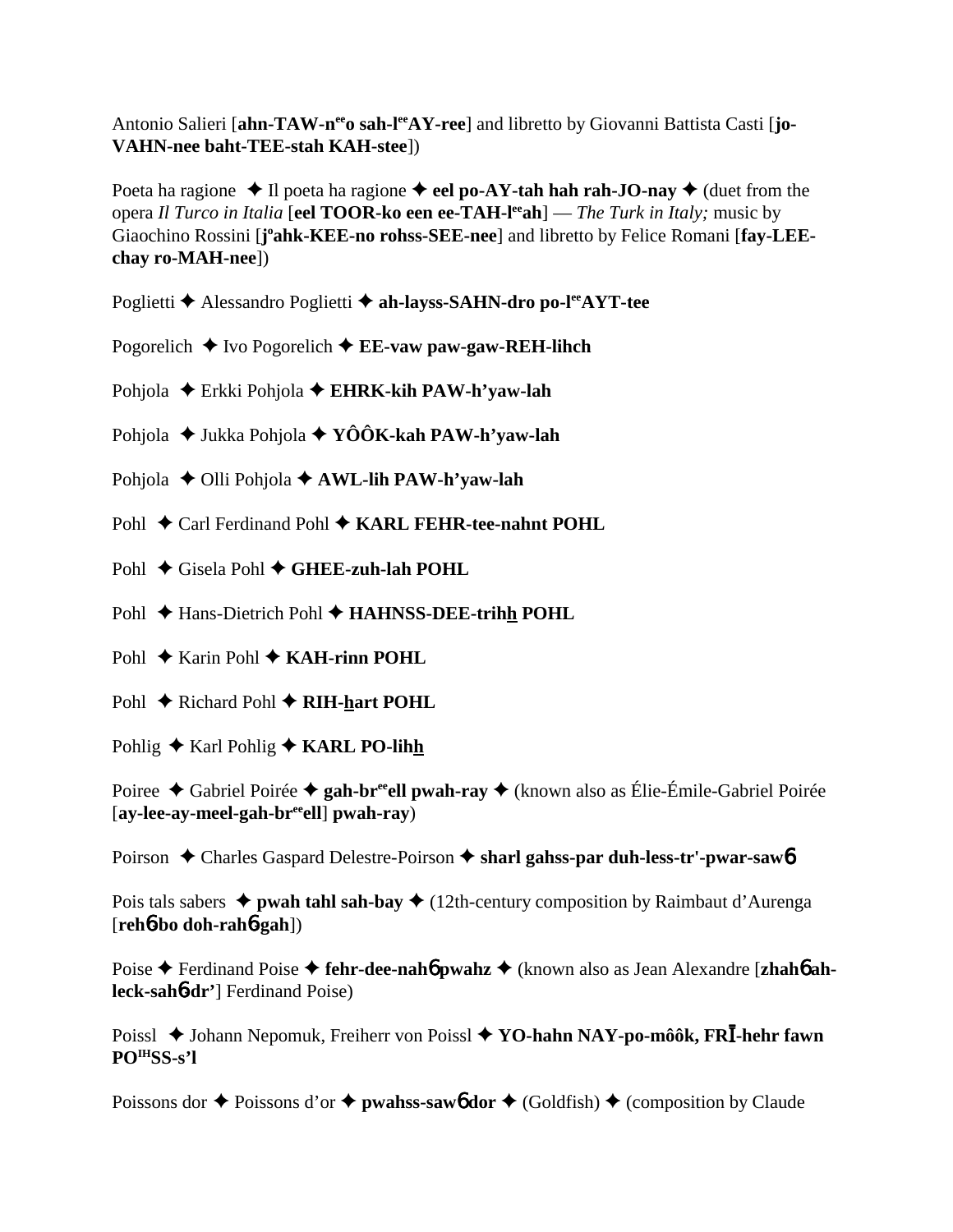Antonio Salieri [**ahn-TAW-n<sup>ee</sup>o sah-l<sup>ee</sup>AY-ree**] and libretto by Giovanni Battista Casti [**jo-VAHN-nee baht-TEE-stah KAH-stee**])

Poeta ha ragione ✦ Il poeta ha ragione ✦ **eel po-AY-tah hah rah-JO-nay** ✦ (duet from the opera *Il Turco in Italia* [**eel TOOR-ko een ee-TAH-l<sup>ee</sup>ah**] — *The Turk in Italy;* music by Giaochino Rossini [**j<sup>o</sup>ahk-KEE-no rohss-SEE-nee**] and libretto by Felice Romani [**fay-LEE-chay ro-MAH-nee**])

Poglietti ✦ Alessandro Poglietti ✦ **ah-layss-SAHN-dro po-l<sup>ee</sup>AYT-tee**

Pogorelich ✦ Ivo Pogorelich ✦ **EE-vaw paw-gaw-REH-lihch**

Pohjola ✦ Erkki Pohjola ✦ **EHRK-kih PAW-h'yaw-lah**

Pohjola ✦ Jukka Pohjola ✦ **YÔÔK-kah PAW-h'yaw-lah**

Pohjola ✦ Olli Pohjola ✦ **AWL-lih PAW-h'yaw-lah**

Pohl ✦ Carl Ferdinand Pohl ✦ **KARL FEHR-tee-nahnt POHL**

Pohl ✦ Gisela Pohl ✦ **GHEE-zuh-lah POHL**

Pohl ✦ Hans-Dietrich Pohl ✦ **HAHNSS-DEE-trihh POHL**

Pohl ✦ Karin Pohl ✦ **KAH-rinn POHL**

Pohl ✦ Richard Pohl ✦ **RIH-hart POHL**

Pohlig ✦ Karl Pohlig ✦ **KARL PO-lihh**

Poiree ✦ Gabriel Poirée ✦ **gah-br<sup>ee</sup>ell pwah-ray** ✦ (known also as Élie-Émile-Gabriel Poirée [**ay-lee-ay-meel-gah-br<sup>ee</sup>ell**] **pwah-ray**)

Poirson ✦ Charles Gaspard Delestre-Poirson ✦ **sharl gahss-par duh-less-tr'-pwar-sawɓ**

Pois tals sabers ✦ **pwah tahl sah-bay** ✦ (12th-century composition by Raimbaut d'Aurenga [**rehɓ-bo doh-rahɓ-gah**])

Poise ✦ Ferdinand Poise ✦ **fehr-dee-nahɓ pwahz** ✦ (known also as Jean Alexandre [**zhahɓ ah-leck-sahɓ-dr'**] Ferdinand Poise)

Poissl ✦ Johann Nepomuk, Freiherr von Poissl ✦ **YO-hahn NAY-po-môôk, FRĪ-hehr fawn PO<sup>IH</sup>SS-s'l**

Poissons dor ✦ Poissons d'or ✦ **pwahss-sawɓ dor** ✦ (Goldfish) ✦ (composition by Claude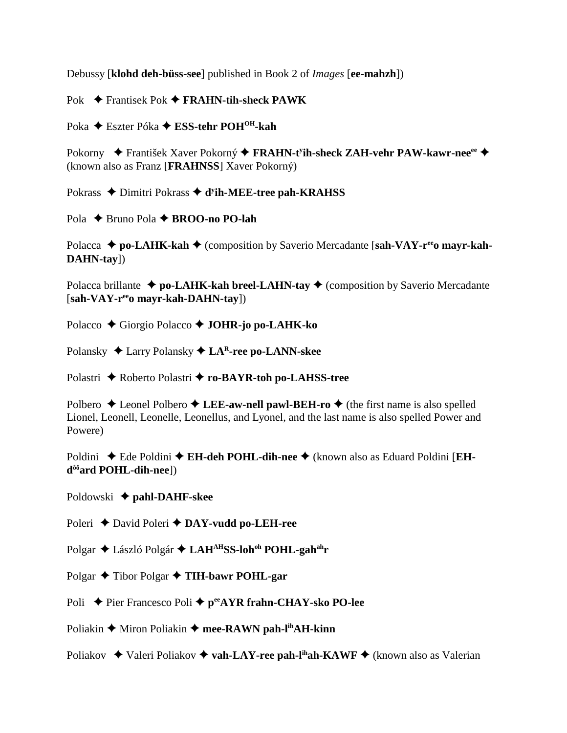Debussy [**klohd deh-büss-see**] published in Book 2 of *Images* [**ee-mahzh**])

Pok ✦ Frantisek Pok ✦ **FRAHN-tih-sheck PAWK**

Poka ✦ Eszter Póka ✦ **ESS-tehr POH[OH]-kah**

Pokorny ✦ František Xaver Pokorný ✦ **FRAHN-t[y]ih-sheck ZAH-vehr PAW-kawr-nee[ee]** ✦ (known also as Franz [**FRAHNSS**] Xaver Pokorný)

Pokrass ✦ Dimitri Pokrass ✦ **d[y]ih-MEE-tree pah-KRAHSS**

Pola ✦ Bruno Pola ✦ **BROO-no PO-lah**

Polacca ✦ **po-LAHK-kah** ✦ (composition by Saverio Mercadante [**sah-VAY-r[ee]o mayr-kah-DAHN-tay**])

Polacca brillante ✦ **po-LAHK-kah breel-LAHN-tay** ✦ (composition by Saverio Mercadante [**sah-VAY-r[ee]o mayr-kah-DAHN-tay**])

Polacco ✦ Giorgio Polacco ✦ **JOHR-jo po-LAHK-ko**

Polansky ✦ Larry Polansky ✦ **LA[R]-ree po-LANN-skee**

Polastri ✦ Roberto Polastri ✦ **ro-BAYR-toh po-LAHSS-tree**

Polbero ✦ Leonel Polbero ✦ **LEE-aw-nell pawl-BEH-ro** ✦ (the first name is also spelled Lionel, Leonell, Leonelle, Leonellus, and Lyonel, and the last name is also spelled Power and Powere)

Poldini ✦ Ede Poldini ✦ **EH-deh POHL-dih-nee** ✦ (known also as Eduard Poldini [**EH-d[ôô]ard POHL-dih-nee**])

Poldowski ✦ **pahl-DAHF-skee**

Poleri ✦ David Poleri ✦ **DAY-vudd po-LEH-ree**

Polgar ✦ László Polgár ✦ **LAH[AH]SS-loh[oh] POHL-gah[ah]r**

Polgar ✦ Tibor Polgar ✦ **TIH-bawr POHL-gar**

Poli ✦ Pier Francesco Poli ✦ **p[ee]AYR frahn-CHAY-sko PO-lee**

Poliakin ✦ Miron Poliakin ✦ **mee-RAWN pah-l[ih]AH-kinn**

Poliakov ✦ Valeri Poliakov ✦ **vah-LAY-ree pah-l[ih]ah-KAWF** ✦ (known also as Valerian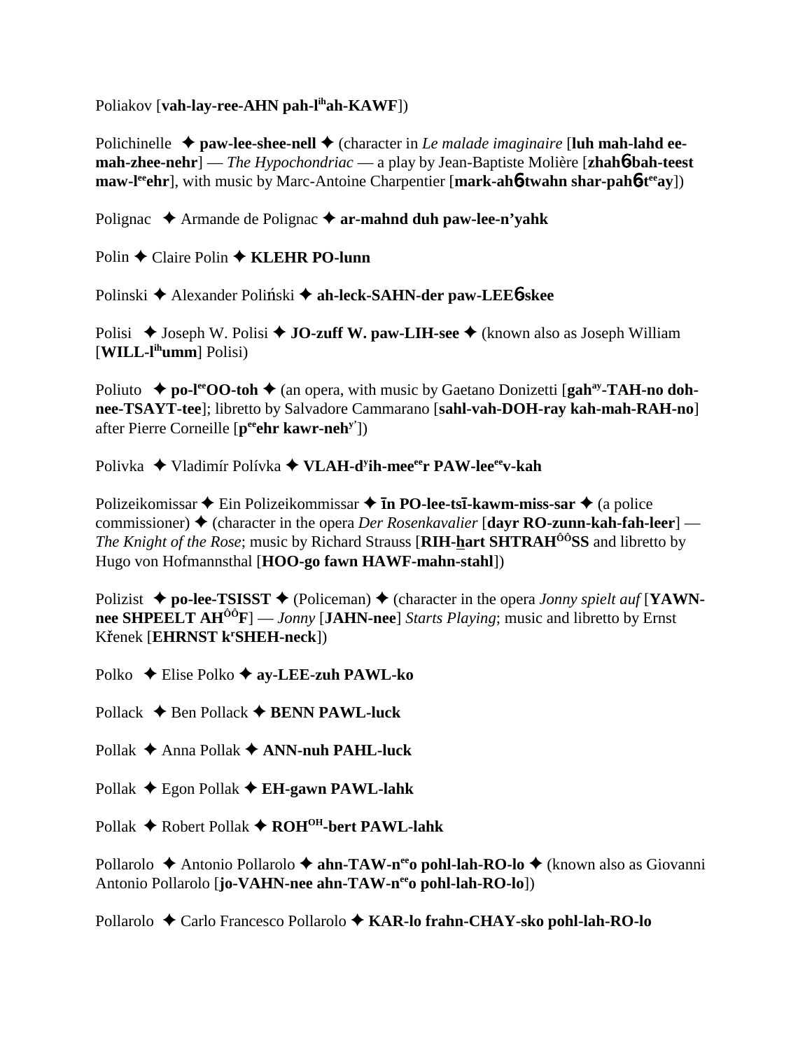Poliakov [**vah-lay-ree-AHN pah-l**ih**ah-KAWF**])

Polichinelle ✦ **paw-lee-shee-nell** ✦ (character in *Le malade imaginaire* [**luh mah-lahd ee-mah-zhee-nehr**] — *The Hypochondriac* — a play by Jean-Baptiste Molière [**zhah**6**-bah-teest maw-l**ee**ehr**], with music by Marc-Antoine Charpentier [**mark-ah**6**-twahn shar-pah**6**-t**ee**ay**])

Polignac ✦ Armande de Polignac ✦ **ar-mahnd duh paw-lee-n'yahk**

Polin ✦ Claire Polin ✦ **KLEHR PO-lunn**

Polinski ✦ Alexander Poliński ✦ **ah-leck-SAHN-der paw-LEE**6**-skee**

Polisi ✦ Joseph W. Polisi ✦ **JO-zuff W. paw-LIH-see** ✦ (known also as Joseph William [**WILL-l**ih**umm**] Polisi)

Poliuto ✦ **po-l**ee**OO-toh** ✦ (an opera, with music by Gaetano Donizetti [**gah**ay**-TAH-no doh-nee-TSAYT-tee**]; libretto by Salvadore Cammarano [**sahl-vah-DOH-ray kah-mah-RAH-no**] after Pierre Corneille [**p**ee**ehr kawr-neh**y']) 

Polivka ✦ Vladimír Polívka ✦ **VLAH-d**y**ih-mee**ee**r PAW-lee**ee**v-kah**

Polizeikomissar ✦ Ein Polizeikommissar ✦ **īn PO-lee-tsī-kawm-miss-sar** ✦ (a police commissioner) ✦ (character in the opera *Der Rosenkavalier* [**dayr RO-zunn-kah-fah-leer**] — *The Knight of the Rose*; music by Richard Strauss [**RIH-hart SHTRAH**ÔÔ**SS** and libretto by Hugo von Hofmannsthal [**HOO-go fawn HAWF-mahn-stahl**])

Polizist ✦ **po-lee-TSISST** ✦ (Policeman) ✦ (character in the opera *Jonny spielt auf* [**YAWN-nee SHPEELT AH**ÔÔ**F**] — *Jonny* [**JAHN-nee**] *Starts Playing*; music and libretto by Ernst Křenek [**EHRNST k**r**SHEH-neck**])

Polko ✦ Elise Polko ✦ **ay-LEE-zuh PAWL-ko**

Pollack ✦ Ben Pollack ✦ **BENN PAWL-luck**

Pollak ✦ Anna Pollak ✦ **ANN-nuh PAHL-luck**

Pollak ✦ Egon Pollak ✦ **EH-gawn PAWL-lahk**

Pollak ✦ Robert Pollak ✦ **ROH**OH**-bert PAWL-lahk**

Pollarolo ✦ Antonio Pollarolo ✦ **ahn-TAW-n**ee**o pohl-lah-RO-lo** ✦ (known also as Giovanni Antonio Pollarolo [**jo-VAHN-nee ahn-TAW-n**ee**o pohl-lah-RO-lo**])

Pollarolo ✦ Carlo Francesco Pollarolo ✦ **KAR-lo frahn-CHAY-sko pohl-lah-RO-lo**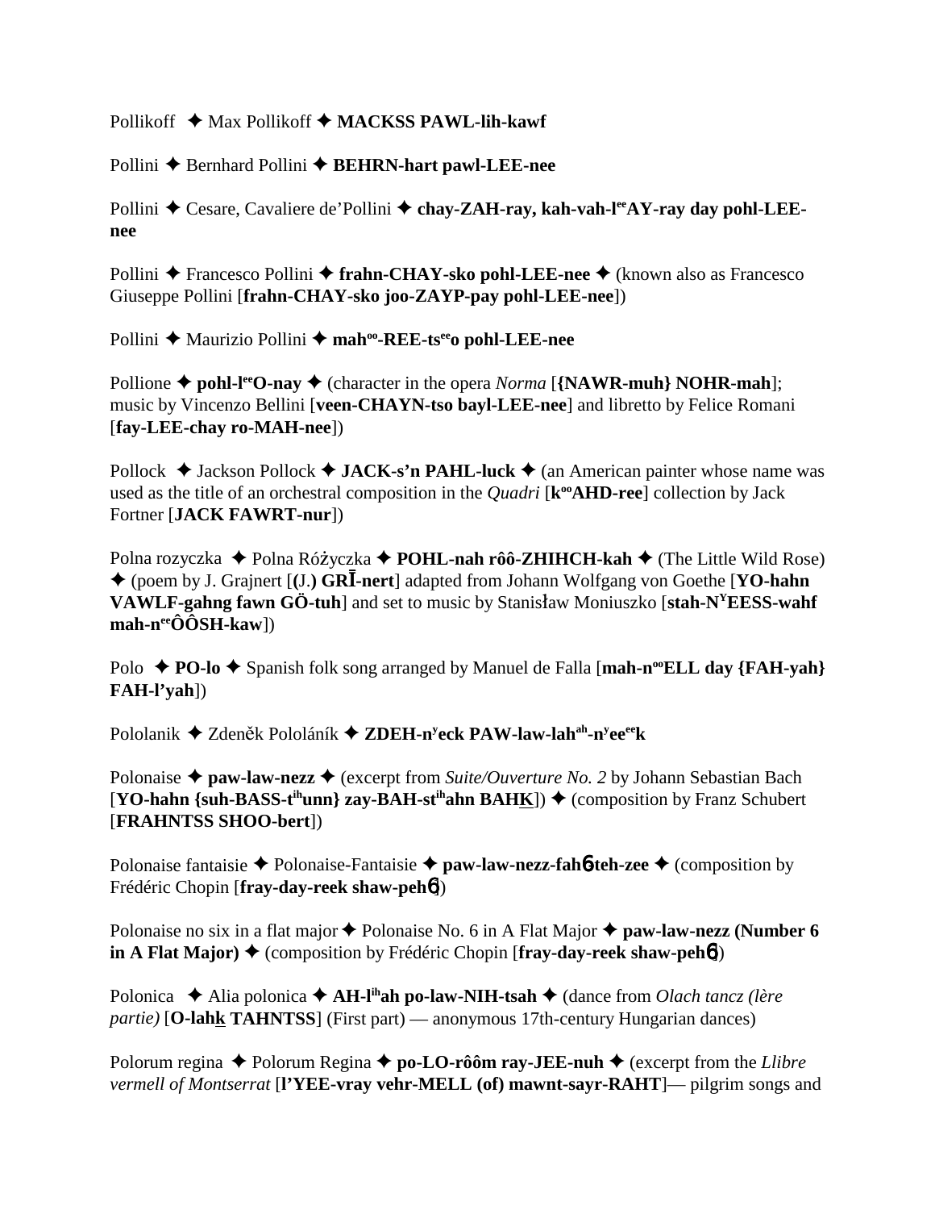Pollikoff ✦ Max Pollikoff ✦ **MACKSS PAWL-lih-kawf**

Pollini ✦ Bernhard Pollini ✦ **BEHRN-hart pawl-LEE-nee**

Pollini ✦ Cesare, Cavaliere de'Pollini ✦ **chay-ZAH-ray, kah-vah-l^ee^AY-ray day pohl-LEE-nee**

Pollini ✦ Francesco Pollini ✦ **frahn-CHAY-sko pohl-LEE-nee** ✦ (known also as Francesco Giuseppe Pollini [**frahn-CHAY-sko joo-ZAYP-pay pohl-LEE-nee**])

Pollini ✦ Maurizio Pollini ✦ **mah^oo^-REE-ts^ee^o pohl-LEE-nee**

Pollione ✦ **pohl-l^ee^O-nay** ✦ (character in the opera *Norma* [**{NAWR-muh} NOHR-mah**]; music by Vincenzo Bellini [**veen-CHAYN-tso bayl-LEE-nee**] and libretto by Felice Romani [**fay-LEE-chay ro-MAH-nee**])

Pollock ✦ Jackson Pollock ✦ **JACK-s'n PAHL-luck** ✦ (an American painter whose name was used as the title of an orchestral composition in the *Quadri* [**k^oo^AHD-ree**] collection by Jack Fortner [**JACK FAWRT-nur**])

Polna rozyczka ✦ Polna Różyczka ✦ **POHL-nah rôô-ZHIHCH-kah** ✦ (The Little Wild Rose) ✦ (poem by J. Grajnert [**(J.) GRĪ-nert**] adapted from Johann Wolfgang von Goethe [**YO-hahn VAWLF-gahng fawn GÖ-tuh**] and set to music by Stanisław Moniuszko [**stah-N^Y^EESS-wahf mah-n^ee^ÔÔSH-kaw**])

Polo ✦ **PO-lo** ✦ Spanish folk song arranged by Manuel de Falla [**mah-n^oo^ELL day {FAH-yah} FAH-l'yah**])

Pololanik ✦ Zdeněk Pololáník ✦ **ZDEH-n^y^eck PAW-law-lah^ah^-n^y^ee^ee^k**

Polonaise ✦ **paw-law-nezz** ✦ (excerpt from *Suite/Ouverture No. 2* by Johann Sebastian Bach [**YO-hahn {suh-BASS-t^ih^unn} zay-BAH-st^ih^ahn BAHK**]) ✦ (composition by Franz Schubert [**FRAHNTSS SHOO-bert**])

Polonaise fantaisie ✦ Polonaise-Fantaisie ✦ **paw-law-nezz-fahɲ-teh-zee** ✦ (composition by Frédéric Chopin [**fray-day-reek shaw-pehɲ**])

Polonaise no six in a flat major ✦ Polonaise No. 6 in A Flat Major ✦ **paw-law-nezz (Number 6 in A Flat Major)** ✦ (composition by Frédéric Chopin [**fray-day-reek shaw-pehɲ**])

Polonica ✦ Alia polonica ✦ **AH-l^ih^ah po-law-NIH-tsah** ✦ (dance from *Olach tancz (lère partie)* [**O-lahk TAHNTSS**] (First part) — anonymous 17th-century Hungarian dances)

Polorum regina ✦ Polorum Regina ✦ **po-LO-rôôm ray-JEE-nuh** ✦ (excerpt from the *Llibre vermell of Montserrat* [**l'YEE-vray vehr-MELL (of) mawnt-sayr-RAHT**]— pilgrim songs and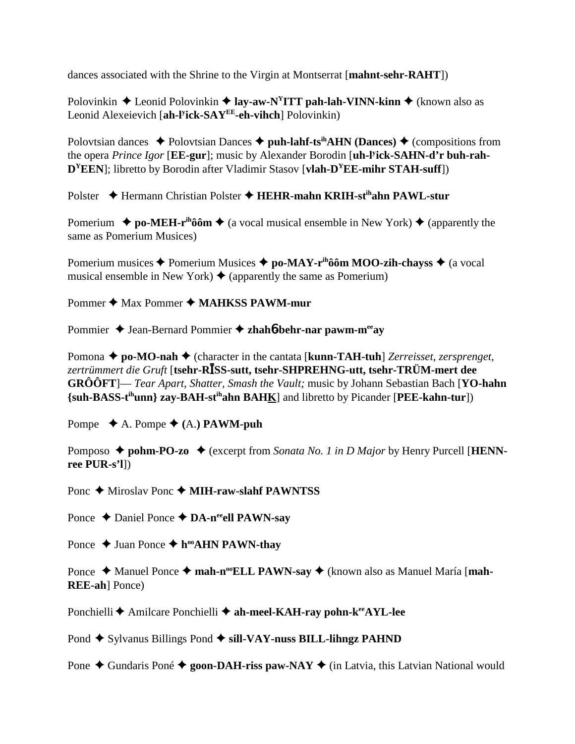dances associated with the Shrine to the Virgin at Montserrat [**mahnt-sehr-RAHT**])

Polovinkin ✦ Leonid Polovinkin ✦ **lay-aw-N$^{Y}$ITT pah-lah-VINN-kinn** ✦ (known also as Leonid Alexeievich [**ah-l$^{y}$ick-SAY$^{EE}$-eh-vihch**] Polovinkin)

Polovtsian dances ✦ Polovtsian Dances ✦ **puh-lahf-ts$^{ih}$AHN (Dances)** ✦ (compositions from the opera *Prince Igor* [**EE-gur**]; music by Alexander Borodin [**uh-l$^{y}$ick-SAHN-d'r buh-rah-D$^{Y}$EEN**]; libretto by Borodin after Vladimir Stasov [**vlah-D$^{Y}$EE-mihr STAH-suff**])

Polster ✦ Hermann Christian Polster ✦ **HEHR-mahn KRIH-st$^{ih}$ahn PAWL-stur**

Pomerium ✦ **po-MEH-r$^{ih}$ôôm** ✦ (a vocal musical ensemble in New York) ✦ (apparently the same as Pomerium Musices)

Pomerium musices ✦ Pomerium Musices ✦ **po-MAY-r$^{ih}$ôôm MOO-zih-chayss** ✦ (a vocal musical ensemble in New York) ✦ (apparently the same as Pomerium)

Pommer ✦ Max Pommer ✦ **MAHKSS PAWM-mur**

Pommier ✦ Jean-Bernard Pommier ✦ **zhahб-behr-nar pawm-m$^{ee}$ay**

Pomona ✦ **po-MO-nah** ✦ (character in the cantata [**kunn-TAH-tuh**] *Zerreisset, zersprenget, zertrümmert die Gruft* [**tsehr-RĪSS-sutt, tsehr-SHPREHNG-utt, tsehr-TRÜM-mert dee GRÔÔFT**]— *Tear Apart, Shatter, Smash the Vault;* music by Johann Sebastian Bach [**YO-hahn {suh-BASS-t$^{ih}$unn} zay-BAH-st$^{ih}$ahn BAHK**] and libretto by Picander [**PEE-kahn-tur**])

Pompe ✦ A. Pompe ✦ **(A.) PAWM-puh**

Pomposo ✦ **pohm-PO-zo** ✦ (excerpt from *Sonata No. 1 in D Major* by Henry Purcell [**HENN-ree PUR-s'l**])

Ponc ✦ Miroslav Ponc ✦ **MIH-raw-slahf PAWNTSS**

Ponce ✦ Daniel Ponce ✦ **DA-n$^{ee}$ell PAWN-say**

Ponce ✦ Juan Ponce ✦ **h$^{oo}$AHN PAWN-thay**

Ponce ✦ Manuel Ponce ✦ **mah-n$^{oo}$ELL PAWN-say** ✦ (known also as Manuel María [**mah-REE-ah**] Ponce)

Ponchielli ✦ Amilcare Ponchielli ✦ **ah-meel-KAH-ray pohn-k$^{ee}$AYL-lee**

Pond ✦ Sylvanus Billings Pond ✦ **sill-VAY-nuss BILL-lihngz PAHND**

Pone ✦ Gundaris Poné ✦ **goon-DAH-riss paw-NAY** ✦ (in Latvia, this Latvian National would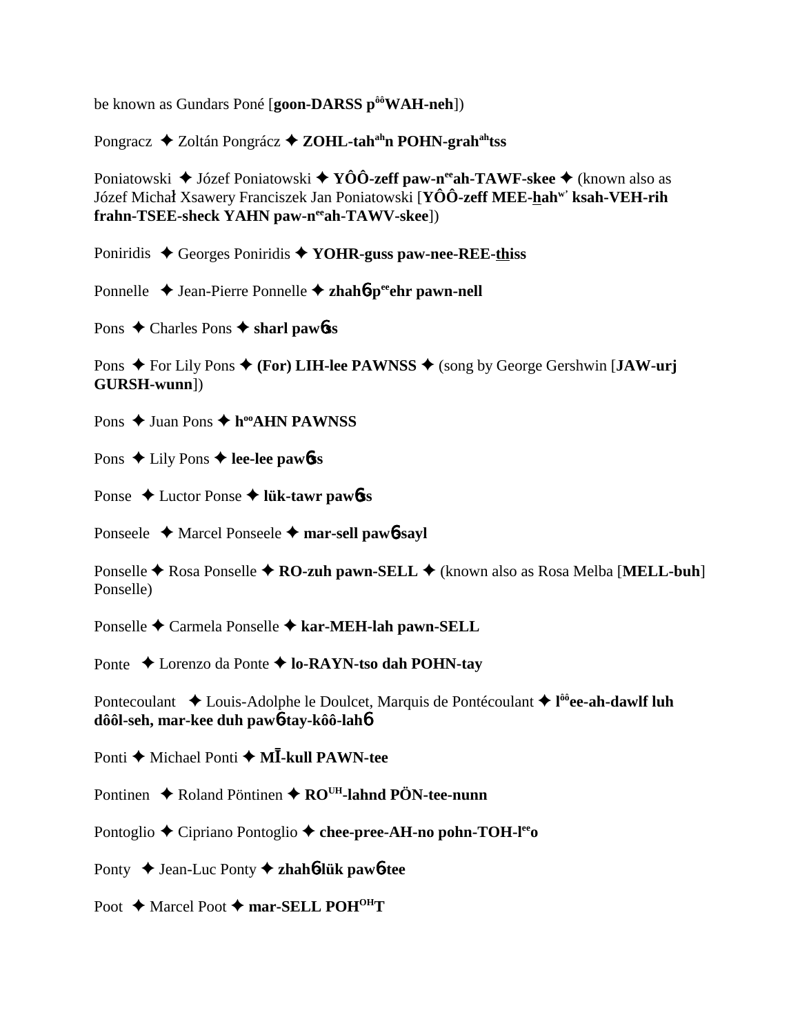be known as Gundars Poné [**goon-DARSS p^ôô^WAH-neh**])

Pongracz ✦ Zoltán Pongrácz ✦ **ZOHL-tah^ah^n POHN-grah^ah^tss**

Poniatowski ✦ Józef Poniatowski ✦ **YÔÔ-zeff paw-n^ee^ah-TAWF-skee** ✦ (known also as Józef Michał Xsawery Franciszek Jan Poniatowski [**YÔÔ-zeff MEE-hah^w'^ ksah-VEH-rih frahn-TSEE-sheck YAHN paw-n^ee^ah-TAWV-skee**])

Poniridis ✦ Georges Poniridis ✦ **YOHR-guss paw-nee-REE-thiss**

Ponnelle ✦ Jean-Pierre Ponnelle ✦ **zhahɓ-p^ee^ehr pawn-nell**

Pons ✦ Charles Pons ✦ **sharl pawɓss**

Pons ✦ For Lily Pons ✦ **(For) LIH-lee PAWNSS** ✦ (song by George Gershwin [**JAW-urj GURSH-wunn**])

Pons ✦ Juan Pons ✦ **h^oo^AHN PAWNSS**

Pons ✦ Lily Pons ✦ **lee-lee pawɓss**

Ponse ✦ Luctor Ponse ✦ **lük-tawr pawɓss**

Ponseele ✦ Marcel Ponseele ✦ **mar-sell pawɓ-sayl**

Ponselle ✦ Rosa Ponselle ✦ **RO-zuh pawn-SELL** ✦ (known also as Rosa Melba [**MELL-buh**] Ponselle)

Ponselle ✦ Carmela Ponselle ✦ **kar-MEH-lah pawn-SELL**

Ponte ✦ Lorenzo da Ponte ✦ **lo-RAYN-tso dah POHN-tay**

Pontecoulant ✦ Louis-Adolphe le Doulcet, Marquis de Pontécoulant ✦ **l^ôô^ee-ah-dawlf luh dôôl-seh, mar-kee duh pawɓ-tay-kôô-lahɓ**

Ponti ✦ Michael Ponti ✦ **MĪ-kull PAWN-tee**

Pontinen ✦ Roland Pöntinen ✦ **RO^UH^-lahnd PÖN-tee-nunn**

Pontoglio ✦ Cipriano Pontoglio ✦ **chee-pree-AH-no pohn-TOH-l^ee^o**

Ponty ✦ Jean-Luc Ponty ✦ **zhahɓ-lük pawɓ-tee**

Poot ✦ Marcel Poot ✦ **mar-SELL POH^OH^T**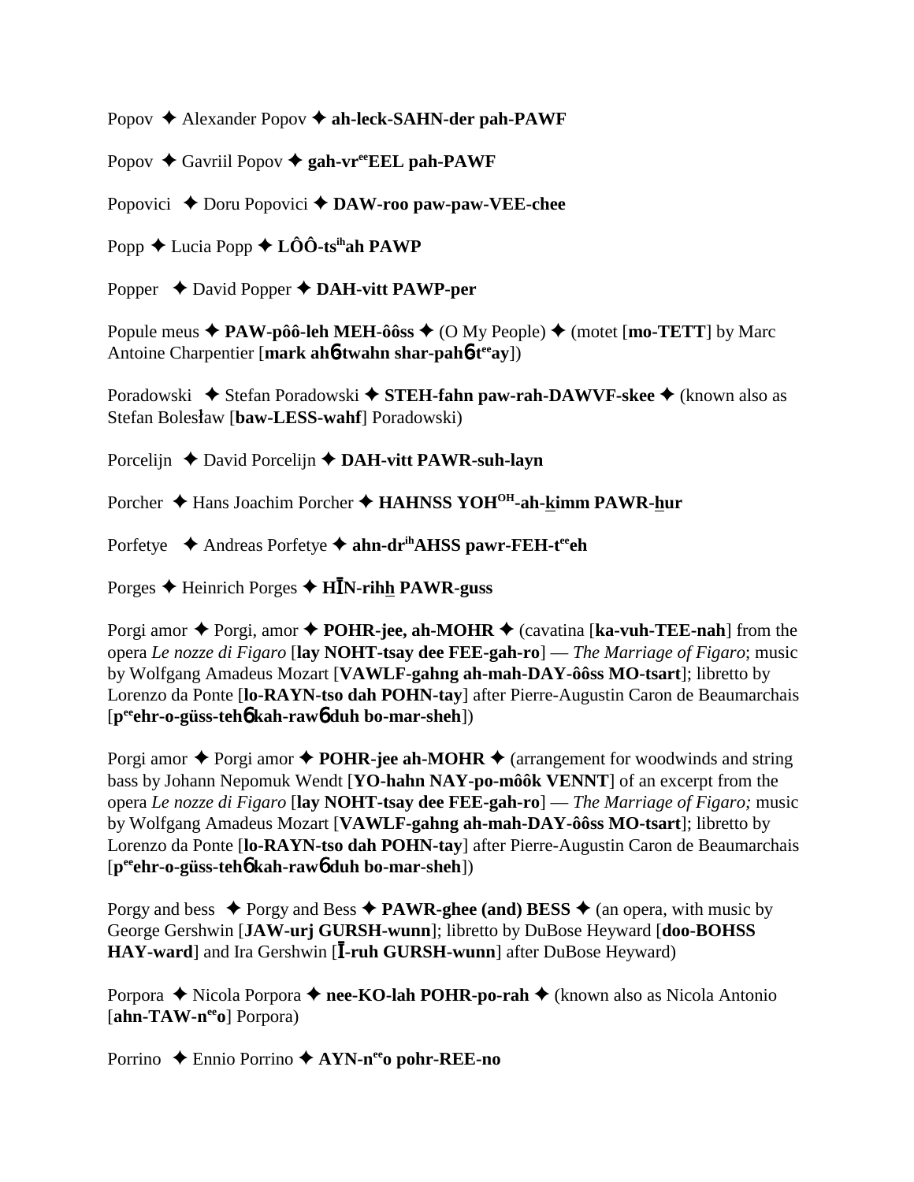Popov ✦ Alexander Popov ✦ **ah-leck-SAHN-der pah-PAWF**

Popov ✦ Gavriil Popov ✦ **gah-vr^ee^EEL pah-PAWF**

Popovici ✦ Doru Popovici ✦ **DAW-roo paw-paw-VEE-chee**

Popp ✦ Lucia Popp ✦ **LÔÔ-ts^ih^ah PAWP**

Popper ✦ David Popper ✦ **DAH-vitt PAWP-per**

Popule meus ✦ **PAW-pôô-leh MEH-ôôss** ✦ (O My People) ✦ (motet [**mo-TETT**] by Marc Antoine Charpentier [**mark ahɓ-twahn shar-pahɓ-t^ee^ay**])

Poradowski ✦ Stefan Poradowski ✦ **STEH-fahn paw-rah-DAWVF-skee** ✦ (known also as Stefan Bolesław [**baw-LESS-wahf**] Poradowski)

Porcelijn ✦ David Porcelijn ✦ **DAH-vitt PAWR-suh-layn**

Porcher ✦ Hans Joachim Porcher ✦ **HAHNSS YOH^OH^-ah-kimm PAWR-hur**

Porfetye ✦ Andreas Porfetye ✦ **ahn-dr^ih^AHSS pawr-FEH-t^ee^eh**

Porges ✦ Heinrich Porges ✦ **HĪN-rihh PAWR-guss**

Porgi amor ✦ Porgi, amor ✦ **POHR-jee, ah-MOHR** ✦ (cavatina [**ka-vuh-TEE-nah**] from the opera *Le nozze di Figaro* [**lay NOHT-tsay dee FEE-gah-ro**] — *The Marriage of Figaro*; music by Wolfgang Amadeus Mozart [**VAWLF-gahng ah-mah-DAY-ôôss MO-tsart**]; libretto by Lorenzo da Ponte [**lo-RAYN-tso dah POHN-tay**] after Pierre-Augustin Caron de Beaumarchais [**p^ee^ehr-o-güss-tehɓ kah-rawɓ duh bo-mar-sheh**])

Porgi amor ✦ Porgi amor ✦ **POHR-jee ah-MOHR** ✦ (arrangement for woodwinds and string bass by Johann Nepomuk Wendt [**YO-hahn NAY-po-môôk VENNT**] of an excerpt from the opera *Le nozze di Figaro* [**lay NOHT-tsay dee FEE-gah-ro**] — *The Marriage of Figaro;* music by Wolfgang Amadeus Mozart [**VAWLF-gahng ah-mah-DAY-ôôss MO-tsart**]; libretto by Lorenzo da Ponte [**lo-RAYN-tso dah POHN-tay**] after Pierre-Augustin Caron de Beaumarchais [**p^ee^ehr-o-güss-tehɓ kah-rawɓ duh bo-mar-sheh**])

Porgy and bess ✦ Porgy and Bess ✦ **PAWR-ghee (and) BESS** ✦ (an opera, with music by George Gershwin [**JAW-urj GURSH-wunn**]; libretto by DuBose Heyward [**doo-BOHSS HAY-ward**] and Ira Gershwin [**Ī-ruh GURSH-wunn**] after DuBose Heyward)

Porpora ✦ Nicola Porpora ✦ **nee-KO-lah POHR-po-rah** ✦ (known also as Nicola Antonio [**ahn-TAW-n^ee^o**] Porpora)

Porrino ✦ Ennio Porrino ✦ **AYN-n^ee^o pohr-REE-no**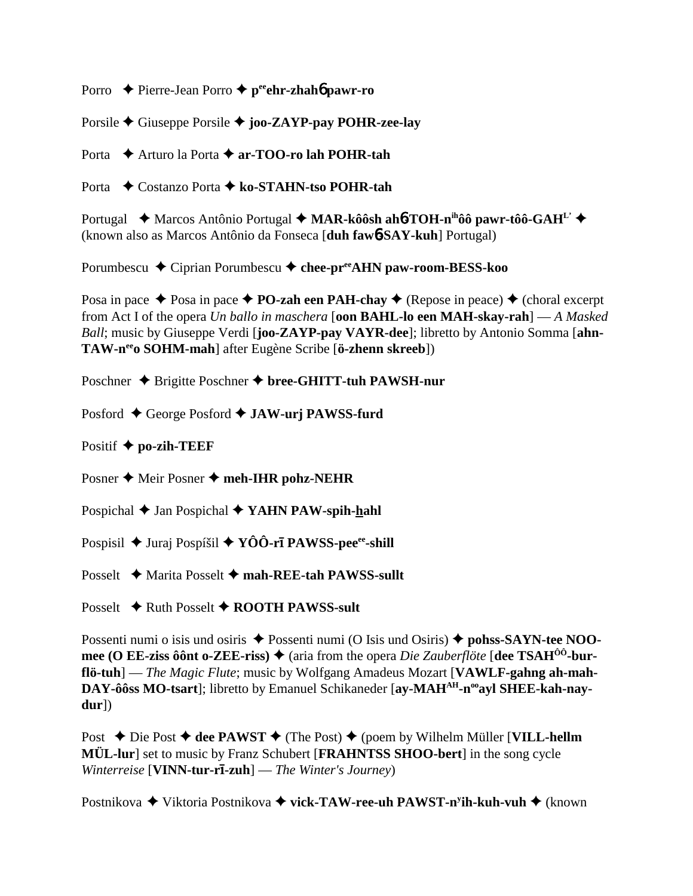Porro ✦ Pierre-Jean Porro ✦ **p<sup>ee</sup>ehr-zhahɓ pawr-ro**

Porsile ✦ Giuseppe Porsile ✦ **joo-ZAYP-pay POHR-zee-lay**

Porta ✦ Arturo la Porta ✦ **ar-TOO-ro lah POHR-tah**

Porta ✦ Costanzo Porta ✦ **ko-STAHN-tso POHR-tah**

Portugal ✦ Marcos Antônio Portugal ✦ **MAR-kôôsh ahɓ-TOH-n<sup>ih</sup>ôô pawr-tôô-GAH<sup>L'</sup>** ✦ (known also as Marcos Antônio da Fonseca [**duh fawɓ-SAY-kuh**] Portugal)

Porumbescu ✦ Ciprian Porumbescu ✦ **chee-pr<sup>ee</sup>AHN paw-room-BESS-koo**

Posa in pace ✦ Posa in pace ✦ **PO-zah een PAH-chay** ✦ (Repose in peace) ✦ (choral excerpt from Act I of the opera *Un ballo in maschera* [**oon BAHL-lo een MAH-skay-rah**] — *A Masked Ball*; music by Giuseppe Verdi [**joo-ZAYP-pay VAYR-dee**]; libretto by Antonio Somma [**ahn-TAW-n<sup>ee</sup>o SOHM-mah**] after Eugène Scribe [**ö-zhenn skreeb**])

Poschner ✦ Brigitte Poschner ✦ **bree-GHITT-tuh PAWSH-nur**

Posford ✦ George Posford ✦ **JAW-urj PAWSS-furd**

Positif ✦ **po-zih-TEEF**

Posner ✦ Meir Posner ✦ **meh-IHR pohz-NEHR**

Pospichal ✦ Jan Pospichal ✦ **YAHN PAW-spih-hahl**

Pospisil ✦ Juraj Pospíšil ✦ **YÔÔ-rī PAWSS-pee<sup>ee</sup>-shill**

Posselt ✦ Marita Posselt ✦ **mah-REE-tah PAWSS-sullt**

Posselt ✦ Ruth Posselt ✦ **ROOTH PAWSS-sult**

Possenti numi o isis und osiris ✦ Possenti numi (O Isis und Osiris) ✦ **pohss-SAYN-tee NOO-mee (O EE-ziss ôônt o-ZEE-riss)** ✦ (aria from the opera *Die Zauberflöte* [**dee TSAH<sup>ÔÔ</sup>-bur-flö-tuh**] — *The Magic Flute*; music by Wolfgang Amadeus Mozart [**VAWLF-gahng ah-mah-DAY-ôôss MO-tsart**]; libretto by Emanuel Schikaneder [**ay-MAH<sup>AH</sup>-n<sup>oo</sup>ayl SHEE-kah-nay-dur**])

Post ✦ Die Post ✦ **dee PAWST** ✦ (The Post) ✦ (poem by Wilhelm Müller [**VILL-hellm MÜL-lur**] set to music by Franz Schubert [**FRAHNTSS SHOO-bert**] in the song cycle *Winterreise* [**VINN-tur-rī-zuh**] — *The Winter's Journey*)

Postnikova ✦ Viktoria Postnikova ✦ **vick-TAW-ree-uh PAWST-n<sup>y</sup>ih-kuh-vuh** ✦ (known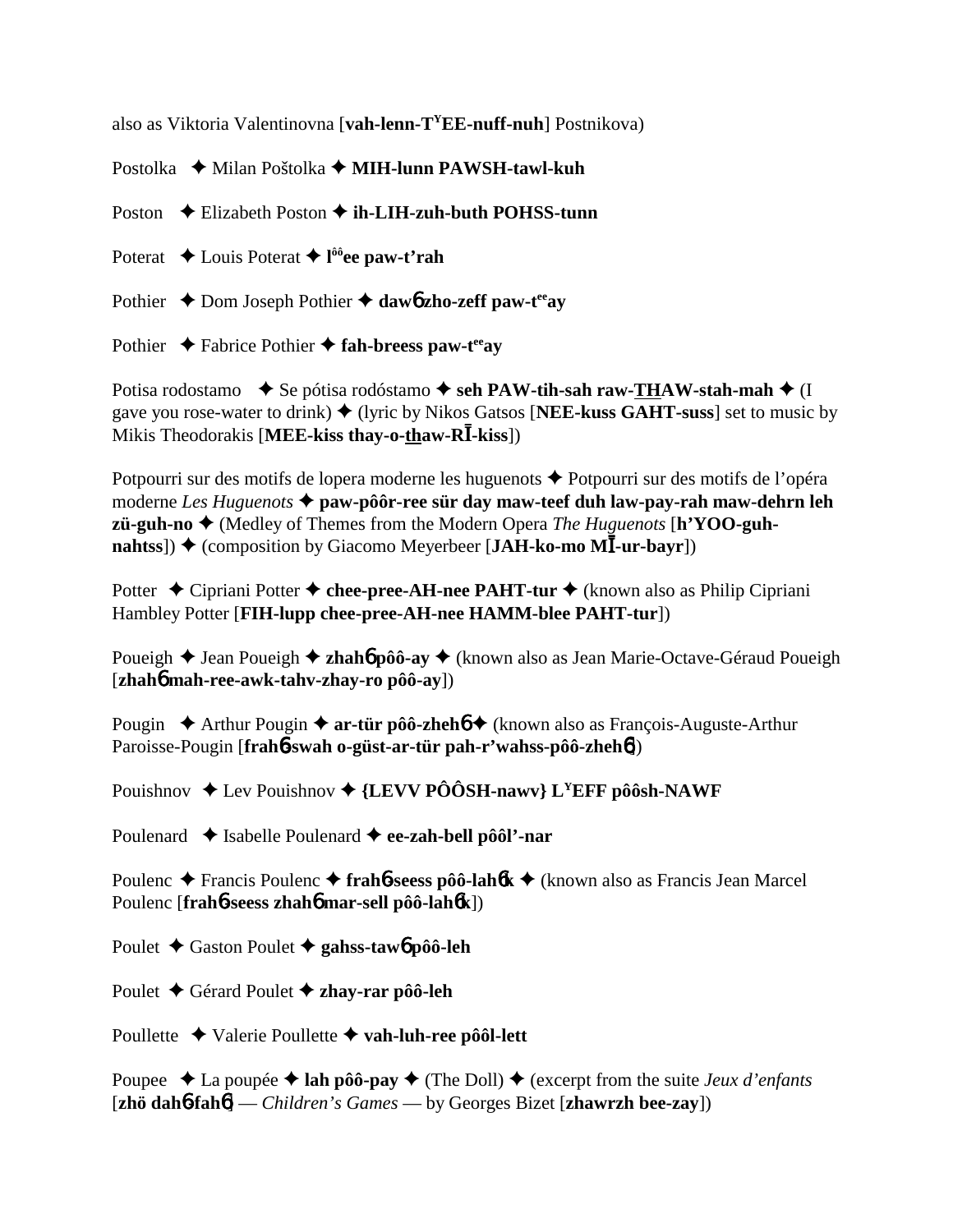also as Viktoria Valentinovna [**vah-lenn-T^Y^EE-nuff-nuh**] Postnikova)

Postolka ✦ Milan Poštolka ✦ **MIH-lunn PAWSH-tawl-kuh**

Poston ✦ Elizabeth Poston ✦ **ih-LIH-zuh-buth POHSS-tunn**

Poterat ✦ Louis Poterat ✦ **l^ôô^ee paw-t'rah**

Pothier ✦ Dom Joseph Pothier ✦ **dawɓ zho-zeff paw-t^ee^ay**

Pothier ✦ Fabrice Pothier ✦ **fah-breess paw-t^ee^ay**

Potisa rodostamo ✦ Se pótisa rodóstamo ✦ **seh PAW-tih-sah raw-THAW-stah-mah** ✦ (I gave you rose-water to drink) ✦ (lyric by Nikos Gatsos [**NEE-kuss GAHT-suss**] set to music by Mikis Theodorakis [**MEE-kiss thay-o-thaw-RĪ-kiss**])

Potpourri sur des motifs de lopera moderne les huguenots ✦ Potpourri sur des motifs de l'opéra moderne *Les Huguenots* ✦ **paw-pôôr-ree sür day maw-teef duh law-pay-rah maw-dehrn leh zü-guh-no** ✦ (Medley of Themes from the Modern Opera *The Huguenots* [**h'YOO-guh-nahtss**]) ✦ (composition by Giacomo Meyerbeer [**JAH-ko-mo MĪ-ur-bayr**])

Potter ✦ Cipriani Potter ✦ **chee-pree-AH-nee PAHT-tur** ✦ (known also as Philip Cipriani Hambley Potter [**FIH-lupp chee-pree-AH-nee HAMM-blee PAHT-tur**])

Poueigh ✦ Jean Poueigh ✦ **zhahɓ pôô-ay** ✦ (known also as Jean Marie-Octave-Géraud Poueigh [**zhahɓ mah-ree-awk-tahv-zhay-ro pôô-ay**])

Pougin ✦ Arthur Pougin ✦ **ar-tür pôô-zhehɓ** ✦ (known also as François-Auguste-Arthur Paroisse-Pougin [**frahɓ-swah o-güst-ar-tür pah-r'wahss-pôô-zhehɓ**])

Pouishnov ✦ Lev Pouishnov ✦ **{LEVV PÔÔSH-nawv} L^Y^EFF pôôsh-NAWF**

Poulenard ✦ Isabelle Poulenard ✦ **ee-zah-bell pôôl'-nar**

Poulenc ✦ Francis Poulenc ✦ **frahɓ-seess pôô-lahɓk** ✦ (known also as Francis Jean Marcel Poulenc [**frahɓ-seess zhahɓ mar-sell pôô-lahɓk**])

Poulet ✦ Gaston Poulet ✦ **gahss-tawɓ pôô-leh**

Poulet ✦ Gérard Poulet ✦ **zhay-rar pôô-leh**

Poullette ✦ Valerie Poullette ✦ **vah-luh-ree pôôl-lett**

Poupee ✦ La poupée ✦ **lah pôô-pay** ✦ (The Doll) ✦ (excerpt from the suite *Jeux d'enfants* [**zhö dahɓ-fahɓ**] — *Children's Games* — by Georges Bizet [**zhawrzh bee-zay**])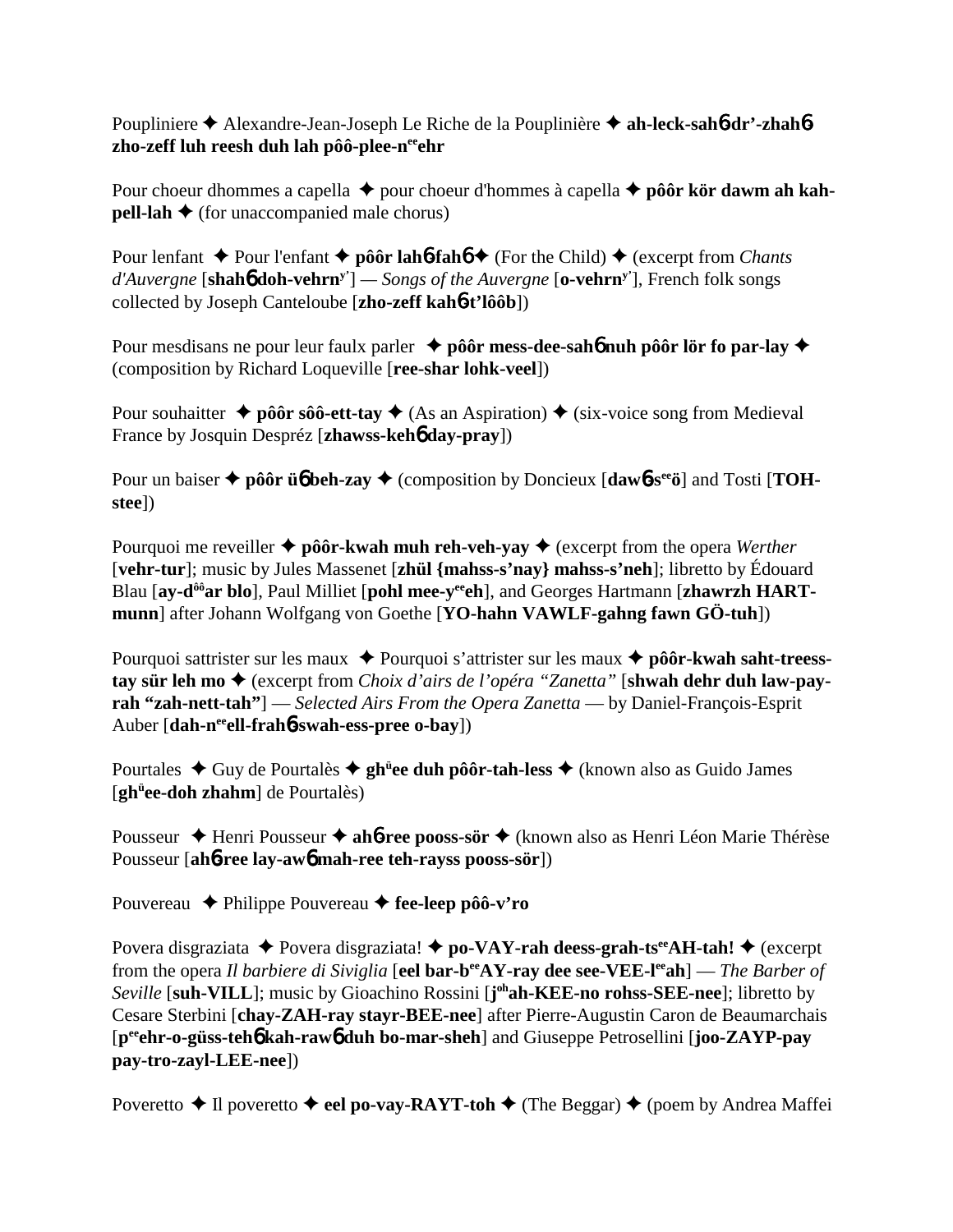Poupliniere ✦ Alexandre-Jean-Joseph Le Riche de la Pouplinière ✦ **ah-leck-sahɓ-dr'-zhahɓ zho-zeff luh reesh duh lah pôô-plee-n^ee^ehr**

Pour choeur dhommes a capella ✦ pour choeur d'hommes à capella ✦ **pôôr kör dawm ah kah-pell-lah** ✦ (for unaccompanied male chorus)

Pour lenfant ✦ Pour l'enfant ✦ **pôôr lahɓ-fahɓ** ✦ (For the Child) ✦ (excerpt from *Chants d'Auvergne* [**shahɓ doh-vehrn^y'**] — *Songs of the Auvergne* [**o-vehrn^y'**], French folk songs collected by Joseph Canteloube [**zho-zeff kahɓ-t'lôôb**])

Pour mesdisans ne pour leur faulx parler ✦ **pôôr mess-dee-sahɓ nuh pôôr lör fo par-lay** ✦ (composition by Richard Loqueville [**ree-shar lohk-veel**])

Pour souhaitter ✦ **pôôr sôô-ett-tay** ✦ (As an Aspiration) ✦ (six-voice song from Medieval France by Josquin Despréz [**zhawss-kehɓ day-pray**])

Pour un baiser ✦ **pôôr üɓ beh-zay** ✦ (composition by Doncieux [**dawɓ-s^ee^ö**] and Tosti [**TOH-stee**])

Pourquoi me reveiller ✦ **pôôr-kwah muh reh-veh-yay** ✦ (excerpt from the opera *Werther* [**vehr-tur**]; music by Jules Massenet [**zhül {mahss-s'nay} mahss-s'neh**]; libretto by Édouard Blau [**ay-d^ôô^ar blo**], Paul Milliet [**pohl mee-y^ee^eh**], and Georges Hartmann [**zhawrzh HART-munn**] after Johann Wolfgang von Goethe [**YO-hahn VAWLF-gahng fawn GÖ-tuh**])

Pourquoi sattrister sur les maux ✦ Pourquoi s'attrister sur les maux ✦ **pôôr-kwah saht-treess-tay sür leh mo** ✦ (excerpt from *Choix d'airs de l'opéra "Zanetta"* [**shwah dehr duh law-pay-rah "zah-nett-tah"**] — *Selected Airs From the Opera Zanetta* — by Daniel-François-Esprit Auber [**dah-n^ee^ell-frahɓ-swah-ess-pree o-bay**])

Pourtales ✦ Guy de Pourtalès ✦ **gh^ü^ee duh pôôr-tah-less** ✦ (known also as Guido James [**gh^ü^ee-doh zhahm**] de Pourtalès)

Pousseur ✦ Henri Pousseur ✦ **ahɓ-ree pooss-sör** ✦ (known also as Henri Léon Marie Thérèse Pousseur [**ahɓ-ree lay-awɓ mah-ree teh-rayss pooss-sör**])

Pouvereau ✦ Philippe Pouvereau ✦ **fee-leep pôô-v'ro**

Povera disgraziata ✦ Povera disgraziata! ✦ **po-VAY-rah deess-grah-ts^ee^AH-tah!** ✦ (excerpt from the opera *Il barbiere di Siviglia* [**eel bar-b^ee^AY-ray dee see-VEE-l^ee^ah**] — *The Barber of Seville* [**suh-VILL**]; music by Gioachino Rossini [**j^oh^ah-KEE-no rohss-SEE-nee**]; libretto by Cesare Sterbini [**chay-ZAH-ray stayr-BEE-nee**] after Pierre-Augustin Caron de Beaumarchais [**p^ee^ehr-o-güss-tehɓ kah-rawɓ duh bo-mar-sheh**] and Giuseppe Petrosellini [**joo-ZAYP-pay pay-tro-zayl-LEE-nee**])

Poveretto ✦ Il poveretto ✦ **eel po-vay-RAYT-toh** ✦ (The Beggar) ✦ (poem by Andrea Maffei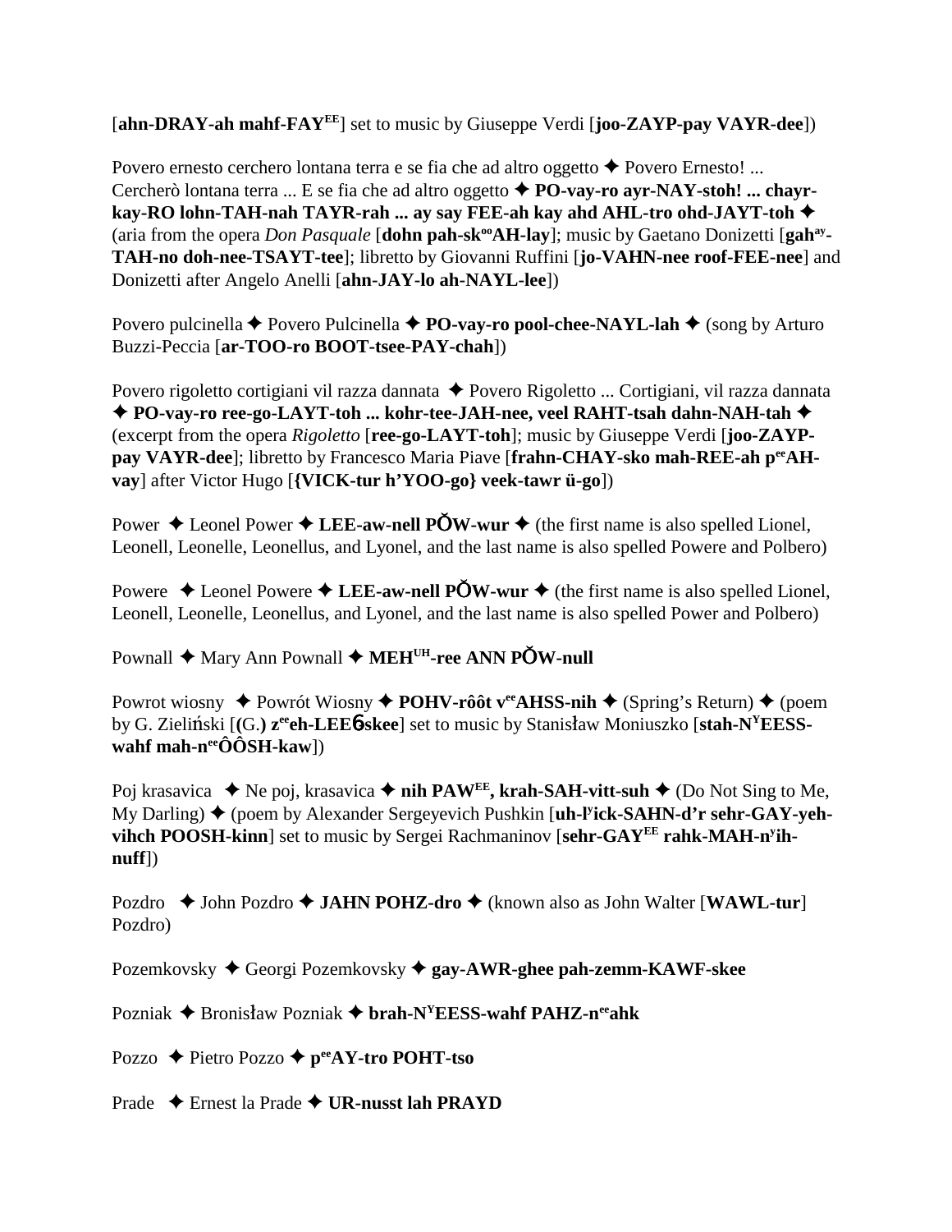[**ahn-DRAY-ah mahf-FAY**[EE]] set to music by Giuseppe Verdi [**joo-ZAYP-pay VAYR-dee**])

Povero ernesto cerchero lontana terra e se fia che ad altro oggetto ✦ Povero Ernesto! ... Cercherò lontana terra ... E se fia che ad altro oggetto ✦ **PO-vay-ro ayr-NAY-stoh! ... chayr-kay-RO lohn-TAH-nah TAYR-rah ... ay say FEE-ah kay ahd AHL-tro ohd-JAYT-toh** ✦ (aria from the opera *Don Pasquale* [**dohn pah-sk**[oo]**AH-lay**]; music by Gaetano Donizetti [**gah**[ay]**-TAH-no doh-nee-TSAYT-tee**]; libretto by Giovanni Ruffini [**jo-VAHN-nee roof-FEE-nee**] and Donizetti after Angelo Anelli [**ahn-JAY-lo ah-NAYL-lee**])

Povero pulcinella ✦ Povero Pulcinella ✦ **PO-vay-ro pool-chee-NAYL-lah** ✦ (song by Arturo Buzzi-Peccia [**ar-TOO-ro BOOT-tsee-PAY-chah**])

Povero rigoletto cortigiani vil razza dannata ✦ Povero Rigoletto ... Cortigiani, vil razza dannata ✦ **PO-vay-ro ree-go-LAYT-toh ... kohr-tee-JAH-nee, veel RAHT-tsah dahn-NAH-tah** ✦ (excerpt from the opera *Rigoletto* [**ree-go-LAYT-toh**]; music by Giuseppe Verdi [**joo-ZAYP-pay VAYR-dee**]; libretto by Francesco Maria Piave [**frahn-CHAY-sko mah-REE-ah p**[ee]**AH-vay**] after Victor Hugo [**{VICK-tur h'YOO-go} veek-tawr ü-go**])

Power ✦ Leonel Power ✦ **LEE-aw-nell PŎW-wur** ✦ (the first name is also spelled Lionel, Leonell, Leonelle, Leonellus, and Lyonel, and the last name is also spelled Powere and Polbero)

Powere ✦ Leonel Powere ✦ **LEE-aw-nell PŎW-wur** ✦ (the first name is also spelled Lionel, Leonell, Leonelle, Leonellus, and Lyonel, and the last name is also spelled Power and Polbero)

Pownall ✦ Mary Ann Pownall ✦ **MEH**[UH]**-ree ANN PŎW-null**

Powrot wiosny ✦ Powrót Wiosny ✦ **POHV-rôôt v**[ee]**AHSS-nih** ✦ (Spring's Return) ✦ (poem by G. Zieliński [**(G.) z**[ee]**eh-LEE6skee**] set to music by Stanisław Moniuszko [**stah-N**[Y]**EESS-wahf mah-n**[ee]**ÔÔSH-kaw**])

Poj krasavica ✦ Ne poj, krasavica ✦ **nih PAW**[EE]**, krah-SAH-vitt-suh** ✦ (Do Not Sing to Me, My Darling) ✦ (poem by Alexander Sergeyevich Pushkin [**uh-l**[y]**ick-SAHN-d'r sehr-GAY-yeh-vihch POOSH-kinn**] set to music by Sergei Rachmaninov [**sehr-GAY**[EE]**rahk-MAH-n**[y]**ih-nuff**])

Pozdro ✦ John Pozdro ✦ **JAHN POHZ-dro** ✦ (known also as John Walter [**WAWL-tur**] Pozdro)

Pozemkovsky ✦ Georgi Pozemkovsky ✦ **gay-AWR-ghee pah-zemm-KAWF-skee**

Pozniak ✦ Bronisław Pozniak ✦ **brah-N**[Y]**EESS-wahf PAHZ-n**[ee]**ahk**

Pozzo ✦ Pietro Pozzo ✦ **p**[ee]**AY-tro POHT-tso**

Prade ✦ Ernest la Prade ✦ **UR-nusst lah PRAYD**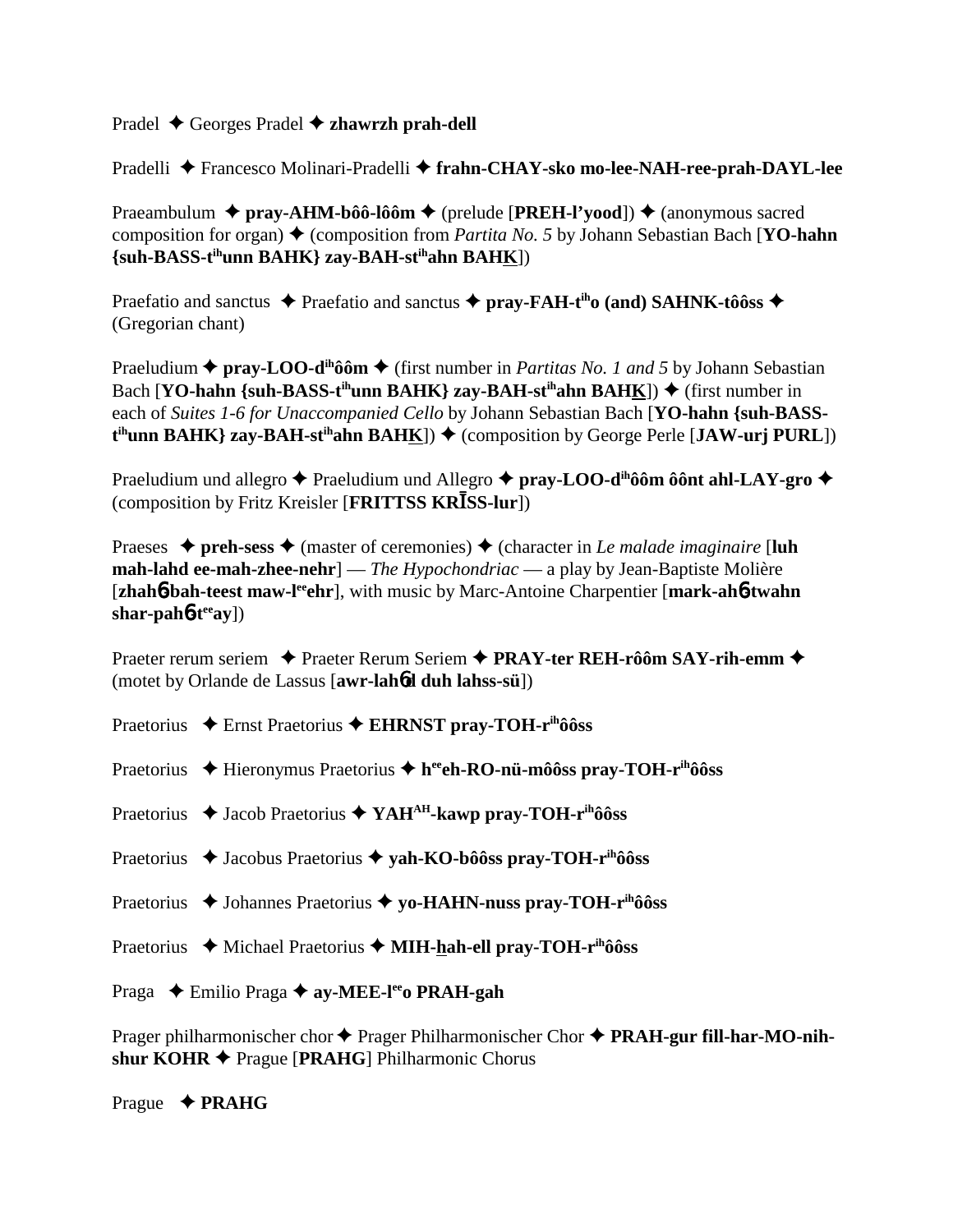Pradel ✦ Georges Pradel ✦ **zhawrzh prah-dell**

Pradelli ✦ Francesco Molinari-Pradelli ✦ **frahn-CHAY-sko mo-lee-NAH-ree-prah-DAYL-lee**

Praeambulum ✦ **pray-AHM-bôô-lôôm** ✦ (prelude [**PREH-l'yood**]) ✦ (anonymous sacred composition for organ) ✦ (composition from *Partita No. 5* by Johann Sebastian Bach [**YO-hahn {suh-BASS-t^ih^unn BAHK} zay-BAH-st^ih^ahn BAHK**])

Praefatio and sanctus ✦ Praefatio and sanctus ✦ **pray-FAH-t^ih^o (and) SAHNK-tôôss** ✦ (Gregorian chant)

Praeludium ✦ **pray-LOO-d^ih^ôôm** ✦ (first number in *Partitas No. 1 and 5* by Johann Sebastian Bach [**YO-hahn {suh-BASS-t^ih^unn BAHK} zay-BAH-st^ih^ahn BAHK**]) ✦ (first number in each of *Suites 1-6 for Unaccompanied Cello* by Johann Sebastian Bach [**YO-hahn {suh-BASS-t^ih^unn BAHK} zay-BAH-st^ih^ahn BAHK**]) ✦ (composition by George Perle [**JAW-urj PURL**])

Praeludium und allegro ✦ Praeludium und Allegro ✦ **pray-LOO-d^ih^ôôm ôônt ahl-LAY-gro** ✦ (composition by Fritz Kreisler [**FRITTSS KRĪSS-lur**])

Praeses ✦ **preh-sess** ✦ (master of ceremonies) ✦ (character in *Le malade imaginaire* [**luh mah-lahd ee-mah-zhee-nehr**] — *The Hypochondriac* — a play by Jean-Baptiste Molière [**zhahɳ-bah-teest maw-l^ee^ehr**], with music by Marc-Antoine Charpentier [**mark-ahɳ-twahn shar-pahɳ-t^ee^ay**])

Praeter rerum seriem ✦ Praeter Rerum Seriem ✦ **PRAY-ter REH-rôôm SAY-rih-emm** ✦ (motet by Orlande de Lassus [**awr-lahɳd duh lahss-sü**])

Praetorius ✦ Ernst Praetorius ✦ **EHRNST pray-TOH-r^ih^ôôss**

Praetorius ✦ Hieronymus Praetorius ✦ **h^ee^eh-RO-nü-môôss pray-TOH-r^ih^ôôss**

Praetorius ✦ Jacob Praetorius ✦ **YAH^AH^-kawp pray-TOH-r^ih^ôôss**

Praetorius ✦ Jacobus Praetorius ✦ **yah-KO-bôôss pray-TOH-r^ih^ôôss**

Praetorius ✦ Johannes Praetorius ✦ **yo-HAHN-nuss pray-TOH-r^ih^ôôss**

Praetorius ✦ Michael Praetorius ✦ **MIH-hah-ell pray-TOH-r^ih^ôôss**

Praga ✦ Emilio Praga ✦ **ay-MEE-l^ee^o PRAH-gah**

Prager philharmonischer chor ✦ Prager Philharmonischer Chor ✦ **PRAH-gur fill-har-MO-nih-shur KOHR** ✦ Prague [**PRAHG**] Philharmonic Chorus

Prague ✦ **PRAHG**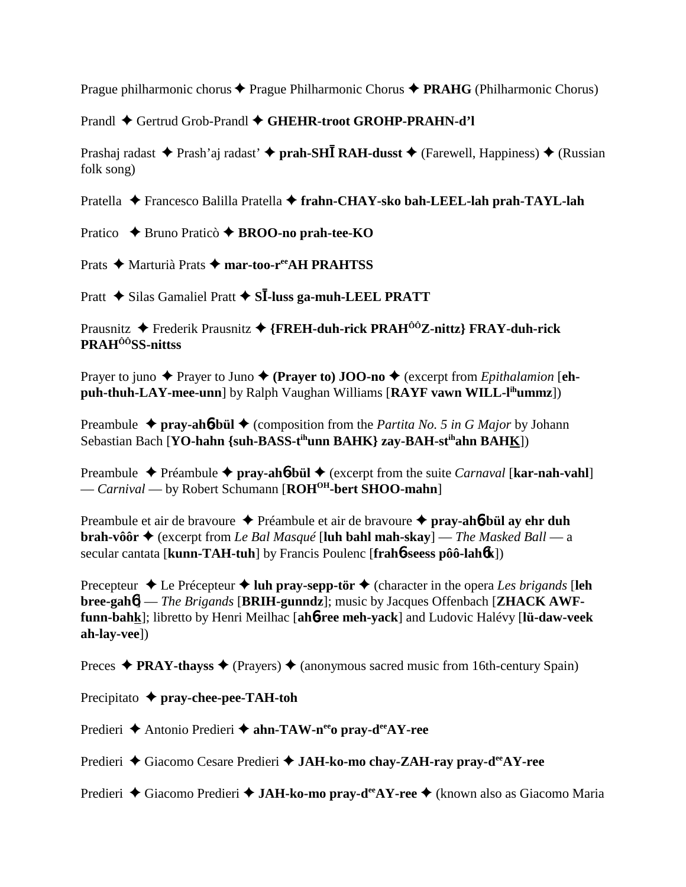Prague philharmonic chorus ✦ Prague Philharmonic Chorus ✦ **PRAHG** (Philharmonic Chorus)

Prandl ✦ Gertrud Grob-Prandl ✦ **GHEHR-troot GROHP-PRAHN-d'l**

Prashaj radast ✦ Prash'aj radast' ✦ **prah-SHĪ RAH-dusst** ✦ (Farewell, Happiness) ✦ (Russian folk song)

Pratella ✦ Francesco Balilla Pratella ✦ **frahn-CHAY-sko bah-LEEL-lah prah-TAYL-lah**

Pratico ✦ Bruno Praticò ✦ **BROO-no prah-tee-KO**

Prats ✦ Marturià Prats ✦ **mar-too-r^ee^AH PRAHTSS**

Pratt ✦ Silas Gamaliel Pratt ✦ **SĪ-luss ga-muh-LEEL PRATT**

Prausnitz ✦ Frederik Prausnitz ✦ **{FREH-duh-rick PRAH^ÔÔ^Z-nittz} FRAY-duh-rick PRAH^ÔÔ^SS-nittss**

Prayer to juno ✦ Prayer to Juno ✦ **(Prayer to) JOO-no** ✦ (excerpt from *Epithalamion* [**eh-puh-thuh-LAY-mee-unn**] by Ralph Vaughan Williams [**RAYF vawn WILL-l^ih^ummz**])

Preambule ✦ **pray-ahɓ-bül** ✦ (composition from the *Partita No. 5 in G Major* by Johann Sebastian Bach [**YO-hahn {suh-BASS-t^ih^unn BAHK} zay-BAH-st^ih^ahn BAHK**])

Preambule ✦ Préambule ✦ **pray-ahɓ-bül** ✦ (excerpt from the suite *Carnaval* [**kar-nah-vahl**] — *Carnival* — by Robert Schumann [**ROH^OH^-bert SHOO-mahn**]

Preambule et air de bravoure ✦ Préambule et air de bravoure ✦ **pray-ahɓ-bül ay ehr duh brah-vôôr** ✦ (excerpt from *Le Bal Masqué* [**luh bahl mah-skay**] — *The Masked Ball* — a secular cantata [**kunn-TAH-tuh**] by Francis Poulenc [**frahɓ-seess pôô-lahɓk**])

Precepteur ✦ Le Précepteur ✦ **luh pray-sepp-tör** ✦ (character in the opera *Les brigands* [**leh bree-gahɓ**] — *The Brigands* [**BRIH-gunndz**]; music by Jacques Offenbach [**ZHACK AWF-funn-bahk**]; libretto by Henri Meilhac [**ahɓ-ree meh-yack**] and Ludovic Halévy [**lü-daw-veek ah-lay-vee**])

Preces ✦ **PRAY-thayss** ✦ (Prayers) ✦ (anonymous sacred music from 16th-century Spain)

Precipitato ✦ **pray-chee-pee-TAH-toh**

Predieri ✦ Antonio Predieri ✦ **ahn-TAW-n^ee^o pray-d^ee^AY-ree**

Predieri ✦ Giacomo Cesare Predieri ✦ **JAH-ko-mo chay-ZAH-ray pray-d^ee^AY-ree**

Predieri ✦ Giacomo Predieri ✦ **JAH-ko-mo pray-d^ee^AY-ree** ✦ (known also as Giacomo Maria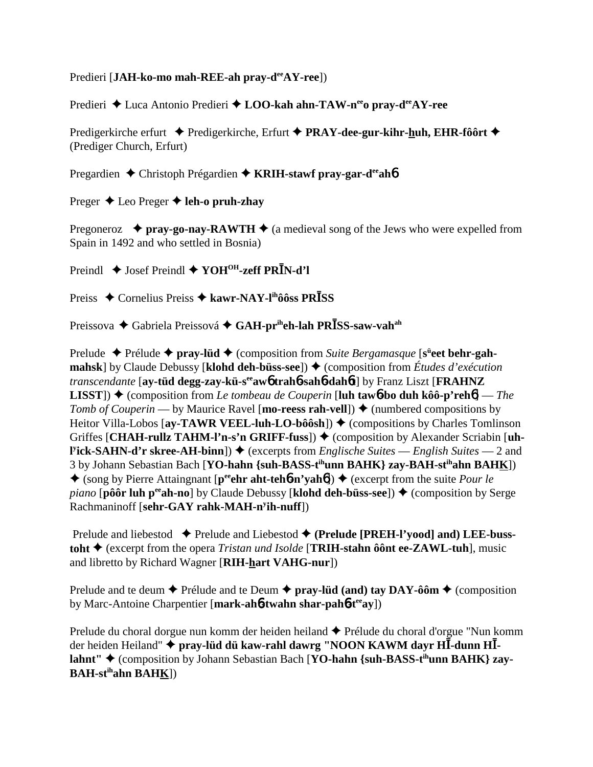Predieri [**JAH-ko-mo mah-REE-ah pray-d**ee**AY-ree**])

Predieri ✦ Luca Antonio Predieri ✦ **LOO-kah ahn-TAW-n**ee**o pray-d**ee**AY-ree**

Predigerkirche erfurt ✦ Predigerkirche, Erfurt ✦ **PRAY-dee-gur-kihr-huh, EHR-fôôrt** ✦ (Prediger Church, Erfurt)

Pregardien ✦ Christoph Prégardien ✦ **KRIH-stawf pray-gar-d**ee**ah**6

Preger ✦ Leo Preger ✦ **leh-o pruh-zhay**

Pregoneroz ✦ **pray-go-nay-RAWTH** ✦ (a medieval song of the Jews who were expelled from Spain in 1492 and who settled in Bosnia)

Preindl ✦ Josef Preindl ✦ **YOH**OH**-zeff PRĪN-d'l**

Preiss ✦ Cornelius Preiss ✦ **kawr-NAY-l**ih**ôôss PRĪSS**

Preissova ✦ Gabriela Preissová ✦ **GAH-pr**ih**eh-lah PRĪSS-saw-vah**ah

Prelude ✦ Prélude ✦ **pray-lüd** ✦ (composition from *Suite Bergamasque* [**s**ü**eet behr-gah-mahsk**] by Claude Debussy [**klohd deh-büss-see**]) ✦ (composition from *Études d'exécution transcendante* [**ay-tüd degg-zay-kü-s**ee**aw**6 **trah**6**-sah**6**-dah**6**t**] by Franz Liszt [**FRAHNZ LISST**]) ✦ (composition from *Le tombeau de Couperin* [**luh taw**6**-bo duh kôô-p'reh**6] — *The Tomb of Couperin* — by Maurice Ravel [**mo-reess rah-vell**]) ✦ (numbered compositions by Heitor Villa-Lobos [**ay-TAWR VEEL-luh-LO-bôôsh**]) ✦ (compositions by Charles Tomlinson Griffes [**CHAH-rullz TAHM-l'n-s'n GRIFF-fuss**]) ✦ (composition by Alexander Scriabin [**uh-l**y**ick-SAHN-d'r skree-AH-binn**]) ✦ (excerpts from *Englische Suites* — *English Suites* — 2 and 3 by Johann Sebastian Bach [**YO-hahn {suh-BASS-t**ih**unn BAHK} zay-BAH-st**ih**ahn BAHK**]) ✦ (song by Pierre Attaingnant [**p**ee**ehr aht-teh**6**-n'yah**6]) ✦ (excerpt from the suite *Pour le piano* [**pôôr luh p**ee**ah-no**] by Claude Debussy [**klohd deh-büss-see**]) ✦ (composition by Serge Rachmaninoff [**sehr-GAY rahk-MAH-n**y**ih-nuff**])

Prelude and liebestod ✦ Prelude and Liebestod ✦ **(Prelude [PREH-l'yood] and) LEE-buss-toht** ✦ (excerpt from the opera *Tristan und Isolde* [**TRIH-stahn ôônt ee-ZAWL-tuh**], music and libretto by Richard Wagner [**RIH-hart VAHG-nur**])

Prelude and te deum ✦ Prélude and te Deum ✦ **pray-lüd (and) tay DAY-ôôm** ✦ (composition by Marc-Antoine Charpentier [**mark-ah**6**-twahn shar-pah**6**-t**ee**ay**])

Prelude du choral dorgue nun komm der heiden heiland ✦ Prélude du choral d'orgue "Nun komm der heiden Heiland" ✦ **pray-lüd dü kaw-rahl dawrg "NOON KAWM dayr HĪ-dunn HĪ-lahnt"** ✦ (composition by Johann Sebastian Bach [**YO-hahn {suh-BASS-t**ih**unn BAHK} zay-BAH-st**ih**ahn BAHK**])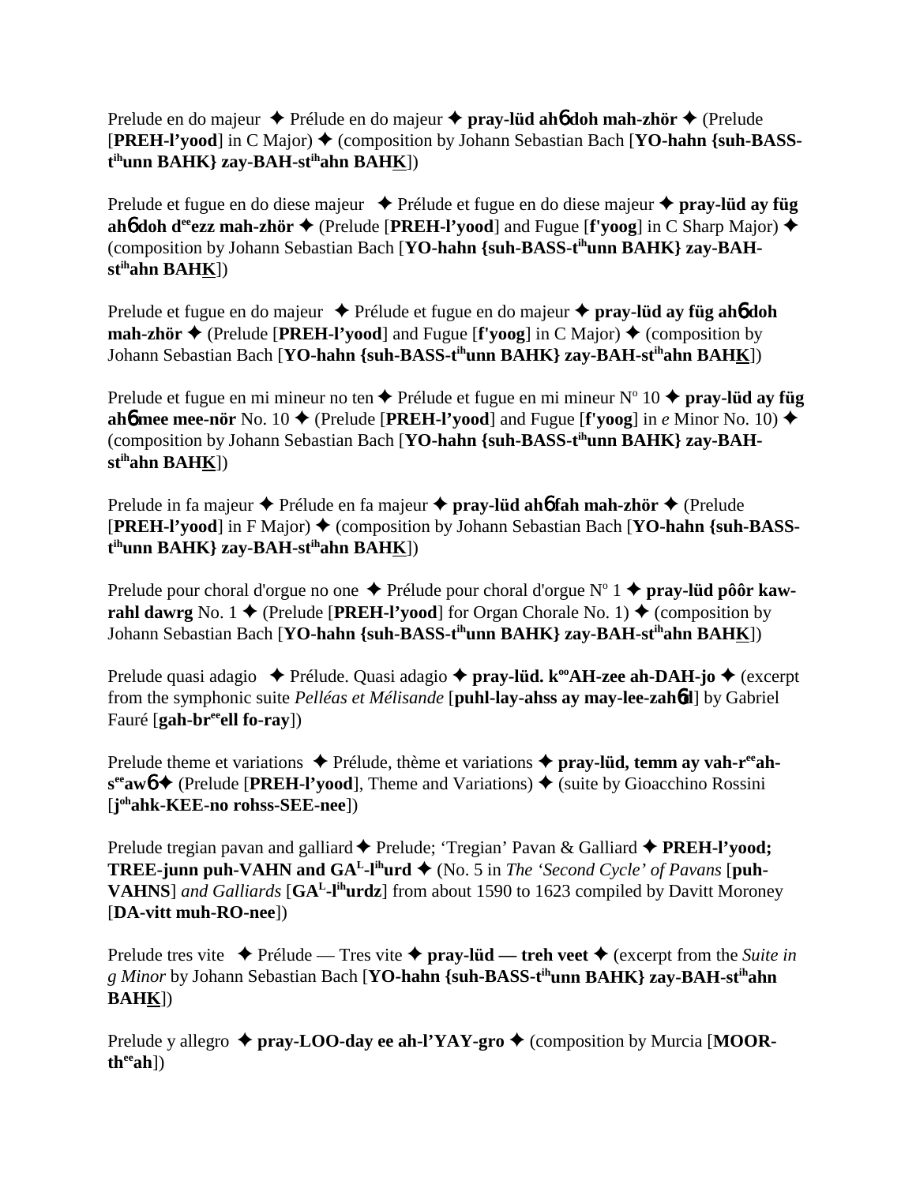Prelude en do majeur ✦ Prélude en do majeur ✦ **pray-lüd ahɓ doh mah-zhör** ✦ (Prelude [**PREH-l'yood**] in C Major) ✦ (composition by Johann Sebastian Bach [**YO-hahn {suh-BASS-t[ih]unn BAHK} zay-BAH-st[ih]ahn BAHK**])

Prelude et fugue en do diese majeur ✦ Prélude et fugue en do diese majeur ✦ **pray-lüd ay füg ahɓ doh d[ee]ezz mah-zhör** ✦ (Prelude [**PREH-l'yood**] and Fugue [**f'yoog**] in C Sharp Major) ✦ (composition by Johann Sebastian Bach [**YO-hahn {suh-BASS-t[ih]unn BAHK} zay-BAH-st[ih]ahn BAHK**])

Prelude et fugue en do majeur ✦ Prélude et fugue en do majeur ✦ **pray-lüd ay füg ahɓ doh mah-zhör** ✦ (Prelude [**PREH-l'yood**] and Fugue [**f'yoog**] in C Major) ✦ (composition by Johann Sebastian Bach [**YO-hahn {suh-BASS-t[ih]unn BAHK} zay-BAH-st[ih]ahn BAHK**])

Prelude et fugue en mi mineur no ten ✦ Prélude et fugue en mi mineur Nº 10 ✦ **pray-lüd ay füg ahɓ mee mee-nör** No. 10 ✦ (Prelude [**PREH-l'yood**] and Fugue [**f'yoog**] in *e* Minor No. 10) ✦ (composition by Johann Sebastian Bach [**YO-hahn {suh-BASS-t[ih]unn BAHK} zay-BAH-st[ih]ahn BAHK**])

Prelude in fa majeur ✦ Prélude en fa majeur ✦ **pray-lüd ahɓ fah mah-zhör** ✦ (Prelude [**PREH-l'yood**] in F Major) ✦ (composition by Johann Sebastian Bach [**YO-hahn {suh-BASS-t[ih]unn BAHK} zay-BAH-st[ih]ahn BAHK**])

Prelude pour choral d'orgue no one ✦ Prélude pour choral d'orgue Nº 1 ✦ **pray-lüd pôôr kaw-rahl dawrg** No. 1 ✦ (Prelude [**PREH-l'yood**] for Organ Chorale No. 1) ✦ (composition by Johann Sebastian Bach [**YO-hahn {suh-BASS-t[ih]unn BAHK} zay-BAH-st[ih]ahn BAHK**])

Prelude quasi adagio ✦ Prélude. Quasi adagio ✦ **pray-lüd. k[oo]AH-zee ah-DAH-jo** ✦ (excerpt from the symphonic suite *Pelléas et Mélisande* [**puhl-lay-ahss ay may-lee-zahɓd**] by Gabriel Fauré [**gah-br[ee]ell fo-ray**])

Prelude theme et variations ✦ Prélude, thème et variations ✦ **pray-lüd, temm ay vah-r[ee]ah-s[ee]awɓ** ✦ (Prelude [**PREH-l'yood**], Theme and Variations) ✦ (suite by Gioacchino Rossini [**j[oh]ahk-KEE-no rohss-SEE-nee**])

Prelude tregian pavan and galliard ✦ Prelude; 'Tregian' Pavan & Galliard ✦ **PREH-l'yood; TREE-junn puh-VAHN and GA[L]-l[ih]urd** ✦ (No. 5 in *The 'Second Cycle' of Pavans* [**puh-VAHNS**] *and Galliards* [**GA[L]-l[ih]urdz**] from about 1590 to 1623 compiled by Davitt Moroney [**DA-vitt muh-RO-nee**])

Prelude tres vite ✦ Prélude — Tres vite ✦ **pray-lüd — treh veet** ✦ (excerpt from the *Suite in g Minor* by Johann Sebastian Bach [**YO-hahn {suh-BASS-t[ih]unn BAHK} zay-BAH-st[ih]ahn BAHK**])

Prelude y allegro ✦ **pray-LOO-day ee ah-l'YAY-gro** ✦ (composition by Murcia [**MOOR-th[ee]ah**])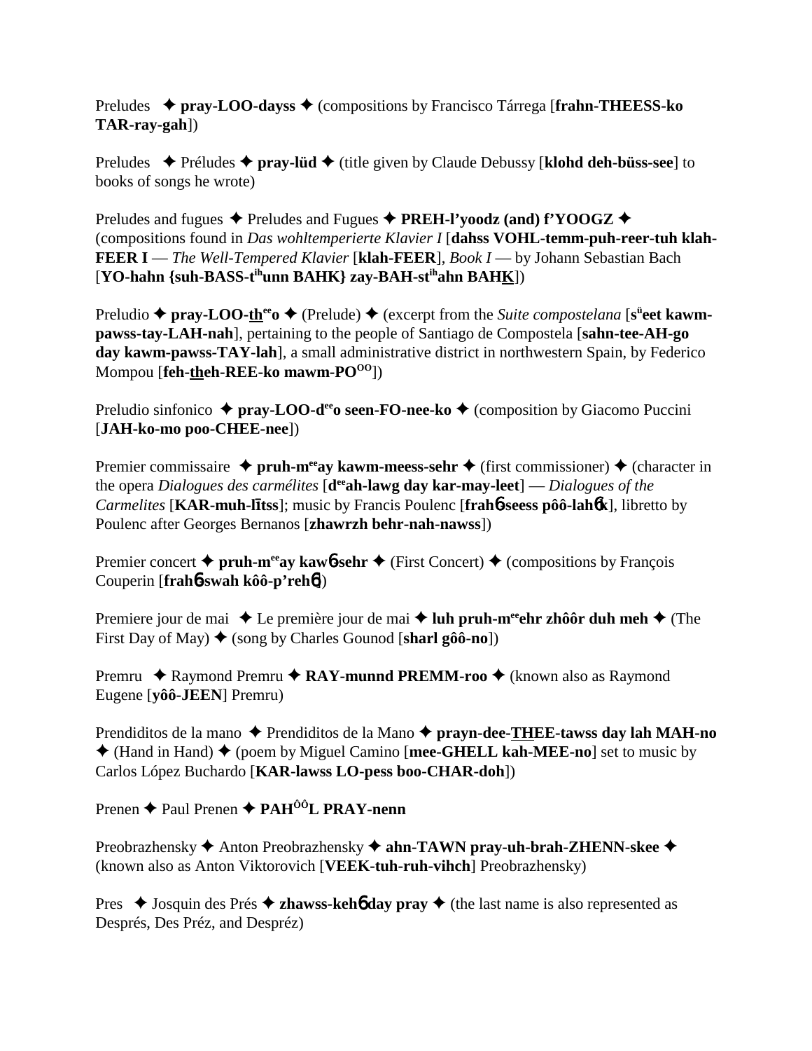Preludes ✦ **pray-LOO-dayss** ✦ (compositions by Francisco Tárrega [**frahn-THEESS-ko TAR-ray-gah**])

Preludes ✦ Préludes ✦ **pray-lüd** ✦ (title given by Claude Debussy [**klohd deh-büss-see**] to books of songs he wrote)

Preludes and fugues ✦ Preludes and Fugues ✦ **PREH-l'yoodz (and) f'YOOGZ** ✦ (compositions found in *Das wohltemperierte Klavier I* [**dahss VOHL-temm-puh-reer-tuh klah-FEER I** — *The Well-Tempered Klavier* [**klah-FEER**], *Book I* — by Johann Sebastian Bach [**YO-hahn {suh-BASS-t**ih**unn BAHK} zay-BAH-st**ih**ahn BAHK**])

Preludio ✦ **pray-LOO-th**ee**o** ✦ (Prelude) ✦ (excerpt from the *Suite compostelana* [**s**ü**eet kawm-pawss-tay-LAH-nah**], pertaining to the people of Santiago de Compostela [**sahn-tee-AH-go day kawm-pawss-TAY-lah**], a small administrative district in northwestern Spain, by Federico Mompou [**feh-theh-REE-ko mawm-PO**OO])

Preludio sinfonico ✦ **pray-LOO-d**ee**o seen-FO-nee-ko** ✦ (composition by Giacomo Puccini [**JAH-ko-mo poo-CHEE-nee**])

Premier commissaire ✦ **pruh-m**ee**ay kawm-meess-sehr** ✦ (first commissioner) ✦ (character in the opera *Dialogues des carmélites* [**d**ee**ah-lawg day kar-may-leet**] — *Dialogues of the Carmelites* [**KAR-muh-lītss**]; music by Francis Poulenc [**frahɓ-seess pôô-lahɓk**], libretto by Poulenc after Georges Bernanos [**zhawrzh behr-nah-nawss**])

Premier concert ✦ **pruh-m**ee**ay kawɓ-sehr** ✦ (First Concert) ✦ (compositions by François Couperin [**frahɓ-swah kôô-p'rehɓ**])

Premiere jour de mai ✦ Le première jour de mai ✦ **luh pruh-m**ee**ehr zhôôr duh meh** ✦ (The First Day of May) ✦ (song by Charles Gounod [**sharl gôô-no**])

Premru ✦ Raymond Premru ✦ **RAY-munnd PREMM-roo** ✦ (known also as Raymond Eugene [**yôô-JEEN**] Premru)

Prendiditos de la mano ✦ Prendiditos de la Mano ✦ **prayn-dee-THEE-tawss day lah MAH-no** ✦ (Hand in Hand) ✦ (poem by Miguel Camino [**mee-GHELL kah-MEE-no**] set to music by Carlos López Buchardo [**KAR-lawss LO-pess boo-CHAR-doh**])

Prenen ✦ Paul Prenen ✦ **PAH**ÔÔ**L PRAY-nenn**

Preobrazhensky ✦ Anton Preobrazhensky ✦ **ahn-TAWN pray-uh-brah-ZHENN-skee** ✦ (known also as Anton Viktorovich [**VEEK-tuh-ruh-vihch**] Preobrazhensky)

Pres ✦ Josquin des Prés ✦ **zhawss-kehɓ day pray** ✦ (the last name is also represented as Després, Des Préz, and Despréz)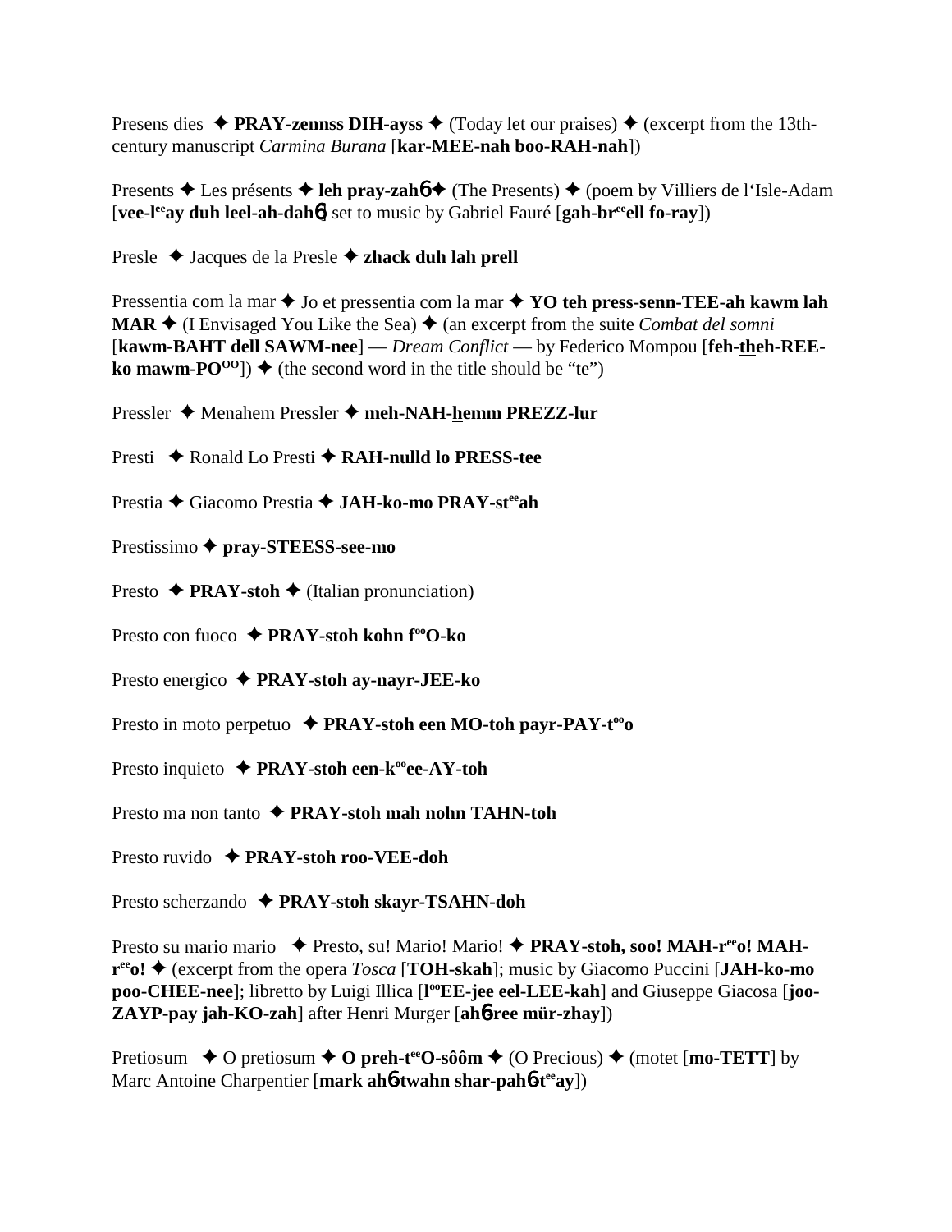Presens dies ✦ **PRAY-zennss DIH-ayss** ✦ (Today let our praises) ✦ (excerpt from the 13th-century manuscript *Carmina Burana* [**kar-MEE-nah boo-RAH-nah**])

Presents ✦ Les présents ✦ **leh pray-zahб** ✦ (The Presents) ✦ (poem by Villiers de l'Isle-Adam [**vee-l^ee^ay duh leel-ah-dahб**] set to music by Gabriel Fauré [**gah-br^ee^ell fo-ray**])

Presle ✦ Jacques de la Presle ✦ **zhack duh lah prell**

Pressentia com la mar ✦ Jo et pressentia com la mar ✦ **YO teh press-senn-TEE-ah kawm lah MAR** ✦ (I Envisaged You Like the Sea) ✦ (an excerpt from the suite *Combat del somni* [**kawm-BAHT dell SAWM-nee**] — *Dream Conflict* — by Federico Mompou [**feh-theh-REE-ko mawm-PO^OO^**]) ✦ (the second word in the title should be "te")

Pressler ✦ Menahem Pressler ✦ **meh-NAH-hemm PREZZ-lur**

Presti ✦ Ronald Lo Presti ✦ **RAH-nulld lo PRESS-tee**

Prestia ✦ Giacomo Prestia ✦ **JAH-ko-mo PRAY-st^ee^ah**

Prestissimo ✦ **pray-STEESS-see-mo**

Presto ✦ **PRAY-stoh** ✦ (Italian pronunciation)

Presto con fuoco ✦ **PRAY-stoh kohn f^oo^O-ko**

Presto energico ✦ **PRAY-stoh ay-nayr-JEE-ko**

Presto in moto perpetuo ✦ **PRAY-stoh een MO-toh payr-PAY-t^oo^o**

Presto inquieto ✦ **PRAY-stoh een-k^oo^ee-AY-toh**

Presto ma non tanto ✦ **PRAY-stoh mah nohn TAHN-toh**

Presto ruvido ✦ **PRAY-stoh roo-VEE-doh**

Presto scherzando ✦ **PRAY-stoh skayr-TSAHN-doh**

Presto su mario mario ✦ Presto, su! Mario! Mario! ✦ **PRAY-stoh, soo! MAH-r^ee^o! MAH-r^ee^o!** ✦ (excerpt from the opera *Tosca* [**TOH-skah**]; music by Giacomo Puccini [**JAH-ko-mo poo-CHEE-nee**]; libretto by Luigi Illica [**l^oo^EE-jee eel-LEE-kah**] and Giuseppe Giacosa [**joo-ZAYP-pay jah-KO-zah**] after Henri Murger [**ahб-ree mür-zhay**])

Pretiosum ✦ O pretiosum ✦ **O preh-t^ee^O-sôôm** ✦ (O Precious) ✦ (motet [**mo-TETT**] by Marc Antoine Charpentier [**mark ahб-twahn shar-pahб-t^ee^ay**])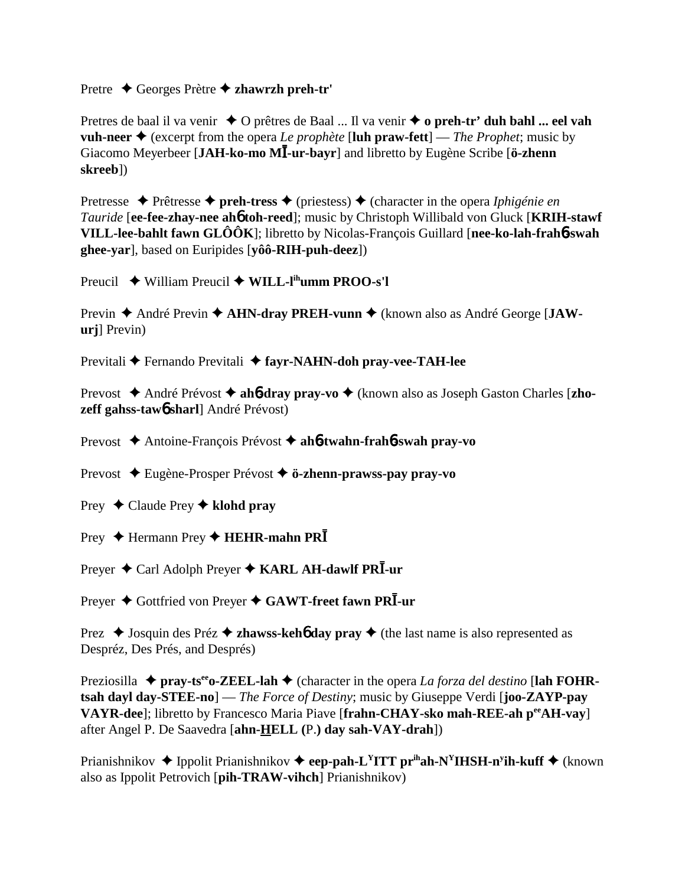Pretre ✦ Georges Prètre ✦ **zhawrzh preh-tr'**

Pretres de baal il va venir ✦ O prêtres de Baal ... Il va venir ✦ **o preh-tr' duh bahl ... eel vah vuh-neer** ✦ (excerpt from the opera *Le prophète* [**luh praw-fett**] — *The Prophet*; music by Giacomo Meyerbeer [**JAH-ko-mo MĪ-ur-bayr**] and libretto by Eugène Scribe [**ö-zhenn skreeb**])

Pretresse ✦ Prêtresse ✦ **preh-tress** ✦ (priestess) ✦ (character in the opera *Iphigénie en Tauride* [**ee-fee-zhay-nee ah6 toh-reed**]; music by Christoph Willibald von Gluck [**KRIH-stawf VILL-lee-bahlt fawn GLÔÔK**]; libretto by Nicolas-François Guillard [**nee-ko-lah-frah6-swah ghee-yar**], based on Euripides [**yôô-RIH-puh-deez**])

Preucil ✦ William Preucil ✦ **WILL-l[ih]umm PROO-s'l**

Previn ✦ André Previn ✦ **AHN-dray PREH-vunn** ✦ (known also as André George [**JAW-urj**] Previn)

Previtali ✦ Fernando Previtali ✦ **fayr-NAHN-doh pray-vee-TAH-lee**

Prevost ✦ André Prévost ✦ **ah6-dray pray-vo** ✦ (known also as Joseph Gaston Charles [**zho-zeff gahss-taw6 sharl**] André Prévost)

Prevost ✦ Antoine-François Prévost ✦ **ah6-twahn-frah6-swah pray-vo**

Prevost ✦ Eugène-Prosper Prévost ✦ **ö-zhenn-prawss-pay pray-vo**

Prey ✦ Claude Prey ✦ **klohd pray**

Prey ✦ Hermann Prey ✦ **HEHR-mahn PRĪ**

Preyer ✦ Carl Adolph Preyer ✦ **KARL AH-dawlf PRĪ-ur**

Preyer ✦ Gottfried von Preyer ✦ **GAWT-freet fawn PRĪ-ur**

Prez ✦ Josquin des Préz ✦ **zhawss-keh6 day pray** ✦ (the last name is also represented as Despréz, Des Prés, and Després)

Preziosilla ✦ **pray-ts[ee]o-ZEEL-lah** ✦ (character in the opera *La forza del destino* [**lah FOHR-tsah dayl day-STEE-no**] — *The Force of Destiny*; music by Giuseppe Verdi [**joo-ZAYP-pay VAYR-dee**]; libretto by Francesco Maria Piave [**frahn-CHAY-sko mah-REE-ah p[ee]AH-vay**] after Angel P. De Saavedra [**ahn-HELL (**P.**) day sah-VAY-drah**])

Prianishnikov ✦ Ippolit Prianishnikov ✦ **eep-pah-L[Y]ITT pr[ih]ah-N[Y]IHSH-n[y]ih-kuff** ✦ (known also as Ippolit Petrovich [**pih-TRAW-vihch**] Prianishnikov)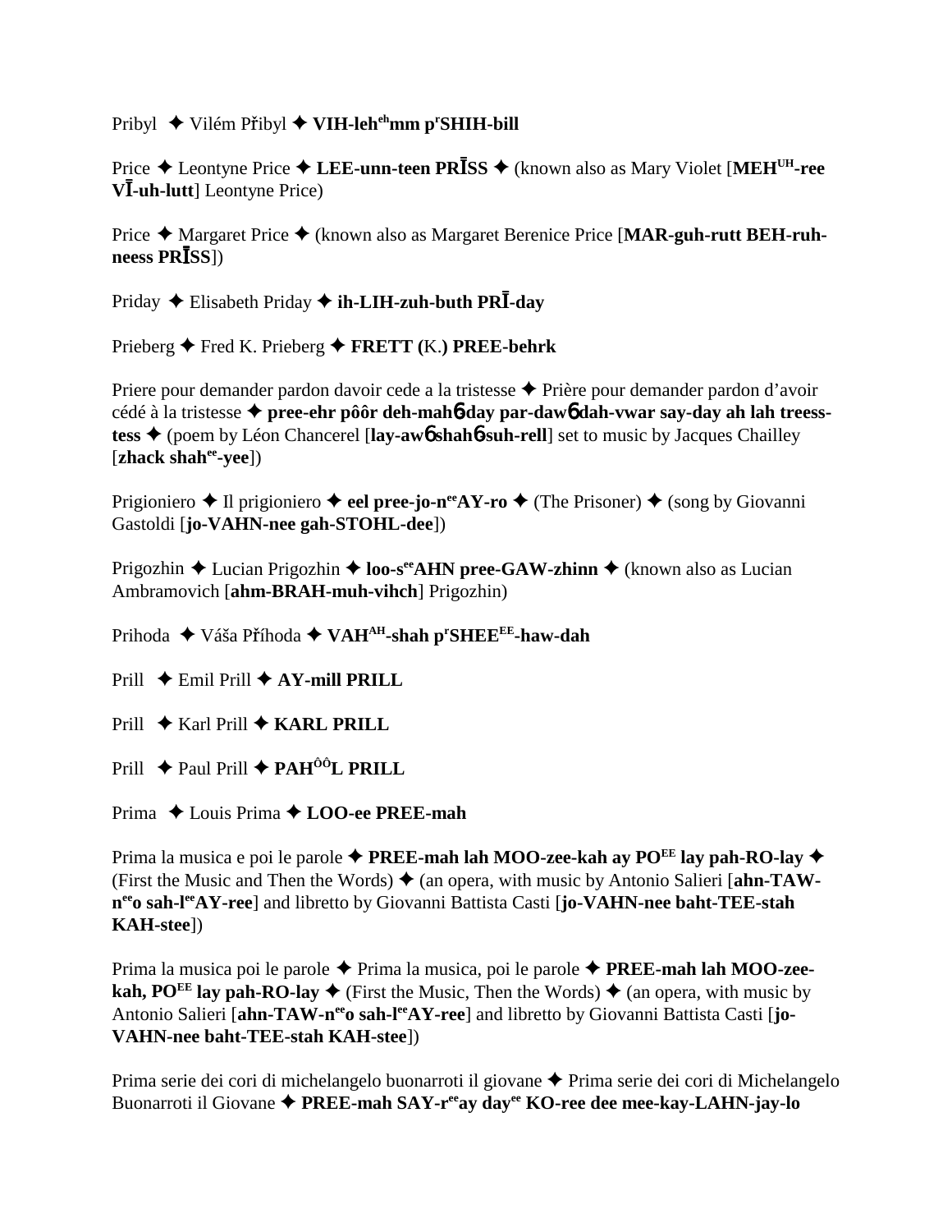Pribyl ✦ Vilém Přibyl ✦ **VIH-leh^eh^mm p^r^SHIH-bill**

Price ✦ Leontyne Price ✦ **LEE-unn-teen PRĪSS** ✦ (known also as Mary Violet [**MEH^UH^-ree VĪ-uh-lutt**] Leontyne Price)

Price ✦ Margaret Price ✦ (known also as Margaret Berenice Price [**MAR-guh-rutt BEH-ruh-neess PRĪSS**])

Priday ✦ Elisabeth Priday ✦ **ih-LIH-zuh-buth PRĪ-day**

Prieberg ✦ Fred K. Prieberg ✦ **FRETT (**K.**) PREE-behrk**

Priere pour demander pardon davoir cede a la tristesse ✦ Prière pour demander pardon d'avoir cédé à la tristesse ✦ **pree-ehr pôôr deh-mahɓ-day par-dawɓ dah-vwar say-day ah lah treess-tess** ✦ (poem by Léon Chancerel [**lay-awɓ shahɓ-suh-rell**] set to music by Jacques Chailley [**zhack shah^ee^-yee**])

Prigioniero ✦ Il prigioniero ✦ **eel pree-jo-n^ee^AY-ro** ✦ (The Prisoner) ✦ (song by Giovanni Gastoldi [**jo-VAHN-nee gah-STOHL-dee**])

Prigozhin ✦ Lucian Prigozhin ✦ **loo-s^ee^AHN pree-GAW-zhinn** ✦ (known also as Lucian Ambramovich [**ahm-BRAH-muh-vihch**] Prigozhin)

Prihoda ✦ Váša Příhoda ✦ **VAH^AH^-shah p^r^SHEE^EE^-haw-dah**

Prill ✦ Emil Prill ✦ **AY-mill PRILL**

Prill ✦ Karl Prill ✦ **KARL PRILL**

Prill ✦ Paul Prill ✦ **PAH^ÔÔ^L PRILL**

Prima ✦ Louis Prima ✦ **LOO-ee PREE-mah**

Prima la musica e poi le parole ✦ **PREE-mah lah MOO-zee-kah ay PO^EE^ lay pah-RO-lay** ✦ (First the Music and Then the Words) ✦ (an opera, with music by Antonio Salieri [**ahn-TAW-n^ee^o sah-l^ee^AY-ree**] and libretto by Giovanni Battista Casti [**jo-VAHN-nee baht-TEE-stah KAH-stee**])

Prima la musica poi le parole ✦ Prima la musica, poi le parole ✦ **PREE-mah lah MOO-zee-kah, PO^EE^ lay pah-RO-lay** ✦ (First the Music, Then the Words) ✦ (an opera, with music by Antonio Salieri [**ahn-TAW-n^ee^o sah-l^ee^AY-ree**] and libretto by Giovanni Battista Casti [**jo-VAHN-nee baht-TEE-stah KAH-stee**])

Prima serie dei cori di michelangelo buonarroti il giovane ✦ Prima serie dei cori di Michelangelo Buonarroti il Giovane ✦ **PREE-mah SAY-r^ee^ay day^ee^ KO-ree dee mee-kay-LAHN-jay-lo**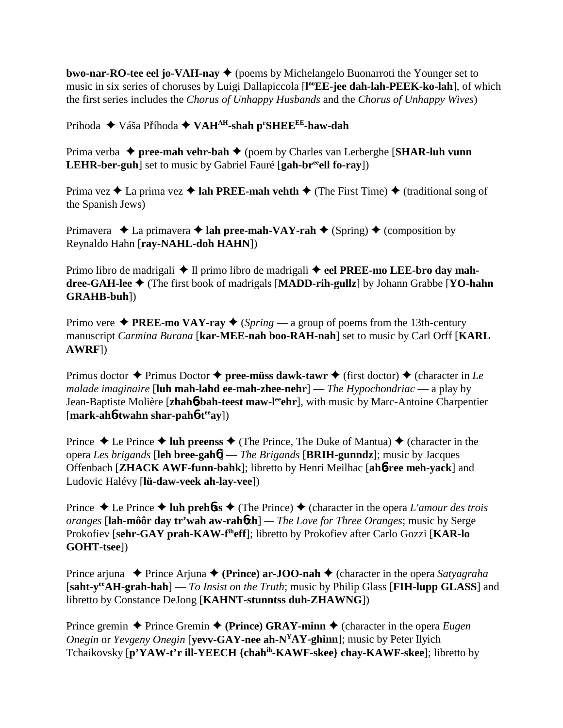**bwo-nar-RO-tee eel jo-VAH-nay** ✦ (poems by Michelangelo Buonarroti the Younger set to music in six series of choruses by Luigi Dallapiccola [**l[oo]EE-jee dah-lah-PEEK-ko-lah**], of which the first series includes the *Chorus of Unhappy Husbands* and the *Chorus of Unhappy Wives*)

Prihoda ✦ Váša Příhoda ✦ **VAH[AH]-shah p[r]SHEE[EE]-haw-dah**

Prima verba ✦ **pree-mah vehr-bah** ✦ (poem by Charles van Lerberghe [**SHAR-luh vunn LEHR-ber-guh**] set to music by Gabriel Fauré [**gah-br[ee]ell fo-ray**])

Prima vez ✦ La prima vez ✦ **lah PREE-mah vehth** ✦ (The First Time) ✦ (traditional song of the Spanish Jews)

Primavera ✦ La primavera ✦ **lah pree-mah-VAY-rah** ✦ (Spring) ✦ (composition by Reynaldo Hahn [**ray-NAHL-doh HAHN**])

Primo libro de madrigali ✦ Il primo libro de madrigali ✦ **eel PREE-mo LEE-bro day mah-dree-GAH-lee** ✦ (The first book of madrigals [**MADD-rih-gullz**] by Johann Grabbe [**YO-hahn GRAHB-buh**])

Primo vere ✦ **PREE-mo VAY-ray** ✦ (*Spring* — a group of poems from the 13th-century manuscript *Carmina Burana* [**kar-MEE-nah boo-RAH-nah**] set to music by Carl Orff [**KARL AWRF**])

Primus doctor ✦ Primus Doctor ✦ **pree-müss dawk-tawr** ✦ (first doctor) ✦ (character in *Le malade imaginaire* [**luh mah-lahd ee-mah-zhee-nehr**] — *The Hypochondriac* — a play by Jean-Baptiste Molière [**zhahɴ-bah-teest maw-l[ee]ehr**], with music by Marc-Antoine Charpentier [**mark-ahɴ-twahn shar-pahɴ-t[ee]ay**])

Prince ✦ Le Prince ✦ **luh preenss** ✦ (The Prince, The Duke of Mantua) ✦ (character in the opera *Les brigands* [**leh bree-gahɴ**] — *The Brigands* [**BRIH-gunndz**]; music by Jacques Offenbach [**ZHACK AWF-funn-bahk**]; libretto by Henri Meilhac [**ahɴ-ree meh-yack**] and Ludovic Halévy [**lü-daw-veek ah-lay-vee**])

Prince ✦ Le Prince ✦ **luh prehɴss** ✦ (The Prince) ✦ (character in the opera *L'amour des trois oranges* [**lah-môôr day tr'wah aw-rahɴzh**] — *The Love for Three Oranges*; music by Serge Prokofiev [**sehr-GAY prah-KAW-f[ih]eff**]; libretto by Prokofiev after Carlo Gozzi [**KAR-lo GOHT-tsee**])

Prince arjuna ✦ Prince Arjuna ✦ **(Prince) ar-JOO-nah** ✦ (character in the opera *Satyagraha* [**saht-y[ee]AH-grah-hah**] — *To Insist on the Truth*; music by Philip Glass [**FIH-lupp GLASS**] and libretto by Constance DeJong [**KAHNT-stunntss duh-ZHAWNG**])

Prince gremin ✦ Prince Gremin ✦ **(Prince) GRAY-minn** ✦ (character in the opera *Eugen Onegin* or *Yevgeny Onegin* [**yevv-GAY-nee ah-N[Y]AY-ghinn**]; music by Peter Ilyich Tchaikovsky [**p'YAW-t'r ill-YEECH {chah[ih]-KAWF-skee} chay-KAWF-skee**]; libretto by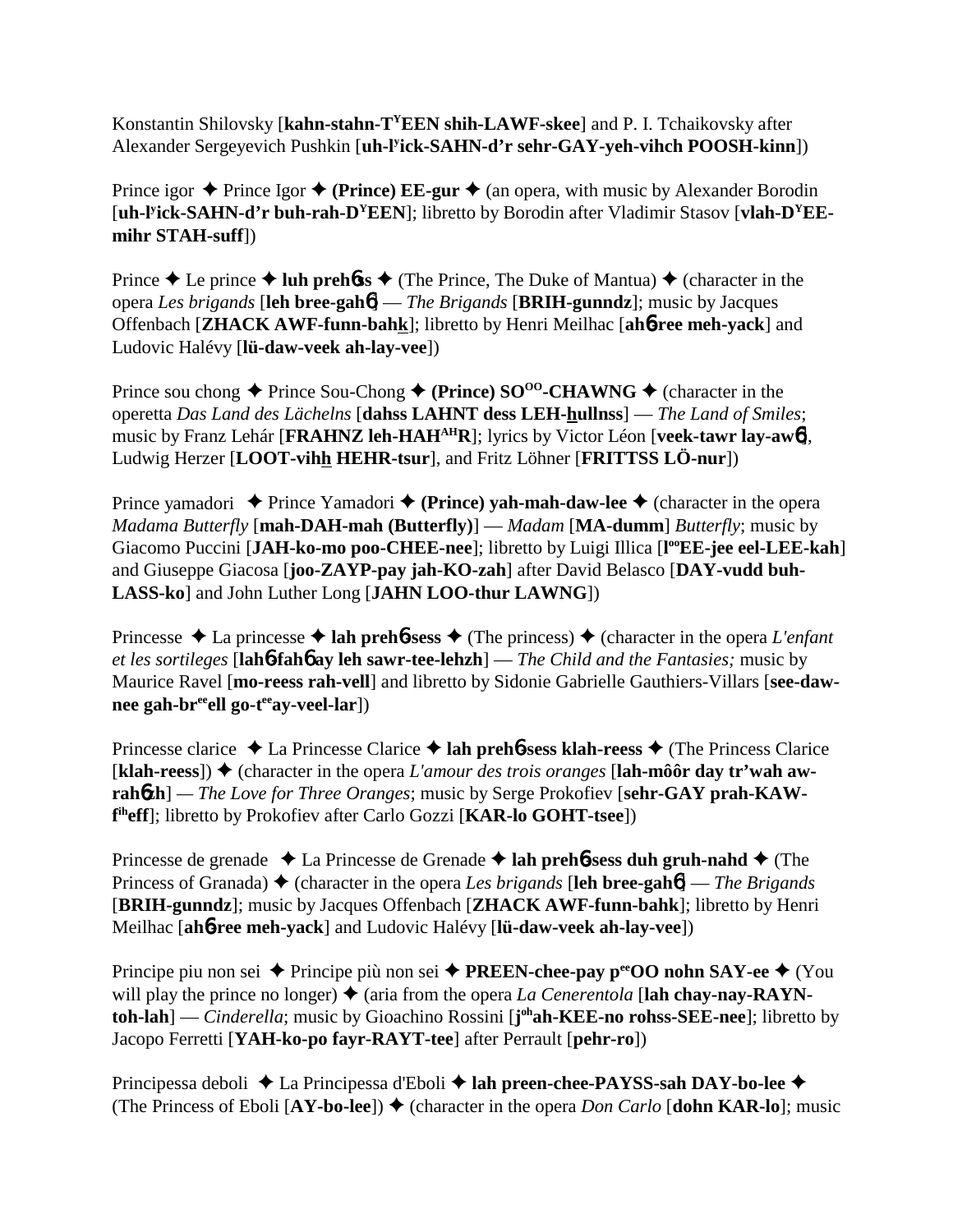Konstantin Shilovsky [**kahn-stahn-T^Y^EEN shih-LAWF-skee**] and P. I. Tchaikovsky after Alexander Sergeyevich Pushkin [**uh-l^y^ick-SAHN-d'r sehr-GAY-yeh-vihch POOSH-kinn**])

Prince igor ✦ Prince Igor ✦ **(Prince) EE-gur** ✦ (an opera, with music by Alexander Borodin [**uh-l^y^ick-SAHN-d'r buh-rah-D^Y^EEN**]; libretto by Borodin after Vladimir Stasov [**vlah-D^Y^EE-mihr STAH-suff**])

Prince ✦ Le prince ✦ **luh preh6ss** ✦ (The Prince, The Duke of Mantua) ✦ (character in the opera *Les brigands* [**leh bree-gah6**] — *The Brigands* [**BRIH-gunndz**]; music by Jacques Offenbach [**ZHACK AWF-funn-bahk**]; libretto by Henri Meilhac [**ah6-ree meh-yack**] and Ludovic Halévy [**lü-daw-veek ah-lay-vee**])

Prince sou chong ✦ Prince Sou-Chong ✦ **(Prince) SO^OO^-CHAWNG** ✦ (character in the operetta *Das Land des Lächelns* [**dahss LAHNT dess LEH-hullnss**] — *The Land of Smiles*; music by Franz Lehár [**FRAHNZ leh-HAH^AH^R**]; lyrics by Victor Léon [**veek-tawr lay-aw6**], Ludwig Herzer [**LOOT-vihh HEHR-tsur**], and Fritz Löhner [**FRITTSS LÖ-nur**])

Prince yamadori ✦ Prince Yamadori ✦ **(Prince) yah-mah-daw-lee** ✦ (character in the opera *Madama Butterfly* [**mah-DAH-mah (Butterfly)**] — *Madam* [**MA-dumm**] *Butterfly*; music by Giacomo Puccini [**JAH-ko-mo poo-CHEE-nee**]; libretto by Luigi Illica [**l^oo^EE-jee eel-LEE-kah**] and Giuseppe Giacosa [**joo-ZAYP-pay jah-KO-zah**] after David Belasco [**DAY-vudd buh-LASS-ko**] and John Luther Long [**JAHN LOO-thur LAWNG**])

Princesse ✦ La princesse ✦ **lah preh6-sess** ✦ (The princess) ✦ (character in the opera *L'enfant et les sortileges* [**lah6-fah6 ay leh sawr-tee-lehzh**] — *The Child and the Fantasies;* music by Maurice Ravel [**mo-reess rah-vell**] and libretto by Sidonie Gabrielle Gauthiers-Villars [**see-daw-nee gah-br^ee^ell go-t^ee^ay-veel-lar**])

Princesse clarice ✦ La Princesse Clarice ✦ **lah preh6-sess klah-reess** ✦ (The Princess Clarice [**klah-reess**]) ✦ (character in the opera *L'amour des trois oranges* [**lah-môôr day tr'wah aw-rah6zh**] — *The Love for Three Oranges*; music by Serge Prokofiev [**sehr-GAY prah-KAW-f^ih^eff**]; libretto by Prokofiev after Carlo Gozzi [**KAR-lo GOHT-tsee**])

Princesse de grenade ✦ La Princesse de Grenade ✦ **lah preh6-sess duh gruh-nahd** ✦ (The Princess of Granada) ✦ (character in the opera *Les brigands* [**leh bree-gah6**] — *The Brigands* [**BRIH-gunndz**]; music by Jacques Offenbach [**ZHACK AWF-funn-bahk**]; libretto by Henri Meilhac [**ah6-ree meh-yack**] and Ludovic Halévy [**lü-daw-veek ah-lay-vee**])

Principe piu non sei ✦ Principe più non sei ✦ **PREEN-chee-pay p^ee^OO nohn SAY-ee** ✦ (You will play the prince no longer) ✦ (aria from the opera *La Cenerentola* [**lah chay-nay-RAYN-toh-lah**] — *Cinderella*; music by Gioachino Rossini [**j^oh^ah-KEE-no rohss-SEE-nee**]; libretto by Jacopo Ferretti [**YAH-ko-po fayr-RAYT-tee**] after Perrault [**pehr-ro**])

Principessa deboli ✦ La Principessa d'Eboli ✦ **lah preen-chee-PAYSS-sah DAY-bo-lee** ✦ (The Princess of Eboli [**AY-bo-lee**]) ✦ (character in the opera *Don Carlo* [**dohn KAR-lo**]; music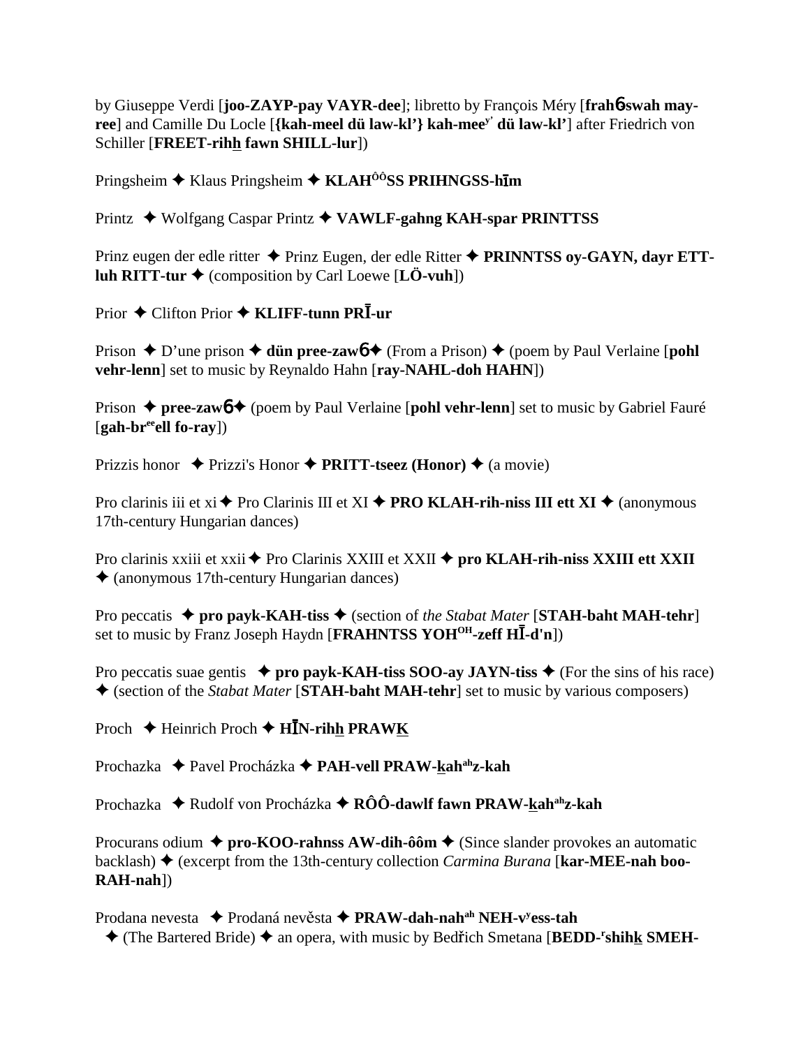by Giuseppe Verdi [**joo-ZAYP-pay VAYR-dee**]; libretto by François Méry [**frahɓ-swah may-ree**] and Camille Du Locle [**{kah-meel dü law-kl'} kah-mee$^{y'}$ dü law-kl'**] after Friedrich von Schiller [**FREET-rihh fawn SHILL-lur**])

Pringsheim ✦ Klaus Pringsheim ✦ **KLAH$^{ÔÔ}$SS PRIHNGSS-hīm**

Printz ✦ Wolfgang Caspar Printz ✦ **VAWLF-gahng KAH-spar PRINTTSS**

Prinz eugen der edle ritter ✦ Prinz Eugen, der edle Ritter ✦ **PRINNTSS oy-GAYN, dayr ETT-luh RITT-tur** ✦ (composition by Carl Loewe [**LÖ-vuh**])

Prior ✦ Clifton Prior ✦ **KLIFF-tunn PRĪ-ur**

Prison ✦ D'une prison ✦ **dün pree-zawɓ** ✦ (From a Prison) ✦ (poem by Paul Verlaine [**pohl vehr-lenn**] set to music by Reynaldo Hahn [**ray-NAHL-doh HAHN**])

Prison ✦ **pree-zawɓ** ✦ (poem by Paul Verlaine [**pohl vehr-lenn**] set to music by Gabriel Fauré [**gah-br$^{ee}$ell fo-ray**])

Prizzis honor ✦ Prizzi's Honor ✦ **PRITT-tseez (Honor)** ✦ (a movie)

Pro clarinis iii et xi ✦ Pro Clarinis III et XI ✦ **PRO KLAH-rih-niss III ett XI** ✦ (anonymous 17th-century Hungarian dances)

Pro clarinis xxiii et xxii ✦ Pro Clarinis XXIII et XXII ✦ **pro KLAH-rih-niss XXIII ett XXII** ✦ (anonymous 17th-century Hungarian dances)

Pro peccatis ✦ **pro payk-KAH-tiss** ✦ (section of *the Stabat Mater* [**STAH-baht MAH-tehr**] set to music by Franz Joseph Haydn [**FRAHNTSS YOH$^{OH}$-zeff HĪ-d'n**])

Pro peccatis suae gentis ✦ **pro payk-KAH-tiss SOO-ay JAYN-tiss** ✦ (For the sins of his race) ✦ (section of the *Stabat Mater* [**STAH-baht MAH-tehr**] set to music by various composers)

Proch ✦ Heinrich Proch ✦ **HĪN-rihh PRAWK**

Prochazka ✦ Pavel Procházka ✦ **PAH-vell PRAW-kah$^{ah}$z-kah**

Prochazka ✦ Rudolf von Procházka ✦ **RÔÔ-dawlf fawn PRAW-kah$^{ah}$z-kah**

Procurans odium ✦ **pro-KOO-rahnss AW-dih-ôôm** ✦ (Since slander provokes an automatic backlash) ✦ (excerpt from the 13th-century collection *Carmina Burana* [**kar-MEE-nah boo-RAH-nah**])

Prodana nevesta ✦ Prodaná nevěsta ✦ **PRAW-dah-nah$^{ah}$ NEH-v$^{y}$ess-tah** ✦ (The Bartered Bride) ✦ an opera, with music by Bedřich Smetana [**BEDD-$^{r}$shihk SMEH-**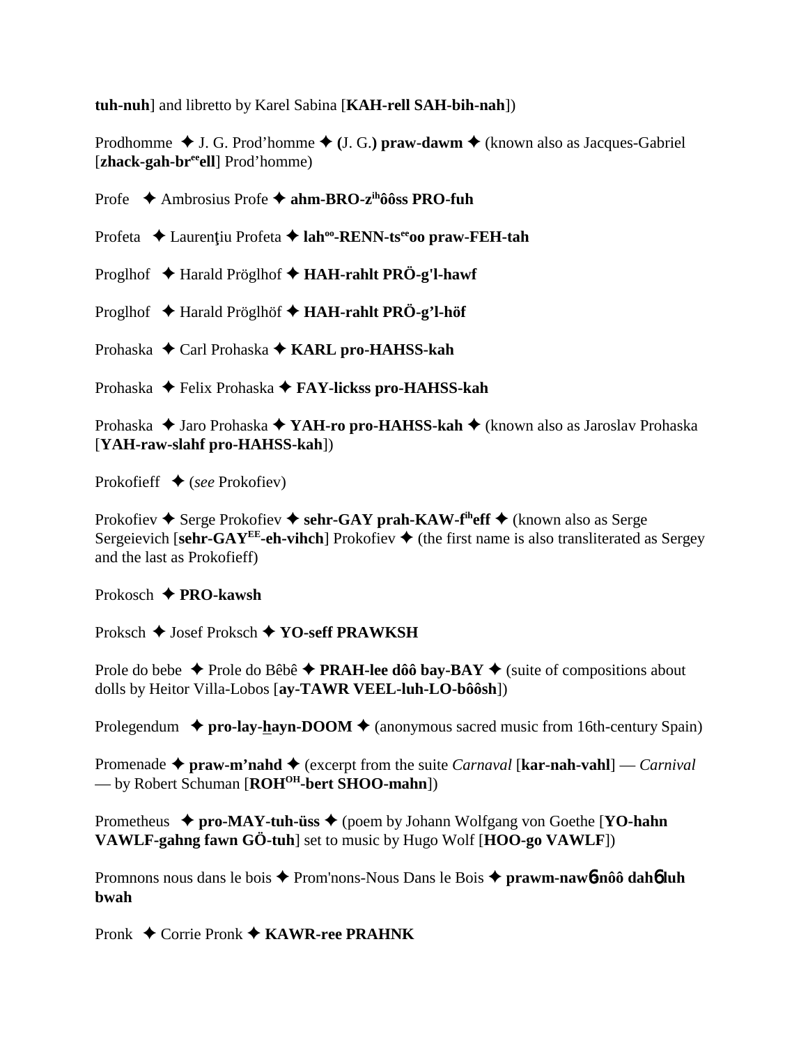**tuh-nuh**] and libretto by Karel Sabina [**KAH-rell SAH-bih-nah**])

Prodhomme ✦ J. G. Prod'homme ✦ **(**J. G.**) praw-dawm** ✦ (known also as Jacques-Gabriel [**zhack-gah-br**[ee]**ell**] Prod'homme)

Profe ✦ Ambrosius Profe ✦ **ahm-BRO-z**[ih]**ôôss PRO-fuh**

Profeta ✦ Laurenţiu Profeta ✦ **lah**[oo]**-RENN-ts**[ee]**oo praw-FEH-tah**

Proglhof ✦ Harald Pröglhof ✦ **HAH-rahlt PRÖ-g'l-hawf**

Proglhof ✦ Harald Pröglhöf ✦ **HAH-rahlt PRÖ-g'l-höf**

Prohaska ✦ Carl Prohaska ✦ **KARL pro-HAHSS-kah**

Prohaska ✦ Felix Prohaska ✦ **FAY-lickss pro-HAHSS-kah**

Prohaska ✦ Jaro Prohaska ✦ **YAH-ro pro-HAHSS-kah** ✦ (known also as Jaroslav Prohaska [**YAH-raw-slahf pro-HAHSS-kah**])

Prokofieff ✦ (*see* Prokofiev)

Prokofiev ✦ Serge Prokofiev ✦ **sehr-GAY prah-KAW-f**[ih]**eff** ✦ (known also as Serge Sergeievich [**sehr-GAY**[EE]**-eh-vihch**] Prokofiev ✦ (the first name is also transliterated as Sergey and the last as Prokofieff)

Prokosch ✦ **PRO-kawsh**

Proksch ✦ Josef Proksch ✦ **YO-seff PRAWKSH**

Prole do bebe ✦ Prole do Bêbê ✦ **PRAH-lee dôô bay-BAY** ✦ (suite of compositions about dolls by Heitor Villa-Lobos [**ay-TAWR VEEL-luh-LO-bôôsh**])

Prolegendum ✦ **pro-lay-hayn-DOOM** ✦ (anonymous sacred music from 16th-century Spain)

Promenade ✦ **praw-m'nahd** ✦ (excerpt from the suite *Carnaval* [**kar-nah-vahl**] — *Carnival* — by Robert Schuman [**ROH**[OH]**-bert SHOO-mahn**])

Prometheus ✦ **pro-MAY-tuh-üss** ✦ (poem by Johann Wolfgang von Goethe [**YO-hahn VAWLF-gahng fawn GÖ-tuh**] set to music by Hugo Wolf [**HOO-go VAWLF**])

Promnons nous dans le bois ✦ Prom'nons-Nous Dans le Bois ✦ **prawm-nawɓ-nôô dahɓ luh bwah**

Pronk ✦ Corrie Pronk ✦ **KAWR-ree PRAHNK**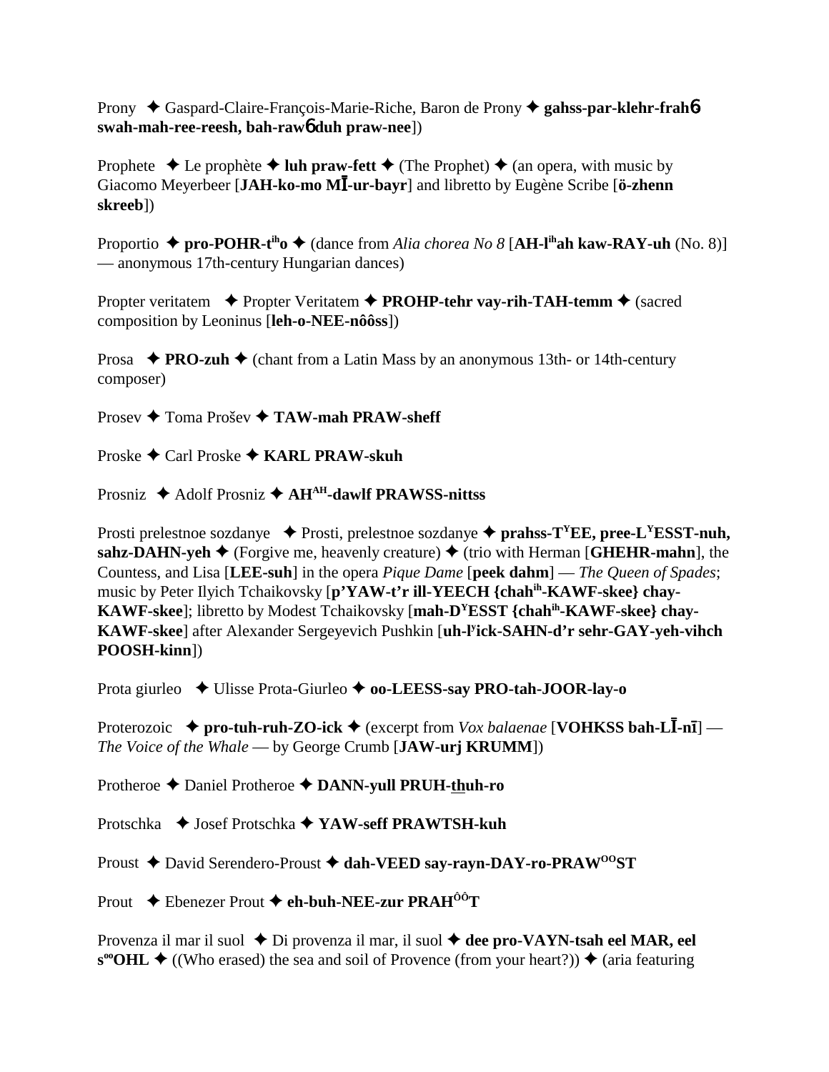Prony ✦ Gaspard-Claire-François-Marie-Riche, Baron de Prony ✦ **gahss-par-klehr-frah6 swah-mah-ree-reesh, bah-raw6 duh praw-nee**])

Prophete ✦ Le prophète ✦ **luh praw-fett** ✦ (The Prophet) ✦ (an opera, with music by Giacomo Meyerbeer [**JAH-ko-mo MĪ-ur-bayr**] and libretto by Eugène Scribe [**ö-zhenn skreeb**])

Proportio ✦ **pro-POHR-t^ih^o** ✦ (dance from *Alia chorea No 8* [**AH-l^ih^ah kaw-RAY-uh** (No. 8)] — anonymous 17th-century Hungarian dances)

Propter veritatem ✦ Propter Veritatem ✦ **PROHP-tehr vay-rih-TAH-temm** ✦ (sacred composition by Leoninus [**leh-o-NEE-nôôss**])

Prosa ✦ **PRO-zuh** ✦ (chant from a Latin Mass by an anonymous 13th- or 14th-century composer)

Prosev ✦ Toma Prošev ✦ **TAW-mah PRAW-sheff**

Proske ✦ Carl Proske ✦ **KARL PRAW-skuh**

Prosniz ✦ Adolf Prosniz ✦ **AH^AH^-dawlf PRAWSS-nittss**

Prosti prelestnoe sozdanye ✦ Prosti, prelestnoe sozdanye ✦ **prahss-T^Y^EE, pree-L^Y^ESST-nuh, sahz-DAHN-yeh** ✦ (Forgive me, heavenly creature) ✦ (trio with Herman [**GHEHR-mahn**], the Countess, and Lisa [**LEE-suh**] in the opera *Pique Dame* [**peek dahm**] — *The Queen of Spades*; music by Peter Ilyich Tchaikovsky [**p'YAW-t'r ill-YEECH {chah^ih^-KAWF-skee} chay-KAWF-skee**]; libretto by Modest Tchaikovsky [**mah-D^Y^ESST {chah^ih^-KAWF-skee} chay-KAWF-skee**] after Alexander Sergeyevich Pushkin [**uh-l^y^ick-SAHN-d'r sehr-GAY-yeh-vihch POOSH-kinn**])

Prota giurleo ✦ Ulisse Prota-Giurleo ✦ **oo-LEESS-say PRO-tah-JOOR-lay-o**

Proterozoic ✦ **pro-tuh-ruh-ZO-ick** ✦ (excerpt from *Vox balaenae* [**VOHKSS bah-LĪ-nī**] — *The Voice of the Whale* — by George Crumb [**JAW-urj KRUMM**])

Protheroe ✦ Daniel Protheroe ✦ **DANN-yull PRUH-thuh-ro**

Protschka ✦ Josef Protschka ✦ **YAW-seff PRAWTSH-kuh**

Proust ✦ David Serendero-Proust ✦ **dah-VEED say-rayn-DAY-ro-PRAW^OO^ST**

Prout ✦ Ebenezer Prout ✦ **eh-buh-NEE-zur PRAH^ÔÔ^T**

Provenza il mar il suol ✦ Di provenza il mar, il suol ✦ **dee pro-VAYN-tsah eel MAR, eel s^oo^OHL** ✦ ((Who erased) the sea and soil of Provence (from your heart?)) ✦ (aria featuring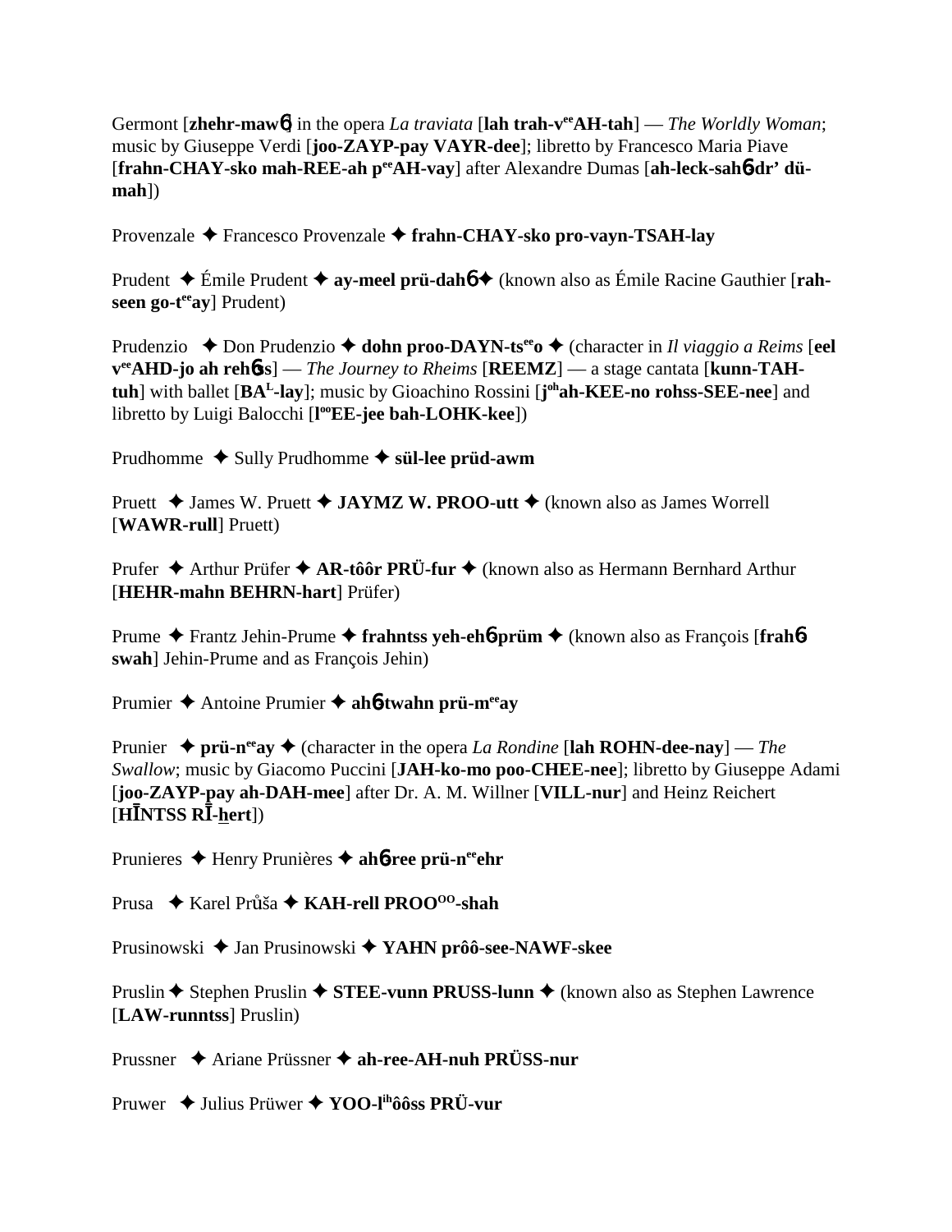Germont [**zhehr-maw6**] in the opera *La traviata* [**lah trah-v**ee**AH-tah**] — *The Worldly Woman*; music by Giuseppe Verdi [**joo-ZAYP-pay VAYR-dee**]; libretto by Francesco Maria Piave [**frahn-CHAY-sko mah-REE-ah p**ee**AH-vay**] after Alexandre Dumas [**ah-leck-sah6-dr' dü-mah**])

Provenzale ✦ Francesco Provenzale ✦ **frahn-CHAY-sko pro-vayn-TSAH-lay**

Prudent ✦ Émile Prudent ✦ **ay-meel prü-dah6** ✦ (known also as Émile Racine Gauthier [**rah-seen go-t**ee**ay**] Prudent)

Prudenzio ✦ Don Prudenzio ✦ **dohn proo-DAYN-ts**ee**o** ✦ (character in *Il viaggio a Reims* [**eel v**ee**AHD-jo ah reh6ss**] — *The Journey to Rheims* [**REEMZ**] — a stage cantata [**kunn-TAH-tuh**] with ballet [**BA**L**-lay**]; music by Gioachino Rossini [**j**oh**ah-KEE-no rohss-SEE-nee**] and libretto by Luigi Balocchi [**l**oo**EE-jee bah-LOHK-kee**])

Prudhomme ✦ Sully Prudhomme ✦ **sül-lee prüd-awm**

Pruett ✦ James W. Pruett ✦ **JAYMZ W. PROO-utt** ✦ (known also as James Worrell [**WAWR-rull**] Pruett)

Prufer ✦ Arthur Prüfer ✦ **AR-tôôr PRÜ-fur** ✦ (known also as Hermann Bernhard Arthur [**HEHR-mahn BEHRN-hart**] Prüfer)

Prume ✦ Frantz Jehin-Prume ✦ **frahntss yeh-eh6-prüm** ✦ (known also as François [**frah6-swah**] Jehin-Prume and as François Jehin)

Prumier ✦ Antoine Prumier ✦ **ah6-twahn prü-m**ee**ay**

Prunier ✦ **prü-n**ee**ay** ✦ (character in the opera *La Rondine* [**lah ROHN-dee-nay**] — *The Swallow*; music by Giacomo Puccini [**JAH-ko-mo poo-CHEE-nee**]; libretto by Giuseppe Adami [**joo-ZAYP-pay ah-DAH-mee**] after Dr. A. M. Willner [**VILL-nur**] and Heinz Reichert [**HĪNTSS RĪ-hert**])

Prunieres ✦ Henry Prunières ✦ **ah6-ree prü-n**ee**ehr**

Prusa ✦ Karel Průša ✦ **KAH-rell PROO**OO**-shah**

Prusinowski ✦ Jan Prusinowski ✦ **YAHN prôô-see-NAWF-skee**

Pruslin ✦ Stephen Pruslin ✦ **STEE-vunn PRUSS-lunn** ✦ (known also as Stephen Lawrence [**LAW-runntss**] Pruslin)

Prussner ✦ Ariane Prüssner ✦ **ah-ree-AH-nuh PRÜSS-nur**

Pruwer ✦ Julius Prüwer ✦ **YOO-l**ih**ôôss PRÜ-vur**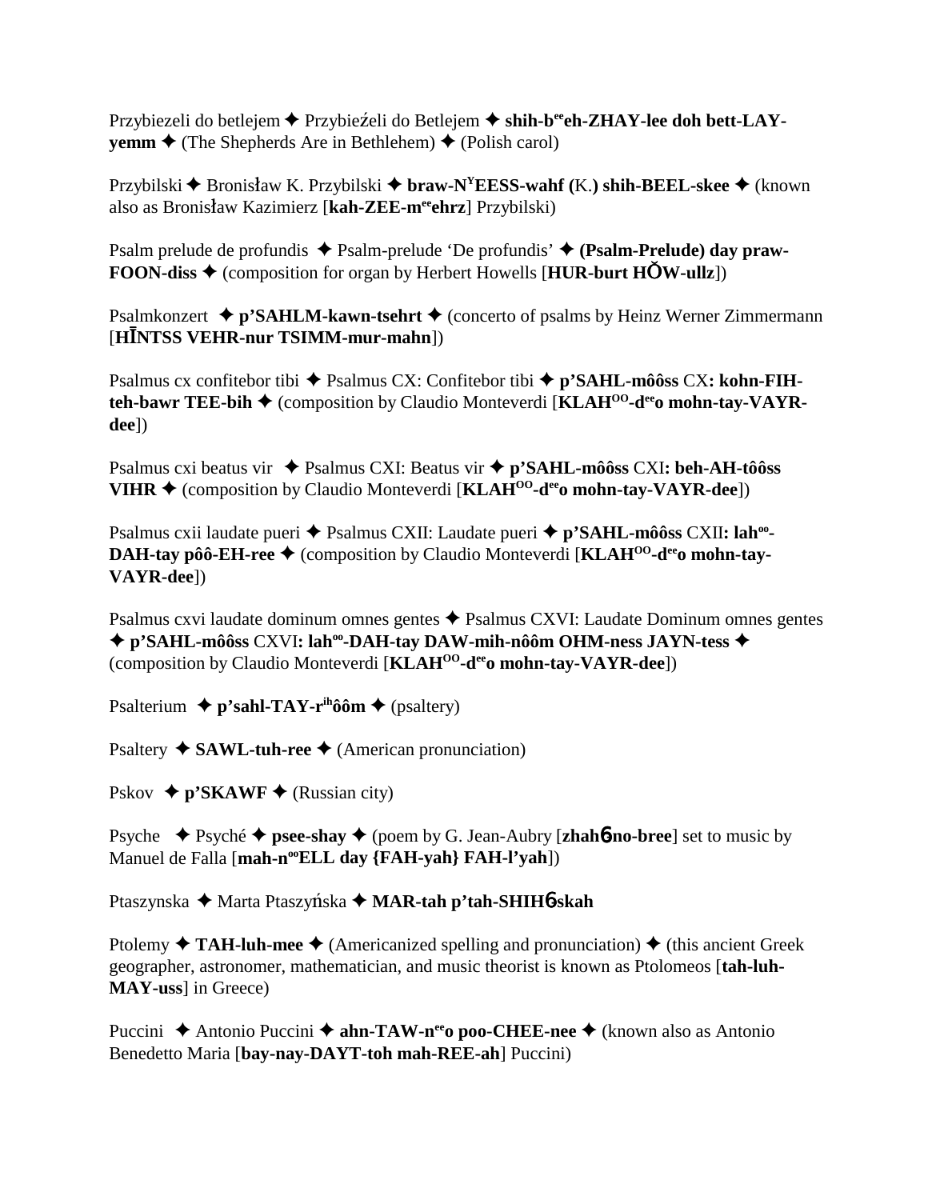Przybiezeli do betlejem ✦ Przybieźeli do Betlejem ✦ **shih-b[ee]eh-ZHAY-lee doh bett-LAY-yemm** ✦ (The Shepherds Are in Bethlehem) ✦ (Polish carol)

Przybilski ✦ Bronisław K. Przybilski ✦ **braw-N[Y]EESS-wahf (**K.**) shih-BEEL-skee** ✦ (known also as Bronisław Kazimierz [**kah-ZEE-m[ee]ehrz**] Przybilski)

Psalm prelude de profundis ✦ Psalm-prelude 'De profundis' ✦ **(Psalm-Prelude) day praw-FOON-diss** ✦ (composition for organ by Herbert Howells [**HUR-burt HŎW-ullz**])

Psalmkonzert ✦ **p'SAHLM-kawn-tsehrt** ✦ (concerto of psalms by Heinz Werner Zimmermann [**HĪNTSS VEHR-nur TSIMM-mur-mahn**])

Psalmus cx confitebor tibi ✦ Psalmus CX: Confitebor tibi ✦ **p'SAHL-môôss** CX**: kohn-FIH-teh-bawr TEE-bih** ✦ (composition by Claudio Monteverdi [**KLAH[OO]-d[ee]o mohn-tay-VAYR-dee**])

Psalmus cxi beatus vir ✦ Psalmus CXI: Beatus vir ✦ **p'SAHL-môôss** CXI**: beh-AH-tôôss VIHR** ✦ (composition by Claudio Monteverdi [**KLAH[OO]-d[ee]o mohn-tay-VAYR-dee**])

Psalmus cxii laudate pueri ✦ Psalmus CXII: Laudate pueri ✦ **p'SAHL-môôss** CXII**: lah[oo]-DAH-tay pôô-EH-ree** ✦ (composition by Claudio Monteverdi [**KLAH[OO]-d[ee]o mohn-tay-VAYR-dee**])

Psalmus cxvi laudate dominum omnes gentes ✦ Psalmus CXVI: Laudate Dominum omnes gentes ✦ **p'SAHL-môôss** CXVI**: lah[oo]-DAH-tay DAW-mih-nôôm OHM-ness JAYN-tess** ✦ (composition by Claudio Monteverdi [**KLAH[OO]-d[ee]o mohn-tay-VAYR-dee**])

Psalterium ✦ **p'sahl-TAY-r[ih]ôôm** ✦ (psaltery)

Psaltery ✦ **SAWL-tuh-ree** ✦ (American pronunciation)

Pskov ✦ **p'SKAWF** ✦ (Russian city)

Psyche ✦ Psyché ✦ **psee-shay** ✦ (poem by G. Jean-Aubry [**zhahɓ-no-bree**] set to music by Manuel de Falla [**mah-n[oo]ELL day {FAH-yah} FAH-l'yah**])

Ptaszynska ✦ Marta Ptaszyńska ✦ **MAR-tah p'tah-SHIHɓ-skah**

Ptolemy ✦ **TAH-luh-mee** ✦ (Americanized spelling and pronunciation) ✦ (this ancient Greek geographer, astronomer, mathematician, and music theorist is known as Ptolomeos [**tah-luh-MAY-uss**] in Greece)

Puccini ✦ Antonio Puccini ✦ **ahn-TAW-n[ee]o poo-CHEE-nee** ✦ (known also as Antonio Benedetto Maria [**bay-nay-DAYT-toh mah-REE-ah**] Puccini)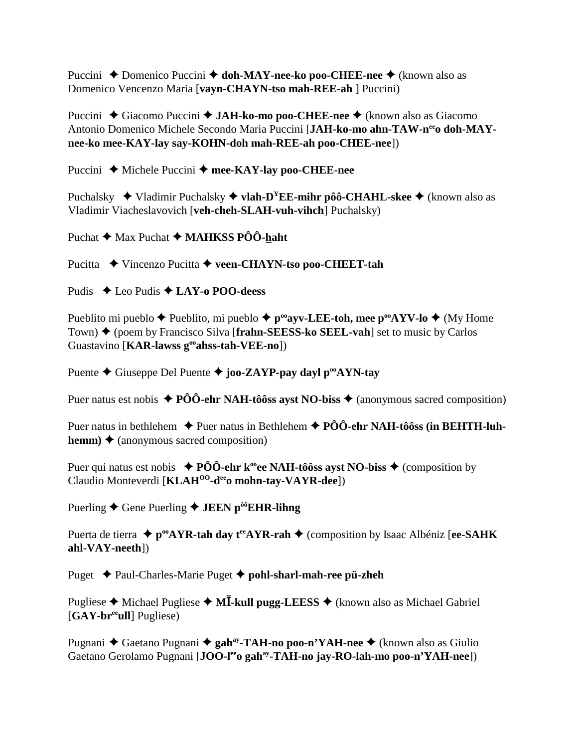Puccini ✦ Domenico Puccini ✦ **doh-MAY-nee-ko poo-CHEE-nee** ✦ (known also as Domenico Vencenzo Maria [**vayn-CHAYN-tso mah-REE-ah** ] Puccini)

Puccini ✦ Giacomo Puccini ✦ **JAH-ko-mo poo-CHEE-nee** ✦ (known also as Giacomo Antonio Domenico Michele Secondo Maria Puccini [**JAH-ko-mo ahn-TAW-n^ee^o doh-MAY-nee-ko mee-KAY-lay say-KOHN-doh mah-REE-ah poo-CHEE-nee**])

Puccini ✦ Michele Puccini ✦ **mee-KAY-lay poo-CHEE-nee**

Puchalsky ✦ Vladimir Puchalsky ✦ **vlah-D^Y^EE-mihr pôô-CHAHL-skee** ✦ (known also as Vladimir Viacheslavovich [**veh-cheh-SLAH-vuh-vihch**] Puchalsky)

Puchat ✦ Max Puchat ✦ **MAHKSS PÔÔ-haht**

Pucitta ✦ Vincenzo Pucitta ✦ **veen-CHAYN-tso poo-CHEET-tah**

Pudis ✦ Leo Pudis ✦ **LAY-o POO-deess**

Pueblito mi pueblo ✦ Pueblito, mi pueblo ✦ **p^oo^ayv-LEE-toh, mee p^oo^AYV-lo** ✦ (My Home Town) ✦ (poem by Francisco Silva [**frahn-SEESS-ko SEEL-vah**] set to music by Carlos Guastavino [**KAR-lawss g^oo^ahss-tah-VEE-no**])

Puente ✦ Giuseppe Del Puente ✦ **joo-ZAYP-pay dayl p^oo^AYN-tay**

Puer natus est nobis ✦ **PÔÔ-ehr NAH-tôôss ayst NO-biss** ✦ (anonymous sacred composition)

Puer natus in bethlehem ✦ Puer natus in Bethlehem ✦ **PÔÔ-ehr NAH-tôôss (in BEHTH-luh-hemm)** ✦ (anonymous sacred composition)

Puer qui natus est nobis ✦ **PÔÔ-ehr k^oo^ee NAH-tôôss ayst NO-biss** ✦ (composition by Claudio Monteverdi [**KLAH^OO^-d^ee^o mohn-tay-VAYR-dee**])

Puerling ✦ Gene Puerling ✦ **JEEN p^ôô^EHR-lihng**

Puerta de tierra ✦ **p^oo^AYR-tah day t^ee^AYR-rah** ✦ (composition by Isaac Albéniz [**ee-SAHK ahl-VAY-neeth**])

Puget ✦ Paul-Charles-Marie Puget ✦ **pohl-sharl-mah-ree pü-zheh**

Pugliese ✦ Michael Pugliese ✦ **MĪ-kull pugg-LEESS** ✦ (known also as Michael Gabriel [**GAY-br^ee^ull**] Pugliese)

Pugnani ✦ Gaetano Pugnani ✦ **gah^ay^-TAH-no poo-n'YAH-nee** ✦ (known also as Giulio Gaetano Gerolamo Pugnani [**JOO-l^ee^o gah^ay^-TAH-no jay-RO-lah-mo poo-n'YAH-nee**])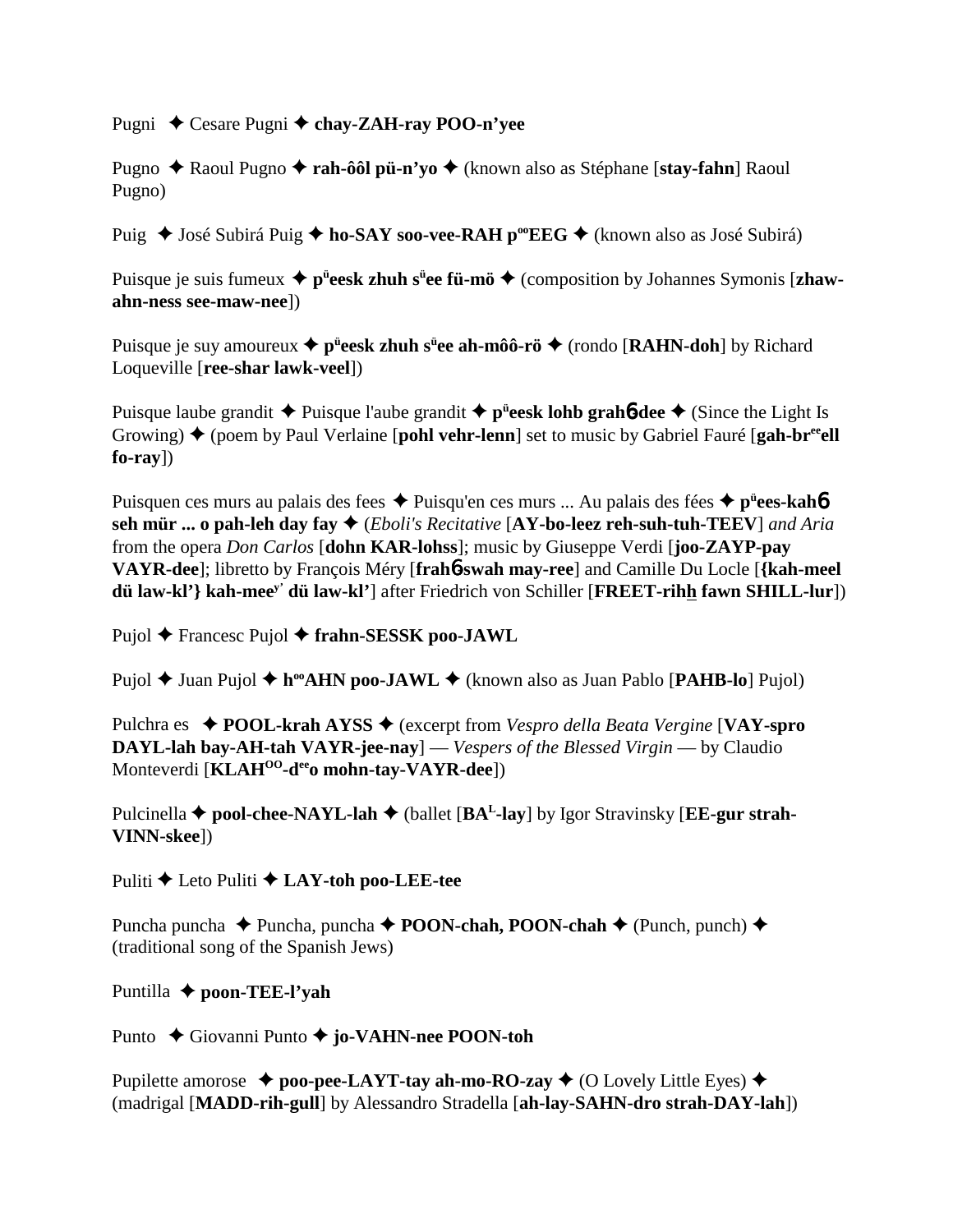Pugni ✦ Cesare Pugni ✦ **chay-ZAH-ray POO-n'yee**

Pugno ✦ Raoul Pugno ✦ **rah-ôôl pü-n'yo** ✦ (known also as Stéphane [**stay-fahn**] Raoul Pugno)

Puig ✦ José Subirá Puig ✦ **ho-SAY soo-vee-RAH p[oo]EEG** ✦ (known also as José Subirá)

Puisque je suis fumeux ✦ **p[ü]eesk zhuh s[ü]ee fü-mö** ✦ (composition by Johannes Symonis [**zhaw-ahn-ness see-maw-nee**])

Puisque je suy amoureux ✦ **p[ü]eesk zhuh s[ü]ee ah-môô-rö** ✦ (rondo [**RAHN-doh**] by Richard Loqueville [**ree-shar lawk-veel**])

Puisque laube grandit ✦ Puisque l'aube grandit ✦ **p[ü]eesk lohb grahɓdee** ✦ (Since the Light Is Growing) ✦ (poem by Paul Verlaine [**pohl vehr-lenn**] set to music by Gabriel Fauré [**gah-br[ee]ell fo-ray**])

Puisquen ces murs au palais des fees ✦ Puisqu'en ces murs ... Au palais des fées ✦ **p[ü]ees-kahɓ seh mür ... o pah-leh day fay** ✦ (*Eboli's Recitative* [**AY-bo-leez reh-suh-tuh-TEEV**] *and Aria* from the opera *Don Carlos* [**dohn KAR-lohss**]; music by Giuseppe Verdi [**joo-ZAYP-pay VAYR-dee**]; libretto by François Méry [**frahɓswah may-ree**] and Camille Du Locle [**{kah-meel dü law-kl'} kah-mee[y'] dü law-kl'**] after Friedrich von Schiller [**FREET-rihh fawn SHILL-lur**])

Pujol ✦ Francesc Pujol ✦ **frahn-SESSK poo-JAWL**

Pujol ✦ Juan Pujol ✦ **h[oo]AHN poo-JAWL** ✦ (known also as Juan Pablo [**PAHB-lo**] Pujol)

Pulchra es ✦ **POOL-krah AYSS** ✦ (excerpt from *Vespro della Beata Vergine* [**VAY-spro DAYL-lah bay-AH-tah VAYR-jee-nay**] — *Vespers of the Blessed Virgin* — by Claudio Monteverdi [**KLAH[OO]-d[ee]o mohn-tay-VAYR-dee**])

Pulcinella ✦ **pool-chee-NAYL-lah** ✦ (ballet [**BA[L]-lay**] by Igor Stravinsky [**EE-gur strah-VINN-skee**])

Puliti ✦ Leto Puliti ✦ **LAY-toh poo-LEE-tee**

Puncha puncha ✦ Puncha, puncha ✦ **POON-chah, POON-chah** ✦ (Punch, punch) ✦ (traditional song of the Spanish Jews)

Puntilla ✦ **poon-TEE-l'yah**

Punto ✦ Giovanni Punto ✦ **jo-VAHN-nee POON-toh**

Pupilette amorose ✦ **poo-pee-LAYT-tay ah-mo-RO-zay** ✦ (O Lovely Little Eyes) ✦ (madrigal [**MADD-rih-gull**] by Alessandro Stradella [**ah-lay-SAHN-dro strah-DAY-lah**])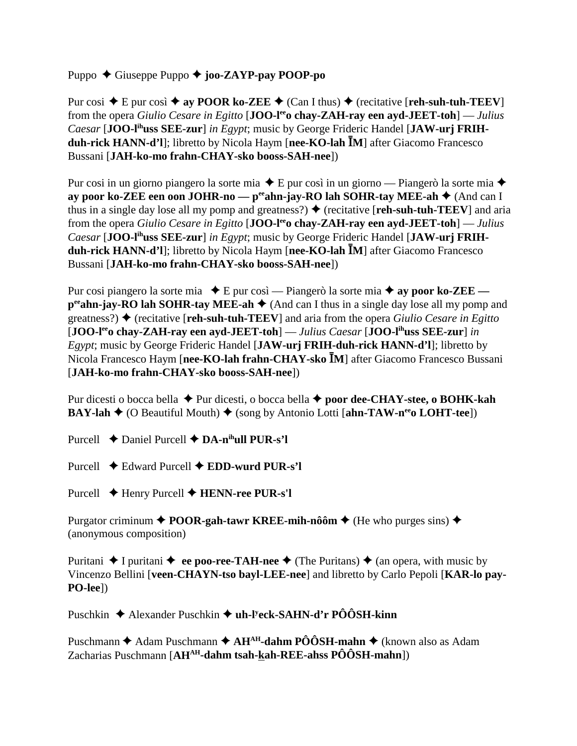Puppo ✦ Giuseppe Puppo ✦ **joo-ZAYP-pay POOP-po**

Pur cosi ✦ E pur così ✦ **ay POOR ko-ZEE** ✦ (Can I thus) ✦ (recitative [**reh-suh-tuh-TEEV**] from the opera *Giulio Cesare in Egitto* [**JOO-l**[ee]**o chay-ZAH-ray een ayd-JEET-toh**] — *Julius Caesar* [**JOO-l**[ih]**uss SEE-zur**] *in Egypt*; music by George Frideric Handel [**JAW-urj FRIH-duh-rick HANN-d'l**]; libretto by Nicola Haym [**nee-KO-lah ĪM**] after Giacomo Francesco Bussani [**JAH-ko-mo frahn-CHAY-sko booss-SAH-nee**])

Pur cosi in un giorno piangero la sorte mia ✦ E pur così in un giorno — Piangerò la sorte mia ✦ **ay poor ko-ZEE een oon JOHR-no — p**[ee]**ahn-jay-RO lah SOHR-tay MEE-ah** ✦ (And can I thus in a single day lose all my pomp and greatness?) ✦ (recitative [**reh-suh-tuh-TEEV**] and aria from the opera *Giulio Cesare in Egitto* [**JOO-l**[ee]**o chay-ZAH-ray een ayd-JEET-toh**] — *Julius Caesar* [**JOO-l**[ih]**uss SEE-zur**] *in Egypt*; music by George Frideric Handel [**JAW-urj FRIH-duh-rick HANN-d'l**]; libretto by Nicola Haym [**nee-KO-lah ĪM**] after Giacomo Francesco Bussani [**JAH-ko-mo frahn-CHAY-sko booss-SAH-nee**])

Pur cosi piangero la sorte mia ✦ E pur così — Piangerò la sorte mia ✦ **ay poor ko-ZEE — p**[ee]**ahn-jay-RO lah SOHR-tay MEE-ah** ✦ (And can I thus in a single day lose all my pomp and greatness?) ✦ (recitative [**reh-suh-tuh-TEEV**] and aria from the opera *Giulio Cesare in Egitto* [**JOO-l**[ee]**o chay-ZAH-ray een ayd-JEET-toh**] — *Julius Caesar* [**JOO-l**[ih]**uss SEE-zur**] *in Egypt*; music by George Frideric Handel [**JAW-urj FRIH-duh-rick HANN-d'l**]; libretto by Nicola Francesco Haym [**nee-KO-lah frahn-CHAY-sko ĪM**] after Giacomo Francesco Bussani [**JAH-ko-mo frahn-CHAY-sko booss-SAH-nee**])

Pur dicesti o bocca bella ✦ Pur dicesti, o bocca bella ✦ **poor dee-CHAY-stee, o BOHK-kah BAY-lah** ✦ (O Beautiful Mouth) ✦ (song by Antonio Lotti [**ahn-TAW-n**[ee]**o LOHT-tee**])

Purcell ✦ Daniel Purcell ✦ **DA-n**[ih]**ull PUR-s'l**

Purcell ✦ Edward Purcell ✦ **EDD-wurd PUR-s'l**

Purcell ✦ Henry Purcell ✦ **HENN-ree PUR-s'l**

Purgator criminum ✦ **POOR-gah-tawr KREE-mih-nôôm** ✦ (He who purges sins) ✦ (anonymous composition)

Puritani ✦ I puritani ✦ **ee poo-ree-TAH-nee** ✦ (The Puritans) ✦ (an opera, with music by Vincenzo Bellini [**veen-CHAYN-tso bayl-LEE-nee**] and libretto by Carlo Pepoli [**KAR-lo pay-PO-lee**])

Puschkin ✦ Alexander Puschkin ✦ **uh-l**[y]**eck-SAHN-d'r PÔÔSH-kinn**

Puschmann ✦ Adam Puschmann ✦ **AH**[AH]**-dahm PÔÔSH-mahn** ✦ (known also as Adam Zacharias Puschmann [**AH**[AH]**-dahm tsah-kah-REE-ahss PÔÔSH-mahn**])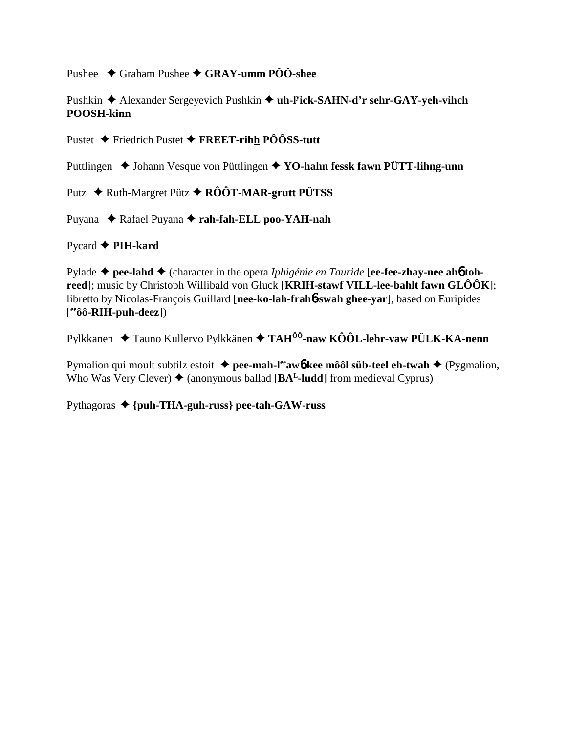Pushee ✦ Graham Pushee ✦ **GRAY-umm PÔÔ-shee**

Pushkin ✦ Alexander Sergeyevich Pushkin ✦ **uh-l[y]ick-SAHN-d'r sehr-GAY-yeh-vihch POOSH-kinn**

Pustet ✦ Friedrich Pustet ✦ **FREET-rihh PÔÔSS-tutt**

Puttlingen ✦ Johann Vesque von Püttlingen ✦ **YO-hahn fessk fawn PÜTT-lihng-unn**

Putz ✦ Ruth-Margret Pütz ✦ **RÔÔT-MAR-grutt PÜTSS**

Puyana ✦ Rafael Puyana ✦ **rah-fah-ELL poo-YAH-nah**

Pycard ✦ **PIH-kard**

Pylade ✦ **pee-lahd** ✦ (character in the opera *Iphigénie en Tauride* [**ee-fee-zhay-nee ahɥ toh-reed**]; music by Christoph Willibald von Gluck [**KRIH-stawf VILL-lee-bahlt fawn GLÔÔK**]; libretto by Nicolas-François Guillard [**nee-ko-lah-frahɥ-swah ghee-yar**], based on Euripides [**[ee]ôô-RIH-puh-deez**])

Pylkkanen ✦ Tauno Kullervo Pylkkänen ✦ **TAH[ÔÔ]-naw KÔÔL-lehr-vaw PÜLK-KA-nenn**

Pymalion qui moult subtilz estoit ✦ **pee-mah-l[ee]awɥ kee môôl süb-teel eh-twah** ✦ (Pygmalion, Who Was Very Clever) ✦ (anonymous ballad [**BA[L]-ludd**] from medieval Cyprus)

Pythagoras ✦ **{puh-THA-guh-russ} pee-tah-GAW-russ**